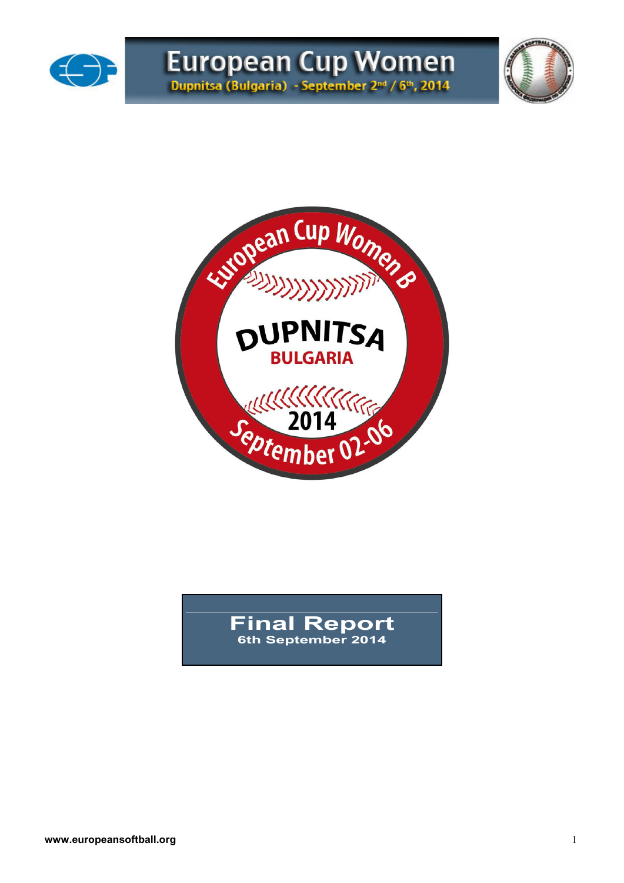# European Cup Women

Dupnitsa (Bulgaria) - September 2nd / 6th, 2014

European Cup Women B

DUPNITSA

BULGARIA

2014

September 02-06

## Final Report

**6th September 2014**

www.europeansoftball.org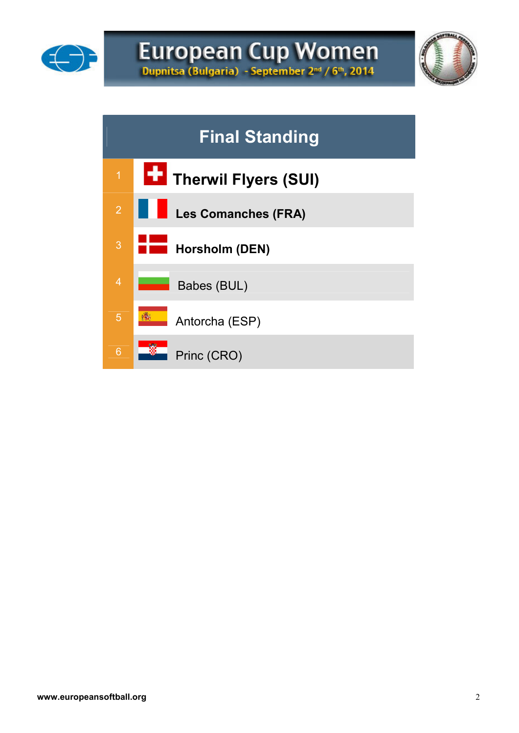# European Cup Women

Dupnitsa (Bulgaria) - September 2nd / 6th, 2014

## Final Standing

| | |
|---|---|
| 1 | **Therwil Flyers (SUI)** |
| 2 | **Les Comanches (FRA)** |
| 3 | **Horsholm (DEN)** |
| 4 | Babes (BUL) |
| 5 | Antorcha (ESP) |
| 6 | Princ (CRO) |

www.europeansoftball.org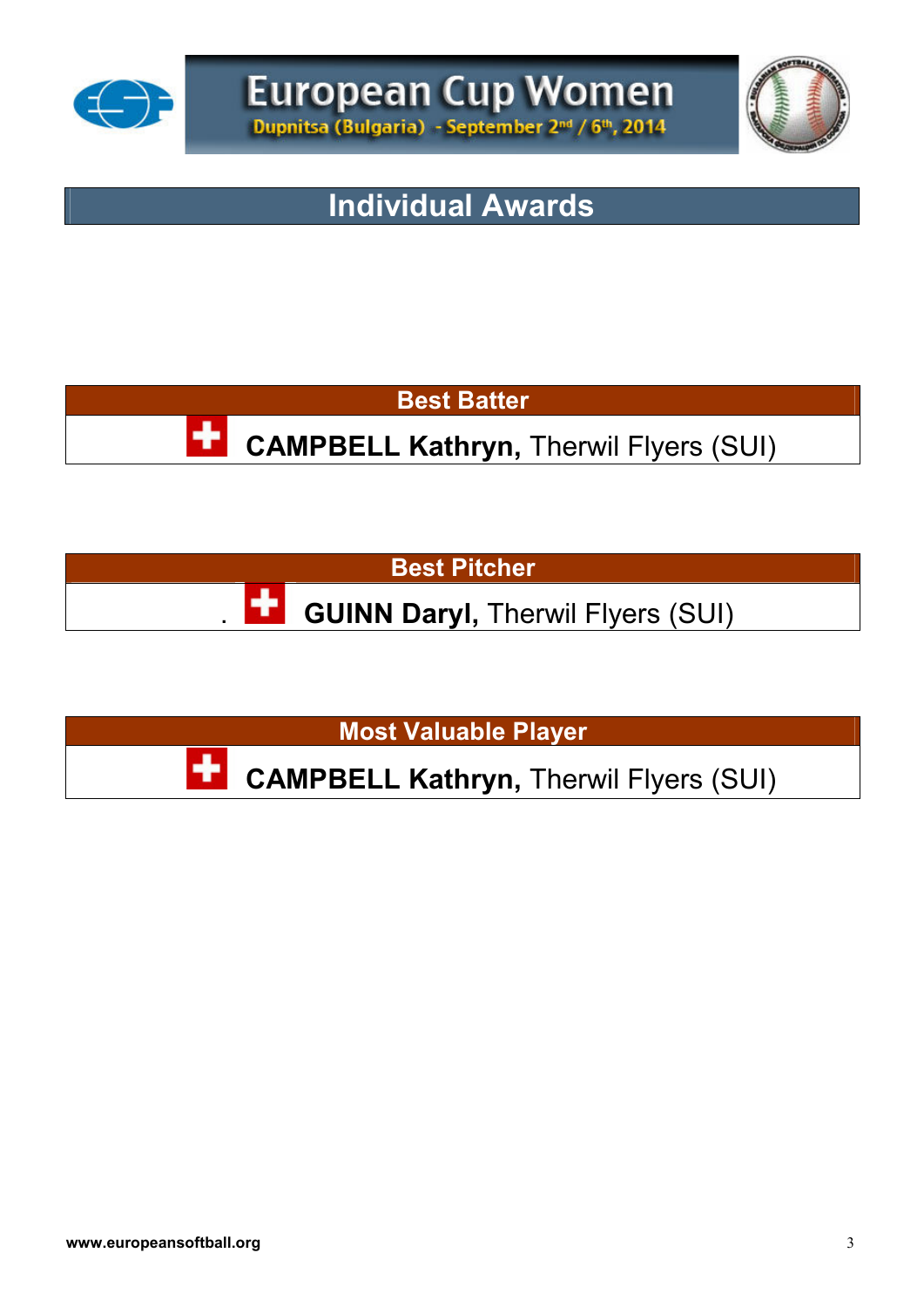# Individual Awards

## Best Batter

**CAMPBELL Kathryn,** Therwil Flyers (SUI)

## Best Pitcher

**GUINN Daryl,** Therwil Flyers (SUI)

## Most Valuable Player

**CAMPBELL Kathryn,** Therwil Flyers (SUI)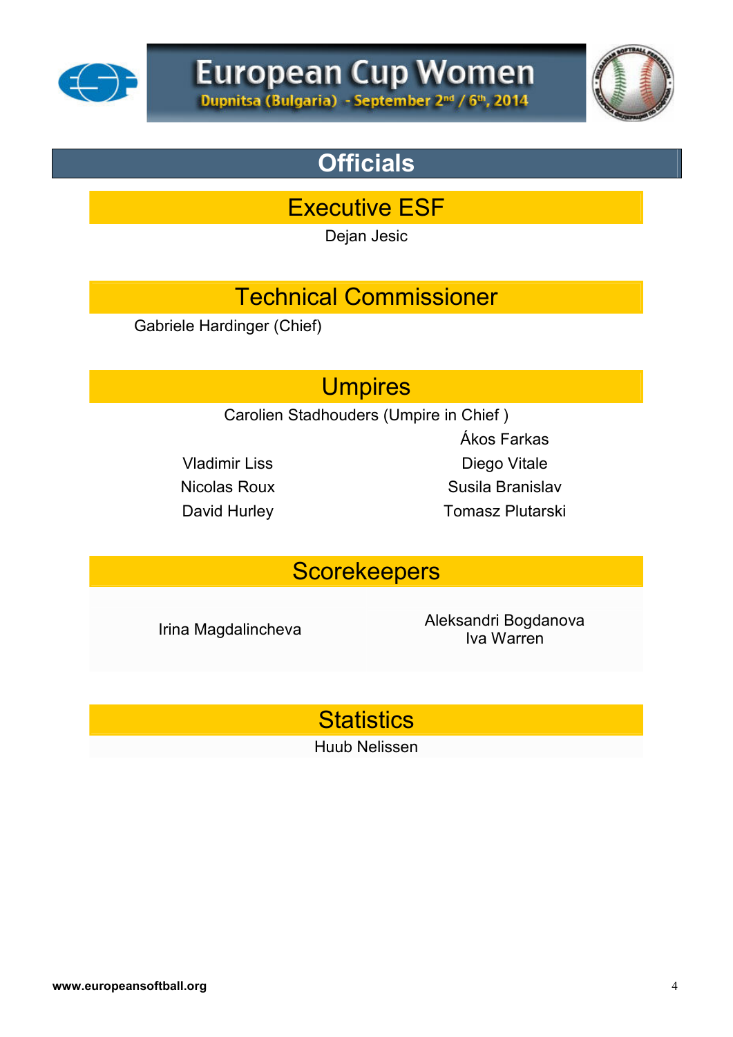# European Cup Women

Dupnitsa (Bulgaria) - September 2nd / 6th, 2014

## Officials

### Executive ESF

Dejan Jesic

### Technical Commissioner

Gabriele Hardinger (Chief)

### Umpires

Carolien Stadhouders (Umpire in Chief )

Ákos Farkas

Vladimir Liss

Diego Vitale

Nicolas Roux

Susila Branislav

David Hurley

Tomasz Plutarski

### Scorekeepers

Irina Magdalincheva

Aleksandri Bogdanova

Iva Warren

### Statistics

Huub Nelissen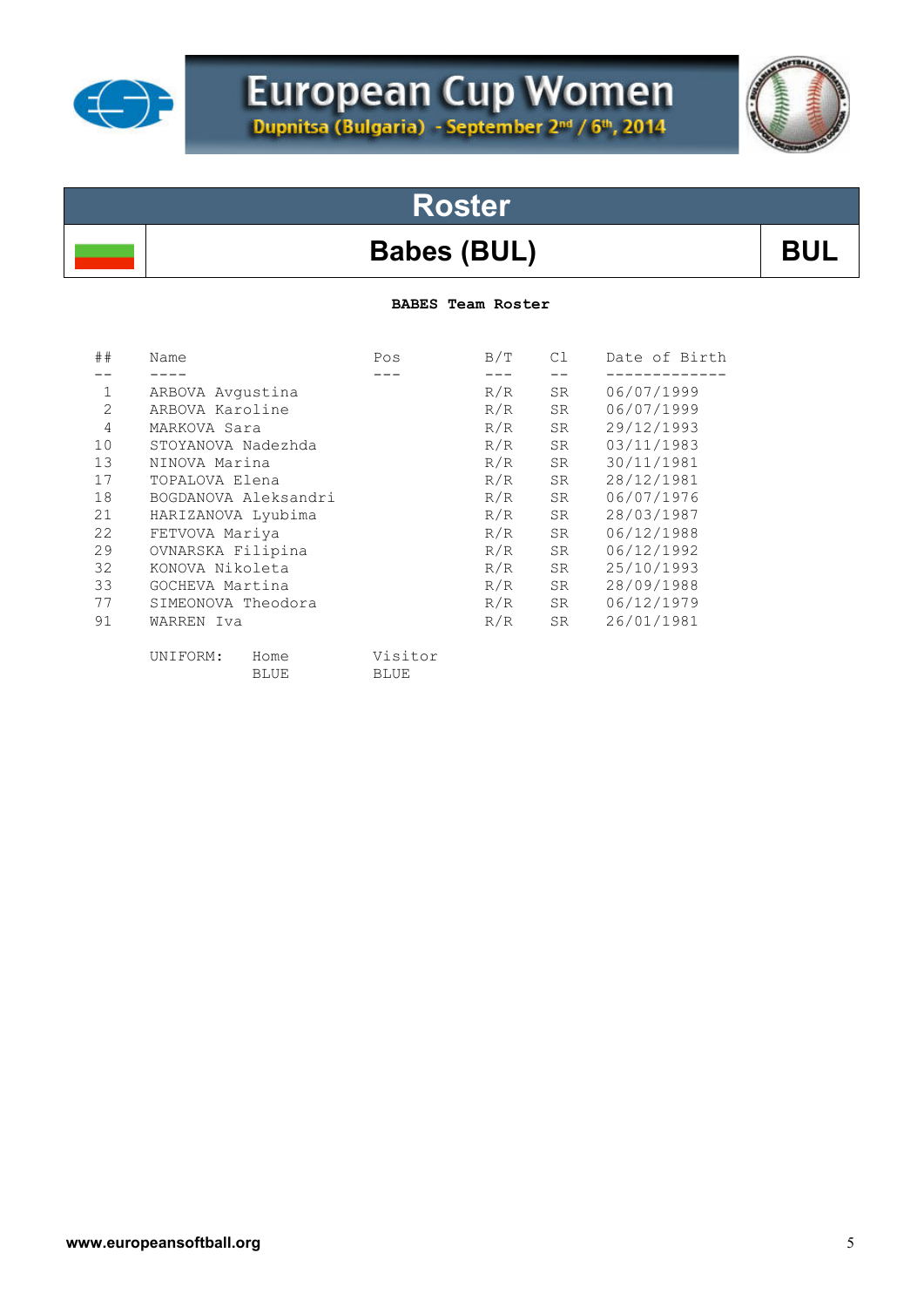# European Cup Women

Dupnitsa (Bulgaria) - September 2nd / 6th, 2014

## Roster

## Babes (BUL) BUL

**BABES Team Roster**

| ## | Name | Pos | B/T | Cl | Date of Birth |
|---|---|---|---|---|---|
| 1 | ARBOVA Avgustina | | R/R | SR | 06/07/1999 |
| 2 | ARBOVA Karoline | | R/R | SR | 06/07/1999 |
| 4 | MARKOVA Sara | | R/R | SR | 29/12/1993 |
| 10 | STOYANOVA Nadezhda | | R/R | SR | 03/11/1983 |
| 13 | NINOVA Marina | | R/R | SR | 30/11/1981 |
| 17 | TOPALOVA Elena | | R/R | SR | 28/12/1981 |
| 18 | BOGDANOVA Aleksandri | | R/R | SR | 06/07/1976 |
| 21 | HARIZANOVA Lyubima | | R/R | SR | 28/03/1987 |
| 22 | FETVOVA Mariya | | R/R | SR | 06/12/1988 |
| 29 | OVNARSKA Filipina | | R/R | SR | 06/12/1992 |
| 32 | KONOVA Nikoleta | | R/R | SR | 25/10/1993 |
| 33 | GOCHEVA Martina | | R/R | SR | 28/09/1988 |
| 77 | SIMEONOVA Theodora | | R/R | SR | 06/12/1979 |
| 91 | WARREN Iva | | R/R | SR | 26/01/1981 |

| UNIFORM: | Home | Visitor |
|---|---|---|
| | BLUE | BLUE |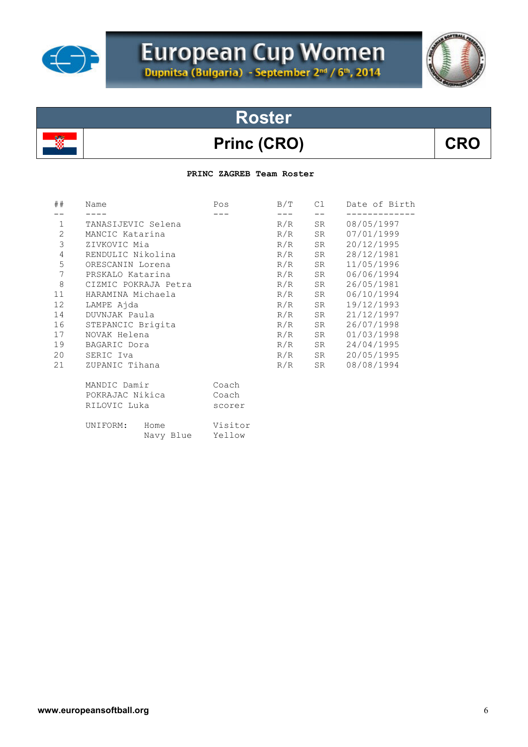# European Cup Women

**Dupnitsa (Bulgaria) - September 2nd / 6th, 2014**

## Roster

## Princ (CRO) — CRO

**PRINC ZAGREB Team Roster**

| ## | Name | Pos | B/T | Cl | Date of Birth |
|---|---|---|---|---|---|
| 1 | TANASIJEVIC Selena | | R/R | SR | 08/05/1997 |
| 2 | MANCIC Katarina | | R/R | SR | 07/01/1999 |
| 3 | ZIVKOVIC Mia | | R/R | SR | 20/12/1995 |
| 4 | RENDULIC Nikolina | | R/R | SR | 28/12/1981 |
| 5 | ORESCANIN Lorena | | R/R | SR | 11/05/1996 |
| 7 | PRSKALO Katarina | | R/R | SR | 06/06/1994 |
| 8 | CIZMIC POKRAJA Petra | | R/R | SR | 26/05/1981 |
| 11 | HARAMINA Michaela | | R/R | SR | 06/10/1994 |
| 12 | LAMPE Ajda | | R/R | SR | 19/12/1993 |
| 14 | DUVNJAK Paula | | R/R | SR | 21/12/1997 |
| 16 | STEPANCIC Brigita | | R/R | SR | 26/07/1998 |
| 17 | NOVAK Helena | | R/R | SR | 01/03/1998 |
| 19 | BAGARIC Dora | | R/R | SR | 24/04/1995 |
| 20 | SERIC Iva | | R/R | SR | 20/05/1995 |
| 21 | ZUPANIC Tihana | | R/R | SR | 08/08/1994 |

| Name | Pos |
|---|---|
| MANDIC Damir | Coach |
| POKRAJAC Nikica | Coach |
| RILOVIC Luka | scorer |

| UNIFORM: | Home | Visitor |
|---|---|---|
| | Navy Blue | Yellow |

www.europeansoftball.org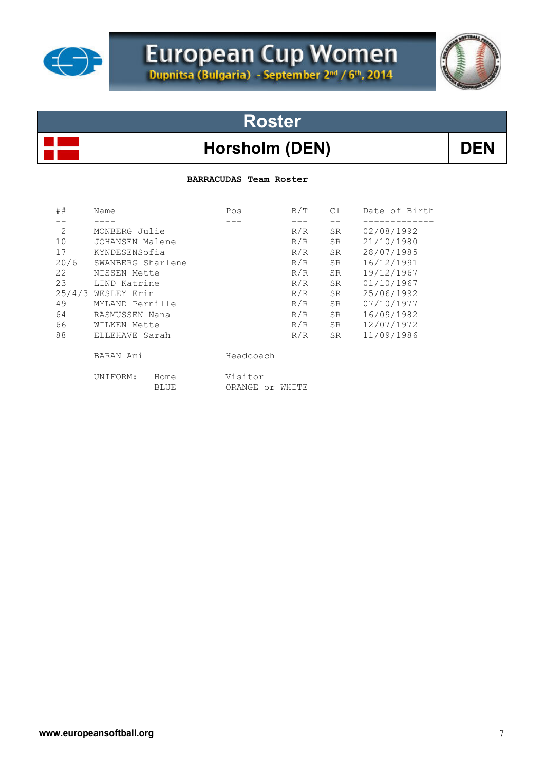# European Cup Women

**Dupnitsa (Bulgaria) - September 2nd / 6th, 2014**

## Roster

## Horsholm (DEN) — DEN

**BARRACUDAS Team Roster**

| ## | Name | Pos | B/T | Cl | Date of Birth |
|---|---|---|---|---|---|
| 2 | MONBERG Julie | | R/R | SR | 02/08/1992 |
| 10 | JOHANSEN Malene | | R/R | SR | 21/10/1980 |
| 17 | KYNDESENSofia | | R/R | SR | 28/07/1985 |
| 20/6 | SWANBERG Sharlene | | R/R | SR | 16/12/1991 |
| 22 | NISSEN Mette | | R/R | SR | 19/12/1967 |
| 23 | LIND Katrine | | R/R | SR | 01/10/1967 |
| 25/4/3 | WESLEY Erin | | R/R | SR | 25/06/1992 |
| 49 | MYLAND Pernille | | R/R | SR | 07/10/1977 |
| 64 | RASMUSSEN Nana | | R/R | SR | 16/09/1982 |
| 66 | WILKEN Mette | | R/R | SR | 12/07/1972 |
| 88 | ELLEHAVE Sarah | | R/R | SR | 11/09/1986 |

BARAN Ami — Headcoach

UNIFORM: Home: BLUE — Visitor: ORANGE or WHITE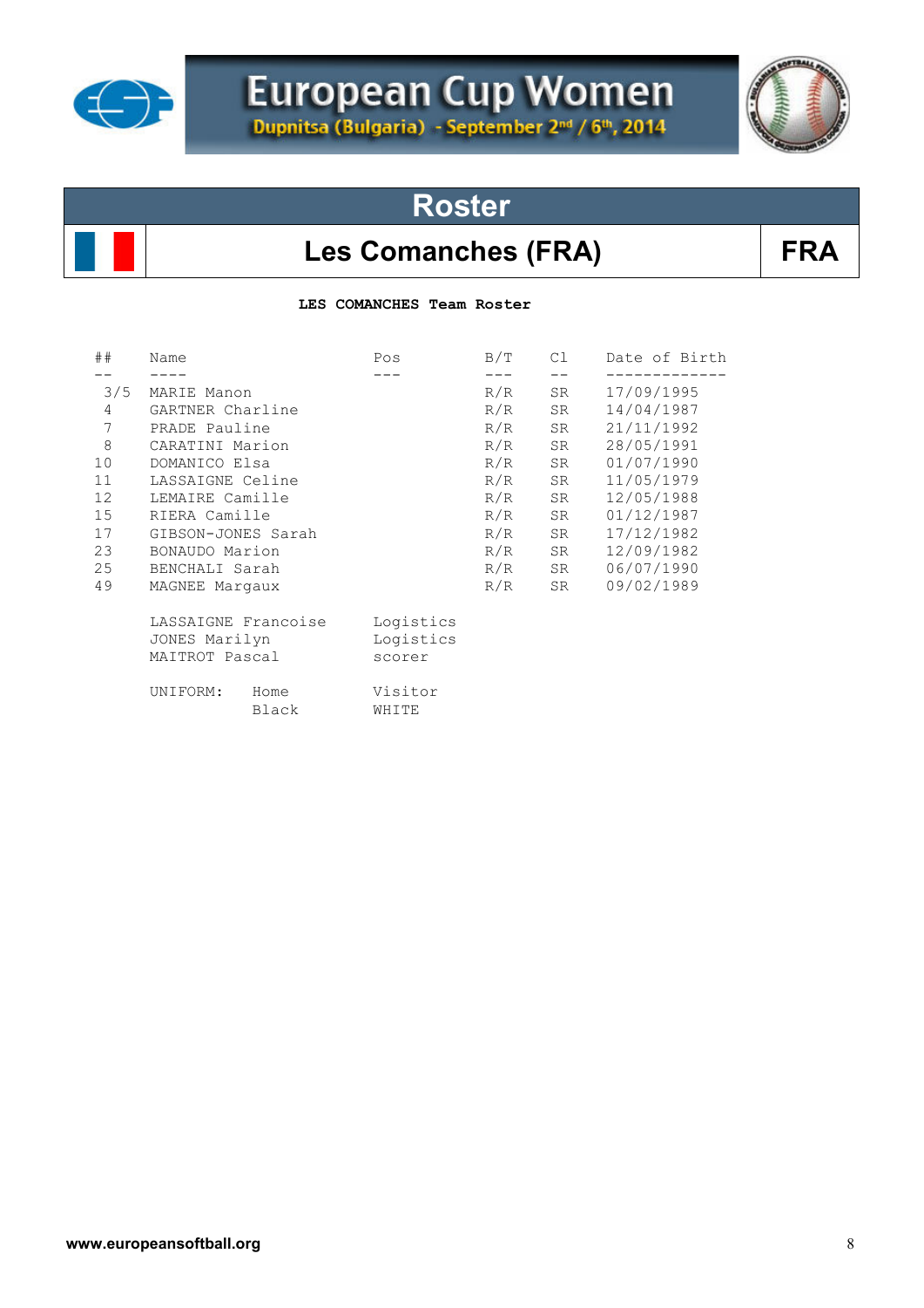# European Cup Women

Dupnitsa (Bulgaria) - September 2nd / 6th, 2014

## Roster

## Les Comanches (FRA) — FRA

**LES COMANCHES Team Roster**

| ## | Name | Pos | B/T | Cl | Date of Birth |
|---|---|---|---|---|---|
| 3/5 | MARIE Manon | | R/R | SR | 17/09/1995 |
| 4 | GARTNER Charline | | R/R | SR | 14/04/1987 |
| 7 | PRADE Pauline | | R/R | SR | 21/11/1992 |
| 8 | CARATINI Marion | | R/R | SR | 28/05/1991 |
| 10 | DOMANICO Elsa | | R/R | SR | 01/07/1990 |
| 11 | LASSAIGNE Celine | | R/R | SR | 11/05/1979 |
| 12 | LEMAIRE Camille | | R/R | SR | 12/05/1988 |
| 15 | RIERA Camille | | R/R | SR | 01/12/1987 |
| 17 | GIBSON-JONES Sarah | | R/R | SR | 17/12/1982 |
| 23 | BONAUDO Marion | | R/R | SR | 12/09/1982 |
| 25 | BENCHALI Sarah | | R/R | SR | 06/07/1990 |
| 49 | MAGNEE Margaux | | R/R | SR | 09/02/1989 |

| Name | Pos |
|---|---|
| LASSAIGNE Francoise | Logistics |
| JONES Marilyn | Logistics |
| MAITROT Pascal | scorer |

| UNIFORM: | Home | Visitor |
|---|---|---|
| | Black | WHITE |

www.europeansoftball.org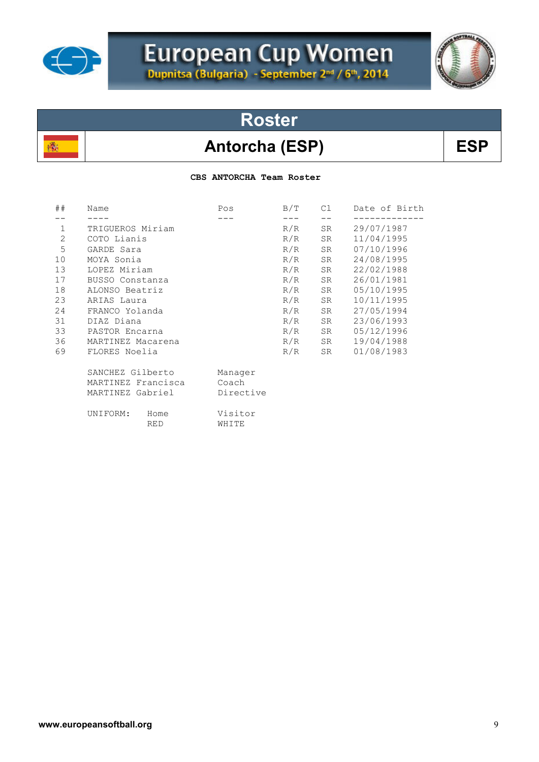# European Cup Women

Dupnitsa (Bulgaria) - September 2nd / 6th, 2014

## Roster

## Antorcha (ESP) — ESP

**CBS ANTORCHA Team Roster**

| ## | Name | Pos | B/T | Cl | Date of Birth |
|---|---|---|---|---|---|
| 1 | TRIGUEROS Miriam | | R/R | SR | 29/07/1987 |
| 2 | COTO Lianis | | R/R | SR | 11/04/1995 |
| 5 | GARDE Sara | | R/R | SR | 07/10/1996 |
| 10 | MOYA Sonia | | R/R | SR | 24/08/1995 |
| 13 | LOPEZ Miriam | | R/R | SR | 22/02/1988 |
| 17 | BUSSO Constanza | | R/R | SR | 26/01/1981 |
| 18 | ALONSO Beatriz | | R/R | SR | 05/10/1995 |
| 23 | ARIAS Laura | | R/R | SR | 10/11/1995 |
| 24 | FRANCO Yolanda | | R/R | SR | 27/05/1994 |
| 31 | DIAZ Diana | | R/R | SR | 23/06/1993 |
| 33 | PASTOR Encarna | | R/R | SR | 05/12/1996 |
| 36 | MARTINEZ Macarena | | R/R | SR | 19/04/1988 |
| 69 | FLORES Noelia | | R/R | SR | 01/08/1983 |

| Name | Pos |
|---|---|
| SANCHEZ Gilberto | Manager |
| MARTINEZ Francisca | Coach |
| MARTINEZ Gabriel | Directive |

| UNIFORM: | Home | Visitor |
|---|---|---|
| | RED | WHITE |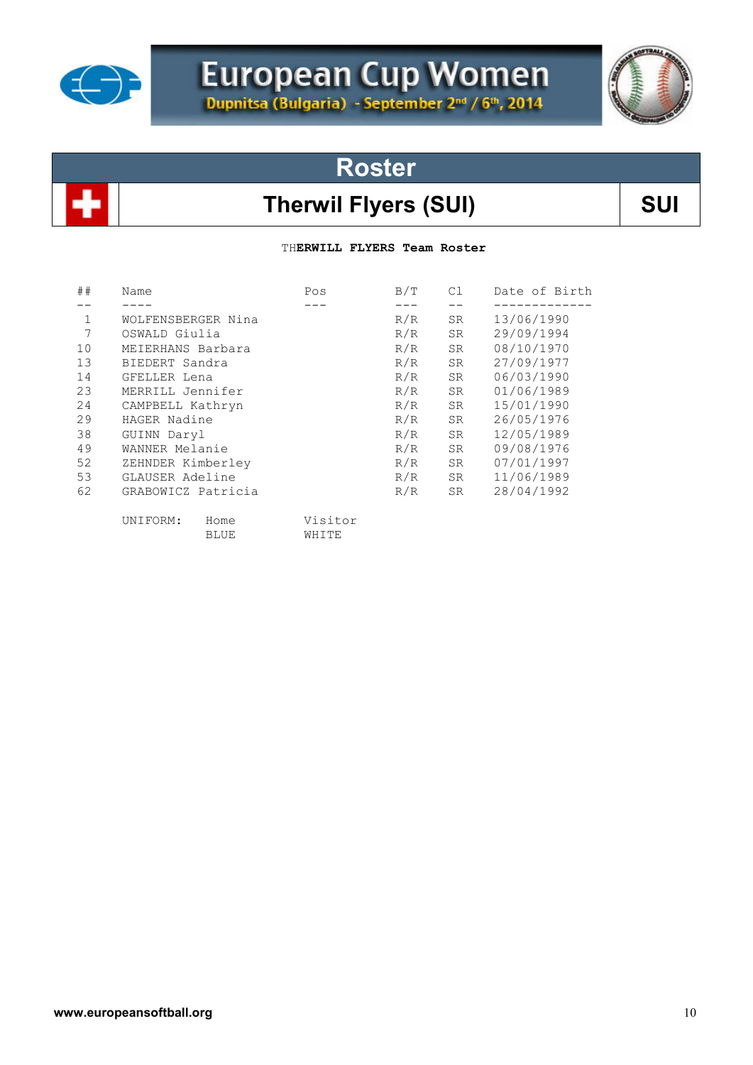# European Cup Women

Dupnitsa (Bulgaria) - September 2nd / 6th, 2014

## Roster

## Therwil Flyers (SUI) — SUI

THERWILL FLYERS Team Roster

| ## | Name | Pos | B/T | Cl | Date of Birth |
|---|---|---|---|---|---|
| 1 | WOLFENSBERGER Nina | | R/R | SR | 13/06/1990 |
| 7 | OSWALD Giulia | | R/R | SR | 29/09/1994 |
| 10 | MEIERHANS Barbara | | R/R | SR | 08/10/1970 |
| 13 | BIEDERT Sandra | | R/R | SR | 27/09/1977 |
| 14 | GFELLER Lena | | R/R | SR | 06/03/1990 |
| 23 | MERRILL Jennifer | | R/R | SR | 01/06/1989 |
| 24 | CAMPBELL Kathryn | | R/R | SR | 15/01/1990 |
| 29 | HAGER Nadine | | R/R | SR | 26/05/1976 |
| 38 | GUINN Daryl | | R/R | SR | 12/05/1989 |
| 49 | WANNER Melanie | | R/R | SR | 09/08/1976 |
| 52 | ZEHNDER Kimberley | | R/R | SR | 07/01/1997 |
| 53 | GLAUSER Adeline | | R/R | SR | 11/06/1989 |
| 62 | GRABOWICZ Patricia | | R/R | SR | 28/04/1992 |

| UNIFORM: | Home | Visitor |
|---|---|---|
| | BLUE | WHITE |

www.europeansoftball.org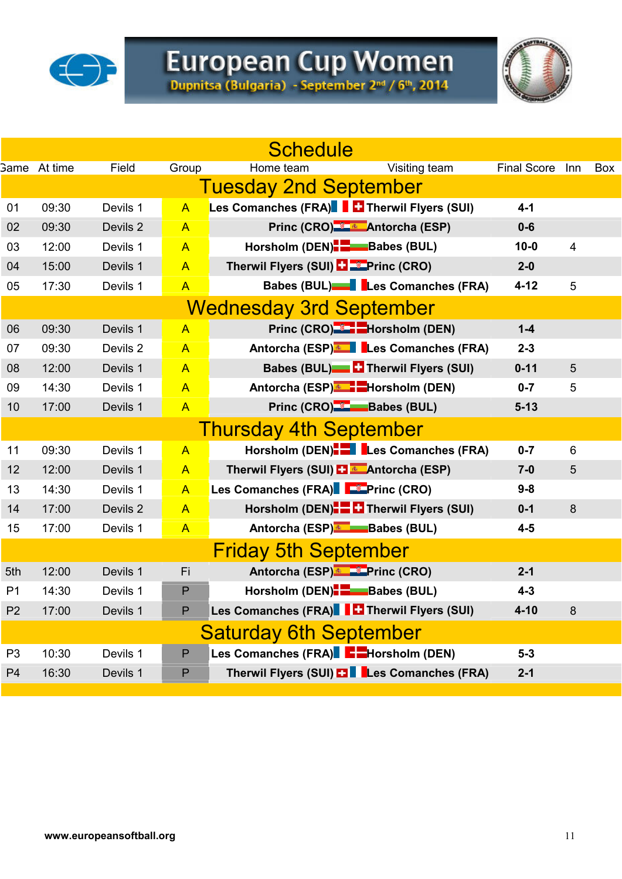# European Cup Women

**Dupnitsa (Bulgaria) - September 2nd / 6th, 2014**

## Schedule

| Game | At time | Field | Group | Home team | Visiting team | Final Score | Inn | Box |
|---|---|---|---|---|---|---|---|---|
| **Tuesday 2nd September** | | | | | | | | |
| 01 | 09:30 | Devils 1 | A | **Les Comanches (FRA)** | **Therwil Flyers (SUI)** | **4-1** | | |
| 02 | 09:30 | Devils 2 | A | **Princ (CRO)** | **Antorcha (ESP)** | **0-6** | | |
| 03 | 12:00 | Devils 1 | A | **Horsholm (DEN)** | **Babes (BUL)** | **10-0** | 4 | |
| 04 | 15:00 | Devils 1 | A | **Therwil Flyers (SUI)** | **Princ (CRO)** | **2-0** | | |
| 05 | 17:30 | Devils 1 | A | **Babes (BUL)** | **Les Comanches (FRA)** | **4-12** | 5 | |
| **Wednesday 3rd September** | | | | | | | | |
| 06 | 09:30 | Devils 1 | A | **Princ (CRO)** | **Horsholm (DEN)** | **1-4** | | |
| 07 | 09:30 | Devils 2 | A | **Antorcha (ESP)** | **Les Comanches (FRA)** | **2-3** | | |
| 08 | 12:00 | Devils 1 | A | **Babes (BUL)** | **Therwil Flyers (SUI)** | **0-11** | 5 | |
| 09 | 14:30 | Devils 1 | A | **Antorcha (ESP)** | **Horsholm (DEN)** | **0-7** | 5 | |
| 10 | 17:00 | Devils 1 | A | **Princ (CRO)** | **Babes (BUL)** | **5-13** | | |
| **Thursday 4th September** | | | | | | | | |
| 11 | 09:30 | Devils 1 | A | **Horsholm (DEN)** | **Les Comanches (FRA)** | **0-7** | 6 | |
| 12 | 12:00 | Devils 1 | A | **Therwil Flyers (SUI)** | **Antorcha (ESP)** | **7-0** | 5 | |
| 13 | 14:30 | Devils 1 | A | **Les Comanches (FRA)** | **Princ (CRO)** | **9-8** | | |
| 14 | 17:00 | Devils 2 | A | **Horsholm (DEN)** | **Therwil Flyers (SUI)** | **0-1** | 8 | |
| 15 | 17:00 | Devils 1 | A | **Antorcha (ESP)** | **Babes (BUL)** | **4-5** | | |
| **Friday 5th September** | | | | | | | | |
| 5th | 12:00 | Devils 1 | Fi | **Antorcha (ESP)** | **Princ (CRO)** | **2-1** | | |
| P1 | 14:30 | Devils 1 | P | **Horsholm (DEN)** | **Babes (BUL)** | **4-3** | | |
| P2 | 17:00 | Devils 1 | P | **Les Comanches (FRA)** | **Therwil Flyers (SUI)** | **4-10** | 8 | |
| **Saturday 6th September** | | | | | | | | |
| P3 | 10:30 | Devils 1 | P | **Les Comanches (FRA)** | **Horsholm (DEN)** | **5-3** | | |
| P4 | 16:30 | Devils 1 | P | **Therwil Flyers (SUI)** | **Les Comanches (FRA)** | **2-1** | | |

www.europeansoftball.org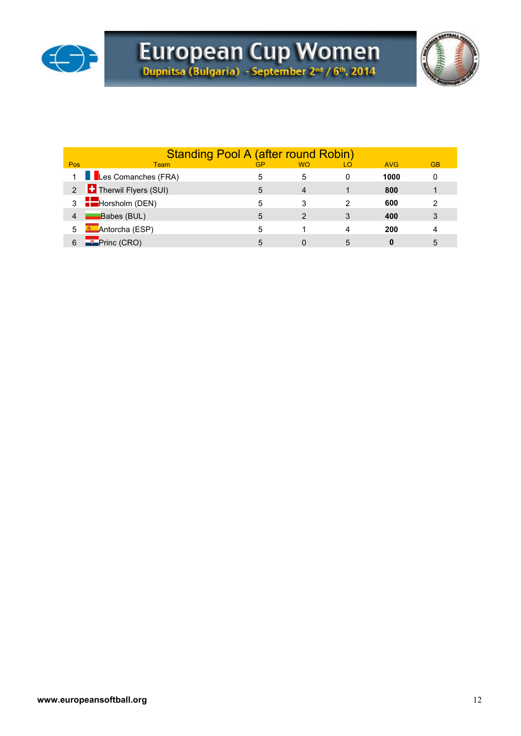# European Cup Women

Dupnitsa (Bulgaria) - September 2nd / 6th, 2014

## Standing Pool A (after round Robin)

| Pos | Team | GP | WO | LO | AVG | GB |
|---|---|---|---|---|---|---|
| 1 | Les Comanches (FRA) | 5 | 5 | 0 | **1000** | 0 |
| 2 | Therwil Flyers (SUI) | 5 | 4 | 1 | **800** | 1 |
| 3 | Horsholm (DEN) | 5 | 3 | 2 | **600** | 2 |
| 4 | Babes (BUL) | 5 | 2 | 3 | **400** | 3 |
| 5 | Antorcha (ESP) | 5 | 1 | 4 | **200** | 4 |
| 6 | Princ (CRO) | 5 | 0 | 5 | **0** | 5 |

**www.europeansoftball.org**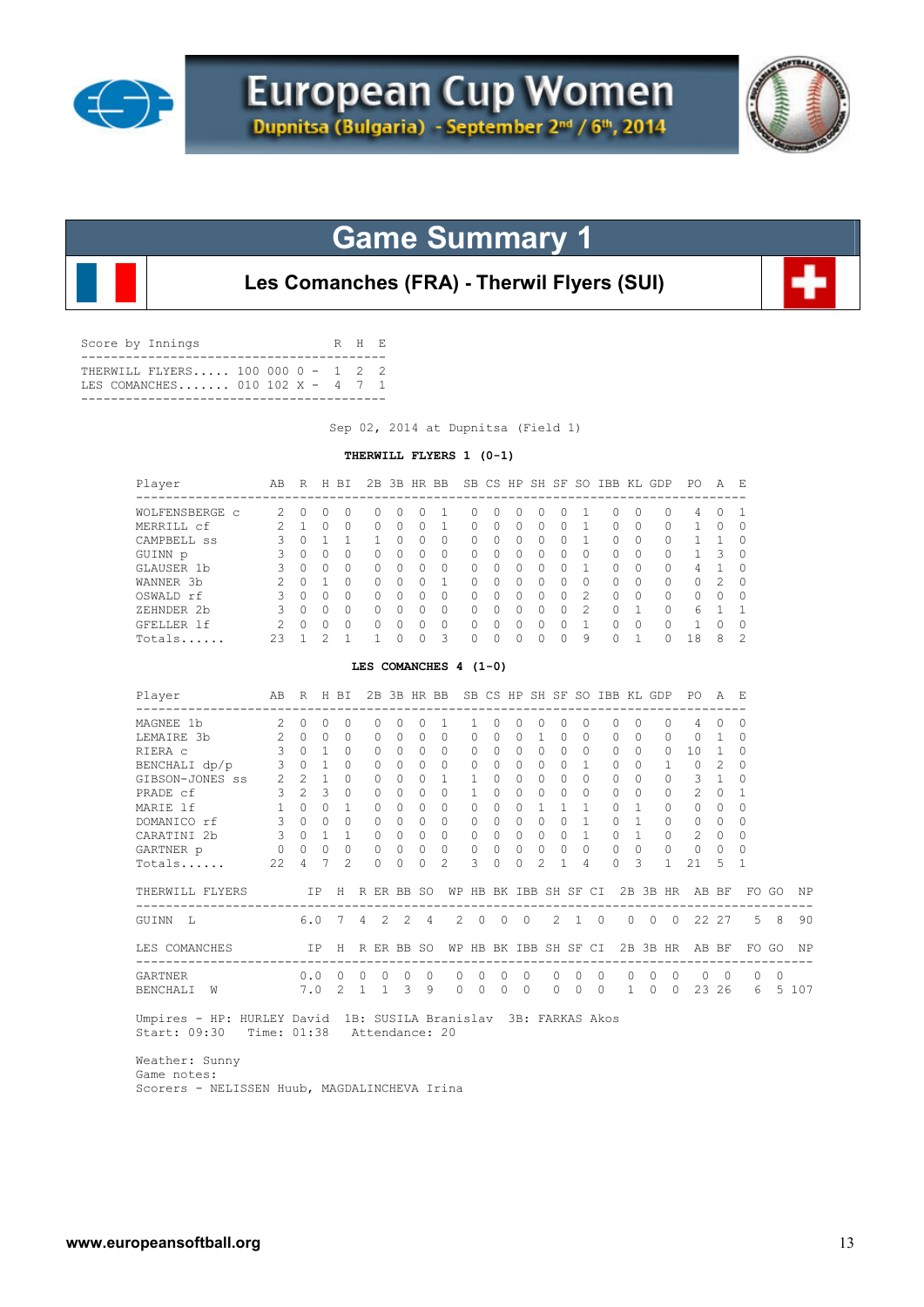# European Cup Women

Dupnitsa (Bulgaria) - September 2nd / 6th, 2014

## Game Summary 1

### Les Comanches (FRA) - Therwil Flyers (SUI)

| Score by Innings | | R | H | E |
|---|---|---|---|---|
| THERWILL FLYERS..... | 100 000 0 - | 1 | 2 | 2 |
| LES COMANCHES....... | 010 102 X - | 4 | 7 | 1 |

Sep 02, 2014 at Dupnitsa (Field 1)

**THERWILL FLYERS 1 (0-1)**

| Player | AB | R | H | BI | 2B | 3B | HR | BB | SB | CS | HP | SH | SF | SO | IBB | KL | GDP | PO | A | E |
|---|---|---|---|---|---|---|---|---|---|---|---|---|---|---|---|---|---|---|---|---|
| WOLFENSBERGE c | 2 | 0 | 0 | 0 | 0 | 0 | 0 | 1 | 0 | 0 | 0 | 0 | 0 | 1 | 0 | 0 | 0 | 4 | 0 | 1 |
| MERRILL cf | 2 | 1 | 0 | 0 | 0 | 0 | 0 | 1 | 0 | 0 | 0 | 0 | 0 | 1 | 0 | 0 | 0 | 1 | 0 | 0 |
| CAMPBELL ss | 3 | 0 | 1 | 1 | 1 | 0 | 0 | 0 | 0 | 0 | 0 | 0 | 0 | 1 | 0 | 0 | 0 | 1 | 1 | 0 |
| GUINN p | 3 | 0 | 0 | 0 | 0 | 0 | 0 | 0 | 0 | 0 | 0 | 0 | 0 | 0 | 0 | 0 | 0 | 1 | 3 | 0 |
| GLAUSER 1b | 3 | 0 | 0 | 0 | 0 | 0 | 0 | 0 | 0 | 0 | 0 | 0 | 0 | 1 | 0 | 0 | 0 | 4 | 1 | 0 |
| WANNER 3b | 2 | 0 | 1 | 0 | 0 | 0 | 0 | 1 | 0 | 0 | 0 | 0 | 0 | 0 | 0 | 0 | 0 | 0 | 2 | 0 |
| OSWALD rf | 3 | 0 | 0 | 0 | 0 | 0 | 0 | 0 | 0 | 0 | 0 | 0 | 0 | 2 | 0 | 0 | 0 | 0 | 0 | 0 |
| ZEHNDER 2b | 3 | 0 | 0 | 0 | 0 | 0 | 0 | 0 | 0 | 0 | 0 | 0 | 0 | 2 | 0 | 1 | 0 | 6 | 1 | 1 |
| GFELLER lf | 2 | 0 | 0 | 0 | 0 | 0 | 0 | 0 | 0 | 0 | 0 | 0 | 0 | 1 | 0 | 0 | 0 | 1 | 0 | 0 |
| Totals...... | 23 | 1 | 2 | 1 | 1 | 0 | 0 | 3 | 0 | 0 | 0 | 0 | 0 | 9 | 0 | 1 | 0 | 18 | 8 | 2 |

**LES COMANCHES 4 (1-0)**

| Player | AB | R | H | BI | 2B | 3B | HR | BB | SB | CS | HP | SH | SF | SO | IBB | KL | GDP | PO | A | E |
|---|---|---|---|---|---|---|---|---|---|---|---|---|---|---|---|---|---|---|---|---|
| MAGNEE 1b | 2 | 0 | 0 | 0 | 0 | 0 | 0 | 1 | 1 | 0 | 0 | 0 | 0 | 0 | 0 | 0 | 0 | 4 | 0 | 0 |
| LEMAIRE 3b | 2 | 0 | 0 | 0 | 0 | 0 | 0 | 0 | 0 | 0 | 0 | 1 | 0 | 0 | 0 | 0 | 0 | 0 | 1 | 0 |
| RIERA c | 3 | 0 | 1 | 0 | 0 | 0 | 0 | 0 | 0 | 0 | 0 | 0 | 0 | 0 | 0 | 0 | 0 | 10 | 1 | 0 |
| BENCHALI dp/p | 3 | 0 | 1 | 0 | 0 | 0 | 0 | 0 | 0 | 0 | 0 | 0 | 0 | 1 | 0 | 0 | 1 | 0 | 2 | 0 |
| GIBSON-JONES ss | 2 | 2 | 1 | 0 | 0 | 0 | 0 | 1 | 1 | 0 | 0 | 0 | 0 | 0 | 0 | 0 | 0 | 3 | 1 | 0 |
| PRADE cf | 3 | 2 | 3 | 0 | 0 | 0 | 0 | 0 | 1 | 0 | 0 | 0 | 0 | 0 | 0 | 0 | 0 | 2 | 0 | 1 |
| MARIE lf | 1 | 0 | 0 | 1 | 0 | 0 | 0 | 0 | 0 | 0 | 0 | 1 | 1 | 1 | 0 | 1 | 0 | 0 | 0 | 0 |
| DOMANICO rf | 3 | 0 | 0 | 0 | 0 | 0 | 0 | 0 | 0 | 0 | 0 | 0 | 0 | 1 | 0 | 1 | 0 | 0 | 0 | 0 |
| CARATINI 2b | 3 | 0 | 1 | 1 | 0 | 0 | 0 | 0 | 0 | 0 | 0 | 0 | 0 | 1 | 0 | 1 | 0 | 2 | 0 | 0 |
| GARTNER p | 0 | 0 | 0 | 0 | 0 | 0 | 0 | 0 | 0 | 0 | 0 | 0 | 0 | 0 | 0 | 0 | 0 | 0 | 0 | 0 |
| Totals...... | 22 | 4 | 7 | 2 | 0 | 0 | 0 | 2 | 3 | 0 | 0 | 2 | 1 | 4 | 0 | 3 | 1 | 21 | 5 | 1 |

| THERWILL FLYERS | IP | H | R | ER | BB | SO | WP | HB | BK | IBB | SH | SF | CI | 2B | 3B | HR | AB | BF | FO | GO | NP |
|---|---|---|---|---|---|---|---|---|---|---|---|---|---|---|---|---|---|---|---|---|---|
| GUINN L | 6.0 | 7 | 4 | 2 | 2 | 4 | 2 | 0 | 0 | 0 | 2 | 1 | 0 | 0 | 0 | 0 | 22 | 27 | 5 | 8 | 90 |

| LES COMANCHES | IP | H | R | ER | BB | SO | WP | HB | BK | IBB | SH | SF | CI | 2B | 3B | HR | AB | BF | FO | GO | NP |
|---|---|---|---|---|---|---|---|---|---|---|---|---|---|---|---|---|---|---|---|---|---|
| GARTNER | 0.0 | 0 | 0 | 0 | 0 | 0 | 0 | 0 | 0 | 0 | 0 | 0 | 0 | 0 | 0 | 0 | 0 | 0 | 0 | 0 | |
| BENCHALI W | 7.0 | 2 | 1 | 1 | 3 | 9 | 0 | 0 | 0 | 0 | 0 | 0 | 0 | 1 | 0 | 0 | 23 | 26 | 6 | 5 | 107 |

Umpires - HP: HURLEY David 1B: SUSILA Branislav 3B: FARKAS Akos
Start: 09:30 Time: 01:38 Attendance: 20

Weather: Sunny
Game notes:
Scorers - NELISSEN Huub, MAGDALINCHEVA Irina

www.europeansoftball.org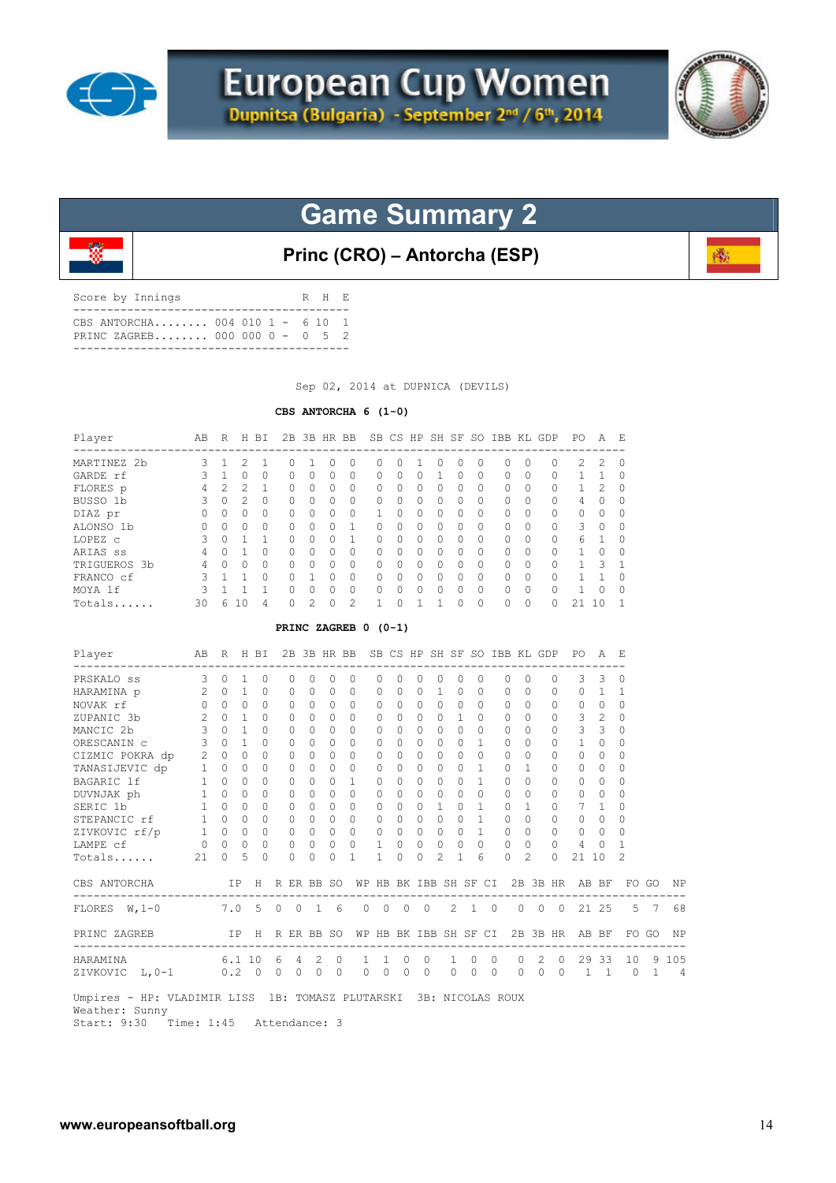# European Cup Women

**Dupnitsa (Bulgaria) - September 2nd / 6th, 2014**

## Game Summary 2

### Princ (CRO) – Antorcha (ESP)

| Score by Innings | | R | H | E |
|---|---|---|---|---|
| CBS ANTORCHA........ | 004 010 1 - | 6 | 10 | 1 |
| PRINC ZAGREB........ | 000 000 0 - | 0 | 5 | 2 |

Sep 02, 2014 at DUPNICA (DEVILS)

**CBS ANTORCHA 6 (1-0)**

| Player | AB | R | H | BI | 2B | 3B | HR | BB | SB | CS | HP | SH | SF | SO | IBB | KL | GDP | PO | A | E |
|---|---|---|---|---|---|---|---|---|---|---|---|---|---|---|---|---|---|---|---|---|
| MARTINEZ 2b | 3 | 1 | 2 | 1 | 0 | 1 | 0 | 0 | 0 | 0 | 1 | 0 | 0 | 0 | 0 | 0 | 0 | 2 | 2 | 0 |
| GARDE rf | 3 | 1 | 0 | 0 | 0 | 0 | 0 | 0 | 0 | 0 | 0 | 1 | 0 | 0 | 0 | 0 | 0 | 1 | 1 | 0 |
| FLORES p | 4 | 2 | 2 | 1 | 0 | 0 | 0 | 0 | 0 | 0 | 0 | 0 | 0 | 0 | 0 | 0 | 0 | 1 | 2 | 0 |
| BUSSO 1b | 3 | 0 | 2 | 0 | 0 | 0 | 0 | 0 | 0 | 0 | 0 | 0 | 0 | 0 | 0 | 0 | 0 | 4 | 0 | 0 |
| DIAZ pr | 0 | 0 | 0 | 0 | 0 | 0 | 0 | 0 | 1 | 0 | 0 | 0 | 0 | 0 | 0 | 0 | 0 | 0 | 0 | 0 |
| ALONSO 1b | 0 | 0 | 0 | 0 | 0 | 0 | 0 | 1 | 0 | 0 | 0 | 0 | 0 | 0 | 0 | 0 | 0 | 3 | 0 | 0 |
| LOPEZ c | 3 | 0 | 1 | 1 | 0 | 0 | 0 | 1 | 0 | 0 | 0 | 0 | 0 | 0 | 0 | 0 | 0 | 6 | 1 | 0 |
| ARIAS ss | 4 | 0 | 1 | 0 | 0 | 0 | 0 | 0 | 0 | 0 | 0 | 0 | 0 | 0 | 0 | 0 | 0 | 1 | 0 | 0 |
| TRIGUEROS 3b | 4 | 0 | 0 | 0 | 0 | 0 | 0 | 0 | 0 | 0 | 0 | 0 | 0 | 0 | 0 | 0 | 0 | 1 | 3 | 1 |
| FRANCO cf | 3 | 1 | 1 | 0 | 0 | 1 | 0 | 0 | 0 | 0 | 0 | 0 | 0 | 0 | 0 | 0 | 0 | 1 | 1 | 0 |
| MOYA lf | 3 | 1 | 1 | 1 | 0 | 0 | 0 | 0 | 0 | 0 | 0 | 0 | 0 | 0 | 0 | 0 | 0 | 1 | 0 | 0 |
| Totals...... | 30 | 6 | 10 | 4 | 0 | 2 | 0 | 2 | 1 | 0 | 1 | 1 | 0 | 0 | 0 | 0 | 0 | 21 | 10 | 1 |

**PRINC ZAGREB 0 (0-1)**

| Player | AB | R | H | BI | 2B | 3B | HR | BB | SB | CS | HP | SH | SF | SO | IBB | KL | GDP | PO | A | E |
|---|---|---|---|---|---|---|---|---|---|---|---|---|---|---|---|---|---|---|---|---|
| PRSKALO ss | 3 | 0 | 1 | 0 | 0 | 0 | 0 | 0 | 0 | 0 | 0 | 0 | 0 | 0 | 0 | 0 | 0 | 3 | 3 | 0 |
| HARAMINA p | 2 | 0 | 1 | 0 | 0 | 0 | 0 | 0 | 0 | 0 | 0 | 1 | 0 | 0 | 0 | 0 | 0 | 0 | 1 | 1 |
| NOVAK rf | 0 | 0 | 0 | 0 | 0 | 0 | 0 | 0 | 0 | 0 | 0 | 0 | 0 | 0 | 0 | 0 | 0 | 0 | 0 | 0 |
| ZUPANIC 3b | 2 | 0 | 1 | 0 | 0 | 0 | 0 | 0 | 0 | 0 | 0 | 0 | 1 | 0 | 0 | 0 | 0 | 3 | 2 | 0 |
| MANCIC 2b | 3 | 0 | 1 | 0 | 0 | 0 | 0 | 0 | 0 | 0 | 0 | 0 | 0 | 0 | 0 | 0 | 0 | 3 | 3 | 0 |
| ORESCANIN c | 3 | 0 | 1 | 0 | 0 | 0 | 0 | 0 | 0 | 0 | 0 | 0 | 0 | 1 | 0 | 0 | 0 | 1 | 0 | 0 |
| CIZMIC POKRA dp | 2 | 0 | 0 | 0 | 0 | 0 | 0 | 0 | 0 | 0 | 0 | 0 | 0 | 0 | 0 | 0 | 0 | 0 | 0 | 0 |
| TANASIJEVIC dp | 1 | 0 | 0 | 0 | 0 | 0 | 0 | 0 | 0 | 0 | 0 | 0 | 0 | 1 | 0 | 1 | 0 | 0 | 0 | 0 |
| BAGARIC lf | 1 | 0 | 0 | 0 | 0 | 0 | 0 | 1 | 0 | 0 | 0 | 0 | 0 | 1 | 0 | 0 | 0 | 0 | 0 | 0 |
| DUVNJAK ph | 1 | 0 | 0 | 0 | 0 | 0 | 0 | 0 | 0 | 0 | 0 | 0 | 0 | 0 | 0 | 0 | 0 | 0 | 0 | 0 |
| SERIC 1b | 1 | 0 | 0 | 0 | 0 | 0 | 0 | 0 | 0 | 0 | 0 | 1 | 0 | 1 | 0 | 1 | 0 | 7 | 1 | 0 |
| STEPANCIC rf | 1 | 0 | 0 | 0 | 0 | 0 | 0 | 0 | 0 | 0 | 0 | 0 | 0 | 1 | 0 | 0 | 0 | 0 | 0 | 0 |
| ZIVKOVIC rf/p | 1 | 0 | 0 | 0 | 0 | 0 | 0 | 0 | 0 | 0 | 0 | 0 | 0 | 1 | 0 | 0 | 0 | 0 | 0 | 0 |
| LAMPE cf | 0 | 0 | 0 | 0 | 0 | 0 | 0 | 0 | 1 | 0 | 0 | 0 | 0 | 0 | 0 | 0 | 0 | 4 | 0 | 1 |
| Totals...... | 21 | 0 | 5 | 0 | 0 | 0 | 0 | 1 | 1 | 0 | 0 | 2 | 1 | 6 | 0 | 2 | 0 | 21 | 10 | 2 |

| CBS ANTORCHA | IP | H | R | ER | BB | SO | WP | HB | BK | IBB | SH | SF | CI | 2B | 3B | HR | AB | BF | FO | GO | NP |
|---|---|---|---|---|---|---|---|---|---|---|---|---|---|---|---|---|---|---|---|---|---|
| FLORES W,1-0 | 7.0 | 5 | 0 | 0 | 1 | 6 | 0 | 0 | 0 | 0 | 2 | 1 | 0 | 0 | 0 | 0 | 21 | 25 | 5 | 7 | 68 |

| PRINC ZAGREB | IP | H | R | ER | BB | SO | WP | HB | BK | IBB | SH | SF | CI | 2B | 3B | HR | AB | BF | FO | GO | NP |
|---|---|---|---|---|---|---|---|---|---|---|---|---|---|---|---|---|---|---|---|---|---|
| HARAMINA | 6.1 | 10 | 6 | 4 | 2 | 0 | 1 | 1 | 0 | 0 | 1 | 0 | 0 | 0 | 2 | 0 | 29 | 33 | 10 | 9 | 105 |
| ZIVKOVIC L,0-1 | 0.2 | 0 | 0 | 0 | 0 | 0 | 0 | 0 | 0 | 0 | 0 | 0 | 0 | 0 | 0 | 0 | 1 | 1 | 0 | 1 | 4 |

Umpires - HP: VLADIMIR LISS 1B: TOMASZ PLUTARSKI 3B: NICOLAS ROUX
Weather: Sunny
Start: 9:30 Time: 1:45 Attendance: 3

www.europeansoftball.org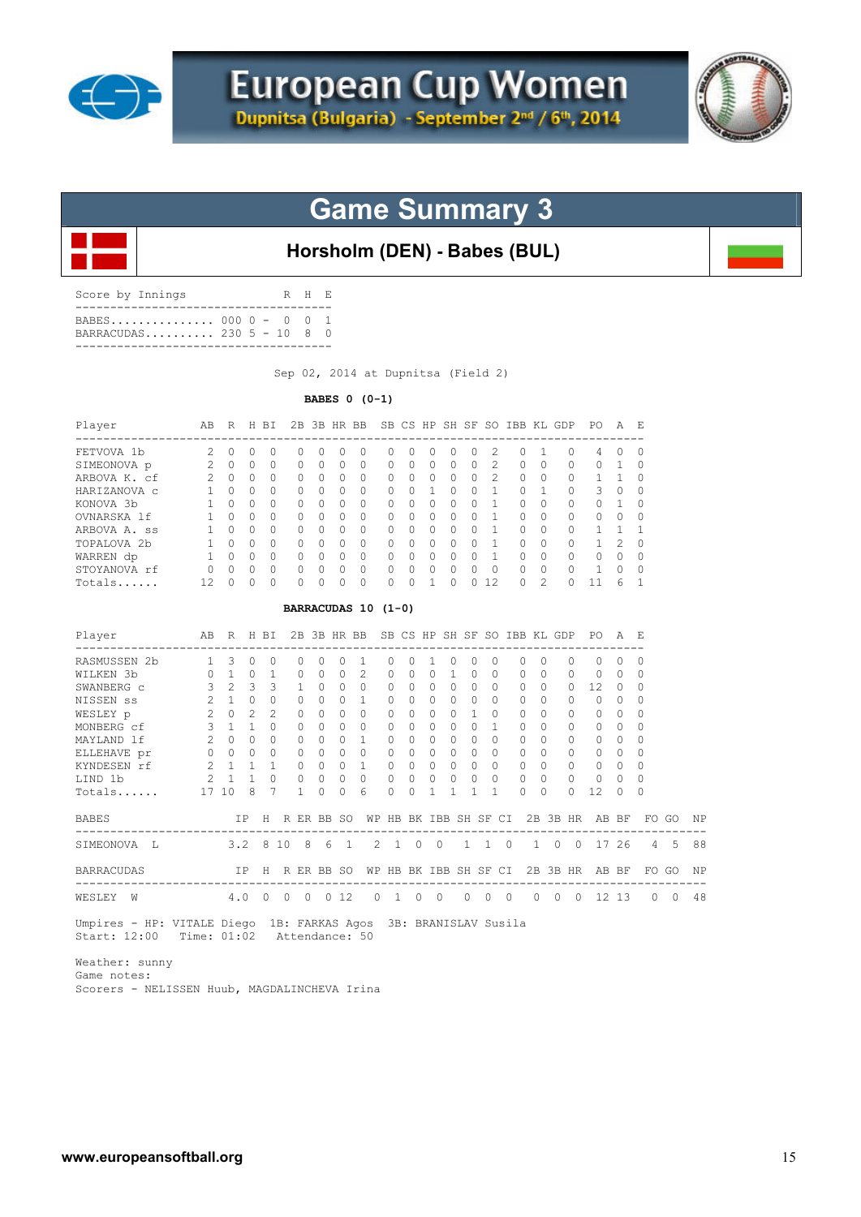# European Cup Women

**Dupnitsa (Bulgaria) - September 2nd / 6th, 2014**

## Game Summary 3

### Horsholm (DEN) - Babes (BUL)

| Score by Innings | | R | H | E |
|---|---|---|---|---|
| BABES............... | 000 0 - | 0 | 0 | 1 |
| BARRACUDAS.......... | 230 5 - | 10 | 8 | 0 |

Sep 02, 2014 at Dupnitsa (Field 2)

**BABES 0 (0-1)**

| Player | AB | R | H | BI | 2B | 3B | HR | BB | SB | CS | HP | SH | SF | SO | IBB | KL | GDP | PO | A | E |
|---|---|---|---|---|---|---|---|---|---|---|---|---|---|---|---|---|---|---|---|---|
| FETVOVA 1b | 2 | 0 | 0 | 0 | 0 | 0 | 0 | 0 | 0 | 0 | 0 | 0 | 0 | 2 | 0 | 1 | 0 | 4 | 0 | 0 |
| SIMEONOVA p | 2 | 0 | 0 | 0 | 0 | 0 | 0 | 0 | 0 | 0 | 0 | 0 | 0 | 2 | 0 | 0 | 0 | 0 | 1 | 0 |
| ARBOVA K. cf | 2 | 0 | 0 | 0 | 0 | 0 | 0 | 0 | 0 | 0 | 0 | 0 | 0 | 2 | 0 | 0 | 0 | 1 | 1 | 0 |
| HARIZANOVA c | 1 | 0 | 0 | 0 | 0 | 0 | 0 | 0 | 0 | 0 | 1 | 0 | 0 | 1 | 0 | 1 | 0 | 3 | 0 | 0 |
| KONOVA 3b | 1 | 0 | 0 | 0 | 0 | 0 | 0 | 0 | 0 | 0 | 0 | 0 | 0 | 1 | 0 | 0 | 0 | 0 | 1 | 0 |
| OVNARSKA lf | 1 | 0 | 0 | 0 | 0 | 0 | 0 | 0 | 0 | 0 | 0 | 0 | 0 | 1 | 0 | 0 | 0 | 0 | 0 | 0 |
| ARBOVA A. ss | 1 | 0 | 0 | 0 | 0 | 0 | 0 | 0 | 0 | 0 | 0 | 0 | 0 | 1 | 0 | 0 | 0 | 1 | 1 | 1 |
| TOPALOVA 2b | 1 | 0 | 0 | 0 | 0 | 0 | 0 | 0 | 0 | 0 | 0 | 0 | 0 | 1 | 0 | 0 | 0 | 1 | 2 | 0 |
| WARREN dp | 1 | 0 | 0 | 0 | 0 | 0 | 0 | 0 | 0 | 0 | 0 | 0 | 0 | 1 | 0 | 0 | 0 | 0 | 0 | 0 |
| STOYANOVA rf | 0 | 0 | 0 | 0 | 0 | 0 | 0 | 0 | 0 | 0 | 0 | 0 | 0 | 0 | 0 | 0 | 0 | 1 | 0 | 0 |
| Totals...... | 12 | 0 | 0 | 0 | 0 | 0 | 0 | 0 | 0 | 0 | 1 | 0 | 0 | 12 | 0 | 2 | 0 | 11 | 6 | 1 |

**BARRACUDAS 10 (1-0)**

| Player | AB | R | H | BI | 2B | 3B | HR | BB | SB | CS | HP | SH | SF | SO | IBB | KL | GDP | PO | A | E |
|---|---|---|---|---|---|---|---|---|---|---|---|---|---|---|---|---|---|---|---|---|
| RASMUSSEN 2b | 1 | 3 | 0 | 0 | 0 | 0 | 0 | 1 | 0 | 0 | 1 | 0 | 0 | 0 | 0 | 0 | 0 | 0 | 0 | 0 |
| WILKEN 3b | 0 | 1 | 0 | 1 | 0 | 0 | 0 | 2 | 0 | 0 | 0 | 1 | 0 | 0 | 0 | 0 | 0 | 0 | 0 | 0 |
| SWANBERG c | 3 | 2 | 3 | 3 | 1 | 0 | 0 | 0 | 0 | 0 | 0 | 0 | 0 | 0 | 0 | 0 | 0 | 12 | 0 | 0 |
| NISSEN ss | 2 | 1 | 0 | 0 | 0 | 0 | 0 | 1 | 0 | 0 | 0 | 0 | 0 | 0 | 0 | 0 | 0 | 0 | 0 | 0 |
| WESLEY p | 2 | 0 | 2 | 2 | 0 | 0 | 0 | 0 | 0 | 0 | 0 | 0 | 1 | 0 | 0 | 0 | 0 | 0 | 0 | 0 |
| MONBERG cf | 3 | 1 | 1 | 0 | 0 | 0 | 0 | 0 | 0 | 0 | 0 | 0 | 0 | 1 | 0 | 0 | 0 | 0 | 0 | 0 |
| MAYLAND lf | 2 | 0 | 0 | 0 | 0 | 0 | 0 | 1 | 0 | 0 | 0 | 0 | 0 | 0 | 0 | 0 | 0 | 0 | 0 | 0 |
| ELLEHAVE pr | 0 | 0 | 0 | 0 | 0 | 0 | 0 | 0 | 0 | 0 | 0 | 0 | 0 | 0 | 0 | 0 | 0 | 0 | 0 | 0 |
| KYNDESEN rf | 2 | 1 | 1 | 1 | 0 | 0 | 0 | 1 | 0 | 0 | 0 | 0 | 0 | 0 | 0 | 0 | 0 | 0 | 0 | 0 |
| LIND 1b | 2 | 1 | 1 | 0 | 0 | 0 | 0 | 0 | 0 | 0 | 0 | 0 | 0 | 0 | 0 | 0 | 0 | 0 | 0 | 0 |
| Totals...... | 17 | 10 | 8 | 7 | 1 | 0 | 0 | 6 | 0 | 0 | 1 | 1 | 1 | 1 | 0 | 0 | 0 | 12 | 0 | 0 |

| BABES | IP | H | R | ER | BB | SO | WP | HB | BK | IBB | SH | SF | CI | 2B | 3B | HR | AB | BF | FO | GO | NP |
|---|---|---|---|---|---|---|---|---|---|---|---|---|---|---|---|---|---|---|---|---|---|
| SIMEONOVA L | 3.2 | 8 | 10 | 8 | 6 | 1 | 2 | 1 | 0 | 0 | 1 | 1 | 0 | 1 | 0 | 0 | 17 | 26 | 4 | 5 | 88 |

| BARRACUDAS | IP | H | R | ER | BB | SO | WP | HB | BK | IBB | SH | SF | CI | 2B | 3B | HR | AB | BF | FO | GO | NP |
|---|---|---|---|---|---|---|---|---|---|---|---|---|---|---|---|---|---|---|---|---|---|
| WESLEY W | 4.0 | 0 | 0 | 0 | 0 | 12 | 0 | 1 | 0 | 0 | 0 | 0 | 0 | 0 | 0 | 0 | 12 | 13 | 0 | 0 | 48 |

Umpires - HP: VITALE Diego 1B: FARKAS Agos 3B: BRANISLAV Susila
Start: 12:00 Time: 01:02 Attendance: 50

Weather: sunny
Game notes:
Scorers - NELISSEN Huub, MAGDALINCHEVA Irina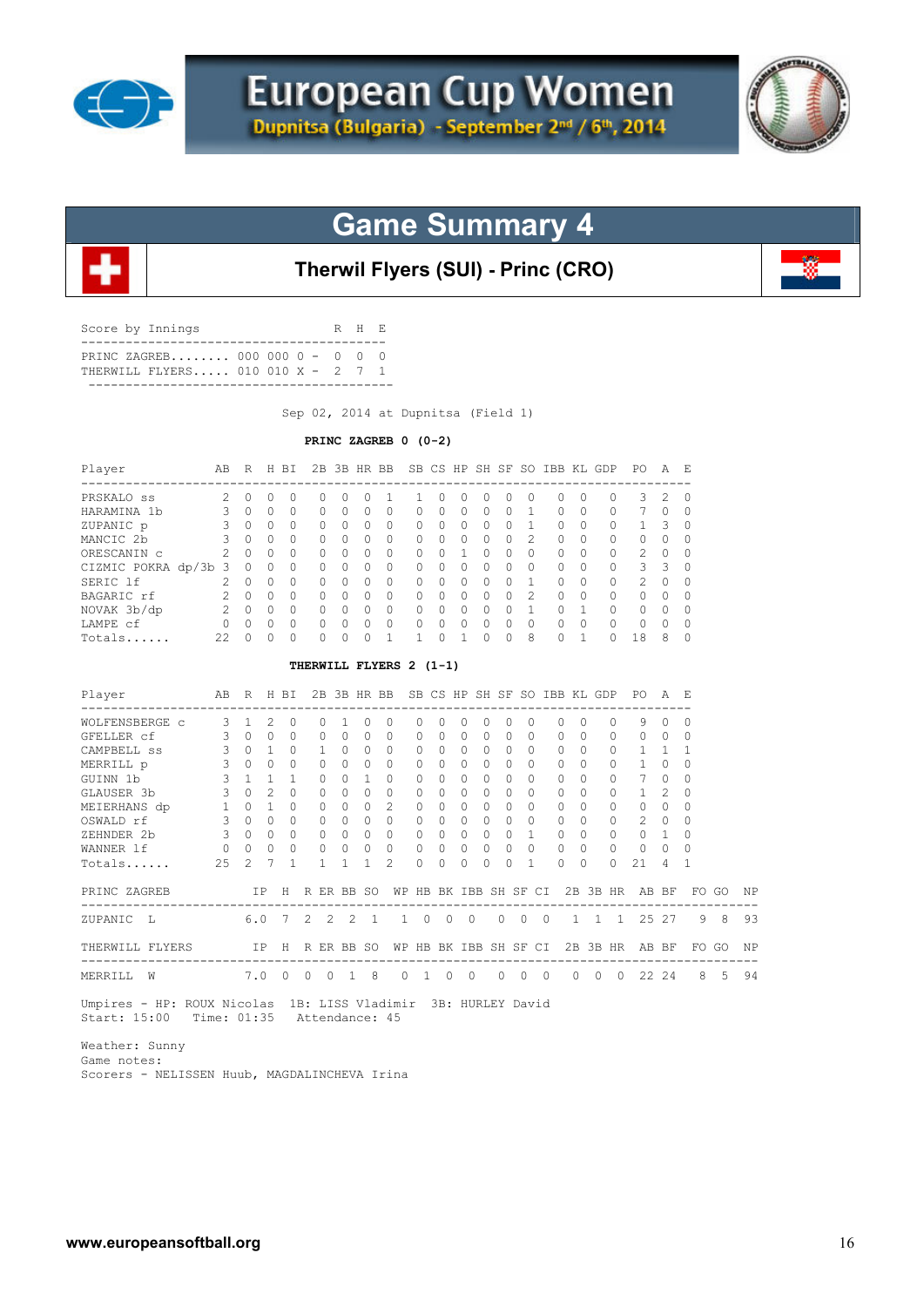# European Cup Women

Dupnitsa (Bulgaria) - September 2nd / 6th, 2014

## Game Summary 4

### Therwil Flyers (SUI) - Princ (CRO)

| Score by Innings | | R | H | E |
|---|---|---|---|---|
| PRINC ZAGREB........ | 000 000 0 - | 0 | 0 | 0 |
| THERWILL FLYERS..... | 010 010 X - | 2 | 7 | 1 |

Sep 02, 2014 at Dupnitsa (Field 1)

**PRINC ZAGREB 0 (0-2)**

| Player | AB | R | H | BI | 2B | 3B | HR | BB | SB | CS | HP | SH | SF | SO | IBB | KL | GDP | PO | A | E |
|---|---|---|---|---|---|---|---|---|---|---|---|---|---|---|---|---|---|---|---|---|
| PRSKALO ss | 2 | 0 | 0 | 0 | 0 | 0 | 0 | 1 | 1 | 0 | 0 | 0 | 0 | 0 | 0 | 0 | 0 | 3 | 2 | 0 |
| HARAMINA 1b | 3 | 0 | 0 | 0 | 0 | 0 | 0 | 0 | 0 | 0 | 0 | 0 | 0 | 1 | 0 | 0 | 0 | 7 | 0 | 0 |
| ZUPANIC p | 3 | 0 | 0 | 0 | 0 | 0 | 0 | 0 | 0 | 0 | 0 | 0 | 0 | 1 | 0 | 0 | 0 | 1 | 3 | 0 |
| MANCIC 2b | 3 | 0 | 0 | 0 | 0 | 0 | 0 | 0 | 0 | 0 | 0 | 0 | 0 | 2 | 0 | 0 | 0 | 0 | 0 | 0 |
| ORESCANIN c | 2 | 0 | 0 | 0 | 0 | 0 | 0 | 0 | 0 | 0 | 1 | 0 | 0 | 0 | 0 | 0 | 0 | 2 | 0 | 0 |
| CIZMIC POKRA dp/3b | 3 | 0 | 0 | 0 | 0 | 0 | 0 | 0 | 0 | 0 | 0 | 0 | 0 | 0 | 0 | 0 | 0 | 3 | 3 | 0 |
| SERIC lf | 2 | 0 | 0 | 0 | 0 | 0 | 0 | 0 | 0 | 0 | 0 | 0 | 0 | 1 | 0 | 0 | 0 | 2 | 0 | 0 |
| BAGARIC rf | 2 | 0 | 0 | 0 | 0 | 0 | 0 | 0 | 0 | 0 | 0 | 0 | 0 | 2 | 0 | 0 | 0 | 0 | 0 | 0 |
| NOVAK 3b/dp | 2 | 0 | 0 | 0 | 0 | 0 | 0 | 0 | 0 | 0 | 0 | 0 | 0 | 1 | 0 | 1 | 0 | 0 | 0 | 0 |
| LAMPE cf | 0 | 0 | 0 | 0 | 0 | 0 | 0 | 0 | 0 | 0 | 0 | 0 | 0 | 0 | 0 | 0 | 0 | 0 | 0 | 0 |
| Totals...... | 22 | 0 | 0 | 0 | 0 | 0 | 0 | 1 | 1 | 0 | 1 | 0 | 0 | 8 | 0 | 1 | 0 | 18 | 8 | 0 |

**THERWILL FLYERS 2 (1-1)**

| Player | AB | R | H | BI | 2B | 3B | HR | BB | SB | CS | HP | SH | SF | SO | IBB | KL | GDP | PO | A | E |
|---|---|---|---|---|---|---|---|---|---|---|---|---|---|---|---|---|---|---|---|---|
| WOLFENSBERGE c | 3 | 1 | 2 | 0 | 0 | 1 | 0 | 0 | 0 | 0 | 0 | 0 | 0 | 0 | 0 | 0 | 0 | 9 | 0 | 0 |
| GFELLER cf | 3 | 0 | 0 | 0 | 0 | 0 | 0 | 0 | 0 | 0 | 0 | 0 | 0 | 0 | 0 | 0 | 0 | 0 | 0 | 0 |
| CAMPBELL ss | 3 | 0 | 1 | 0 | 1 | 0 | 0 | 0 | 0 | 0 | 0 | 0 | 0 | 0 | 0 | 0 | 0 | 1 | 1 | 1 |
| MERRILL p | 3 | 0 | 0 | 0 | 0 | 0 | 0 | 0 | 0 | 0 | 0 | 0 | 0 | 0 | 0 | 0 | 0 | 1 | 0 | 0 |
| GUINN 1b | 3 | 1 | 1 | 1 | 0 | 0 | 1 | 0 | 0 | 0 | 0 | 0 | 0 | 0 | 0 | 0 | 0 | 7 | 0 | 0 |
| GLAUSER 3b | 3 | 0 | 2 | 0 | 0 | 0 | 0 | 0 | 0 | 0 | 0 | 0 | 0 | 0 | 0 | 0 | 0 | 1 | 2 | 0 |
| MEIERHANS dp | 1 | 0 | 1 | 0 | 0 | 0 | 0 | 2 | 0 | 0 | 0 | 0 | 0 | 0 | 0 | 0 | 0 | 0 | 0 | 0 |
| OSWALD rf | 3 | 0 | 0 | 0 | 0 | 0 | 0 | 0 | 0 | 0 | 0 | 0 | 0 | 0 | 0 | 0 | 0 | 2 | 0 | 0 |
| ZEHNDER 2b | 3 | 0 | 0 | 0 | 0 | 0 | 0 | 0 | 0 | 0 | 0 | 0 | 0 | 1 | 0 | 0 | 0 | 0 | 1 | 0 |
| WANNER lf | 0 | 0 | 0 | 0 | 0 | 0 | 0 | 0 | 0 | 0 | 0 | 0 | 0 | 0 | 0 | 0 | 0 | 0 | 0 | 0 |
| Totals...... | 25 | 2 | 7 | 1 | 1 | 1 | 1 | 2 | 0 | 0 | 0 | 0 | 0 | 1 | 0 | 0 | 0 | 21 | 4 | 1 |

| PRINC ZAGREB | IP | H | R | ER | BB | SO | WP | HB | BK | IBB | SH | SF | CI | 2B | 3B | HR | AB | BF | FO | GO | NP |
|---|---|---|---|---|---|---|---|---|---|---|---|---|---|---|---|---|---|---|---|---|---|
| ZUPANIC L | 6.0 | 7 | 2 | 2 | 2 | 1 | 1 | 0 | 0 | 0 | 0 | 0 | 0 | 1 | 1 | 1 | 25 | 27 | 9 | 8 | 93 |

| THERWILL FLYERS | IP | H | R | ER | BB | SO | WP | HB | BK | IBB | SH | SF | CI | 2B | 3B | HR | AB | BF | FO | GO | NP |
|---|---|---|---|---|---|---|---|---|---|---|---|---|---|---|---|---|---|---|---|---|---|
| MERRILL W | 7.0 | 0 | 0 | 0 | 1 | 8 | 0 | 1 | 0 | 0 | 0 | 0 | 0 | 0 | 0 | 0 | 22 | 24 | 8 | 5 | 94 |

Umpires - HP: ROUX Nicolas 1B: LISS Vladimir 3B: HURLEY David
Start: 15:00 Time: 01:35 Attendance: 45

Weather: Sunny
Game notes:
Scorers - NELISSEN Huub, MAGDALINCHEVA Irina

www.europeansoftball.org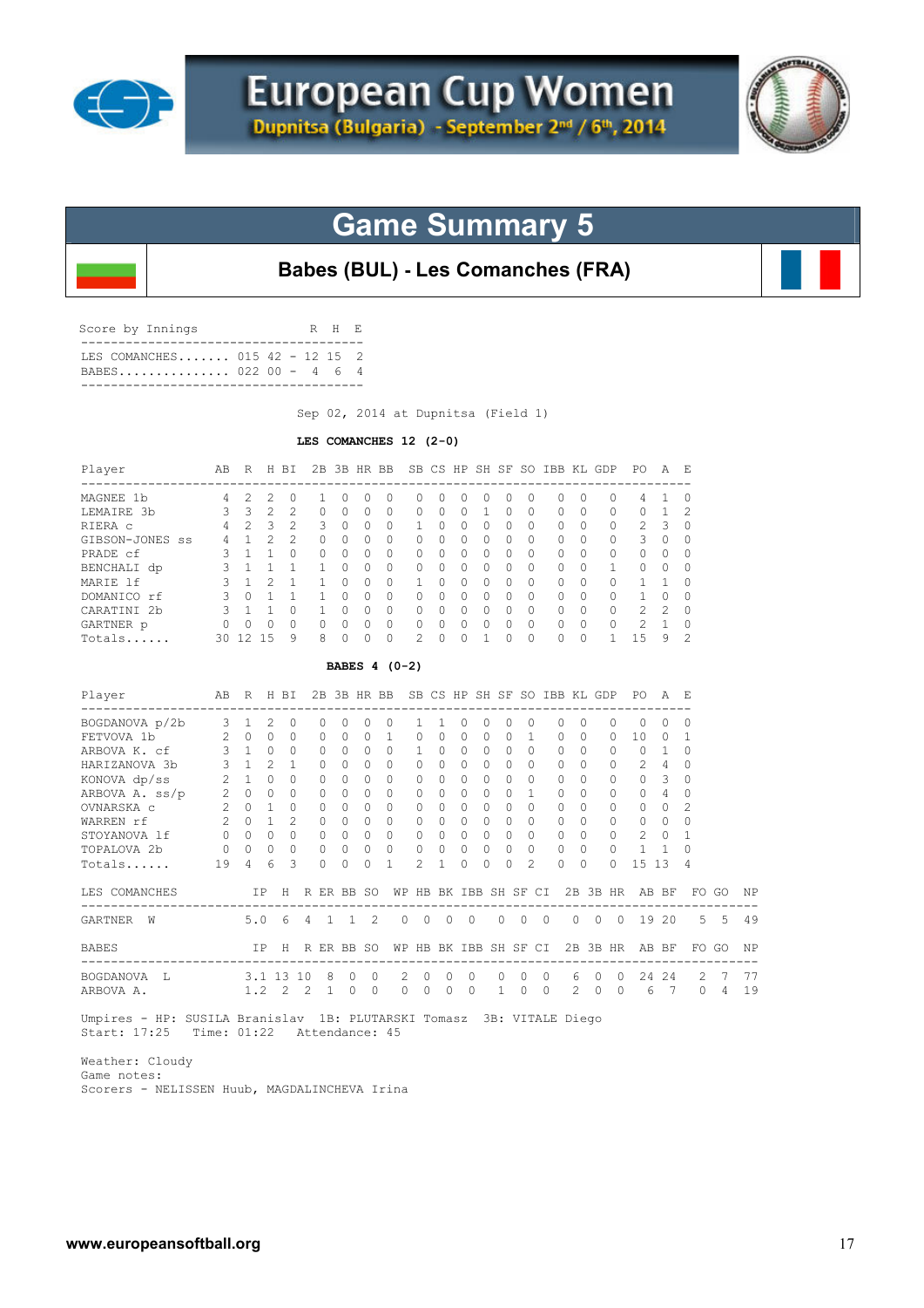# European Cup Women

Dupnitsa (Bulgaria) - September 2nd / 6th, 2014

## Game Summary 5

### Babes (BUL) - Les Comanches (FRA)

| Score by Innings | | R | H | E |
|---|---|---|---|---|
| LES COMANCHES | 015 42 | 12 | 15 | 2 |
| BABES | 022 00 | 4 | 6 | 4 |

Sep 02, 2014 at Dupnitsa (Field 1)

**LES COMANCHES 12 (2-0)**

| Player | AB | R | H | BI | 2B | 3B | HR | BB | SB | CS | HP | SH | SF | SO | IBB | KL | GDP | PO | A | E |
|---|---|---|---|---|---|---|---|---|---|---|---|---|---|---|---|---|---|---|---|---|
| MAGNEE 1b | 4 | 2 | 2 | 0 | 1 | 0 | 0 | 0 | 0 | 0 | 0 | 0 | 0 | 0 | 0 | 0 | 0 | 4 | 1 | 0 |
| LEMAIRE 3b | 3 | 3 | 2 | 2 | 0 | 0 | 0 | 0 | 0 | 0 | 0 | 1 | 0 | 0 | 0 | 0 | 0 | 0 | 1 | 2 |
| RIERA c | 4 | 2 | 3 | 2 | 3 | 0 | 0 | 0 | 1 | 0 | 0 | 0 | 0 | 0 | 0 | 0 | 0 | 2 | 3 | 0 |
| GIBSON-JONES ss | 4 | 1 | 2 | 2 | 0 | 0 | 0 | 0 | 0 | 0 | 0 | 0 | 0 | 0 | 0 | 0 | 0 | 3 | 0 | 0 |
| PRADE cf | 3 | 1 | 1 | 0 | 0 | 0 | 0 | 0 | 0 | 0 | 0 | 0 | 0 | 0 | 0 | 0 | 0 | 0 | 0 | 0 |
| BENCHALI dp | 3 | 1 | 1 | 1 | 1 | 0 | 0 | 0 | 0 | 0 | 0 | 0 | 0 | 0 | 0 | 0 | 1 | 0 | 0 | 0 |
| MARIE lf | 3 | 1 | 2 | 1 | 1 | 0 | 0 | 0 | 1 | 0 | 0 | 0 | 0 | 0 | 0 | 0 | 0 | 1 | 1 | 0 |
| DOMANICO rf | 3 | 0 | 1 | 1 | 1 | 0 | 0 | 0 | 0 | 0 | 0 | 0 | 0 | 0 | 0 | 0 | 0 | 1 | 0 | 0 |
| CARATINI 2b | 3 | 1 | 1 | 0 | 1 | 0 | 0 | 0 | 0 | 0 | 0 | 0 | 0 | 0 | 0 | 0 | 0 | 2 | 2 | 0 |
| GARTNER p | 0 | 0 | 0 | 0 | 0 | 0 | 0 | 0 | 0 | 0 | 0 | 0 | 0 | 0 | 0 | 0 | 0 | 2 | 1 | 0 |
| Totals...... | 30 | 12 | 15 | 9 | 8 | 0 | 0 | 0 | 2 | 0 | 0 | 1 | 0 | 0 | 0 | 0 | 1 | 15 | 9 | 2 |

**BABES 4 (0-2)**

| Player | AB | R | H | BI | 2B | 3B | HR | BB | SB | CS | HP | SH | SF | SO | IBB | KL | GDP | PO | A | E |
|---|---|---|---|---|---|---|---|---|---|---|---|---|---|---|---|---|---|---|---|---|
| BOGDANOVA p/2b | 3 | 1 | 2 | 0 | 0 | 0 | 0 | 0 | 1 | 1 | 0 | 0 | 0 | 0 | 0 | 0 | 0 | 0 | 0 | 0 |
| FETVOVA 1b | 2 | 0 | 0 | 0 | 0 | 0 | 0 | 1 | 0 | 0 | 0 | 0 | 0 | 1 | 0 | 0 | 0 | 10 | 0 | 1 |
| ARBOVA K. cf | 3 | 1 | 0 | 0 | 0 | 0 | 0 | 0 | 1 | 0 | 0 | 0 | 0 | 0 | 0 | 0 | 0 | 0 | 1 | 0 |
| HARIZANOVA 3b | 3 | 1 | 2 | 1 | 0 | 0 | 0 | 0 | 0 | 0 | 0 | 0 | 0 | 0 | 0 | 0 | 0 | 2 | 4 | 0 |
| KONOVA dp/ss | 2 | 1 | 0 | 0 | 0 | 0 | 0 | 0 | 0 | 0 | 0 | 0 | 0 | 0 | 0 | 0 | 0 | 0 | 3 | 0 |
| ARBOVA A. ss/p | 2 | 0 | 0 | 0 | 0 | 0 | 0 | 0 | 0 | 0 | 0 | 0 | 0 | 1 | 0 | 0 | 0 | 0 | 4 | 0 |
| OVNARSKA c | 2 | 0 | 1 | 0 | 0 | 0 | 0 | 0 | 0 | 0 | 0 | 0 | 0 | 0 | 0 | 0 | 0 | 0 | 0 | 2 |
| WARREN rf | 2 | 0 | 1 | 2 | 0 | 0 | 0 | 0 | 0 | 0 | 0 | 0 | 0 | 0 | 0 | 0 | 0 | 0 | 0 | 0 |
| STOYANOVA lf | 0 | 0 | 0 | 0 | 0 | 0 | 0 | 0 | 0 | 0 | 0 | 0 | 0 | 0 | 0 | 0 | 0 | 2 | 0 | 1 |
| TOPALOVA 2b | 0 | 0 | 0 | 0 | 0 | 0 | 0 | 0 | 0 | 0 | 0 | 0 | 0 | 0 | 0 | 0 | 0 | 1 | 1 | 0 |
| Totals...... | 19 | 4 | 6 | 3 | 0 | 0 | 0 | 1 | 2 | 1 | 0 | 0 | 0 | 2 | 0 | 0 | 0 | 15 | 13 | 4 |

| LES COMANCHES | IP | H | R | ER | BB | SO | WP | HB | BK | IBB | SH | SF | CI | 2B | 3B | HR | AB | BF | FO | GO | NP |
|---|---|---|---|---|---|---|---|---|---|---|---|---|---|---|---|---|---|---|---|---|---|
| GARTNER W | 5.0 | 6 | 4 | 1 | 1 | 2 | 0 | 0 | 0 | 0 | 0 | 0 | 0 | 0 | 0 | 0 | 19 | 20 | 5 | 5 | 49 |

| BABES | IP | H | R | ER | BB | SO | WP | HB | BK | IBB | SH | SF | CI | 2B | 3B | HR | AB | BF | FO | GO | NP |
|---|---|---|---|---|---|---|---|---|---|---|---|---|---|---|---|---|---|---|---|---|---|
| BOGDANOVA L | 3.1 | 13 | 10 | 8 | 0 | 0 | 2 | 0 | 0 | 0 | 0 | 0 | 0 | 6 | 0 | 0 | 24 | 24 | 2 | 7 | 77 |
| ARBOVA A. | 1.2 | 2 | 2 | 1 | 0 | 0 | 0 | 0 | 0 | 0 | 1 | 0 | 0 | 2 | 0 | 0 | 6 | 7 | 0 | 4 | 19 |

Umpires - HP: SUSILA Branislav 1B: PLUTARSKI Tomasz 3B: VITALE Diego
Start: 17:25 Time: 01:22 Attendance: 45

Weather: Cloudy
Game notes:
Scorers - NELISSEN Huub, MAGDALINCHEVA Irina

www.europeansoftball.org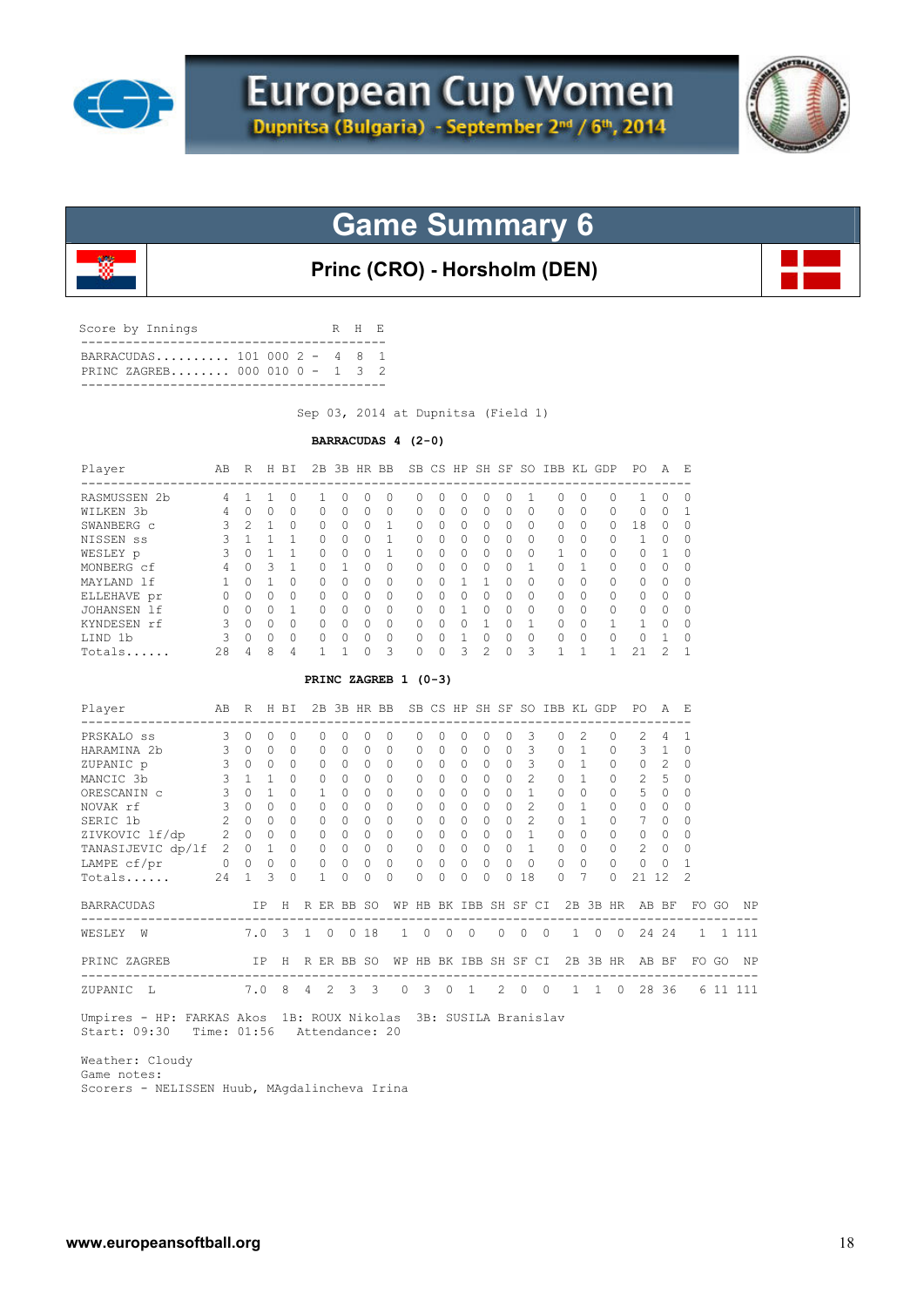# European Cup Women

Dupnitsa (Bulgaria) - September 2nd / 6th, 2014

## Game Summary 6

### Princ (CRO) - Horsholm (DEN)

| Score by Innings | | R | H | E |
|---|---|---|---|---|
| BARRACUDAS | 101 000 2 - | 4 | 8 | 1 |
| PRINC ZAGREB | 000 010 0 - | 1 | 3 | 2 |

Sep 03, 2014 at Dupnitsa (Field 1)

**BARRACUDAS 4 (2-0)**

| Player | AB | R | H | BI | 2B | 3B | HR | BB | SB | CS | HP | SH | SF | SO | IBB | KL | GDP | PO | A | E |
|---|---|---|---|---|---|---|---|---|---|---|---|---|---|---|---|---|---|---|---|---|
| RASMUSSEN 2b | 4 | 1 | 1 | 0 | 1 | 0 | 0 | 0 | 0 | 0 | 0 | 0 | 0 | 1 | 0 | 0 | 0 | 1 | 0 | 0 |
| WILKEN 3b | 4 | 0 | 0 | 0 | 0 | 0 | 0 | 0 | 0 | 0 | 0 | 0 | 0 | 0 | 0 | 0 | 0 | 0 | 0 | 1 |
| SWANBERG c | 3 | 2 | 1 | 0 | 0 | 0 | 0 | 1 | 0 | 0 | 0 | 0 | 0 | 0 | 0 | 0 | 0 | 18 | 0 | 0 |
| NISSEN ss | 3 | 1 | 1 | 1 | 0 | 0 | 0 | 1 | 0 | 0 | 0 | 0 | 0 | 0 | 0 | 0 | 0 | 1 | 0 | 0 |
| WESLEY p | 3 | 0 | 1 | 1 | 0 | 0 | 0 | 1 | 0 | 0 | 0 | 0 | 0 | 0 | 1 | 0 | 0 | 0 | 1 | 0 |
| MONBERG cf | 4 | 0 | 3 | 1 | 0 | 1 | 0 | 0 | 0 | 0 | 0 | 0 | 0 | 1 | 0 | 1 | 0 | 0 | 0 | 0 |
| MAYLAND lf | 1 | 0 | 1 | 0 | 0 | 0 | 0 | 0 | 0 | 0 | 1 | 1 | 0 | 0 | 0 | 0 | 0 | 0 | 0 | 0 |
| ELLEHAVE pr | 0 | 0 | 0 | 0 | 0 | 0 | 0 | 0 | 0 | 0 | 0 | 0 | 0 | 0 | 0 | 0 | 0 | 0 | 0 | 0 |
| JOHANSEN lf | 0 | 0 | 0 | 1 | 0 | 0 | 0 | 0 | 0 | 0 | 1 | 0 | 0 | 0 | 0 | 0 | 0 | 0 | 0 | 0 |
| KYNDESEN rf | 3 | 0 | 0 | 0 | 0 | 0 | 0 | 0 | 0 | 0 | 0 | 1 | 0 | 1 | 0 | 0 | 1 | 1 | 0 | 0 |
| LIND 1b | 3 | 0 | 0 | 0 | 0 | 0 | 0 | 0 | 0 | 0 | 1 | 0 | 0 | 0 | 0 | 0 | 0 | 0 | 1 | 0 |
| Totals...... | 28 | 4 | 8 | 4 | 1 | 1 | 0 | 3 | 0 | 0 | 3 | 2 | 0 | 3 | 1 | 1 | 1 | 21 | 2 | 1 |

**PRINC ZAGREB 1 (0-3)**

| Player | AB | R | H | BI | 2B | 3B | HR | BB | SB | CS | HP | SH | SF | SO | IBB | KL | GDP | PO | A | E |
|---|---|---|---|---|---|---|---|---|---|---|---|---|---|---|---|---|---|---|---|---|
| PRSKALO ss | 3 | 0 | 0 | 0 | 0 | 0 | 0 | 0 | 0 | 0 | 0 | 0 | 0 | 3 | 0 | 2 | 0 | 2 | 4 | 1 |
| HARAMINA 2b | 3 | 0 | 0 | 0 | 0 | 0 | 0 | 0 | 0 | 0 | 0 | 0 | 0 | 3 | 0 | 1 | 0 | 3 | 1 | 0 |
| ZUPANIC p | 3 | 0 | 0 | 0 | 0 | 0 | 0 | 0 | 0 | 0 | 0 | 0 | 0 | 3 | 0 | 1 | 0 | 0 | 2 | 0 |
| MANCIC 3b | 3 | 1 | 1 | 0 | 0 | 0 | 0 | 0 | 0 | 0 | 0 | 0 | 0 | 2 | 0 | 1 | 0 | 2 | 5 | 0 |
| ORESCANIN c | 3 | 0 | 1 | 0 | 1 | 0 | 0 | 0 | 0 | 0 | 0 | 0 | 0 | 1 | 0 | 0 | 0 | 5 | 0 | 0 |
| NOVAK rf | 3 | 0 | 0 | 0 | 0 | 0 | 0 | 0 | 0 | 0 | 0 | 0 | 0 | 2 | 0 | 1 | 0 | 0 | 0 | 0 |
| SERIC 1b | 2 | 0 | 0 | 0 | 0 | 0 | 0 | 0 | 0 | 0 | 0 | 0 | 0 | 2 | 0 | 1 | 0 | 7 | 0 | 0 |
| ZIVKOVIC lf/dp | 2 | 0 | 0 | 0 | 0 | 0 | 0 | 0 | 0 | 0 | 0 | 0 | 0 | 1 | 0 | 0 | 0 | 0 | 0 | 0 |
| TANASIJEVIC dp/lf | 2 | 0 | 1 | 0 | 0 | 0 | 0 | 0 | 0 | 0 | 0 | 0 | 0 | 1 | 0 | 0 | 0 | 2 | 0 | 0 |
| LAMPE cf/pr | 0 | 0 | 0 | 0 | 0 | 0 | 0 | 0 | 0 | 0 | 0 | 0 | 0 | 0 | 0 | 0 | 0 | 0 | 0 | 1 |
| Totals...... | 24 | 1 | 3 | 0 | 1 | 0 | 0 | 0 | 0 | 0 | 0 | 0 | 0 | 18 | 0 | 7 | 0 | 21 | 12 | 2 |

| BARRACUDAS | IP | H | R | ER | BB | SO | WP | HB | BK | IBB | SH | SF | CI | 2B | 3B | HR | AB | BF | FO | GO | NP |
|---|---|---|---|---|---|---|---|---|---|---|---|---|---|---|---|---|---|---|---|---|---|
| WESLEY W | 7.0 | 3 | 1 | 0 | 0 | 18 | 1 | 0 | 0 | 0 | 0 | 0 | 0 | 1 | 0 | 0 | 24 | 24 | 1 | 1 | 111 |

| PRINC ZAGREB | IP | H | R | ER | BB | SO | WP | HB | BK | IBB | SH | SF | CI | 2B | 3B | HR | AB | BF | FO | GO | NP |
|---|---|---|---|---|---|---|---|---|---|---|---|---|---|---|---|---|---|---|---|---|---|
| ZUPANIC L | 7.0 | 8 | 4 | 2 | 3 | 3 | 0 | 3 | 0 | 1 | 2 | 0 | 0 | 1 | 1 | 0 | 28 | 36 | 6 | 11 | 111 |

Umpires - HP: FARKAS Akos 1B: ROUX Nikolas 3B: SUSILA Branislav
Start: 09:30 Time: 01:56 Attendance: 20

Weather: Cloudy
Game notes:
Scorers - NELISSEN Huub, MAgdalincheva Irina

www.europeansoftball.org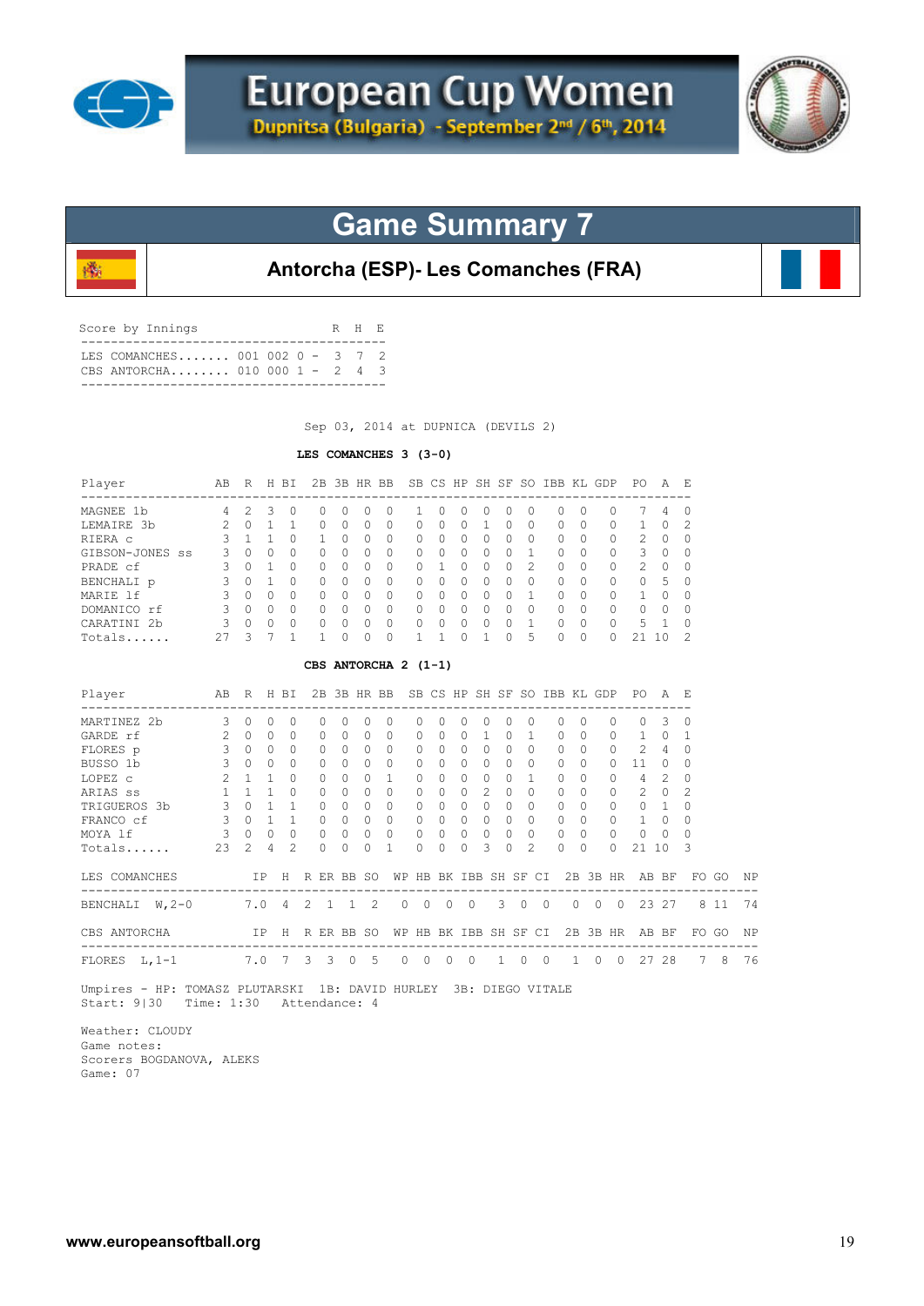# European Cup Women

Dupnitsa (Bulgaria) - September 2nd / 6th, 2014

## Game Summary 7

### Antorcha (ESP)- Les Comanches (FRA)

| Score by Innings | | R | H | E |
|---|---|---|---|---|
| LES COMANCHES....... | 001 002 0 - | 3 | 7 | 2 |
| CBS ANTORCHA........ | 010 000 1 - | 2 | 4 | 3 |

Sep 03, 2014 at DUPNICA (DEVILS 2)

**LES COMANCHES 3 (3-0)**

| Player | AB | R | H | BI | 2B | 3B | HR | BB | SB | CS | HP | SH | SF | SO | IBB | KL | GDP | PO | A | E |
|---|---|---|---|---|---|---|---|---|---|---|---|---|---|---|---|---|---|---|---|---|
| MAGNEE 1b | 4 | 2 | 3 | 0 | 0 | 0 | 0 | 0 | 1 | 0 | 0 | 0 | 0 | 0 | 0 | 0 | 0 | 7 | 4 | 0 |
| LEMAIRE 3b | 2 | 0 | 1 | 1 | 0 | 0 | 0 | 0 | 0 | 0 | 0 | 1 | 0 | 0 | 0 | 0 | 0 | 1 | 0 | 2 |
| RIERA c | 3 | 1 | 1 | 0 | 1 | 0 | 0 | 0 | 0 | 0 | 0 | 0 | 0 | 0 | 0 | 0 | 0 | 2 | 0 | 0 |
| GIBSON-JONES ss | 3 | 0 | 0 | 0 | 0 | 0 | 0 | 0 | 0 | 0 | 0 | 0 | 0 | 1 | 0 | 0 | 0 | 3 | 0 | 0 |
| PRADE cf | 3 | 0 | 1 | 0 | 0 | 0 | 0 | 0 | 0 | 1 | 0 | 0 | 0 | 2 | 0 | 0 | 0 | 2 | 0 | 0 |
| BENCHALI p | 3 | 0 | 1 | 0 | 0 | 0 | 0 | 0 | 0 | 0 | 0 | 0 | 0 | 0 | 0 | 0 | 0 | 0 | 5 | 0 |
| MARIE lf | 3 | 0 | 0 | 0 | 0 | 0 | 0 | 0 | 0 | 0 | 0 | 0 | 0 | 1 | 0 | 0 | 0 | 1 | 0 | 0 |
| DOMANICO rf | 3 | 0 | 0 | 0 | 0 | 0 | 0 | 0 | 0 | 0 | 0 | 0 | 0 | 0 | 0 | 0 | 0 | 0 | 0 | 0 |
| CARATINI 2b | 3 | 0 | 0 | 0 | 0 | 0 | 0 | 0 | 0 | 0 | 0 | 0 | 0 | 1 | 0 | 0 | 0 | 5 | 1 | 0 |
| Totals...... | 27 | 3 | 7 | 1 | 1 | 0 | 0 | 0 | 1 | 1 | 0 | 1 | 0 | 5 | 0 | 0 | 0 | 21 | 10 | 2 |

**CBS ANTORCHA 2 (1-1)**

| Player | AB | R | H | BI | 2B | 3B | HR | BB | SB | CS | HP | SH | SF | SO | IBB | KL | GDP | PO | A | E |
|---|---|---|---|---|---|---|---|---|---|---|---|---|---|---|---|---|---|---|---|---|
| MARTINEZ 2b | 3 | 0 | 0 | 0 | 0 | 0 | 0 | 0 | 0 | 0 | 0 | 0 | 0 | 0 | 0 | 0 | 0 | 0 | 3 | 0 |
| GARDE rf | 2 | 0 | 0 | 0 | 0 | 0 | 0 | 0 | 0 | 0 | 0 | 1 | 0 | 1 | 0 | 0 | 0 | 1 | 0 | 1 |
| FLORES p | 3 | 0 | 0 | 0 | 0 | 0 | 0 | 0 | 0 | 0 | 0 | 0 | 0 | 0 | 0 | 0 | 0 | 2 | 4 | 0 |
| BUSSO 1b | 3 | 0 | 0 | 0 | 0 | 0 | 0 | 0 | 0 | 0 | 0 | 0 | 0 | 0 | 0 | 0 | 0 | 11 | 0 | 0 |
| LOPEZ c | 2 | 1 | 1 | 0 | 0 | 0 | 0 | 1 | 0 | 0 | 0 | 0 | 0 | 1 | 0 | 0 | 0 | 4 | 2 | 0 |
| ARIAS ss | 1 | 1 | 1 | 0 | 0 | 0 | 0 | 0 | 0 | 0 | 0 | 2 | 0 | 0 | 0 | 0 | 0 | 2 | 0 | 2 |
| TRIGUEROS 3b | 3 | 0 | 1 | 1 | 0 | 0 | 0 | 0 | 0 | 0 | 0 | 0 | 0 | 0 | 0 | 0 | 0 | 0 | 1 | 0 |
| FRANCO cf | 3 | 0 | 1 | 1 | 0 | 0 | 0 | 0 | 0 | 0 | 0 | 0 | 0 | 0 | 0 | 0 | 0 | 1 | 0 | 0 |
| MOYA lf | 3 | 0 | 0 | 0 | 0 | 0 | 0 | 0 | 0 | 0 | 0 | 0 | 0 | 0 | 0 | 0 | 0 | 0 | 0 | 0 |
| Totals...... | 23 | 2 | 4 | 2 | 0 | 0 | 0 | 1 | 0 | 0 | 0 | 3 | 0 | 2 | 0 | 0 | 0 | 21 | 10 | 3 |

| LES COMANCHES | IP | H | R | ER | BB | SO | WP | HB | BK | IBB | SH | SF | CI | 2B | 3B | HR | AB | BF | FO | GO | NP |
|---|---|---|---|---|---|---|---|---|---|---|---|---|---|---|---|---|---|---|---|---|---|
| BENCHALI W,2-0 | 7.0 | 4 | 2 | 1 | 1 | 2 | 0 | 0 | 0 | 0 | 3 | 0 | 0 | 0 | 0 | 0 | 23 | 27 | 8 | 11 | 74 |

| CBS ANTORCHA | IP | H | R | ER | BB | SO | WP | HB | BK | IBB | SH | SF | CI | 2B | 3B | HR | AB | BF | FO | GO | NP |
|---|---|---|---|---|---|---|---|---|---|---|---|---|---|---|---|---|---|---|---|---|---|
| FLORES L,1-1 | 7.0 | 7 | 3 | 3 | 0 | 5 | 0 | 0 | 0 | 0 | 1 | 0 | 0 | 1 | 0 | 0 | 27 | 28 | 7 | 8 | 76 |

Umpires - HP: TOMASZ PLUTARSKI 1B: DAVID HURLEY 3B: DIEGO VITALE
Start: 9|30 Time: 1:30 Attendance: 4

Weather: CLOUDY
Game notes:
Scorers BOGDANOVA, ALEKS
Game: 07

www.europeansoftball.org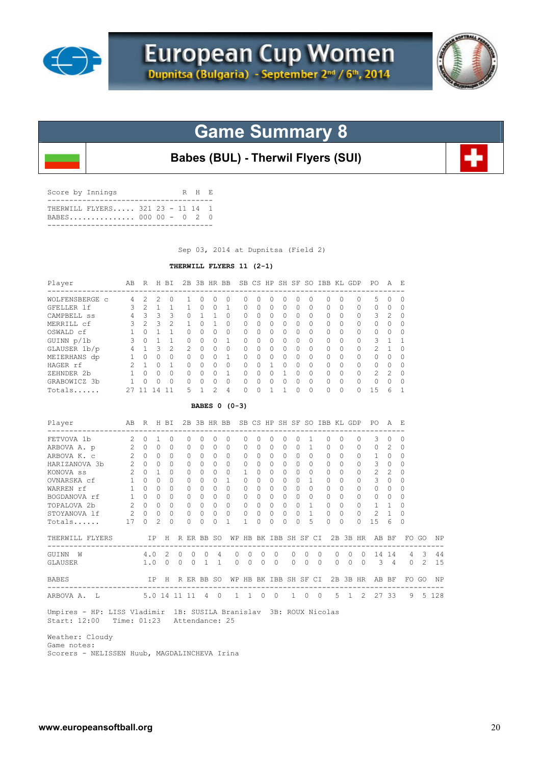# European Cup Women

Dupnitsa (Bulgaria) - September 2nd / 6th, 2014

## Game Summary 8

### Babes (BUL) - Therwil Flyers (SUI)

| Score by Innings | | R | H | E |
|---|---|---|---|---|
| THERWILL FLYERS..... | 321 23 - | 11 | 14 | 1 |
| BABES............... | 000 00 - | 0 | 2 | 0 |

Sep 03, 2014 at Dupnitsa (Field 2)

**THERWILL FLYERS 11 (2-1)**

| Player | AB | R | H | BI | 2B | 3B | HR | BB | SB | CS | HP | SH | SF | SO | IBB | KL | GDP | PO | A | E |
|---|---|---|---|---|---|---|---|---|---|---|---|---|---|---|---|---|---|---|---|---|
| WOLFENSBERGE c | 4 | 2 | 2 | 0 | 1 | 0 | 0 | 0 | 0 | 0 | 0 | 0 | 0 | 0 | 0 | 0 | 0 | 5 | 0 | 0 |
| GFELLER lf | 3 | 2 | 1 | 1 | 1 | 0 | 0 | 1 | 0 | 0 | 0 | 0 | 0 | 0 | 0 | 0 | 0 | 0 | 0 | 0 |
| CAMPBELL ss | 4 | 3 | 3 | 3 | 0 | 1 | 1 | 0 | 0 | 0 | 0 | 0 | 0 | 0 | 0 | 0 | 0 | 3 | 2 | 0 |
| MERRILL cf | 3 | 2 | 3 | 2 | 1 | 0 | 1 | 0 | 0 | 0 | 0 | 0 | 0 | 0 | 0 | 0 | 0 | 0 | 0 | 0 |
| OSWALD cf | 1 | 0 | 1 | 1 | 0 | 0 | 0 | 0 | 0 | 0 | 0 | 0 | 0 | 0 | 0 | 0 | 0 | 0 | 0 | 0 |
| GUINN p/1b | 3 | 0 | 1 | 1 | 0 | 0 | 0 | 1 | 0 | 0 | 0 | 0 | 0 | 0 | 0 | 0 | 0 | 3 | 1 | 1 |
| GLAUSER 1b/p | 4 | 1 | 3 | 2 | 2 | 0 | 0 | 0 | 0 | 0 | 0 | 0 | 0 | 0 | 0 | 0 | 0 | 2 | 1 | 0 |
| MEIERHANS dp | 1 | 0 | 0 | 0 | 0 | 0 | 0 | 1 | 0 | 0 | 0 | 0 | 0 | 0 | 0 | 0 | 0 | 0 | 0 | 0 |
| HAGER rf | 2 | 1 | 0 | 1 | 0 | 0 | 0 | 0 | 0 | 0 | 1 | 0 | 0 | 0 | 0 | 0 | 0 | 0 | 0 | 0 |
| ZEHNDER 2b | 1 | 0 | 0 | 0 | 0 | 0 | 0 | 1 | 0 | 0 | 0 | 1 | 0 | 0 | 0 | 0 | 0 | 2 | 2 | 0 |
| GRABOWICZ 3b | 1 | 0 | 0 | 0 | 0 | 0 | 0 | 0 | 0 | 0 | 0 | 0 | 0 | 0 | 0 | 0 | 0 | 0 | 0 | 0 |
| Totals...... | 27 | 11 | 14 | 11 | 5 | 1 | 2 | 4 | 0 | 0 | 1 | 1 | 0 | 0 | 0 | 0 | 0 | 15 | 6 | 1 |

**BABES 0 (0-3)**

| Player | AB | R | H | BI | 2B | 3B | HR | BB | SB | CS | HP | SH | SF | SO | IBB | KL | GDP | PO | A | E |
|---|---|---|---|---|---|---|---|---|---|---|---|---|---|---|---|---|---|---|---|---|
| FETVOVA 1b | 2 | 0 | 1 | 0 | 0 | 0 | 0 | 0 | 0 | 0 | 0 | 0 | 0 | 1 | 0 | 0 | 0 | 3 | 0 | 0 |
| ARBOVA A. p | 2 | 0 | 0 | 0 | 0 | 0 | 0 | 0 | 0 | 0 | 0 | 0 | 0 | 1 | 0 | 0 | 0 | 0 | 2 | 0 |
| ARBOVA K. c | 2 | 0 | 0 | 0 | 0 | 0 | 0 | 0 | 0 | 0 | 0 | 0 | 0 | 0 | 0 | 0 | 0 | 1 | 0 | 0 |
| HARIZANOVA 3b | 2 | 0 | 0 | 0 | 0 | 0 | 0 | 0 | 0 | 0 | 0 | 0 | 0 | 0 | 0 | 0 | 0 | 3 | 0 | 0 |
| KONOVA ss | 2 | 0 | 1 | 0 | 0 | 0 | 0 | 0 | 1 | 0 | 0 | 0 | 0 | 0 | 0 | 0 | 0 | 2 | 2 | 0 |
| OVNARSKA cf | 1 | 0 | 0 | 0 | 0 | 0 | 0 | 1 | 0 | 0 | 0 | 0 | 0 | 1 | 0 | 0 | 0 | 3 | 0 | 0 |
| WARREN rf | 1 | 0 | 0 | 0 | 0 | 0 | 0 | 0 | 0 | 0 | 0 | 0 | 0 | 0 | 0 | 0 | 0 | 0 | 0 | 0 |
| BOGDANOVA rf | 1 | 0 | 0 | 0 | 0 | 0 | 0 | 0 | 0 | 0 | 0 | 0 | 0 | 0 | 0 | 0 | 0 | 0 | 0 | 0 |
| TOPALOVA 2b | 2 | 0 | 0 | 0 | 0 | 0 | 0 | 0 | 0 | 0 | 0 | 0 | 0 | 1 | 0 | 0 | 0 | 1 | 1 | 0 |
| STOYANOVA lf | 2 | 0 | 0 | 0 | 0 | 0 | 0 | 0 | 0 | 0 | 0 | 0 | 0 | 1 | 0 | 0 | 0 | 2 | 1 | 0 |
| Totals...... | 17 | 0 | 2 | 0 | 0 | 0 | 0 | 1 | 1 | 0 | 0 | 0 | 0 | 5 | 0 | 0 | 0 | 15 | 6 | 0 |

| THERWILL FLYERS | IP | H | R | ER | BB | SO | WP | HB | BK | IBB | SH | SF | CI | 2B | 3B | HR | AB | BF | FO | GO | NP |
|---|---|---|---|---|---|---|---|---|---|---|---|---|---|---|---|---|---|---|---|---|---|
| GUINN W | 4.0 | 2 | 0 | 0 | 0 | 4 | 0 | 0 | 0 | 0 | 0 | 0 | 0 | 0 | 0 | 0 | 14 | 14 | 4 | 3 | 44 |
| GLAUSER | 1.0 | 0 | 0 | 0 | 1 | 1 | 0 | 0 | 0 | 0 | 0 | 0 | 0 | 0 | 0 | 0 | 3 | 4 | 0 | 2 | 15 |

| BABES | IP | H | R | ER | BB | SO | WP | HB | BK | IBB | SH | SF | CI | 2B | 3B | HR | AB | BF | FO | GO | NP |
|---|---|---|---|---|---|---|---|---|---|---|---|---|---|---|---|---|---|---|---|---|---|
| ARBOVA A. L | 5.0 | 14 | 11 | 11 | 4 | 0 | 1 | 1 | 0 | 0 | 1 | 0 | 0 | 5 | 1 | 2 | 27 | 33 | 9 | 5 | 128 |

Umpires - HP: LISS Vladimir 1B: SUSILA Branislav 3B: ROUX Nicolas
Start: 12:00 Time: 01:23 Attendance: 25

Weather: Cloudy
Game notes:
Scorers - NELISSEN Huub, MAGDALINCHEVA Irina

www.europeansoftball.org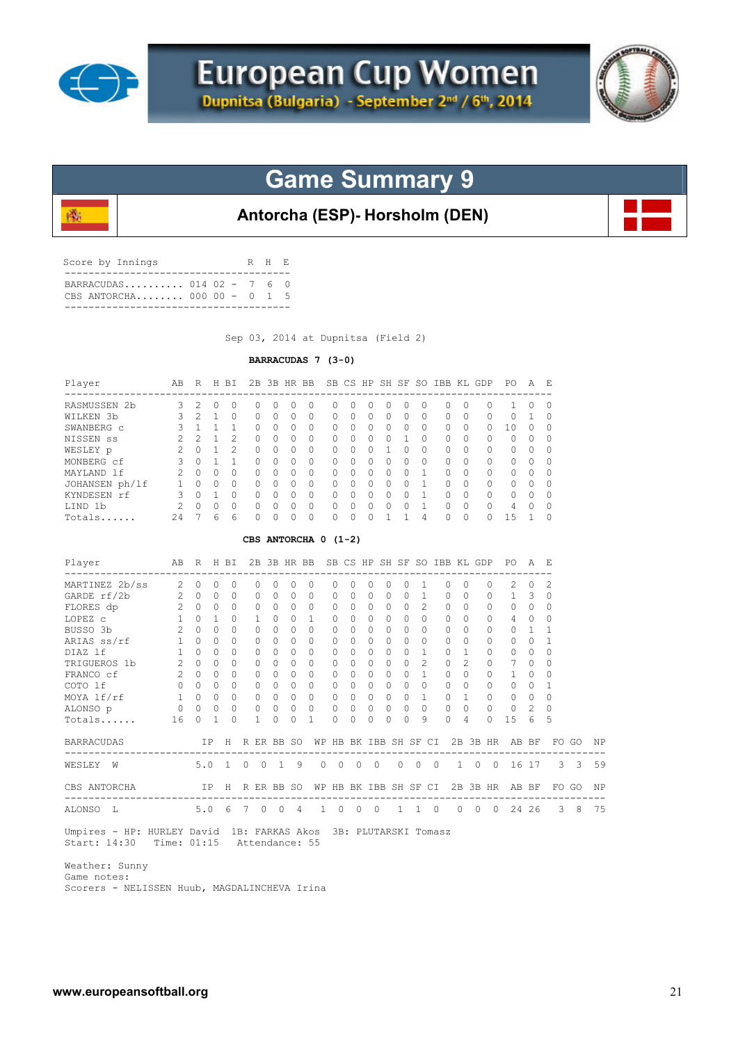# European Cup Women

**Dupnitsa (Bulgaria) - September 2nd / 6th, 2014**

## Game Summary 9

### Antorcha (ESP)- Horsholm (DEN)

| Score by Innings | | R | H | E |
|---|---|---|---|---|
| BARRACUDAS.......... | 014 02 - | 7 | 6 | 0 |
| CBS ANTORCHA........ | 000 00 - | 0 | 1 | 5 |

Sep 03, 2014 at Dupnitsa (Field 2)

**BARRACUDAS 7 (3-0)**

| Player | AB | R | H | BI | 2B | 3B | HR | BB | SB | CS | HP | SH | SF | SO | IBB | KL | GDP | PO | A | E |
|---|---|---|---|---|---|---|---|---|---|---|---|---|---|---|---|---|---|---|---|---|
| RASMUSSEN 2b | 3 | 2 | 0 | 0 | 0 | 0 | 0 | 0 | 0 | 0 | 0 | 0 | 0 | 0 | 0 | 0 | 0 | 1 | 0 | 0 |
| WILKEN 3b | 3 | 2 | 1 | 0 | 0 | 0 | 0 | 0 | 0 | 0 | 0 | 0 | 0 | 0 | 0 | 0 | 0 | 0 | 1 | 0 |
| SWANBERG c | 3 | 1 | 1 | 1 | 0 | 0 | 0 | 0 | 0 | 0 | 0 | 0 | 0 | 0 | 0 | 0 | 0 | 10 | 0 | 0 |
| NISSEN ss | 2 | 2 | 1 | 2 | 0 | 0 | 0 | 0 | 0 | 0 | 0 | 0 | 1 | 0 | 0 | 0 | 0 | 0 | 0 | 0 |
| WESLEY p | 2 | 0 | 1 | 2 | 0 | 0 | 0 | 0 | 0 | 0 | 0 | 1 | 0 | 0 | 0 | 0 | 0 | 0 | 0 | 0 |
| MONBERG cf | 3 | 0 | 1 | 1 | 0 | 0 | 0 | 0 | 0 | 0 | 0 | 0 | 0 | 0 | 0 | 0 | 0 | 0 | 0 | 0 |
| MAYLAND lf | 2 | 0 | 0 | 0 | 0 | 0 | 0 | 0 | 0 | 0 | 0 | 0 | 0 | 1 | 0 | 0 | 0 | 0 | 0 | 0 |
| JOHANSEN ph/lf | 1 | 0 | 0 | 0 | 0 | 0 | 0 | 0 | 0 | 0 | 0 | 0 | 0 | 1 | 0 | 0 | 0 | 0 | 0 | 0 |
| KYNDESEN rf | 3 | 0 | 1 | 0 | 0 | 0 | 0 | 0 | 0 | 0 | 0 | 0 | 0 | 1 | 0 | 0 | 0 | 0 | 0 | 0 |
| LIND 1b | 2 | 0 | 0 | 0 | 0 | 0 | 0 | 0 | 0 | 0 | 0 | 0 | 0 | 1 | 0 | 0 | 0 | 4 | 0 | 0 |
| Totals...... | 24 | 7 | 6 | 6 | 0 | 0 | 0 | 0 | 0 | 0 | 0 | 1 | 1 | 4 | 0 | 0 | 0 | 15 | 1 | 0 |

**CBS ANTORCHA 0 (1-2)**

| Player | AB | R | H | BI | 2B | 3B | HR | BB | SB | CS | HP | SH | SF | SO | IBB | KL | GDP | PO | A | E |
|---|---|---|---|---|---|---|---|---|---|---|---|---|---|---|---|---|---|---|---|---|
| MARTINEZ 2b/ss | 2 | 0 | 0 | 0 | 0 | 0 | 0 | 0 | 0 | 0 | 0 | 0 | 0 | 1 | 0 | 0 | 0 | 2 | 0 | 2 |
| GARDE rf/2b | 2 | 0 | 0 | 0 | 0 | 0 | 0 | 0 | 0 | 0 | 0 | 0 | 0 | 1 | 0 | 0 | 0 | 1 | 3 | 0 |
| FLORES dp | 2 | 0 | 0 | 0 | 0 | 0 | 0 | 0 | 0 | 0 | 0 | 0 | 0 | 2 | 0 | 0 | 0 | 0 | 0 | 0 |
| LOPEZ c | 1 | 0 | 1 | 0 | 1 | 0 | 0 | 1 | 0 | 0 | 0 | 0 | 0 | 0 | 0 | 0 | 0 | 4 | 0 | 0 |
| BUSSO 3b | 2 | 0 | 0 | 0 | 0 | 0 | 0 | 0 | 0 | 0 | 0 | 0 | 0 | 0 | 0 | 0 | 0 | 0 | 1 | 1 |
| ARIAS ss/rf | 1 | 0 | 0 | 0 | 0 | 0 | 0 | 0 | 0 | 0 | 0 | 0 | 0 | 0 | 0 | 0 | 0 | 0 | 0 | 1 |
| DIAZ lf | 1 | 0 | 0 | 0 | 0 | 0 | 0 | 0 | 0 | 0 | 0 | 0 | 0 | 1 | 0 | 1 | 0 | 0 | 0 | 0 |
| TRIGUEROS 1b | 2 | 0 | 0 | 0 | 0 | 0 | 0 | 0 | 0 | 0 | 0 | 0 | 0 | 2 | 0 | 2 | 0 | 7 | 0 | 0 |
| FRANCO cf | 2 | 0 | 0 | 0 | 0 | 0 | 0 | 0 | 0 | 0 | 0 | 0 | 0 | 1 | 0 | 0 | 0 | 1 | 0 | 0 |
| COTO lf | 0 | 0 | 0 | 0 | 0 | 0 | 0 | 0 | 0 | 0 | 0 | 0 | 0 | 0 | 0 | 0 | 0 | 0 | 0 | 1 |
| MOYA lf/rf | 1 | 0 | 0 | 0 | 0 | 0 | 0 | 0 | 0 | 0 | 0 | 0 | 0 | 1 | 0 | 1 | 0 | 0 | 0 | 0 |
| ALONSO p | 0 | 0 | 0 | 0 | 0 | 0 | 0 | 0 | 0 | 0 | 0 | 0 | 0 | 0 | 0 | 0 | 0 | 0 | 2 | 0 |
| Totals...... | 16 | 0 | 1 | 0 | 1 | 0 | 0 | 1 | 0 | 0 | 0 | 0 | 0 | 9 | 0 | 4 | 0 | 15 | 6 | 5 |

| BARRACUDAS | IP | H | R | ER | BB | SO | WP | HB | BK | IBB | SH | SF | CI | 2B | 3B | HR | AB | BF | FO | GO | NP |
|---|---|---|---|---|---|---|---|---|---|---|---|---|---|---|---|---|---|---|---|---|---|
| WESLEY W | 5.0 | 1 | 0 | 0 | 1 | 9 | 0 | 0 | 0 | 0 | 0 | 0 | 0 | 1 | 0 | 0 | 16 | 17 | 3 | 3 | 59 |

| CBS ANTORCHA | IP | H | R | ER | BB | SO | WP | HB | BK | IBB | SH | SF | CI | 2B | 3B | HR | AB | BF | FO | GO | NP |
|---|---|---|---|---|---|---|---|---|---|---|---|---|---|---|---|---|---|---|---|---|---|
| ALONSO L | 5.0 | 6 | 7 | 0 | 0 | 4 | 1 | 0 | 0 | 0 | 1 | 1 | 0 | 0 | 0 | 0 | 24 | 26 | 3 | 8 | 75 |

Umpires - HP: HURLEY David 1B: FARKAS Akos 3B: PLUTARSKI Tomasz
Start: 14:30 Time: 01:15 Attendance: 55

Weather: Sunny
Game notes:
Scorers - NELISSEN Huub, MAGDALINCHEVA Irina

www.europeansoftball.org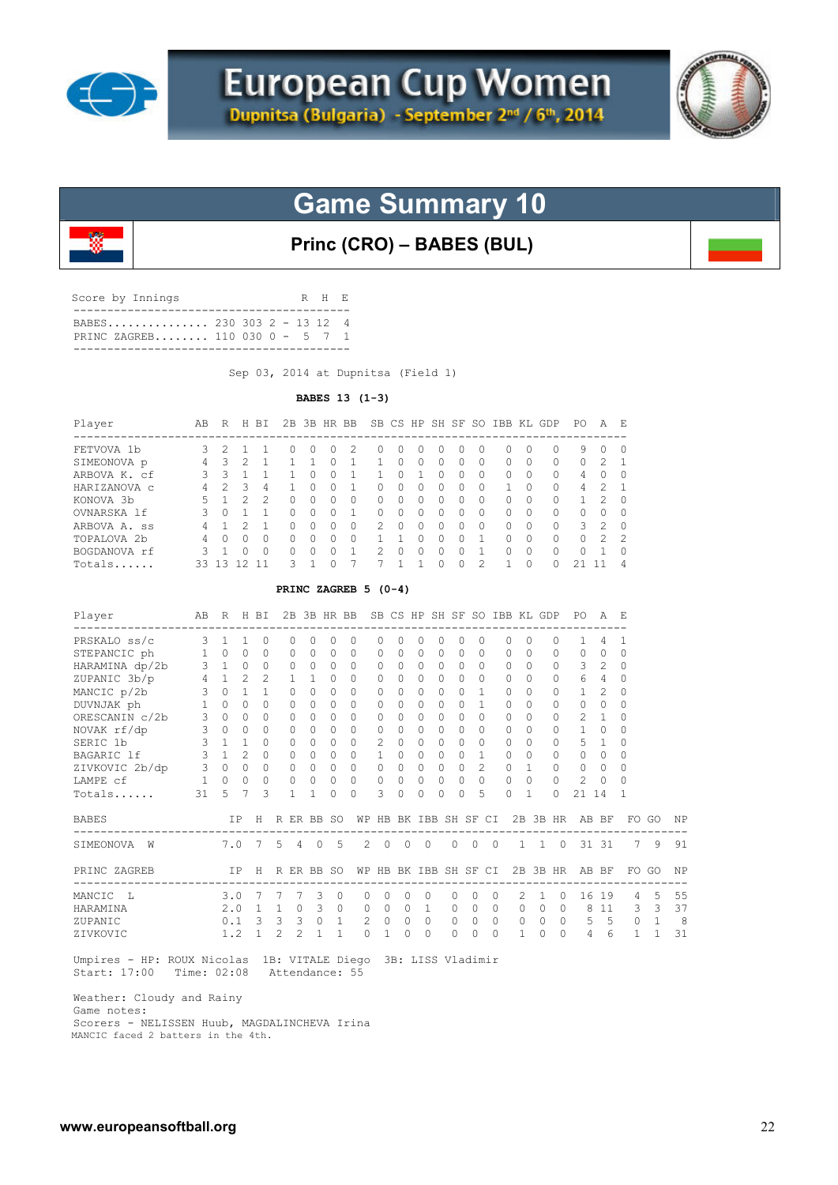# European Cup Women

**Dupnitsa (Bulgaria) - September 2nd / 6th, 2014**

## Game Summary 10

### Princ (CRO) – BABES (BUL)

Score by Innings

| | | | R | H | E |
|---|---|---|---|---|---|
| BABES | 230 303 2 | - | 13 | 12 | 4 |
| PRINC ZAGREB | 110 030 0 | - | 5 | 7 | 1 |

Sep 03, 2014 at Dupnitsa (Field 1)

**BABES 13 (1-3)**

| Player | AB | R | H | BI | 2B | 3B | HR | BB | SB | CS | HP | SH | SF | SO | IBB | KL | GDP | PO | A | E |
|---|---|---|---|---|---|---|---|---|---|---|---|---|---|---|---|---|---|---|---|---|
| FETVOVA 1b | 3 | 2 | 1 | 1 | 0 | 0 | 0 | 2 | 0 | 0 | 0 | 0 | 0 | 0 | 0 | 0 | 0 | 9 | 0 | 0 |
| SIMEONOVA p | 4 | 3 | 2 | 1 | 1 | 1 | 0 | 1 | 1 | 0 | 0 | 0 | 0 | 0 | 0 | 0 | 0 | 0 | 2 | 1 |
| ARBOVA K. cf | 3 | 3 | 1 | 1 | 1 | 0 | 0 | 1 | 1 | 0 | 1 | 0 | 0 | 0 | 0 | 0 | 0 | 4 | 0 | 0 |
| HARIZANOVA c | 4 | 2 | 3 | 4 | 1 | 0 | 0 | 1 | 0 | 0 | 0 | 0 | 0 | 0 | 1 | 0 | 0 | 4 | 2 | 1 |
| KONOVA 3b | 5 | 1 | 2 | 2 | 0 | 0 | 0 | 0 | 0 | 0 | 0 | 0 | 0 | 0 | 0 | 0 | 0 | 1 | 2 | 0 |
| OVNARSKA lf | 3 | 0 | 1 | 1 | 0 | 0 | 0 | 1 | 0 | 0 | 0 | 0 | 0 | 0 | 0 | 0 | 0 | 0 | 0 | 0 |
| ARBOVA A. ss | 4 | 1 | 2 | 1 | 0 | 0 | 0 | 0 | 2 | 0 | 0 | 0 | 0 | 0 | 0 | 0 | 0 | 3 | 2 | 0 |
| TOPALOVA 2b | 4 | 0 | 0 | 0 | 0 | 0 | 0 | 0 | 1 | 1 | 0 | 0 | 0 | 1 | 0 | 0 | 0 | 0 | 2 | 2 |
| BOGDANOVA rf | 3 | 1 | 0 | 0 | 0 | 0 | 0 | 1 | 2 | 0 | 0 | 0 | 0 | 1 | 0 | 0 | 0 | 0 | 1 | 0 |
| Totals...... | 33 | 13 | 12 | 11 | 3 | 1 | 0 | 7 | 7 | 1 | 1 | 0 | 0 | 2 | 1 | 0 | 0 | 21 | 11 | 4 |

**PRINC ZAGREB 5 (0-4)**

| Player | AB | R | H | BI | 2B | 3B | HR | BB | SB | CS | HP | SH | SF | SO | IBB | KL | GDP | PO | A | E |
|---|---|---|---|---|---|---|---|---|---|---|---|---|---|---|---|---|---|---|---|---|
| PRSKALO ss/c | 3 | 1 | 1 | 0 | 0 | 0 | 0 | 0 | 0 | 0 | 0 | 0 | 0 | 0 | 0 | 0 | 0 | 1 | 4 | 1 |
| STEPANCIC ph | 1 | 0 | 0 | 0 | 0 | 0 | 0 | 0 | 0 | 0 | 0 | 0 | 0 | 0 | 0 | 0 | 0 | 0 | 0 | 0 |
| HARAMINA dp/2b | 3 | 1 | 0 | 0 | 0 | 0 | 0 | 0 | 0 | 0 | 0 | 0 | 0 | 0 | 0 | 0 | 0 | 3 | 2 | 0 |
| ZUPANIC 3b/p | 4 | 1 | 2 | 2 | 1 | 1 | 0 | 0 | 0 | 0 | 0 | 0 | 0 | 0 | 0 | 0 | 0 | 6 | 4 | 0 |
| MANCIC p/2b | 3 | 0 | 1 | 1 | 0 | 0 | 0 | 0 | 0 | 0 | 0 | 0 | 0 | 1 | 0 | 0 | 0 | 1 | 2 | 0 |
| DUVNJAK ph | 1 | 0 | 0 | 0 | 0 | 0 | 0 | 0 | 0 | 0 | 0 | 0 | 0 | 1 | 0 | 0 | 0 | 0 | 0 | 0 |
| ORESCANIN c/2b | 3 | 0 | 0 | 0 | 0 | 0 | 0 | 0 | 0 | 0 | 0 | 0 | 0 | 0 | 0 | 0 | 0 | 2 | 1 | 0 |
| NOVAK rf/dp | 3 | 0 | 0 | 0 | 0 | 0 | 0 | 0 | 0 | 0 | 0 | 0 | 0 | 0 | 0 | 0 | 0 | 1 | 0 | 0 |
| SERIC 1b | 3 | 1 | 1 | 0 | 0 | 0 | 0 | 0 | 2 | 0 | 0 | 0 | 0 | 0 | 0 | 0 | 0 | 5 | 1 | 0 |
| BAGARIC lf | 3 | 1 | 2 | 0 | 0 | 0 | 0 | 0 | 1 | 0 | 0 | 0 | 0 | 1 | 0 | 0 | 0 | 0 | 0 | 0 |
| ZIVKOVIC 2b/dp | 3 | 0 | 0 | 0 | 0 | 0 | 0 | 0 | 0 | 0 | 0 | 0 | 0 | 2 | 0 | 1 | 0 | 0 | 0 | 0 |
| LAMPE cf | 1 | 0 | 0 | 0 | 0 | 0 | 0 | 0 | 0 | 0 | 0 | 0 | 0 | 0 | 0 | 0 | 0 | 2 | 0 | 0 |
| Totals...... | 31 | 5 | 7 | 3 | 1 | 1 | 0 | 0 | 3 | 0 | 0 | 0 | 0 | 5 | 0 | 1 | 0 | 21 | 14 | 1 |

| BABES | IP | H | R | ER | BB | SO | WP | HB | BK | IBB | SH | SF | CI | 2B | 3B | HR | AB | BF | FO | GO | NP |
|---|---|---|---|---|---|---|---|---|---|---|---|---|---|---|---|---|---|---|---|---|---|
| SIMEONOVA W | 7.0 | 7 | 5 | 4 | 0 | 5 | 2 | 0 | 0 | 0 | 0 | 0 | 0 | 1 | 1 | 0 | 31 | 31 | 7 | 9 | 91 |

| PRINC ZAGREB | IP | H | R | ER | BB | SO | WP | HB | BK | IBB | SH | SF | CI | 2B | 3B | HR | AB | BF | FO | GO | NP |
|---|---|---|---|---|---|---|---|---|---|---|---|---|---|---|---|---|---|---|---|---|---|
| MANCIC L | 3.0 | 7 | 7 | 7 | 3 | 0 | 0 | 0 | 0 | 0 | 0 | 0 | 0 | 2 | 1 | 0 | 16 | 19 | 4 | 5 | 55 |
| HARAMINA | 2.0 | 1 | 1 | 0 | 3 | 0 | 0 | 0 | 0 | 1 | 0 | 0 | 0 | 0 | 0 | 0 | 8 | 11 | 3 | 3 | 37 |
| ZUPANIC | 0.1 | 3 | 3 | 3 | 0 | 1 | 2 | 0 | 0 | 0 | 0 | 0 | 0 | 0 | 0 | 0 | 5 | 5 | 0 | 1 | 8 |
| ZIVKOVIC | 1.2 | 1 | 2 | 2 | 1 | 1 | 0 | 1 | 0 | 0 | 0 | 0 | 0 | 1 | 0 | 0 | 4 | 6 | 1 | 1 | 31 |

Umpires - HP: ROUX Nicolas 1B: VITALE Diego 3B: LISS Vladimir
Start: 17:00 Time: 02:08 Attendance: 55

Weather: Cloudy and Rainy
Game notes:
Scorers - NELISSEN Huub, MAGDALINCHEVA Irina
MANCIC faced 2 batters in the 4th.

www.europeansoftball.org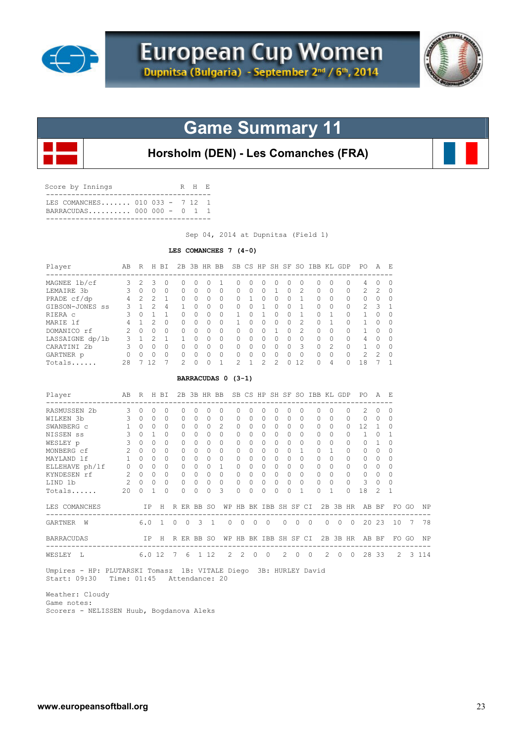# European Cup Women

**Dupnitsa (Bulgaria) - September 2nd / 6th, 2014**

## Game Summary 11

### Horsholm (DEN) - Les Comanches (FRA)

| Score by Innings | | R | H | E |
|---|---|---|---|---|
| LES COMANCHES | 010 033 - | 7 | 12 | 1 |
| BARRACUDAS | 000 000 - | 0 | 1 | 1 |

Sep 04, 2014 at Dupnitsa (Field 1)

**LES COMANCHES 7 (4-0)**

| Player | AB | R | H | BI | 2B | 3B | HR | BB | SB | CS | HP | SH | SF | SO | IBB | KL | GDP | PO | A | E |
|---|---|---|---|---|---|---|---|---|---|---|---|---|---|---|---|---|---|---|---|---|
| MAGNEE 1b/cf | 3 | 2 | 3 | 0 | 0 | 0 | 0 | 1 | 0 | 0 | 0 | 0 | 0 | 0 | 0 | 0 | 0 | 4 | 0 | 0 |
| LEMAIRE 3b | 3 | 0 | 0 | 0 | 0 | 0 | 0 | 0 | 0 | 0 | 0 | 1 | 0 | 2 | 0 | 0 | 0 | 2 | 2 | 0 |
| PRADE cf/dp | 4 | 2 | 2 | 1 | 0 | 0 | 0 | 0 | 0 | 1 | 0 | 0 | 0 | 1 | 0 | 0 | 0 | 0 | 0 | 0 |
| GIBSON-JONES ss | 3 | 1 | 2 | 4 | 1 | 0 | 0 | 0 | 0 | 0 | 1 | 0 | 0 | 1 | 0 | 0 | 0 | 2 | 3 | 1 |
| RIERA c | 3 | 0 | 1 | 1 | 0 | 0 | 0 | 0 | 1 | 0 | 1 | 0 | 0 | 1 | 0 | 1 | 0 | 1 | 0 | 0 |
| MARIE lf | 4 | 1 | 2 | 0 | 0 | 0 | 0 | 0 | 1 | 0 | 0 | 0 | 0 | 2 | 0 | 1 | 0 | 1 | 0 | 0 |
| DOMANICO rf | 2 | 0 | 0 | 0 | 0 | 0 | 0 | 0 | 0 | 0 | 0 | 1 | 0 | 2 | 0 | 0 | 0 | 1 | 0 | 0 |
| LASSAIGNE dp/1b | 3 | 1 | 2 | 1 | 1 | 0 | 0 | 0 | 0 | 0 | 0 | 0 | 0 | 0 | 0 | 0 | 0 | 4 | 0 | 0 |
| CARATINI 2b | 3 | 0 | 0 | 0 | 0 | 0 | 0 | 0 | 0 | 0 | 0 | 0 | 0 | 3 | 0 | 2 | 0 | 1 | 0 | 0 |
| GARTNER p | 0 | 0 | 0 | 0 | 0 | 0 | 0 | 0 | 0 | 0 | 0 | 0 | 0 | 0 | 0 | 0 | 0 | 2 | 2 | 0 |
| Totals...... | 28 | 7 | 12 | 7 | 2 | 0 | 0 | 1 | 2 | 1 | 2 | 2 | 0 | 12 | 0 | 4 | 0 | 18 | 7 | 1 |

**BARRACUDAS 0 (3-1)**

| Player | AB | R | H | BI | 2B | 3B | HR | BB | SB | CS | HP | SH | SF | SO | IBB | KL | GDP | PO | A | E |
|---|---|---|---|---|---|---|---|---|---|---|---|---|---|---|---|---|---|---|---|---|
| RASMUSSEN 2b | 3 | 0 | 0 | 0 | 0 | 0 | 0 | 0 | 0 | 0 | 0 | 0 | 0 | 0 | 0 | 0 | 0 | 2 | 0 | 0 |
| WILKEN 3b | 3 | 0 | 0 | 0 | 0 | 0 | 0 | 0 | 0 | 0 | 0 | 0 | 0 | 0 | 0 | 0 | 0 | 0 | 0 | 0 |
| SWANBERG c | 1 | 0 | 0 | 0 | 0 | 0 | 0 | 2 | 0 | 0 | 0 | 0 | 0 | 0 | 0 | 0 | 0 | 12 | 1 | 0 |
| NISSEN ss | 3 | 0 | 1 | 0 | 0 | 0 | 0 | 0 | 0 | 0 | 0 | 0 | 0 | 0 | 0 | 0 | 0 | 1 | 0 | 1 |
| WESLEY p | 3 | 0 | 0 | 0 | 0 | 0 | 0 | 0 | 0 | 0 | 0 | 0 | 0 | 0 | 0 | 0 | 0 | 0 | 1 | 0 |
| MONBERG cf | 2 | 0 | 0 | 0 | 0 | 0 | 0 | 0 | 0 | 0 | 0 | 0 | 0 | 1 | 0 | 1 | 0 | 0 | 0 | 0 |
| MAYLAND lf | 1 | 0 | 0 | 0 | 0 | 0 | 0 | 0 | 0 | 0 | 0 | 0 | 0 | 0 | 0 | 0 | 0 | 0 | 0 | 0 |
| ELLEHAVE ph/lf | 0 | 0 | 0 | 0 | 0 | 0 | 0 | 1 | 0 | 0 | 0 | 0 | 0 | 0 | 0 | 0 | 0 | 0 | 0 | 0 |
| KYNDESEN rf | 2 | 0 | 0 | 0 | 0 | 0 | 0 | 0 | 0 | 0 | 0 | 0 | 0 | 0 | 0 | 0 | 0 | 0 | 0 | 0 |
| LIND 1b | 2 | 0 | 0 | 0 | 0 | 0 | 0 | 0 | 0 | 0 | 0 | 0 | 0 | 0 | 0 | 0 | 0 | 3 | 0 | 0 |
| Totals...... | 20 | 0 | 1 | 0 | 0 | 0 | 0 | 3 | 0 | 0 | 0 | 0 | 0 | 1 | 0 | 1 | 0 | 18 | 2 | 1 |

| LES COMANCHES | IP | H | R | ER | BB | SO | WP | HB | BK | IBB | SH | SF | CI | 2B | 3B | HR | AB | BF | FO | GO | NP |
|---|---|---|---|---|---|---|---|---|---|---|---|---|---|---|---|---|---|---|---|---|---|
| GARTNER W | 6.0 | 1 | 0 | 0 | 3 | 1 | 0 | 0 | 0 | 0 | 0 | 0 | 0 | 0 | 0 | 0 | 20 | 23 | 10 | 7 | 78 |

| BARRACUDAS | IP | H | R | ER | BB | SO | WP | HB | BK | IBB | SH | SF | CI | 2B | 3B | HR | AB | BF | FO | GO | NP |
|---|---|---|---|---|---|---|---|---|---|---|---|---|---|---|---|---|---|---|---|---|---|
| WESLEY L | 6.0 | 12 | 7 | 6 | 1 | 12 | 2 | 2 | 0 | 0 | 2 | 0 | 0 | 2 | 0 | 0 | 28 | 33 | 2 | 3 | 114 |

Umpires - HP: PLUTARSKI Tomasz 1B: VITALE Diego 3B: HURLEY David
Start: 09:30 Time: 01:45 Attendance: 20

Weather: Cloudy
Game notes:
Scorers - NELISSEN Huub, Bogdanova Aleks

www.europeansoftball.org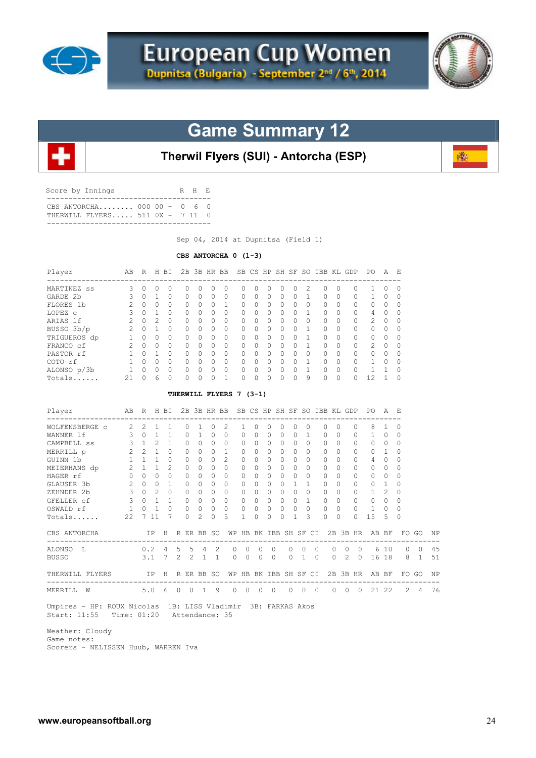# European Cup Women

Dupnitsa (Bulgaria) - September 2nd / 6th, 2014

## Game Summary 12

### Therwil Flyers (SUI) - Antorcha (ESP)

| Score by Innings | | R | H | E |
|---|---|---|---|---|
| CBS ANTORCHA........ | 000 00 - | 0 | 6 | 0 |
| THERWILL FLYERS..... | 511 0X - | 7 | 11 | 0 |

Sep 04, 2014 at Dupnitsa (Field 1)

**CBS ANTORCHA 0 (1-3)**

| Player | AB | R | H | BI | 2B | 3B | HR | BB | SB | CS | HP | SH | SF | SO | IBB | KL | GDP | PO | A | E |
|---|---|---|---|---|---|---|---|---|---|---|---|---|---|---|---|---|---|---|---|---|
| MARTINEZ ss | 3 | 0 | 0 | 0 | 0 | 0 | 0 | 0 | 0 | 0 | 0 | 0 | 0 | 2 | 0 | 0 | 0 | 1 | 0 | 0 |
| GARDE 2b | 3 | 0 | 1 | 0 | 0 | 0 | 0 | 0 | 0 | 0 | 0 | 0 | 0 | 1 | 0 | 0 | 0 | 1 | 0 | 0 |
| FLORES 1b | 2 | 0 | 0 | 0 | 0 | 0 | 0 | 1 | 0 | 0 | 0 | 0 | 0 | 0 | 0 | 0 | 0 | 0 | 0 | 0 |
| LOPEZ c | 3 | 0 | 1 | 0 | 0 | 0 | 0 | 0 | 0 | 0 | 0 | 0 | 0 | 1 | 0 | 0 | 0 | 4 | 0 | 0 |
| ARIAS lf | 2 | 0 | 2 | 0 | 0 | 0 | 0 | 0 | 0 | 0 | 0 | 0 | 0 | 0 | 0 | 0 | 0 | 2 | 0 | 0 |
| BUSSO 3b/p | 2 | 0 | 1 | 0 | 0 | 0 | 0 | 0 | 0 | 0 | 0 | 0 | 0 | 1 | 0 | 0 | 0 | 0 | 0 | 0 |
| TRIGUEROS dp | 1 | 0 | 0 | 0 | 0 | 0 | 0 | 0 | 0 | 0 | 0 | 0 | 0 | 1 | 0 | 0 | 0 | 0 | 0 | 0 |
| FRANCO cf | 2 | 0 | 0 | 0 | 0 | 0 | 0 | 0 | 0 | 0 | 0 | 0 | 0 | 1 | 0 | 0 | 0 | 2 | 0 | 0 |
| PASTOR rf | 1 | 0 | 1 | 0 | 0 | 0 | 0 | 0 | 0 | 0 | 0 | 0 | 0 | 0 | 0 | 0 | 0 | 0 | 0 | 0 |
| COTO rf | 1 | 0 | 0 | 0 | 0 | 0 | 0 | 0 | 0 | 0 | 0 | 0 | 0 | 1 | 0 | 0 | 0 | 1 | 0 | 0 |
| ALONSO p/3b | 1 | 0 | 0 | 0 | 0 | 0 | 0 | 0 | 0 | 0 | 0 | 0 | 0 | 1 | 0 | 0 | 0 | 1 | 1 | 0 |
| Totals...... | 21 | 0 | 6 | 0 | 0 | 0 | 0 | 1 | 0 | 0 | 0 | 0 | 0 | 9 | 0 | 0 | 0 | 12 | 1 | 0 |

**THERWILL FLYERS 7 (3-1)**

| Player | AB | R | H | BI | 2B | 3B | HR | BB | SB | CS | HP | SH | SF | SO | IBB | KL | GDP | PO | A | E |
|---|---|---|---|---|---|---|---|---|---|---|---|---|---|---|---|---|---|---|---|---|
| WOLFENSBERGE c | 2 | 2 | 1 | 1 | 0 | 1 | 0 | 2 | 1 | 0 | 0 | 0 | 0 | 0 | 0 | 0 | 0 | 8 | 1 | 0 |
| WANNER lf | 3 | 0 | 1 | 1 | 0 | 1 | 0 | 0 | 0 | 0 | 0 | 0 | 0 | 1 | 0 | 0 | 0 | 1 | 0 | 0 |
| CAMPBELL ss | 3 | 1 | 2 | 1 | 0 | 0 | 0 | 0 | 0 | 0 | 0 | 0 | 0 | 0 | 0 | 0 | 0 | 0 | 0 | 0 |
| MERRILL p | 2 | 2 | 1 | 0 | 0 | 0 | 0 | 1 | 0 | 0 | 0 | 0 | 0 | 0 | 0 | 0 | 0 | 0 | 1 | 0 |
| GUINN 1b | 1 | 1 | 1 | 0 | 0 | 0 | 0 | 2 | 0 | 0 | 0 | 0 | 0 | 0 | 0 | 0 | 0 | 4 | 0 | 0 |
| MEIERHANS dp | 2 | 1 | 1 | 2 | 0 | 0 | 0 | 0 | 0 | 0 | 0 | 0 | 0 | 0 | 0 | 0 | 0 | 0 | 0 | 0 |
| HAGER rf | 0 | 0 | 0 | 0 | 0 | 0 | 0 | 0 | 0 | 0 | 0 | 0 | 0 | 0 | 0 | 0 | 0 | 0 | 0 | 0 |
| GLAUSER 3b | 2 | 0 | 0 | 1 | 0 | 0 | 0 | 0 | 0 | 0 | 0 | 0 | 1 | 1 | 0 | 0 | 0 | 0 | 1 | 0 |
| ZEHNDER 2b | 3 | 0 | 2 | 0 | 0 | 0 | 0 | 0 | 0 | 0 | 0 | 0 | 0 | 0 | 0 | 0 | 0 | 1 | 2 | 0 |
| GFELLER cf | 3 | 0 | 1 | 1 | 0 | 0 | 0 | 0 | 0 | 0 | 0 | 0 | 0 | 1 | 0 | 0 | 0 | 0 | 0 | 0 |
| OSWALD rf | 1 | 0 | 1 | 0 | 0 | 0 | 0 | 0 | 0 | 0 | 0 | 0 | 0 | 0 | 0 | 0 | 0 | 1 | 0 | 0 |
| Totals...... | 22 | 7 | 11 | 7 | 0 | 2 | 0 | 5 | 1 | 0 | 0 | 0 | 1 | 3 | 0 | 0 | 0 | 15 | 5 | 0 |

| CBS ANTORCHA | IP | H | R | ER | BB | SO | WP | HB | BK | IBB | SH | SF | CI | 2B | 3B | HR | AB | BF | FO | GO | NP |
|---|---|---|---|---|---|---|---|---|---|---|---|---|---|---|---|---|---|---|---|---|---|
| ALONSO L | 0.2 | 4 | 5 | 5 | 4 | 2 | 0 | 0 | 0 | 0 | 0 | 0 | 0 | 0 | 0 | 0 | 6 | 10 | 0 | 0 | 45 |
| BUSSO | 3.1 | 7 | 2 | 2 | 1 | 1 | 0 | 0 | 0 | 0 | 0 | 1 | 0 | 0 | 2 | 0 | 16 | 18 | 8 | 1 | 51 |

| THERWILL FLYERS | IP | H | R | ER | BB | SO | WP | HB | BK | IBB | SH | SF | CI | 2B | 3B | HR | AB | BF | FO | GO | NP |
|---|---|---|---|---|---|---|---|---|---|---|---|---|---|---|---|---|---|---|---|---|---|
| MERRILL W | 5.0 | 6 | 0 | 0 | 1 | 9 | 0 | 0 | 0 | 0 | 0 | 0 | 0 | 0 | 0 | 0 | 21 | 22 | 2 | 4 | 76 |

Umpires - HP: ROUX Nicolas 1B: LISS Vladimir 3B: FARKAS Akos
Start: 11:55 Time: 01:20 Attendance: 35

Weather: Cloudy
Game notes:
Scorers - NELISSEN Huub, WARREN Iva

www.europeansoftball.org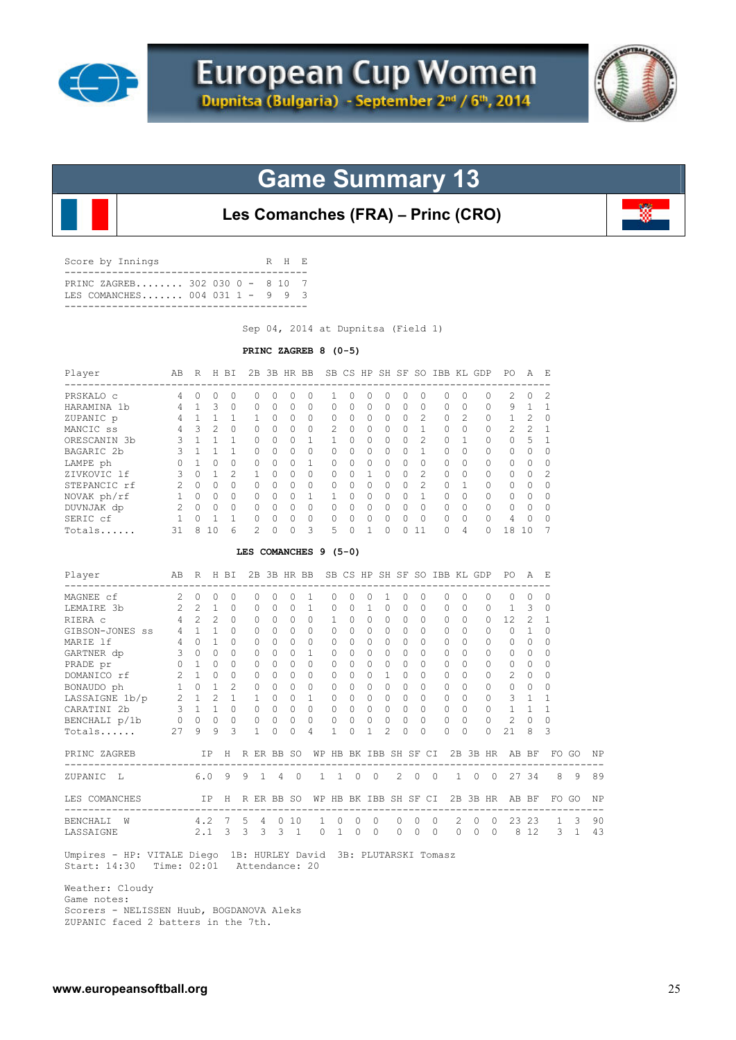# European Cup Women

**Dupnitsa (Bulgaria) - September 2nd / 6th, 2014**

## Game Summary 13

### Les Comanches (FRA) – Princ (CRO)

| Score by Innings | | R | H | E |
|---|---|---|---|---|
| PRINC ZAGREB........ | 302 030 0 - | 8 | 10 | 7 |
| LES COMANCHES....... | 004 031 1 - | 9 | 9 | 3 |

Sep 04, 2014 at Dupnitsa (Field 1)

**PRINC ZAGREB 8 (0-5)**

| Player | AB | R | H | BI | 2B | 3B | HR | BB | SB | CS | HP | SH | SF | SO | IBB | KL | GDP | PO | A | E |
|---|---|---|---|---|---|---|---|---|---|---|---|---|---|---|---|---|---|---|---|---|
| PRSKALO c | 4 | 0 | 0 | 0 | 0 | 0 | 0 | 0 | 1 | 0 | 0 | 0 | 0 | 0 | 0 | 0 | 0 | 2 | 0 | 2 |
| HARAMINA 1b | 4 | 1 | 3 | 0 | 0 | 0 | 0 | 0 | 0 | 0 | 0 | 0 | 0 | 0 | 0 | 0 | 0 | 9 | 1 | 1 |
| ZUPANIC p | 4 | 1 | 1 | 1 | 1 | 0 | 0 | 0 | 0 | 0 | 0 | 0 | 0 | 2 | 0 | 2 | 0 | 1 | 2 | 0 |
| MANCIC ss | 4 | 3 | 2 | 0 | 0 | 0 | 0 | 0 | 2 | 0 | 0 | 0 | 0 | 1 | 0 | 0 | 0 | 2 | 2 | 1 |
| ORESCANIN 3b | 3 | 1 | 1 | 1 | 0 | 0 | 0 | 1 | 1 | 0 | 0 | 0 | 0 | 2 | 0 | 1 | 0 | 0 | 5 | 1 |
| BAGARIC 2b | 3 | 1 | 1 | 1 | 0 | 0 | 0 | 0 | 0 | 0 | 0 | 0 | 0 | 1 | 0 | 0 | 0 | 0 | 0 | 0 |
| LAMPE ph | 0 | 1 | 0 | 0 | 0 | 0 | 0 | 1 | 0 | 0 | 0 | 0 | 0 | 0 | 0 | 0 | 0 | 0 | 0 | 0 |
| ZIVKOVIC lf | 3 | 0 | 1 | 2 | 1 | 0 | 0 | 0 | 0 | 0 | 1 | 0 | 0 | 2 | 0 | 0 | 0 | 0 | 0 | 2 |
| STEPANCIC rf | 2 | 0 | 0 | 0 | 0 | 0 | 0 | 0 | 0 | 0 | 0 | 0 | 0 | 2 | 0 | 1 | 0 | 0 | 0 | 0 |
| NOVAK ph/rf | 1 | 0 | 0 | 0 | 0 | 0 | 0 | 1 | 1 | 0 | 0 | 0 | 0 | 1 | 0 | 0 | 0 | 0 | 0 | 0 |
| DUVNJAK dp | 2 | 0 | 0 | 0 | 0 | 0 | 0 | 0 | 0 | 0 | 0 | 0 | 0 | 0 | 0 | 0 | 0 | 0 | 0 | 0 |
| SERIC cf | 1 | 0 | 1 | 1 | 0 | 0 | 0 | 0 | 0 | 0 | 0 | 0 | 0 | 0 | 0 | 0 | 0 | 4 | 0 | 0 |
| Totals...... | 31 | 8 | 10 | 6 | 2 | 0 | 0 | 3 | 5 | 0 | 1 | 0 | 0 | 11 | 0 | 4 | 0 | 18 | 10 | 7 |

**LES COMANCHES 9 (5-0)**

| Player | AB | R | H | BI | 2B | 3B | HR | BB | SB | CS | HP | SH | SF | SO | IBB | KL | GDP | PO | A | E |
|---|---|---|---|---|---|---|---|---|---|---|---|---|---|---|---|---|---|---|---|---|
| MAGNEE cf | 2 | 0 | 0 | 0 | 0 | 0 | 0 | 1 | 0 | 0 | 0 | 1 | 0 | 0 | 0 | 0 | 0 | 0 | 0 | 0 |
| LEMAIRE 3b | 2 | 2 | 1 | 0 | 0 | 0 | 0 | 1 | 0 | 0 | 1 | 0 | 0 | 0 | 0 | 0 | 0 | 1 | 3 | 0 |
| RIERA c | 4 | 2 | 2 | 0 | 0 | 0 | 0 | 0 | 1 | 0 | 0 | 0 | 0 | 0 | 0 | 0 | 0 | 12 | 2 | 1 |
| GIBSON-JONES ss | 4 | 1 | 1 | 0 | 0 | 0 | 0 | 0 | 0 | 0 | 0 | 0 | 0 | 0 | 0 | 0 | 0 | 0 | 1 | 0 |
| MARIE lf | 4 | 0 | 1 | 0 | 0 | 0 | 0 | 0 | 0 | 0 | 0 | 0 | 0 | 0 | 0 | 0 | 0 | 0 | 0 | 0 |
| GARTNER dp | 3 | 0 | 0 | 0 | 0 | 0 | 0 | 1 | 0 | 0 | 0 | 0 | 0 | 0 | 0 | 0 | 0 | 0 | 0 | 0 |
| PRADE pr | 0 | 1 | 0 | 0 | 0 | 0 | 0 | 0 | 0 | 0 | 0 | 0 | 0 | 0 | 0 | 0 | 0 | 0 | 0 | 0 |
| DOMANICO rf | 2 | 1 | 0 | 0 | 0 | 0 | 0 | 0 | 0 | 0 | 0 | 1 | 0 | 0 | 0 | 0 | 0 | 2 | 0 | 0 |
| BONAUDO ph | 1 | 0 | 1 | 2 | 0 | 0 | 0 | 0 | 0 | 0 | 0 | 0 | 0 | 0 | 0 | 0 | 0 | 0 | 0 | 0 |
| LASSAIGNE 1b/p | 2 | 1 | 2 | 1 | 1 | 0 | 0 | 1 | 0 | 0 | 0 | 0 | 0 | 0 | 0 | 0 | 0 | 3 | 1 | 1 |
| CARATINI 2b | 3 | 1 | 1 | 0 | 0 | 0 | 0 | 0 | 0 | 0 | 0 | 0 | 0 | 0 | 0 | 0 | 0 | 1 | 1 | 1 |
| BENCHALI p/1b | 0 | 0 | 0 | 0 | 0 | 0 | 0 | 0 | 0 | 0 | 0 | 0 | 0 | 0 | 0 | 0 | 0 | 2 | 0 | 0 |
| Totals...... | 27 | 9 | 9 | 3 | 1 | 0 | 0 | 4 | 1 | 0 | 1 | 2 | 0 | 0 | 0 | 0 | 0 | 21 | 8 | 3 |

| PRINC ZAGREB | IP | H | R | ER | BB | SO | WP | HB | BK | IBB | SH | SF | CI | 2B | 3B | HR | AB | BF | FO | GO | NP |
|---|---|---|---|---|---|---|---|---|---|---|---|---|---|---|---|---|---|---|---|---|---|
| ZUPANIC L | 6.0 | 9 | 9 | 1 | 4 | 0 | 1 | 1 | 0 | 0 | 2 | 0 | 0 | 1 | 0 | 0 | 27 | 34 | 8 | 9 | 89 |

| LES COMANCHES | IP | H | R | ER | BB | SO | WP | HB | BK | IBB | SH | SF | CI | 2B | 3B | HR | AB | BF | FO | GO | NP |
|---|---|---|---|---|---|---|---|---|---|---|---|---|---|---|---|---|---|---|---|---|---|
| BENCHALI W | 4.2 | 7 | 5 | 4 | 0 | 10 | 1 | 0 | 0 | 0 | 0 | 0 | 0 | 2 | 0 | 0 | 23 | 23 | 1 | 3 | 90 |
| LASSAIGNE | 2.1 | 3 | 3 | 3 | 3 | 1 | 0 | 1 | 0 | 0 | 0 | 0 | 0 | 0 | 0 | 0 | 8 | 12 | 3 | 1 | 43 |

Umpires - HP: VITALE Diego 1B: HURLEY David 3B: PLUTARSKI Tomasz
Start: 14:30 Time: 02:01 Attendance: 20

Weather: Cloudy
Game notes:
Scorers - NELISSEN Huub, BOGDANOVA Aleks
ZUPANIC faced 2 batters in the 7th.

www.europeansoftball.org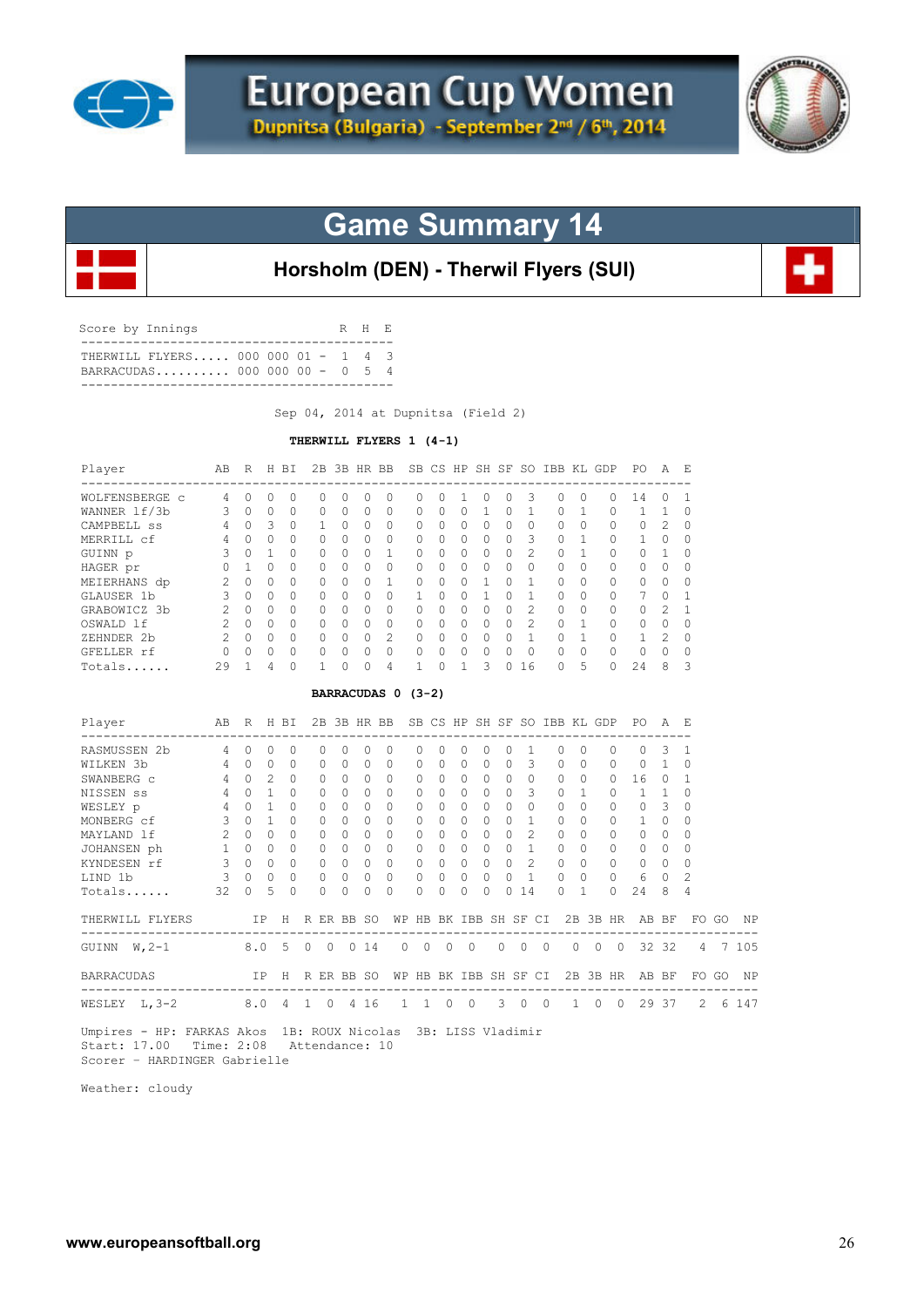# European Cup Women

Dupnitsa (Bulgaria) - September 2nd / 6th, 2014

## Game Summary 14

### Horsholm (DEN) - Therwil Flyers (SUI)

Score by Innings

| | Innings | | R | H | E |
|---|---|---|---|---|---|
| THERWILL FLYERS..... | 000 000 01 | - | 1 | 4 | 3 |
| BARRACUDAS.......... | 000 000 00 | - | 0 | 5 | 4 |

Sep 04, 2014 at Dupnitsa (Field 2)

**THERWILL FLYERS 1 (4-1)**

| Player | AB | R | H | BI | 2B | 3B | HR | BB | SB | CS | HP | SH | SF | SO | IBB | KL | GDP | PO | A | E |
|---|---|---|---|---|---|---|---|---|---|---|---|---|---|---|---|---|---|---|---|---|
| WOLFENSBERGE c | 4 | 0 | 0 | 0 | 0 | 0 | 0 | 0 | 0 | 0 | 1 | 0 | 0 | 3 | 0 | 0 | 0 | 14 | 0 | 1 |
| WANNER lf/3b | 3 | 0 | 0 | 0 | 0 | 0 | 0 | 0 | 0 | 0 | 0 | 1 | 0 | 1 | 0 | 1 | 0 | 1 | 1 | 0 |
| CAMPBELL ss | 4 | 0 | 3 | 0 | 1 | 0 | 0 | 0 | 0 | 0 | 0 | 0 | 0 | 0 | 0 | 0 | 0 | 0 | 2 | 0 |
| MERRILL cf | 4 | 0 | 0 | 0 | 0 | 0 | 0 | 0 | 0 | 0 | 0 | 0 | 0 | 3 | 0 | 1 | 0 | 1 | 0 | 0 |
| GUINN p | 3 | 0 | 1 | 0 | 0 | 0 | 0 | 1 | 0 | 0 | 0 | 0 | 0 | 2 | 0 | 1 | 0 | 0 | 1 | 0 |
| HAGER pr | 0 | 1 | 0 | 0 | 0 | 0 | 0 | 0 | 0 | 0 | 0 | 0 | 0 | 0 | 0 | 0 | 0 | 0 | 0 | 0 |
| MEIERHANS dp | 2 | 0 | 0 | 0 | 0 | 0 | 0 | 1 | 0 | 0 | 0 | 1 | 0 | 1 | 0 | 0 | 0 | 0 | 0 | 0 |
| GLAUSER 1b | 3 | 0 | 0 | 0 | 0 | 0 | 0 | 0 | 1 | 0 | 0 | 1 | 0 | 1 | 0 | 0 | 0 | 7 | 0 | 1 |
| GRABOWICZ 3b | 2 | 0 | 0 | 0 | 0 | 0 | 0 | 0 | 0 | 0 | 0 | 0 | 0 | 2 | 0 | 0 | 0 | 0 | 2 | 1 |
| OSWALD lf | 2 | 0 | 0 | 0 | 0 | 0 | 0 | 0 | 0 | 0 | 0 | 0 | 0 | 2 | 0 | 1 | 0 | 0 | 0 | 0 |
| ZEHNDER 2b | 2 | 0 | 0 | 0 | 0 | 0 | 0 | 2 | 0 | 0 | 0 | 0 | 0 | 1 | 0 | 1 | 0 | 1 | 2 | 0 |
| GFELLER rf | 0 | 0 | 0 | 0 | 0 | 0 | 0 | 0 | 0 | 0 | 0 | 0 | 0 | 0 | 0 | 0 | 0 | 0 | 0 | 0 |
| Totals...... | 29 | 1 | 4 | 0 | 1 | 0 | 0 | 4 | 1 | 0 | 1 | 3 | 0 | 16 | 0 | 5 | 0 | 24 | 8 | 3 |

**BARRACUDAS 0 (3-2)**

| Player | AB | R | H | BI | 2B | 3B | HR | BB | SB | CS | HP | SH | SF | SO | IBB | KL | GDP | PO | A | E |
|---|---|---|---|---|---|---|---|---|---|---|---|---|---|---|---|---|---|---|---|---|
| RASMUSSEN 2b | 4 | 0 | 0 | 0 | 0 | 0 | 0 | 0 | 0 | 0 | 0 | 0 | 0 | 1 | 0 | 0 | 0 | 0 | 3 | 1 |
| WILKEN 3b | 4 | 0 | 0 | 0 | 0 | 0 | 0 | 0 | 0 | 0 | 0 | 0 | 0 | 3 | 0 | 0 | 0 | 0 | 1 | 0 |
| SWANBERG c | 4 | 0 | 2 | 0 | 0 | 0 | 0 | 0 | 0 | 0 | 0 | 0 | 0 | 0 | 0 | 0 | 0 | 16 | 0 | 1 |
| NISSEN ss | 4 | 0 | 1 | 0 | 0 | 0 | 0 | 0 | 0 | 0 | 0 | 0 | 0 | 3 | 0 | 1 | 0 | 1 | 1 | 0 |
| WESLEY p | 4 | 0 | 1 | 0 | 0 | 0 | 0 | 0 | 0 | 0 | 0 | 0 | 0 | 0 | 0 | 0 | 0 | 0 | 3 | 0 |
| MONBERG cf | 3 | 0 | 1 | 0 | 0 | 0 | 0 | 0 | 0 | 0 | 0 | 0 | 0 | 1 | 0 | 0 | 0 | 1 | 0 | 0 |
| MAYLAND lf | 2 | 0 | 0 | 0 | 0 | 0 | 0 | 0 | 0 | 0 | 0 | 0 | 0 | 2 | 0 | 0 | 0 | 0 | 0 | 0 |
| JOHANSEN ph | 1 | 0 | 0 | 0 | 0 | 0 | 0 | 0 | 0 | 0 | 0 | 0 | 0 | 1 | 0 | 0 | 0 | 0 | 0 | 0 |
| KYNDESEN rf | 3 | 0 | 0 | 0 | 0 | 0 | 0 | 0 | 0 | 0 | 0 | 0 | 0 | 2 | 0 | 0 | 0 | 0 | 0 | 0 |
| LIND 1b | 3 | 0 | 0 | 0 | 0 | 0 | 0 | 0 | 0 | 0 | 0 | 0 | 0 | 1 | 0 | 0 | 0 | 6 | 0 | 2 |
| Totals...... | 32 | 0 | 5 | 0 | 0 | 0 | 0 | 0 | 0 | 0 | 0 | 0 | 0 | 14 | 0 | 1 | 0 | 24 | 8 | 4 |

| THERWILL FLYERS | IP | H | R | ER | BB | SO | WP | HB | BK | IBB | SH | SF | CI | 2B | 3B | HR | AB | BF | FO | GO | NP |
|---|---|---|---|---|---|---|---|---|---|---|---|---|---|---|---|---|---|---|---|---|---|
| GUINN W,2-1 | 8.0 | 5 | 0 | 0 | 0 | 14 | 0 | 0 | 0 | 0 | 0 | 0 | 0 | 0 | 0 | 0 | 32 | 32 | 4 | 7 | 105 |

| BARRACUDAS | IP | H | R | ER | BB | SO | WP | HB | BK | IBB | SH | SF | CI | 2B | 3B | HR | AB | BF | FO | GO | NP |
|---|---|---|---|---|---|---|---|---|---|---|---|---|---|---|---|---|---|---|---|---|---|
| WESLEY L,3-2 | 8.0 | 4 | 1 | 0 | 4 | 16 | 1 | 1 | 0 | 0 | 3 | 0 | 0 | 1 | 0 | 0 | 29 | 37 | 2 | 6 | 147 |

Umpires - HP: FARKAS Akos 1B: ROUX Nicolas 3B: LISS Vladimir
Start: 17.00 Time: 2:08 Attendance: 10
Scorer - HARDINGER Gabrielle

Weather: cloudy

www.europeansoftball.org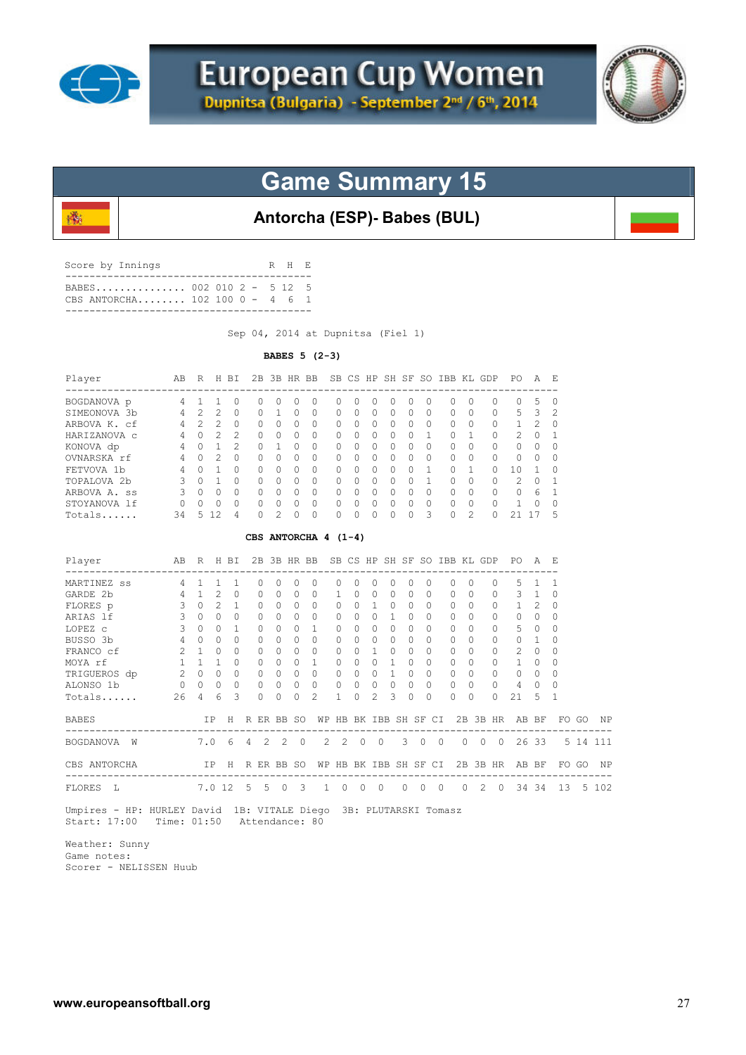# European Cup Women

Dupnitsa (Bulgaria) - September 2nd / 6th, 2014

## Game Summary 15

### Antorcha (ESP)- Babes (BUL)

Score by Innings

| | | R | H | E |
|---|---|---|---|---|
| BABES............... | 002 010 2 - | 5 | 12 | 5 |
| CBS ANTORCHA........ | 102 100 0 - | 4 | 6 | 1 |

Sep 04, 2014 at Dupnitsa (Fiel 1)

**BABES 5 (2-3)**

| Player | AB | R | H | BI | 2B | 3B | HR | BB | SB | CS | HP | SH | SF | SO | IBB | KL | GDP | PO | A | E |
|---|---|---|---|---|---|---|---|---|---|---|---|---|---|---|---|---|---|---|---|---|
| BOGDANOVA p | 4 | 1 | 1 | 0 | 0 | 0 | 0 | 0 | 0 | 0 | 0 | 0 | 0 | 0 | 0 | 0 | 0 | 0 | 5 | 0 |
| SIMEONOVA 3b | 4 | 2 | 2 | 0 | 0 | 1 | 0 | 0 | 0 | 0 | 0 | 0 | 0 | 0 | 0 | 0 | 0 | 5 | 3 | 2 |
| ARBOVA K. cf | 4 | 2 | 2 | 0 | 0 | 0 | 0 | 0 | 0 | 0 | 0 | 0 | 0 | 0 | 0 | 0 | 0 | 1 | 2 | 0 |
| HARIZANOVA c | 4 | 0 | 2 | 2 | 0 | 0 | 0 | 0 | 0 | 0 | 0 | 0 | 0 | 1 | 0 | 1 | 0 | 2 | 0 | 1 |
| KONOVA dp | 4 | 0 | 1 | 2 | 0 | 1 | 0 | 0 | 0 | 0 | 0 | 0 | 0 | 0 | 0 | 0 | 0 | 0 | 0 | 0 |
| OVNARSKA rf | 4 | 0 | 2 | 0 | 0 | 0 | 0 | 0 | 0 | 0 | 0 | 0 | 0 | 0 | 0 | 0 | 0 | 0 | 0 | 0 |
| FETVOVA 1b | 4 | 0 | 1 | 0 | 0 | 0 | 0 | 0 | 0 | 0 | 0 | 0 | 0 | 1 | 0 | 1 | 0 | 10 | 1 | 0 |
| TOPALOVA 2b | 3 | 0 | 1 | 0 | 0 | 0 | 0 | 0 | 0 | 0 | 0 | 0 | 0 | 1 | 0 | 0 | 0 | 2 | 0 | 1 |
| ARBOVA A. ss | 3 | 0 | 0 | 0 | 0 | 0 | 0 | 0 | 0 | 0 | 0 | 0 | 0 | 0 | 0 | 0 | 0 | 0 | 6 | 1 |
| STOYANOVA lf | 0 | 0 | 0 | 0 | 0 | 0 | 0 | 0 | 0 | 0 | 0 | 0 | 0 | 0 | 0 | 0 | 0 | 1 | 0 | 0 |
| Totals...... | 34 | 5 | 12 | 4 | 0 | 2 | 0 | 0 | 0 | 0 | 0 | 0 | 0 | 3 | 0 | 2 | 0 | 21 | 17 | 5 |

**CBS ANTORCHA 4 (1-4)**

| Player | AB | R | H | BI | 2B | 3B | HR | BB | SB | CS | HP | SH | SF | SO | IBB | KL | GDP | PO | A | E |
|---|---|---|---|---|---|---|---|---|---|---|---|---|---|---|---|---|---|---|---|---|
| MARTINEZ ss | 4 | 1 | 1 | 1 | 0 | 0 | 0 | 0 | 0 | 0 | 0 | 0 | 0 | 0 | 0 | 0 | 0 | 5 | 1 | 1 |
| GARDE 2b | 4 | 1 | 2 | 0 | 0 | 0 | 0 | 0 | 1 | 0 | 0 | 0 | 0 | 0 | 0 | 0 | 0 | 3 | 1 | 0 |
| FLORES p | 3 | 0 | 2 | 1 | 0 | 0 | 0 | 0 | 0 | 0 | 1 | 0 | 0 | 0 | 0 | 0 | 0 | 1 | 2 | 0 |
| ARIAS lf | 3 | 0 | 0 | 0 | 0 | 0 | 0 | 0 | 0 | 0 | 0 | 1 | 0 | 0 | 0 | 0 | 0 | 0 | 0 | 0 |
| LOPEZ c | 3 | 0 | 0 | 1 | 0 | 0 | 0 | 1 | 0 | 0 | 0 | 0 | 0 | 0 | 0 | 0 | 0 | 5 | 0 | 0 |
| BUSSO 3b | 4 | 0 | 0 | 0 | 0 | 0 | 0 | 0 | 0 | 0 | 0 | 0 | 0 | 0 | 0 | 0 | 0 | 0 | 1 | 0 |
| FRANCO cf | 2 | 1 | 0 | 0 | 0 | 0 | 0 | 0 | 0 | 0 | 1 | 0 | 0 | 0 | 0 | 0 | 0 | 2 | 0 | 0 |
| MOYA rf | 1 | 1 | 1 | 0 | 0 | 0 | 0 | 1 | 0 | 0 | 0 | 1 | 0 | 0 | 0 | 0 | 0 | 1 | 0 | 0 |
| TRIGUEROS dp | 2 | 0 | 0 | 0 | 0 | 0 | 0 | 0 | 0 | 0 | 0 | 1 | 0 | 0 | 0 | 0 | 0 | 0 | 0 | 0 |
| ALONSO 1b | 0 | 0 | 0 | 0 | 0 | 0 | 0 | 0 | 0 | 0 | 0 | 0 | 0 | 0 | 0 | 0 | 0 | 4 | 0 | 0 |
| Totals...... | 26 | 4 | 6 | 3 | 0 | 0 | 0 | 2 | 1 | 0 | 2 | 3 | 0 | 0 | 0 | 0 | 0 | 21 | 5 | 1 |

| BABES | IP | H | R | ER | BB | SO | WP | HB | BK | IBB | SH | SF | CI | 2B | 3B | HR | AB | BF | FO | GO | NP |
|---|---|---|---|---|---|---|---|---|---|---|---|---|---|---|---|---|---|---|---|---|---|
| BOGDANOVA W | 7.0 | 6 | 4 | 2 | 2 | 0 | 2 | 2 | 0 | 0 | 3 | 0 | 0 | 0 | 0 | 0 | 26 | 33 | 5 | 14 | 111 |

| CBS ANTORCHA | IP | H | R | ER | BB | SO | WP | HB | BK | IBB | SH | SF | CI | 2B | 3B | HR | AB | BF | FO | GO | NP |
|---|---|---|---|---|---|---|---|---|---|---|---|---|---|---|---|---|---|---|---|---|---|
| FLORES L | 7.0 | 12 | 5 | 5 | 0 | 3 | 1 | 0 | 0 | 0 | 0 | 0 | 0 | 0 | 2 | 0 | 34 | 34 | 13 | 5 | 102 |

Umpires - HP: HURLEY David 1B: VITALE Diego 3B: PLUTARSKI Tomasz
Start: 17:00 Time: 01:50 Attendance: 80

Weather: Sunny
Game notes:
Scorer - NELISSEN Huub

www.europeansoftball.org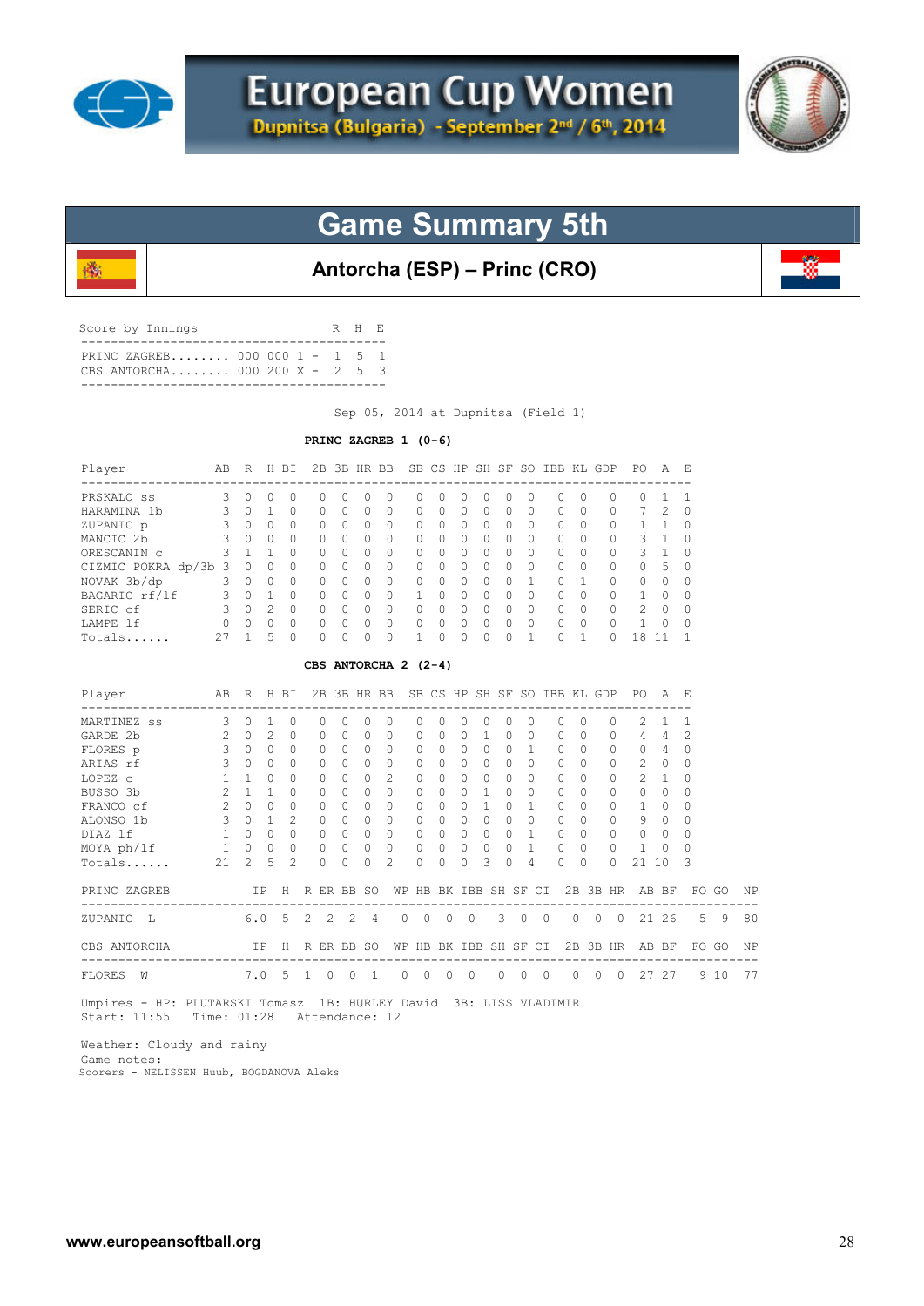# European Cup Women

Dupnitsa (Bulgaria) - September 2nd / 6th, 2014

## Game Summary 5th

### Antorcha (ESP) – Princ (CRO)

| Score by Innings | | R | H | E |
|---|---|---|---|---|
| PRINC ZAGREB........ | 000 000 1 - | 1 | 5 | 1 |
| CBS ANTORCHA........ | 000 200 X - | 2 | 5 | 3 |

Sep 05, 2014 at Dupnitsa (Field 1)

**PRINC ZAGREB 1 (0-6)**

| Player | AB | R | H | BI | 2B | 3B | HR | BB | SB | CS | HP | SH | SF | SO | IBB | KL | GDP | PO | A | E |
|---|---|---|---|---|---|---|---|---|---|---|---|---|---|---|---|---|---|---|---|---|
| PRSKALO ss | 3 | 0 | 0 | 0 | 0 | 0 | 0 | 0 | 0 | 0 | 0 | 0 | 0 | 0 | 0 | 0 | 0 | 0 | 1 | 1 |
| HARAMINA 1b | 3 | 0 | 1 | 0 | 0 | 0 | 0 | 0 | 0 | 0 | 0 | 0 | 0 | 0 | 0 | 0 | 0 | 7 | 2 | 0 |
| ZUPANIC p | 3 | 0 | 0 | 0 | 0 | 0 | 0 | 0 | 0 | 0 | 0 | 0 | 0 | 0 | 0 | 0 | 0 | 1 | 1 | 0 |
| MANCIC 2b | 3 | 0 | 0 | 0 | 0 | 0 | 0 | 0 | 0 | 0 | 0 | 0 | 0 | 0 | 0 | 0 | 0 | 3 | 1 | 0 |
| ORESCANIN c | 3 | 1 | 1 | 0 | 0 | 0 | 0 | 0 | 0 | 0 | 0 | 0 | 0 | 0 | 0 | 0 | 0 | 3 | 1 | 0 |
| CIZMIC POKRA dp/3b | 3 | 0 | 0 | 0 | 0 | 0 | 0 | 0 | 0 | 0 | 0 | 0 | 0 | 0 | 0 | 0 | 0 | 0 | 5 | 0 |
| NOVAK 3b/dp | 3 | 0 | 0 | 0 | 0 | 0 | 0 | 0 | 0 | 0 | 0 | 0 | 0 | 1 | 0 | 1 | 0 | 0 | 0 | 0 |
| BAGARIC rf/lf | 3 | 0 | 1 | 0 | 0 | 0 | 0 | 0 | 1 | 0 | 0 | 0 | 0 | 0 | 0 | 0 | 0 | 1 | 0 | 0 |
| SERIC cf | 3 | 0 | 2 | 0 | 0 | 0 | 0 | 0 | 0 | 0 | 0 | 0 | 0 | 0 | 0 | 0 | 0 | 2 | 0 | 0 |
| LAMPE lf | 0 | 0 | 0 | 0 | 0 | 0 | 0 | 0 | 0 | 0 | 0 | 0 | 0 | 0 | 0 | 0 | 0 | 1 | 0 | 0 |
| Totals...... | 27 | 1 | 5 | 0 | 0 | 0 | 0 | 0 | 1 | 0 | 0 | 0 | 0 | 1 | 0 | 1 | 0 | 18 | 11 | 1 |

**CBS ANTORCHA 2 (2-4)**

| Player | AB | R | H | BI | 2B | 3B | HR | BB | SB | CS | HP | SH | SF | SO | IBB | KL | GDP | PO | A | E |
|---|---|---|---|---|---|---|---|---|---|---|---|---|---|---|---|---|---|---|---|---|
| MARTINEZ ss | 3 | 0 | 1 | 0 | 0 | 0 | 0 | 0 | 0 | 0 | 0 | 0 | 0 | 0 | 0 | 0 | 0 | 2 | 1 | 1 |
| GARDE 2b | 2 | 0 | 2 | 0 | 0 | 0 | 0 | 0 | 0 | 0 | 0 | 1 | 0 | 0 | 0 | 0 | 0 | 4 | 4 | 2 |
| FLORES p | 3 | 0 | 0 | 0 | 0 | 0 | 0 | 0 | 0 | 0 | 0 | 0 | 0 | 1 | 0 | 0 | 0 | 0 | 4 | 0 |
| ARIAS rf | 3 | 0 | 0 | 0 | 0 | 0 | 0 | 0 | 0 | 0 | 0 | 0 | 0 | 0 | 0 | 0 | 0 | 2 | 0 | 0 |
| LOPEZ c | 1 | 1 | 0 | 0 | 0 | 0 | 0 | 2 | 0 | 0 | 0 | 0 | 0 | 0 | 0 | 0 | 0 | 2 | 1 | 0 |
| BUSSO 3b | 2 | 1 | 1 | 0 | 0 | 0 | 0 | 0 | 0 | 0 | 0 | 1 | 0 | 0 | 0 | 0 | 0 | 0 | 0 | 0 |
| FRANCO cf | 2 | 0 | 0 | 0 | 0 | 0 | 0 | 0 | 0 | 0 | 0 | 1 | 0 | 1 | 0 | 0 | 0 | 1 | 0 | 0 |
| ALONSO 1b | 3 | 0 | 1 | 2 | 0 | 0 | 0 | 0 | 0 | 0 | 0 | 0 | 0 | 0 | 0 | 0 | 0 | 9 | 0 | 0 |
| DIAZ lf | 1 | 0 | 0 | 0 | 0 | 0 | 0 | 0 | 0 | 0 | 0 | 0 | 0 | 1 | 0 | 0 | 0 | 0 | 0 | 0 |
| MOYA ph/lf | 1 | 0 | 0 | 0 | 0 | 0 | 0 | 0 | 0 | 0 | 0 | 0 | 0 | 1 | 0 | 0 | 0 | 1 | 0 | 0 |
| Totals...... | 21 | 2 | 5 | 2 | 0 | 0 | 0 | 2 | 0 | 0 | 0 | 3 | 0 | 4 | 0 | 0 | 0 | 21 | 10 | 3 |

| PRINC ZAGREB | IP | H | R | ER | BB | SO | WP | HB | BK | IBB | SH | SF | CI | 2B | 3B | HR | AB | BF | FO | GO | NP |
|---|---|---|---|---|---|---|---|---|---|---|---|---|---|---|---|---|---|---|---|---|---|
| ZUPANIC L | 6.0 | 5 | 2 | 2 | 2 | 4 | 0 | 0 | 0 | 0 | 3 | 0 | 0 | 0 | 0 | 0 | 21 | 26 | 5 | 9 | 80 |

| CBS ANTORCHA | IP | H | R | ER | BB | SO | WP | HB | BK | IBB | SH | SF | CI | 2B | 3B | HR | AB | BF | FO | GO | NP |
|---|---|---|---|---|---|---|---|---|---|---|---|---|---|---|---|---|---|---|---|---|---|
| FLORES W | 7.0 | 5 | 1 | 0 | 0 | 1 | 0 | 0 | 0 | 0 | 0 | 0 | 0 | 0 | 0 | 0 | 27 | 27 | 9 | 10 | 77 |

Umpires - HP: PLUTARSKI Tomasz 1B: HURLEY David 3B: LISS VLADIMIR
Start: 11:55 Time: 01:28 Attendance: 12

Weather: Cloudy and rainy
Game notes:
Scorers - NELISSEN Huub, BOGDANOVA Aleks

www.europeansoftball.org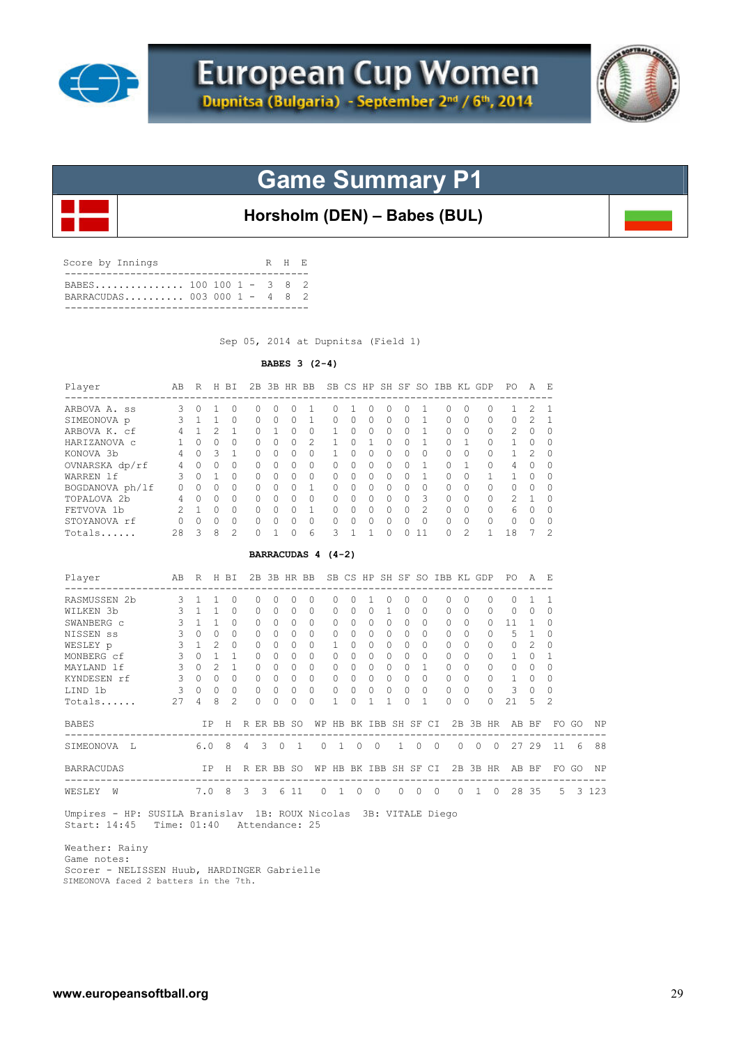# European Cup Women

Dupnitsa (Bulgaria) - September 2nd / 6th, 2014

## Game Summary P1

### Horsholm (DEN) – Babes (BUL)

| Score by Innings | | R | H | E |
|---|---|---|---|---|
| BABES............... | 100 100 1 - | 3 | 8 | 2 |
| BARRACUDAS.......... | 003 000 1 - | 4 | 8 | 2 |

Sep 05, 2014 at Dupnitsa (Field 1)

**BABES 3 (2-4)**

| Player | AB | R | H | BI | 2B | 3B | HR | BB | SB | CS | HP | SH | SF | SO | IBB | KL | GDP | PO | A | E |
|---|---|---|---|---|---|---|---|---|---|---|---|---|---|---|---|---|---|---|---|---|
| ARBOVA A. ss | 3 | 0 | 1 | 0 | 0 | 0 | 0 | 1 | 0 | 1 | 0 | 0 | 0 | 1 | 0 | 0 | 0 | 1 | 2 | 1 |
| SIMEONOVA p | 3 | 1 | 1 | 0 | 0 | 0 | 0 | 1 | 0 | 0 | 0 | 0 | 0 | 1 | 0 | 0 | 0 | 0 | 2 | 1 |
| ARBOVA K. cf | 4 | 1 | 2 | 1 | 0 | 1 | 0 | 0 | 1 | 0 | 0 | 0 | 0 | 1 | 0 | 0 | 0 | 2 | 0 | 0 |
| HARIZANOVA c | 1 | 0 | 0 | 0 | 0 | 0 | 0 | 2 | 1 | 0 | 1 | 0 | 0 | 1 | 0 | 1 | 0 | 1 | 0 | 0 |
| KONOVA 3b | 4 | 0 | 3 | 1 | 0 | 0 | 0 | 0 | 1 | 0 | 0 | 0 | 0 | 0 | 0 | 0 | 0 | 1 | 2 | 0 |
| OVNARSKA dp/rf | 4 | 0 | 0 | 0 | 0 | 0 | 0 | 0 | 0 | 0 | 0 | 0 | 0 | 1 | 0 | 1 | 0 | 4 | 0 | 0 |
| WARREN lf | 3 | 0 | 1 | 0 | 0 | 0 | 0 | 0 | 0 | 0 | 0 | 0 | 0 | 1 | 0 | 0 | 1 | 1 | 0 | 0 |
| BOGDANOVA ph/lf | 0 | 0 | 0 | 0 | 0 | 0 | 0 | 1 | 0 | 0 | 0 | 0 | 0 | 0 | 0 | 0 | 0 | 0 | 0 | 0 |
| TOPALOVA 2b | 4 | 0 | 0 | 0 | 0 | 0 | 0 | 0 | 0 | 0 | 0 | 0 | 0 | 3 | 0 | 0 | 0 | 2 | 1 | 0 |
| FETVOVA 1b | 2 | 1 | 0 | 0 | 0 | 0 | 0 | 1 | 0 | 0 | 0 | 0 | 0 | 2 | 0 | 0 | 0 | 6 | 0 | 0 |
| STOYANOVA rf | 0 | 0 | 0 | 0 | 0 | 0 | 0 | 0 | 0 | 0 | 0 | 0 | 0 | 0 | 0 | 0 | 0 | 0 | 0 | 0 |
| Totals...... | 28 | 3 | 8 | 2 | 0 | 1 | 0 | 6 | 3 | 1 | 1 | 0 | 0 | 11 | 0 | 2 | 1 | 18 | 7 | 2 |

**BARRACUDAS 4 (4-2)**

| Player | AB | R | H | BI | 2B | 3B | HR | BB | SB | CS | HP | SH | SF | SO | IBB | KL | GDP | PO | A | E |
|---|---|---|---|---|---|---|---|---|---|---|---|---|---|---|---|---|---|---|---|---|
| RASMUSSEN 2b | 3 | 1 | 1 | 0 | 0 | 0 | 0 | 0 | 0 | 0 | 1 | 0 | 0 | 0 | 0 | 0 | 0 | 0 | 1 | 1 |
| WILKEN 3b | 3 | 1 | 1 | 0 | 0 | 0 | 0 | 0 | 0 | 0 | 0 | 1 | 0 | 0 | 0 | 0 | 0 | 0 | 0 | 0 |
| SWANBERG c | 3 | 1 | 1 | 0 | 0 | 0 | 0 | 0 | 0 | 0 | 0 | 0 | 0 | 0 | 0 | 0 | 0 | 11 | 1 | 0 |
| NISSEN ss | 3 | 0 | 0 | 0 | 0 | 0 | 0 | 0 | 0 | 0 | 0 | 0 | 0 | 0 | 0 | 0 | 0 | 5 | 1 | 0 |
| WESLEY p | 3 | 1 | 2 | 0 | 0 | 0 | 0 | 0 | 1 | 0 | 0 | 0 | 0 | 0 | 0 | 0 | 0 | 0 | 2 | 0 |
| MONBERG cf | 3 | 0 | 1 | 1 | 0 | 0 | 0 | 0 | 0 | 0 | 0 | 0 | 0 | 0 | 0 | 0 | 0 | 1 | 0 | 1 |
| MAYLAND lf | 3 | 0 | 2 | 1 | 0 | 0 | 0 | 0 | 0 | 0 | 0 | 0 | 0 | 1 | 0 | 0 | 0 | 0 | 0 | 0 |
| KYNDESEN rf | 3 | 0 | 0 | 0 | 0 | 0 | 0 | 0 | 0 | 0 | 0 | 0 | 0 | 0 | 0 | 0 | 0 | 1 | 0 | 0 |
| LIND 1b | 3 | 0 | 0 | 0 | 0 | 0 | 0 | 0 | 0 | 0 | 0 | 0 | 0 | 0 | 0 | 0 | 0 | 3 | 0 | 0 |
| Totals...... | 27 | 4 | 8 | 2 | 0 | 0 | 0 | 0 | 1 | 0 | 1 | 1 | 0 | 1 | 0 | 0 | 0 | 21 | 5 | 2 |

| BABES | IP | H | R | ER | BB | SO | WP | HB | BK | IBB | SH | SF | CI | 2B | 3B | HR | AB | BF | FO | GO | NP |
|---|---|---|---|---|---|---|---|---|---|---|---|---|---|---|---|---|---|---|---|---|---|
| SIMEONOVA L | 6.0 | 8 | 4 | 3 | 0 | 1 | 0 | 1 | 0 | 0 | 1 | 0 | 0 | 0 | 0 | 0 | 27 | 29 | 11 | 6 | 88 |

| BARRACUDAS | IP | H | R | ER | BB | SO | WP | HB | BK | IBB | SH | SF | CI | 2B | 3B | HR | AB | BF | FO | GO | NP |
|---|---|---|---|---|---|---|---|---|---|---|---|---|---|---|---|---|---|---|---|---|---|
| WESLEY W | 7.0 | 8 | 3 | 3 | 6 | 11 | 0 | 1 | 0 | 0 | 0 | 0 | 0 | 0 | 1 | 0 | 28 | 35 | 5 | 3 | 123 |

Umpires - HP: SUSILA Branislav 1B: ROUX Nicolas 3B: VITALE Diego
Start: 14:45 Time: 01:40 Attendance: 25

Weather: Rainy
Game notes:
Scorer - NELISSEN Huub, HARDINGER Gabrielle
SIMEONOVA faced 2 batters in the 7th.

www.europeansoftball.org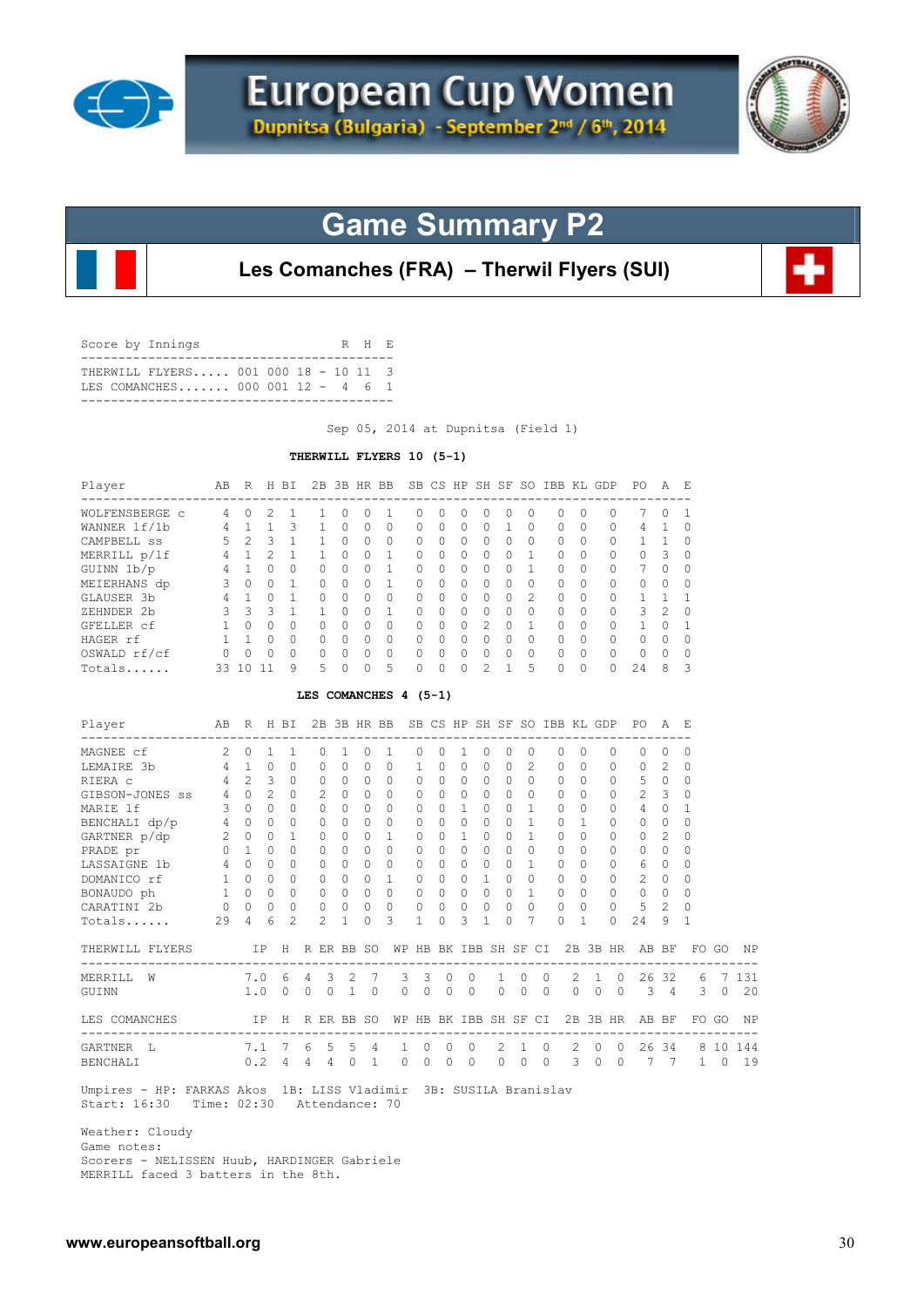# European Cup Women

**Dupnitsa (Bulgaria) - September 2nd / 6th, 2014**

## Game Summary P2

**Les Comanches (FRA) – Therwil Flyers (SUI)**

| Score by Innings | | R | H | E |
|---|---|---|---|---|
| THERWILL FLYERS..... | 001 000 18 - | 10 | 11 | 3 |
| LES COMANCHES....... | 000 001 12 - | 4 | 6 | 1 |

Sep 05, 2014 at Dupnitsa (Field 1)

**THERWILL FLYERS 10 (5-1)**

| Player | AB | R | H | BI | 2B | 3B | HR | BB | SB | CS | HP | SH | SF | SO | IBB | KL | GDP | PO | A | E |
|---|---|---|---|---|---|---|---|---|---|---|---|---|---|---|---|---|---|---|---|---|
| WOLFENSBERGE c | 4 | 0 | 2 | 1 | 1 | 0 | 0 | 1 | 0 | 0 | 0 | 0 | 0 | 0 | 0 | 0 | 0 | 7 | 0 | 1 |
| WANNER lf/1b | 4 | 1 | 1 | 3 | 1 | 0 | 0 | 0 | 0 | 0 | 0 | 0 | 1 | 0 | 0 | 0 | 0 | 4 | 1 | 0 |
| CAMPBELL ss | 5 | 2 | 3 | 1 | 1 | 0 | 0 | 0 | 0 | 0 | 0 | 0 | 0 | 0 | 0 | 0 | 0 | 1 | 1 | 0 |
| MERRILL p/lf | 4 | 1 | 2 | 1 | 1 | 0 | 0 | 1 | 0 | 0 | 0 | 0 | 0 | 1 | 0 | 0 | 0 | 0 | 3 | 0 |
| GUINN 1b/p | 4 | 1 | 0 | 0 | 0 | 0 | 0 | 1 | 0 | 0 | 0 | 0 | 0 | 1 | 0 | 0 | 0 | 7 | 0 | 0 |
| MEIERHANS dp | 3 | 0 | 0 | 1 | 0 | 0 | 0 | 1 | 0 | 0 | 0 | 0 | 0 | 0 | 0 | 0 | 0 | 0 | 0 | 0 |
| GLAUSER 3b | 4 | 1 | 0 | 1 | 0 | 0 | 0 | 0 | 0 | 0 | 0 | 0 | 0 | 2 | 0 | 0 | 0 | 1 | 1 | 1 |
| ZEHNDER 2b | 3 | 3 | 3 | 1 | 1 | 0 | 0 | 1 | 0 | 0 | 0 | 0 | 0 | 0 | 0 | 0 | 0 | 3 | 2 | 0 |
| GFELLER cf | 1 | 0 | 0 | 0 | 0 | 0 | 0 | 0 | 0 | 0 | 0 | 2 | 0 | 1 | 0 | 0 | 0 | 1 | 0 | 1 |
| HAGER rf | 1 | 1 | 0 | 0 | 0 | 0 | 0 | 0 | 0 | 0 | 0 | 0 | 0 | 0 | 0 | 0 | 0 | 0 | 0 | 0 |
| OSWALD rf/cf | 0 | 0 | 0 | 0 | 0 | 0 | 0 | 0 | 0 | 0 | 0 | 0 | 0 | 0 | 0 | 0 | 0 | 0 | 0 | 0 |
| Totals...... | 33 | 10 | 11 | 9 | 5 | 0 | 0 | 5 | 0 | 0 | 0 | 2 | 1 | 5 | 0 | 0 | 0 | 24 | 8 | 3 |

**LES COMANCHES 4 (5-1)**

| Player | AB | R | H | BI | 2B | 3B | HR | BB | SB | CS | HP | SH | SF | SO | IBB | KL | GDP | PO | A | E |
|---|---|---|---|---|---|---|---|---|---|---|---|---|---|---|---|---|---|---|---|---|
| MAGNEE cf | 2 | 0 | 1 | 1 | 0 | 1 | 0 | 1 | 0 | 0 | 1 | 0 | 0 | 0 | 0 | 0 | 0 | 0 | 0 | 0 |
| LEMAIRE 3b | 4 | 1 | 0 | 0 | 0 | 0 | 0 | 0 | 1 | 0 | 0 | 0 | 0 | 2 | 0 | 0 | 0 | 0 | 2 | 0 |
| RIERA c | 4 | 2 | 3 | 0 | 0 | 0 | 0 | 0 | 0 | 0 | 0 | 0 | 0 | 0 | 0 | 0 | 0 | 5 | 0 | 0 |
| GIBSON-JONES ss | 4 | 0 | 2 | 0 | 2 | 0 | 0 | 0 | 0 | 0 | 0 | 0 | 0 | 0 | 0 | 0 | 0 | 2 | 3 | 0 |
| MARIE lf | 3 | 0 | 0 | 0 | 0 | 0 | 0 | 0 | 0 | 0 | 1 | 0 | 0 | 1 | 0 | 0 | 0 | 4 | 0 | 1 |
| BENCHALI dp/p | 4 | 0 | 0 | 0 | 0 | 0 | 0 | 0 | 0 | 0 | 0 | 0 | 0 | 1 | 0 | 1 | 0 | 0 | 0 | 0 |
| GARTNER p/dp | 2 | 0 | 0 | 1 | 0 | 0 | 0 | 1 | 0 | 0 | 1 | 0 | 0 | 1 | 0 | 0 | 0 | 0 | 2 | 0 |
| PRADE pr | 0 | 1 | 0 | 0 | 0 | 0 | 0 | 0 | 0 | 0 | 0 | 0 | 0 | 0 | 0 | 0 | 0 | 0 | 0 | 0 |
| LASSAIGNE 1b | 4 | 0 | 0 | 0 | 0 | 0 | 0 | 0 | 0 | 0 | 0 | 0 | 0 | 1 | 0 | 0 | 0 | 6 | 0 | 0 |
| DOMANICO rf | 1 | 0 | 0 | 0 | 0 | 0 | 0 | 1 | 0 | 0 | 0 | 1 | 0 | 0 | 0 | 0 | 0 | 2 | 0 | 0 |
| BONAUDO ph | 1 | 0 | 0 | 0 | 0 | 0 | 0 | 0 | 0 | 0 | 0 | 0 | 0 | 1 | 0 | 0 | 0 | 0 | 0 | 0 |
| CARATINI 2b | 0 | 0 | 0 | 0 | 0 | 0 | 0 | 0 | 0 | 0 | 0 | 0 | 0 | 0 | 0 | 0 | 0 | 5 | 2 | 0 |
| Totals...... | 29 | 4 | 6 | 2 | 2 | 1 | 0 | 3 | 1 | 0 | 3 | 1 | 0 | 7 | 0 | 1 | 0 | 24 | 9 | 1 |

| THERWILL FLYERS | IP | H | R | ER | BB | SO | WP | HB | BK | IBB | SH | SF | CI | 2B | 3B | HR | AB | BF | FO | GO | NP |
|---|---|---|---|---|---|---|---|---|---|---|---|---|---|---|---|---|---|---|---|---|---|
| MERRILL W | 7.0 | 6 | 4 | 3 | 2 | 7 | 3 | 3 | 0 | 0 | 1 | 0 | 0 | 2 | 1 | 0 | 26 | 32 | 6 | 7 | 131 |
| GUINN | 1.0 | 0 | 0 | 0 | 1 | 0 | 0 | 0 | 0 | 0 | 0 | 0 | 0 | 0 | 0 | 0 | 3 | 4 | 3 | 0 | 20 |

| LES COMANCHES | IP | H | R | ER | BB | SO | WP | HB | BK | IBB | SH | SF | CI | 2B | 3B | HR | AB | BF | FO | GO | NP |
|---|---|---|---|---|---|---|---|---|---|---|---|---|---|---|---|---|---|---|---|---|---|
| GARTNER L | 7.1 | 7 | 6 | 5 | 5 | 4 | 1 | 0 | 0 | 0 | 2 | 1 | 0 | 2 | 0 | 0 | 26 | 34 | 8 | 10 | 144 |
| BENCHALI | 0.2 | 4 | 4 | 4 | 0 | 1 | 0 | 0 | 0 | 0 | 0 | 0 | 0 | 3 | 0 | 0 | 7 | 7 | 1 | 0 | 19 |

Umpires - HP: FARKAS Akos 1B: LISS Vladimir 3B: SUSILA Branislav
Start: 16:30 Time: 02:30 Attendance: 70

Weather: Cloudy
Game notes:
Scorers - NELISSEN Huub, HARDINGER Gabriele
MERRILL faced 3 batters in the 8th.

www.europeansoftball.org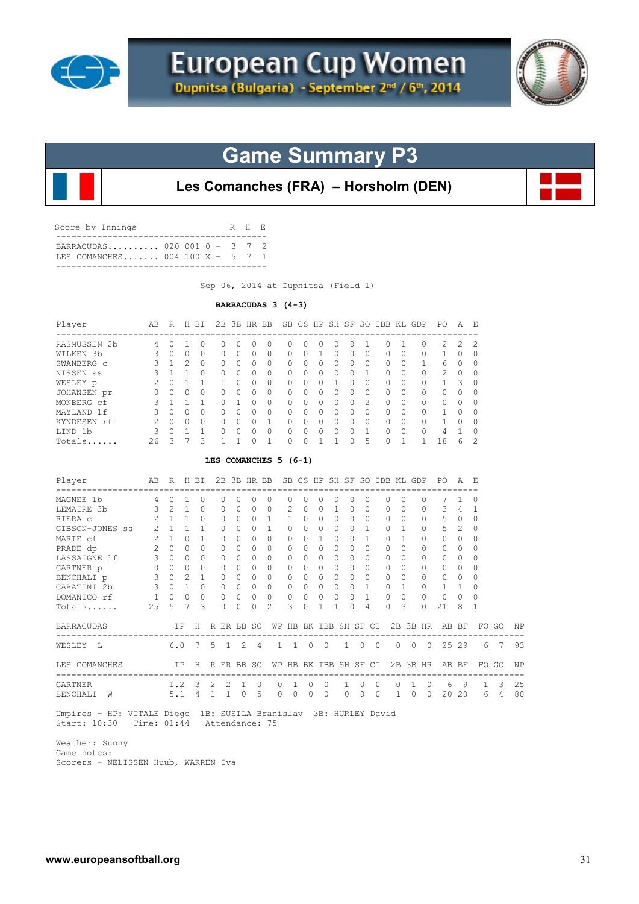# European Cup Women

**Dupnitsa (Bulgaria) - September 2nd / 6th, 2014**

## Game Summary P3

### Les Comanches (FRA) – Horsholm (DEN)

Score by Innings

| | | R | H | E |
|---|---|---|---|---|
| BARRACUDAS.......... | 020 001 0 - | 3 | 7 | 2 |
| LES COMANCHES....... | 004 100 X - | 5 | 7 | 1 |

Sep 06, 2014 at Dupnitsa (Field 1)

**BARRACUDAS 3 (4-3)**

| Player | AB | R | H | BI | 2B | 3B | HR | BB | SB | CS | HP | SH | SF | SO | IBB | KL | GDP | PO | A | E |
|---|---|---|---|---|---|---|---|---|---|---|---|---|---|---|---|---|---|---|---|---|
| RASMUSSEN 2b | 4 | 0 | 1 | 0 | 0 | 0 | 0 | 0 | 0 | 0 | 0 | 0 | 0 | 1 | 0 | 1 | 0 | 2 | 2 | 2 |
| WILKEN 3b | 3 | 0 | 0 | 0 | 0 | 0 | 0 | 0 | 0 | 0 | 1 | 0 | 0 | 0 | 0 | 0 | 0 | 1 | 0 | 0 |
| SWANBERG c | 3 | 1 | 2 | 0 | 0 | 0 | 0 | 0 | 0 | 0 | 0 | 0 | 0 | 0 | 0 | 0 | 1 | 6 | 0 | 0 |
| NISSEN ss | 3 | 1 | 1 | 0 | 0 | 0 | 0 | 0 | 0 | 0 | 0 | 0 | 0 | 1 | 0 | 0 | 0 | 2 | 0 | 0 |
| WESLEY p | 2 | 0 | 1 | 1 | 1 | 0 | 0 | 0 | 0 | 0 | 0 | 1 | 0 | 0 | 0 | 0 | 0 | 1 | 3 | 0 |
| JOHANSEN pr | 0 | 0 | 0 | 0 | 0 | 0 | 0 | 0 | 0 | 0 | 0 | 0 | 0 | 0 | 0 | 0 | 0 | 0 | 0 | 0 |
| MONBERG cf | 3 | 1 | 1 | 1 | 0 | 1 | 0 | 0 | 0 | 0 | 0 | 0 | 0 | 2 | 0 | 0 | 0 | 0 | 0 | 0 |
| MAYLAND lf | 3 | 0 | 0 | 0 | 0 | 0 | 0 | 0 | 0 | 0 | 0 | 0 | 0 | 0 | 0 | 0 | 0 | 1 | 0 | 0 |
| KYNDESEN rf | 2 | 0 | 0 | 0 | 0 | 0 | 0 | 1 | 0 | 0 | 0 | 0 | 0 | 0 | 0 | 0 | 0 | 1 | 0 | 0 |
| LIND 1b | 3 | 0 | 1 | 1 | 0 | 0 | 0 | 0 | 0 | 0 | 0 | 0 | 0 | 1 | 0 | 0 | 0 | 4 | 1 | 0 |
| Totals...... | 26 | 3 | 7 | 3 | 1 | 1 | 0 | 1 | 0 | 0 | 1 | 1 | 0 | 5 | 0 | 1 | 1 | 18 | 6 | 2 |

**LES COMANCHES 5 (6-1)**

| Player | AB | R | H | BI | 2B | 3B | HR | BB | SB | CS | HP | SH | SF | SO | IBB | KL | GDP | PO | A | E |
|---|---|---|---|---|---|---|---|---|---|---|---|---|---|---|---|---|---|---|---|---|
| MAGNEE 1b | 4 | 0 | 1 | 0 | 0 | 0 | 0 | 0 | 0 | 0 | 0 | 0 | 0 | 0 | 0 | 0 | 0 | 7 | 1 | 0 |
| LEMAIRE 3b | 3 | 2 | 1 | 0 | 0 | 0 | 0 | 0 | 2 | 0 | 0 | 1 | 0 | 0 | 0 | 0 | 0 | 3 | 4 | 1 |
| RIERA c | 2 | 1 | 1 | 0 | 0 | 0 | 0 | 1 | 1 | 0 | 0 | 0 | 0 | 0 | 0 | 0 | 0 | 5 | 0 | 0 |
| GIBSON-JONES ss | 2 | 1 | 1 | 1 | 0 | 0 | 0 | 1 | 0 | 0 | 0 | 0 | 0 | 1 | 0 | 1 | 0 | 5 | 2 | 0 |
| MARIE cf | 2 | 1 | 0 | 1 | 0 | 0 | 0 | 0 | 0 | 0 | 1 | 0 | 0 | 1 | 0 | 1 | 0 | 0 | 0 | 0 |
| PRADE dp | 2 | 0 | 0 | 0 | 0 | 0 | 0 | 0 | 0 | 0 | 0 | 0 | 0 | 0 | 0 | 0 | 0 | 0 | 0 | 0 |
| LASSAIGNE lf | 3 | 0 | 0 | 0 | 0 | 0 | 0 | 0 | 0 | 0 | 0 | 0 | 0 | 0 | 0 | 0 | 0 | 0 | 0 | 0 |
| GARTNER p | 0 | 0 | 0 | 0 | 0 | 0 | 0 | 0 | 0 | 0 | 0 | 0 | 0 | 0 | 0 | 0 | 0 | 0 | 0 | 0 |
| BENCHALI p | 3 | 0 | 2 | 1 | 0 | 0 | 0 | 0 | 0 | 0 | 0 | 0 | 0 | 0 | 0 | 0 | 0 | 0 | 0 | 0 |
| CARATINI 2b | 3 | 0 | 1 | 0 | 0 | 0 | 0 | 0 | 0 | 0 | 0 | 0 | 0 | 1 | 0 | 1 | 0 | 1 | 1 | 0 |
| DOMANICO rf | 1 | 0 | 0 | 0 | 0 | 0 | 0 | 0 | 0 | 0 | 0 | 0 | 0 | 1 | 0 | 0 | 0 | 0 | 0 | 0 |
| Totals...... | 25 | 5 | 7 | 3 | 0 | 0 | 0 | 2 | 3 | 0 | 1 | 1 | 0 | 4 | 0 | 3 | 0 | 21 | 8 | 1 |

| BARRACUDAS | IP | H | R | ER | BB | SO | WP | HB | BK | IBB | SH | SF | CI | 2B | 3B | HR | AB | BF | FO | GO | NP |
|---|---|---|---|---|---|---|---|---|---|---|---|---|---|---|---|---|---|---|---|---|---|
| WESLEY L | 6.0 | 7 | 5 | 1 | 2 | 4 | 1 | 1 | 0 | 0 | 1 | 0 | 0 | 0 | 0 | 0 | 25 | 29 | 6 | 7 | 93 |

| LES COMANCHES | IP | H | R | ER | BB | SO | WP | HB | BK | IBB | SH | SF | CI | 2B | 3B | HR | AB | BF | FO | GO | NP |
|---|---|---|---|---|---|---|---|---|---|---|---|---|---|---|---|---|---|---|---|---|---|
| GARTNER | 1.2 | 3 | 2 | 2 | 1 | 0 | 0 | 1 | 0 | 0 | 1 | 0 | 0 | 0 | 1 | 0 | 6 | 9 | 1 | 3 | 25 |
| BENCHALI W | 5.1 | 4 | 1 | 1 | 0 | 5 | 0 | 0 | 0 | 0 | 0 | 0 | 0 | 1 | 0 | 0 | 20 | 20 | 6 | 4 | 80 |

Umpires - HP: VITALE Diego 1B: SUSILA Branislav 3B: HURLEY David
Start: 10:30 Time: 01:44 Attendance: 75

Weather: Sunny
Game notes:
Scorers - NELISSEN Huub, WARREN Iva

www.europeansoftball.org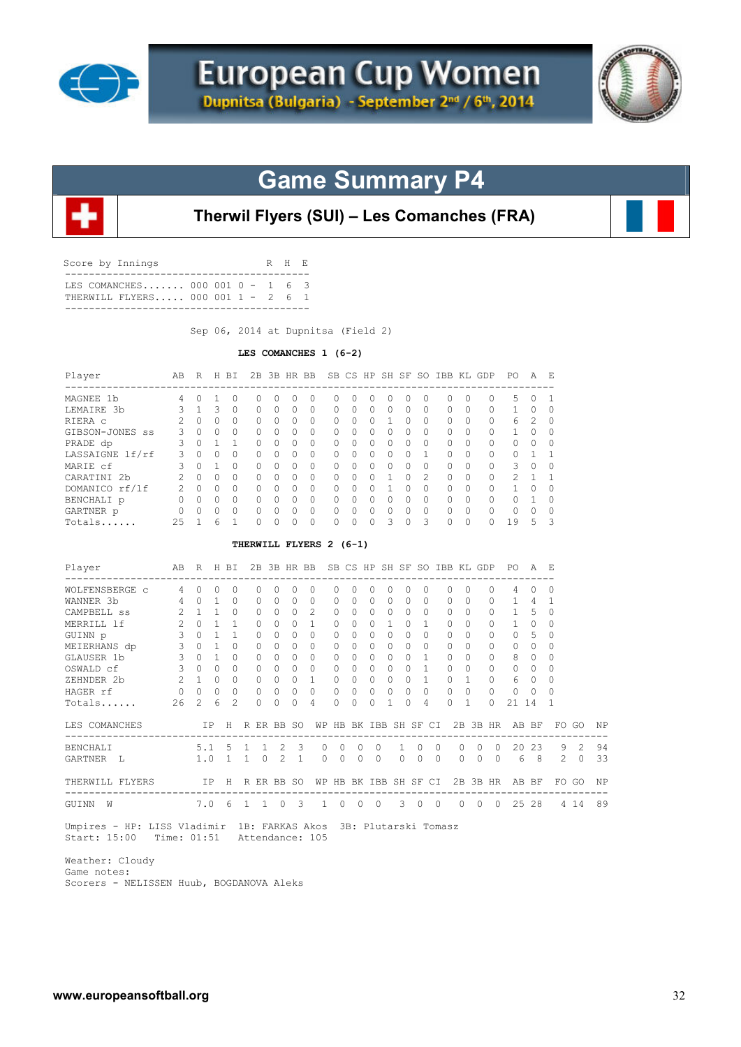# European Cup Women

**Dupnitsa (Bulgaria) - September 2nd / 6th, 2014**

## Game Summary P4

### Therwil Flyers (SUI) – Les Comanches (FRA)

Score by Innings

| | | | R | H | E |
|---|---|---|---|---|---|
| LES COMANCHES....... | 000 001 0 | - | 1 | 6 | 3 |
| THERWILL FLYERS..... | 000 001 1 | - | 2 | 6 | 1 |

Sep 06, 2014 at Dupnitsa (Field 2)

**LES COMANCHES 1 (6-2)**

| Player | AB | R | H | BI | 2B | 3B | HR | BB | SB | CS | HP | SH | SF | SO | IBB | KL | GDP | PO | A | E |
|---|---|---|---|---|---|---|---|---|---|---|---|---|---|---|---|---|---|---|---|---|
| MAGNEE 1b | 4 | 0 | 1 | 0 | 0 | 0 | 0 | 0 | 0 | 0 | 0 | 0 | 0 | 0 | 0 | 0 | 0 | 5 | 0 | 1 |
| LEMAIRE 3b | 3 | 1 | 3 | 0 | 0 | 0 | 0 | 0 | 0 | 0 | 0 | 0 | 0 | 0 | 0 | 0 | 0 | 1 | 0 | 0 |
| RIERA c | 2 | 0 | 0 | 0 | 0 | 0 | 0 | 0 | 0 | 0 | 0 | 1 | 0 | 0 | 0 | 0 | 0 | 6 | 2 | 0 |
| GIBSON-JONES ss | 3 | 0 | 0 | 0 | 0 | 0 | 0 | 0 | 0 | 0 | 0 | 0 | 0 | 0 | 0 | 0 | 0 | 1 | 0 | 0 |
| PRADE dp | 3 | 0 | 1 | 1 | 0 | 0 | 0 | 0 | 0 | 0 | 0 | 0 | 0 | 0 | 0 | 0 | 0 | 0 | 0 | 0 |
| LASSAIGNE lf/rf | 3 | 0 | 0 | 0 | 0 | 0 | 0 | 0 | 0 | 0 | 0 | 0 | 0 | 1 | 0 | 0 | 0 | 0 | 1 | 1 |
| MARIE cf | 3 | 0 | 1 | 0 | 0 | 0 | 0 | 0 | 0 | 0 | 0 | 0 | 0 | 0 | 0 | 0 | 0 | 3 | 0 | 0 |
| CARATINI 2b | 2 | 0 | 0 | 0 | 0 | 0 | 0 | 0 | 0 | 0 | 0 | 1 | 0 | 2 | 0 | 0 | 0 | 2 | 1 | 1 |
| DOMANICO rf/lf | 2 | 0 | 0 | 0 | 0 | 0 | 0 | 0 | 0 | 0 | 0 | 1 | 0 | 0 | 0 | 0 | 0 | 1 | 0 | 0 |
| BENCHALI p | 0 | 0 | 0 | 0 | 0 | 0 | 0 | 0 | 0 | 0 | 0 | 0 | 0 | 0 | 0 | 0 | 0 | 0 | 1 | 0 |
| GARTNER p | 0 | 0 | 0 | 0 | 0 | 0 | 0 | 0 | 0 | 0 | 0 | 0 | 0 | 0 | 0 | 0 | 0 | 0 | 0 | 0 |
| Totals...... | 25 | 1 | 6 | 1 | 0 | 0 | 0 | 0 | 0 | 0 | 0 | 3 | 0 | 3 | 0 | 0 | 0 | 19 | 5 | 3 |

**THERWILL FLYERS 2 (6-1)**

| Player | AB | R | H | BI | 2B | 3B | HR | BB | SB | CS | HP | SH | SF | SO | IBB | KL | GDP | PO | A | E |
|---|---|---|---|---|---|---|---|---|---|---|---|---|---|---|---|---|---|---|---|---|
| WOLFENSBERGE c | 4 | 0 | 0 | 0 | 0 | 0 | 0 | 0 | 0 | 0 | 0 | 0 | 0 | 0 | 0 | 0 | 0 | 4 | 0 | 0 |
| WANNER 3b | 4 | 0 | 1 | 0 | 0 | 0 | 0 | 0 | 0 | 0 | 0 | 0 | 0 | 0 | 0 | 0 | 0 | 1 | 4 | 1 |
| CAMPBELL ss | 2 | 1 | 1 | 0 | 0 | 0 | 0 | 2 | 0 | 0 | 0 | 0 | 0 | 0 | 0 | 0 | 0 | 1 | 5 | 0 |
| MERRILL lf | 2 | 0 | 1 | 1 | 0 | 0 | 0 | 1 | 0 | 0 | 0 | 1 | 0 | 1 | 0 | 0 | 0 | 1 | 0 | 0 |
| GUINN p | 3 | 0 | 1 | 1 | 0 | 0 | 0 | 0 | 0 | 0 | 0 | 0 | 0 | 0 | 0 | 0 | 0 | 0 | 5 | 0 |
| MEIERHANS dp | 3 | 0 | 1 | 0 | 0 | 0 | 0 | 0 | 0 | 0 | 0 | 0 | 0 | 0 | 0 | 0 | 0 | 0 | 0 | 0 |
| GLAUSER 1b | 3 | 0 | 1 | 0 | 0 | 0 | 0 | 0 | 0 | 0 | 0 | 0 | 0 | 1 | 0 | 0 | 0 | 8 | 0 | 0 |
| OSWALD cf | 3 | 0 | 0 | 0 | 0 | 0 | 0 | 0 | 0 | 0 | 0 | 0 | 0 | 1 | 0 | 0 | 0 | 0 | 0 | 0 |
| ZEHNDER 2b | 2 | 1 | 0 | 0 | 0 | 0 | 0 | 1 | 0 | 0 | 0 | 0 | 0 | 1 | 0 | 1 | 0 | 6 | 0 | 0 |
| HAGER rf | 0 | 0 | 0 | 0 | 0 | 0 | 0 | 0 | 0 | 0 | 0 | 0 | 0 | 0 | 0 | 0 | 0 | 0 | 0 | 0 |
| Totals...... | 26 | 2 | 6 | 2 | 0 | 0 | 0 | 4 | 0 | 0 | 0 | 1 | 0 | 4 | 0 | 1 | 0 | 21 | 14 | 1 |

| LES COMANCHES | IP | H | R | ER | BB | SO | WP | HB | BK | IBB | SH | SF | CI | 2B | 3B | HR | AB | BF | FO | GO | NP |
|---|---|---|---|---|---|---|---|---|---|---|---|---|---|---|---|---|---|---|---|---|---|
| BENCHALI | 5.1 | 5 | 1 | 1 | 2 | 3 | 0 | 0 | 0 | 0 | 1 | 0 | 0 | 0 | 0 | 0 | 20 | 23 | 9 | 2 | 94 |
| GARTNER L | 1.0 | 1 | 1 | 0 | 2 | 1 | 0 | 0 | 0 | 0 | 0 | 0 | 0 | 0 | 0 | 0 | 6 | 8 | 2 | 0 | 33 |

| THERWILL FLYERS | IP | H | R | ER | BB | SO | WP | HB | BK | IBB | SH | SF | CI | 2B | 3B | HR | AB | BF | FO | GO | NP |
|---|---|---|---|---|---|---|---|---|---|---|---|---|---|---|---|---|---|---|---|---|---|
| GUINN W | 7.0 | 6 | 1 | 1 | 0 | 3 | 1 | 0 | 0 | 0 | 3 | 0 | 0 | 0 | 0 | 0 | 25 | 28 | 4 | 14 | 89 |

Umpires - HP: LISS Vladimir 1B: FARKAS Akos 3B: Plutarski Tomasz
Start: 15:00 Time: 01:51 Attendance: 105

Weather: Cloudy
Game notes:
Scorers - NELISSEN Huub, BOGDANOVA Aleks

www.europeansoftball.org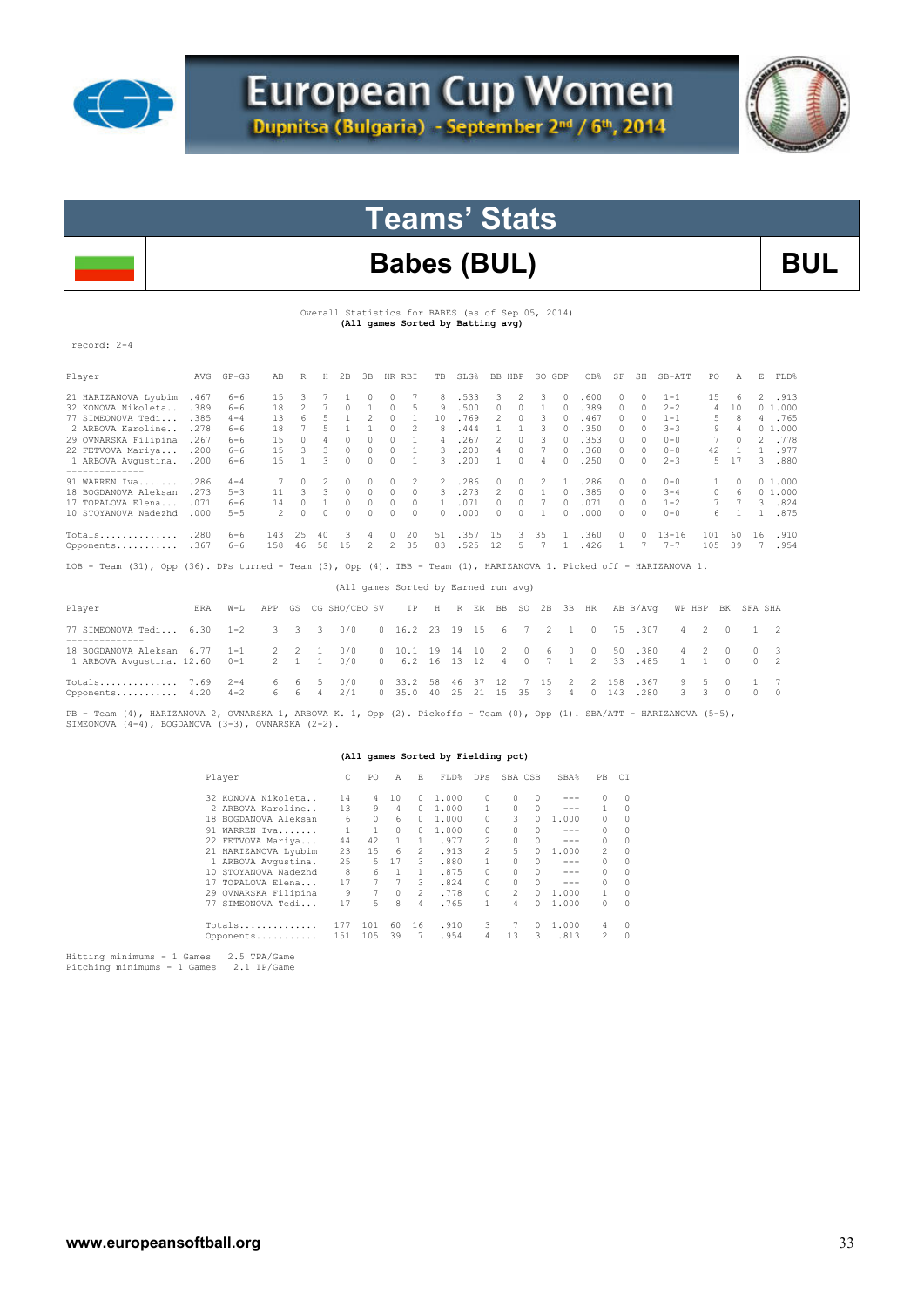# European Cup Women

Dupnitsa (Bulgaria) - September 2nd / 6th, 2014

## Teams' Stats

## Babes (BUL)

**BUL**

Overall Statistics for BABES (as of Sep 05, 2014)
**(All games Sorted by Batting avg)**

record: 2-4

| Player | AVG | GP-GS | AB | R | H | 2B | 3B | HR | RBI | TB | SLG% | BB | HBP | SO | GDP | OB% | SF | SH | SB-ATT | PO | A | E | FLD% |
|---|---|---|---|---|---|---|---|---|---|---|---|---|---|---|---|---|---|---|---|---|---|---|---|
| 21 HARIZANOVA Lyubim | .467 | 6-6 | 15 | 3 | 7 | 1 | 0 | 0 | 7 | 8 | .533 | 3 | 2 | 3 | 0 | .600 | 0 | 0 | 1-1 | 15 | 6 | 2 | .913 |
| 32 KONOVA Nikoleta.. | .389 | 6-6 | 18 | 2 | 7 | 0 | 1 | 0 | 5 | 9 | .500 | 0 | 0 | 1 | 0 | .389 | 0 | 0 | 2-2 | 4 | 10 | 0 | 1.000 |
| 77 SIMEONOVA Tedi.... | .385 | 4-4 | 13 | 6 | 5 | 1 | 2 | 0 | 1 | 10 | .769 | 2 | 0 | 3 | 0 | .467 | 0 | 0 | 1-1 | 5 | 8 | 4 | .765 |
| 2 ARBOVA Karoline... | .278 | 6-6 | 18 | 7 | 5 | 1 | 1 | 0 | 2 | 8 | .444 | 1 | 1 | 3 | 0 | .350 | 0 | 0 | 3-3 | 9 | 4 | 0 | 1.000 |
| 29 OVNARSKA Filipina | .267 | 6-6 | 15 | 0 | 4 | 0 | 0 | 0 | 1 | 4 | .267 | 2 | 0 | 3 | 0 | .353 | 0 | 0 | 0-0 | 7 | 0 | 2 | .778 |
| 22 FETVOVA Mariya.... | .200 | 6-6 | 15 | 3 | 3 | 0 | 0 | 0 | 1 | 3 | .200 | 4 | 0 | 7 | 0 | .368 | 0 | 0 | 0-0 | 42 | 1 | 1 | .977 |
| 1 ARBOVA Avgustina. | .200 | 6-6 | 15 | 1 | 3 | 0 | 0 | 0 | 1 | 3 | .200 | 1 | 0 | 4 | 0 | .250 | 0 | 0 | 2-3 | 5 | 17 | 3 | .880 |
| -------------- | | | | | | | | | | | | | | | | | | | | | | | |
| 91 WARREN Iva........ | .286 | 4-4 | 7 | 0 | 2 | 0 | 0 | 0 | 2 | 2 | .286 | 0 | 0 | 2 | 1 | .286 | 0 | 0 | 0-0 | 1 | 0 | 0 | 1.000 |
| 18 BOGDANOVA Aleksan | .273 | 5-3 | 11 | 3 | 3 | 0 | 0 | 0 | 0 | 3 | .273 | 2 | 0 | 1 | 0 | .385 | 0 | 0 | 3-4 | 0 | 6 | 0 | 1.000 |
| 17 TOPALOVA Elena.... | .071 | 6-6 | 14 | 0 | 1 | 0 | 0 | 0 | 0 | 1 | .071 | 0 | 0 | 7 | 0 | .071 | 0 | 0 | 1-2 | 7 | 7 | 3 | .824 |
| 10 STOYANOVA Nadezhd | .000 | 5-5 | 2 | 0 | 0 | 0 | 0 | 0 | 0 | 0 | .000 | 0 | 0 | 1 | 0 | .000 | 0 | 0 | 0-0 | 6 | 1 | 1 | .875 |
| Totals.............. | .280 | 6-6 | 143 | 25 | 40 | 3 | 4 | 0 | 20 | 51 | .357 | 15 | 3 | 35 | 1 | .360 | 0 | 0 | 13-16 | 101 | 60 | 16 | .910 |
| Opponents........... | .367 | 6-6 | 158 | 46 | 58 | 15 | 2 | 2 | 35 | 83 | .525 | 12 | 5 | 7 | 1 | .426 | 1 | 7 | 7-7 | 105 | 39 | 7 | .954 |

LOB - Team (31), Opp (36). DPs turned - Team (3), Opp (4). IBB - Team (1), HARIZANOVA 1. Picked off - HARIZANOVA 1.

(All games Sorted by Earned run avg)

| Player | ERA | W-L | APP | GS | CG | SHO/CBO | SV | IP | H | R | ER | BB | SO | 2B | 3B | HR | AB | B/Avg | WP | HBP | BK | SFA | SHA |
|---|---|---|---|---|---|---|---|---|---|---|---|---|---|---|---|---|---|---|---|---|---|---|---|
| 77 SIMEONOVA Tedi.... | 6.30 | 1-2 | 3 | 3 | 3 | 0/0 | 0 | 16.2 | 23 | 19 | 15 | 6 | 7 | 2 | 1 | 0 | 75 | .307 | 4 | 2 | 0 | 1 | 2 |
| -------------- | | | | | | | | | | | | | | | | | | | | | | | |
| 18 BOGDANOVA Aleksan | 6.77 | 1-1 | 2 | 2 | 1 | 0/0 | 0 | 10.1 | 19 | 14 | 10 | 2 | 0 | 6 | 0 | 0 | 50 | .380 | 4 | 2 | 0 | 0 | 3 |
| 1 ARBOVA Avgustina. | 12.60 | 0-1 | 2 | 1 | 1 | 0/0 | 0 | 6.2 | 16 | 13 | 12 | 4 | 0 | 7 | 1 | 2 | 33 | .485 | 1 | 1 | 0 | 0 | 2 |
| Totals.............. | 7.69 | 2-4 | 6 | 6 | 5 | 0/0 | 0 | 33.2 | 58 | 46 | 37 | 12 | 7 | 15 | 2 | 2 | 158 | .367 | 9 | 5 | 0 | 1 | 7 |
| Opponents........... | 4.20 | 4-2 | 6 | 6 | 4 | 2/1 | 0 | 35.0 | 40 | 25 | 21 | 15 | 35 | 3 | 4 | 0 | 143 | .280 | 3 | 3 | 0 | 0 | 0 |

PB - Team (4), HARIZANOVA 2, OVNARSKA 1, ARBOVA K. 1, Opp (2). Pickoffs - Team (0), Opp (1). SBA/ATT - HARIZANOVA (5-5), SIMEONOVA (4-4), BOGDANOVA (3-3), OVNARSKA (2-2).

**(All games Sorted by Fielding pct)**

| Player | C | PO | A | E | FLD% | DPs | SBA | CSB | SBA% | PB | CI |
|---|---|---|---|---|---|---|---|---|---|---|---|
| 32 KONOVA Nikoleta.. | 14 | 4 | 10 | 0 | 1.000 | 0 | 0 | 0 | --- | 0 | 0 |
| 2 ARBOVA Karoline.. | 13 | 9 | 4 | 0 | 1.000 | 1 | 0 | 0 | --- | 1 | 0 |
| 18 BOGDANOVA Aleksan | 6 | 0 | 6 | 0 | 1.000 | 0 | 3 | 0 | 1.000 | 0 | 0 |
| 91 WARREN Iva....... | 1 | 1 | 0 | 0 | 1.000 | 0 | 0 | 0 | --- | 0 | 0 |
| 22 FETVOVA Mariya.... | 44 | 42 | 1 | 1 | .977 | 2 | 0 | 0 | --- | 0 | 0 |
| 21 HARIZANOVA Lyubim | 23 | 15 | 6 | 2 | .913 | 2 | 5 | 0 | 1.000 | 2 | 0 |
| 1 ARBOVA Avgustina. | 25 | 5 | 17 | 3 | .880 | 1 | 0 | 0 | --- | 0 | 0 |
| 10 STOYANOVA Nadezhd | 8 | 6 | 1 | 1 | .875 | 0 | 0 | 0 | --- | 0 | 0 |
| 17 TOPALOVA Elena... | 17 | 7 | 7 | 3 | .824 | 0 | 0 | 0 | --- | 0 | 0 |
| 29 OVNARSKA Filipina | 9 | 7 | 0 | 2 | .778 | 0 | 2 | 0 | 1.000 | 1 | 0 |
| 77 SIMEONOVA Tedi... | 17 | 5 | 8 | 4 | .765 | 1 | 4 | 0 | 1.000 | 0 | 0 |
| Totals.............. | 177 | 101 | 60 | 16 | .910 | 3 | 7 | 0 | 1.000 | 4 | 0 |
| Opponents........... | 151 | 105 | 39 | 7 | .954 | 4 | 13 | 3 | .813 | 2 | 0 |

Hitting minimums - 1 Games  2.5 TPA/Game
Pitching minimums - 1 Games  2.1 IP/Game

www.europeansoftball.org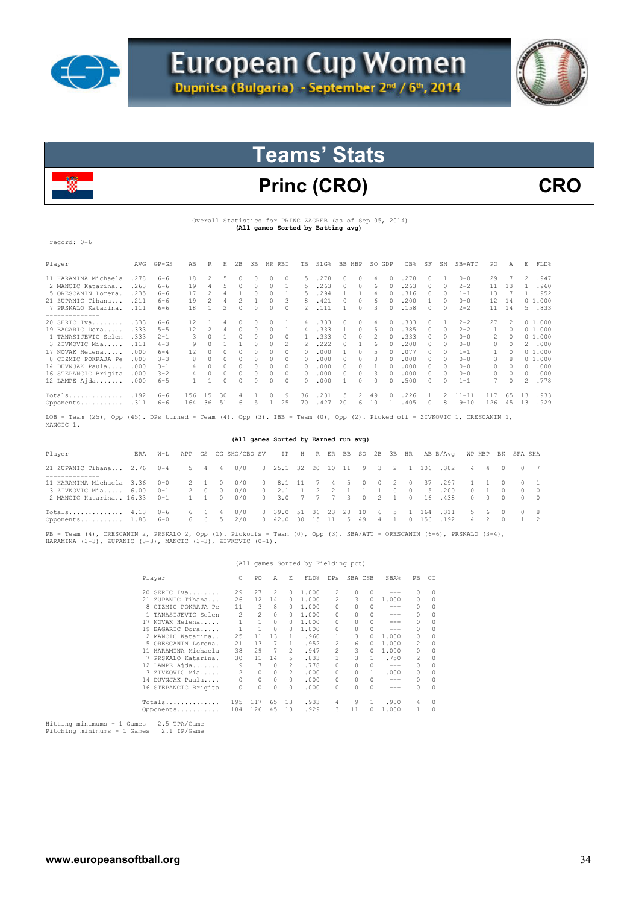# European Cup Women

Dupnitsa (Bulgaria) - September 2nd / 6th, 2014

## Teams' Stats

## Princ (CRO) — CRO

Overall Statistics for PRINC ZAGREB (as of Sep 05, 2014)
**(All games Sorted by Batting avg)**

record: 0-6

| Player | AVG | GP-GS | AB | R | H | 2B | 3B | HR | RBI | TB | SLG% | BB | HBP | SO | GDP | OB% | SF | SH | SB-ATT | PO | A | E | FLD% |
|---|---|---|---|---|---|---|---|---|---|---|---|---|---|---|---|---|---|---|---|---|---|---|---|
| 11 HARAMINA Michaela | .278 | 6-6 | 18 | 2 | 5 | 0 | 0 | 0 | 0 | 5 | .278 | 0 | 0 | 4 | 0 | .278 | 0 | 1 | 0-0 | 29 | 7 | 2 | .947 |
| 2 MANCIC Katarina.. | .263 | 6-6 | 19 | 4 | 5 | 0 | 0 | 0 | 1 | 5 | .263 | 0 | 0 | 6 | 0 | .263 | 0 | 0 | 2-2 | 11 | 13 | 1 | .960 |
| 5 ORESCANIN Lorena. | .235 | 6-6 | 17 | 2 | 4 | 1 | 0 | 0 | 1 | 5 | .294 | 1 | 1 | 4 | 0 | .316 | 0 | 0 | 1-1 | 13 | 7 | 1 | .952 |
| 21 ZUPANIC Tihana... | .211 | 6-6 | 19 | 2 | 4 | 2 | 1 | 0 | 3 | 8 | .421 | 0 | 0 | 6 | 0 | .200 | 1 | 0 | 0-0 | 12 | 14 | 0 | 1.000 |
| 7 PRSKALO Katarina. | .111 | 6-6 | 18 | 1 | 2 | 0 | 0 | 0 | 0 | 2 | .111 | 1 | 0 | 3 | 0 | .158 | 0 | 0 | 2-2 | 11 | 14 | 5 | .833 |
| 20 SERIC Iva........ | .333 | 6-6 | 12 | 1 | 4 | 0 | 0 | 0 | 1 | 4 | .333 | 0 | 0 | 4 | 0 | .333 | 0 | 1 | 2-2 | 27 | 2 | 0 | 1.000 |
| 19 BAGARIC Dora..... | .333 | 5-5 | 12 | 2 | 4 | 0 | 0 | 0 | 1 | 4 | .333 | 1 | 0 | 5 | 0 | .385 | 0 | 0 | 2-2 | 1 | 0 | 0 | 1.000 |
| 1 TANASIJEVIC Selen | .333 | 2-1 | 3 | 0 | 1 | 0 | 0 | 0 | 0 | 1 | .333 | 0 | 0 | 2 | 0 | .333 | 0 | 0 | 0-0 | 2 | 0 | 0 | 1.000 |
| 3 ZIVKOVIC Mia...... | .111 | 4-3 | 9 | 0 | 1 | 1 | 0 | 0 | 2 | 2 | .222 | 0 | 1 | 6 | 0 | .200 | 0 | 0 | 0-0 | 0 | 0 | 2 | .000 |
| 17 NOVAK Helena..... | .000 | 6-4 | 12 | 0 | 0 | 0 | 0 | 0 | 0 | 0 | .000 | 1 | 0 | 5 | 0 | .077 | 0 | 0 | 1-1 | 1 | 0 | 0 | 1.000 |
| 8 CIZMIC POKRAJA Pe | .000 | 3-3 | 8 | 0 | 0 | 0 | 0 | 0 | 0 | 0 | .000 | 0 | 0 | 0 | 0 | .000 | 0 | 0 | 0-0 | 3 | 8 | 0 | 1.000 |
| 14 DUVNJAK Paula.... | .000 | 3-1 | 4 | 0 | 0 | 0 | 0 | 0 | 0 | 0 | .000 | 0 | 0 | 1 | 0 | .000 | 0 | 0 | 0-0 | 0 | 0 | 0 | .000 |
| 16 STEPANCIC Brigita | .000 | 3-2 | 4 | 0 | 0 | 0 | 0 | 0 | 0 | 0 | .000 | 0 | 0 | 3 | 0 | .000 | 0 | 0 | 0-0 | 0 | 0 | 0 | .000 |
| 12 LAMPE Ajda....... | .000 | 6-5 | 1 | 1 | 0 | 0 | 0 | 0 | 0 | 0 | .000 | 1 | 0 | 0 | 0 | .500 | 0 | 0 | 1-1 | 7 | 0 | 2 | .778 |
| Totals.............. | .192 | 6-6 | 156 | 15 | 30 | 4 | 1 | 0 | 9 | 36 | .231 | 5 | 2 | 49 | 0 | .226 | 1 | 2 | 11-11 | 117 | 65 | 13 | .933 |
| Opponents........... | .311 | 6-6 | 164 | 36 | 51 | 6 | 5 | 1 | 25 | 70 | .427 | 20 | 6 | 10 | 1 | .405 | 0 | 8 | 9-10 | 126 | 45 | 13 | .929 |

LOB - Team (25), Opp (45). DPs turned - Team (4), Opp (3). IBB - Team (0), Opp (2). Picked off - ZIVKOVIC 1, ORESCANIN 1, MANCIC 1.

**(All games Sorted by Earned run avg)**

| Player | ERA | W-L | APP | GS | CG | SHO/CBO | SV | IP | H | R | ER | BB | SO | 2B | 3B | HR | AB | B/Avg | WP | HBP | BK | SFA | SHA |
|---|---|---|---|---|---|---|---|---|---|---|---|---|---|---|---|---|---|---|---|---|---|---|---|
| 21 ZUPANIC Tihana... | 2.76 | 0-4 | 5 | 4 | 4 | 0/0 | 0 | 25.1 | 32 | 20 | 10 | 11 | 9 | 3 | 2 | 1 | 106 | .302 | 4 | 4 | 0 | 0 | 7 |
| 11 HARAMINA Michaela | 3.36 | 0-0 | 2 | 1 | 0 | 0/0 | 0 | 8.1 | 11 | 7 | 4 | 5 | 0 | 0 | 2 | 0 | 37 | .297 | 1 | 1 | 0 | 0 | 1 |
| 3 ZIVKOVIC Mia..... | 6.00 | 0-1 | 2 | 0 | 0 | 0/0 | 0 | 2.1 | 1 | 2 | 2 | 1 | 1 | 1 | 0 | 0 | 5 | .200 | 0 | 1 | 0 | 0 | 0 |
| 2 MANCIC Katarina.. | 16.33 | 0-1 | 1 | 1 | 0 | 0/0 | 0 | 3.0 | 7 | 7 | 7 | 3 | 0 | 2 | 1 | 0 | 16 | .438 | 0 | 0 | 0 | 0 | 0 |
| Totals.............. | 4.13 | 0-6 | 6 | 6 | 4 | 0/0 | 0 | 39.0 | 51 | 36 | 23 | 20 | 10 | 6 | 5 | 1 | 164 | .311 | 5 | 6 | 0 | 0 | 8 |
| Opponents........... | 1.83 | 6-0 | 6 | 6 | 5 | 2/0 | 0 | 42.0 | 30 | 15 | 11 | 5 | 49 | 4 | 1 | 0 | 156 | .192 | 4 | 2 | 0 | 1 | 2 |

PB - Team (4), ORESCANIN 2, PRSKALO 2, Opp (1). Pickoffs - Team (0), Opp (3). SBA/ATT - ORESCANIN (6-6), PRSKALO (3-4), HARAMINA (3-3), ZUPANIC (3-3), MANCIC (3-3), ZIVKOVIC (0-1).

(All games Sorted by Fielding pct)

| Player | C | PO | A | E | FLD% | DPs | SBA | CSB | SBA% | PB | CI |
|---|---|---|---|---|---|---|---|---|---|---|---|
| 20 SERIC Iva........ | 29 | 27 | 2 | 0 | 1.000 | 2 | 0 | 0 | --- | 0 | 0 |
| 21 ZUPANIC Tihana... | 26 | 12 | 14 | 0 | 1.000 | 2 | 3 | 0 | 1.000 | 0 | 0 |
| 8 CIZMIC POKRAJA Pe | 11 | 3 | 8 | 0 | 1.000 | 0 | 0 | 0 | --- | 0 | 0 |
| 1 TANASIJEVIC Selen | 2 | 2 | 0 | 0 | 1.000 | 0 | 0 | 0 | --- | 0 | 0 |
| 17 NOVAK Helena..... | 1 | 1 | 0 | 0 | 1.000 | 0 | 0 | 0 | --- | 0 | 0 |
| 19 BAGARIC Dora..... | 1 | 1 | 0 | 0 | 1.000 | 0 | 0 | 0 | --- | 0 | 0 |
| 2 MANCIC Katarina.. | 25 | 11 | 13 | 1 | .960 | 1 | 3 | 0 | 1.000 | 0 | 0 |
| 5 ORESCANIN Lorena. | 21 | 13 | 7 | 1 | .952 | 2 | 6 | 0 | 1.000 | 2 | 0 |
| 11 HARAMINA Michaela | 38 | 29 | 7 | 2 | .947 | 2 | 3 | 0 | 1.000 | 0 | 0 |
| 7 PRSKALO Katarina. | 30 | 11 | 14 | 5 | .833 | 3 | 3 | 1 | .750 | 2 | 0 |
| 12 LAMPE Ajda....... | 9 | 7 | 0 | 2 | .778 | 0 | 0 | 0 | --- | 0 | 0 |
| 3 ZIVKOVIC Mia..... | 2 | 0 | 0 | 2 | .000 | 0 | 0 | 1 | .000 | 0 | 0 |
| 14 DUVNJAK Paula.... | 0 | 0 | 0 | 0 | .000 | 0 | 0 | 0 | --- | 0 | 0 |
| 16 STEPANCIC Brigita | 0 | 0 | 0 | 0 | .000 | 0 | 0 | 0 | --- | 0 | 0 |
| Totals.............. | 195 | 117 | 65 | 13 | .933 | 4 | 9 | 1 | .900 | 4 | 0 |
| Opponents........... | 184 | 126 | 45 | 13 | .929 | 3 | 11 | 0 | 1.000 | 1 | 0 |

Hitting minimums - 1 Games 2.5 TPA/Game
Pitching minimums - 1 Games 2.1 IP/Game

www.europeansoftball.org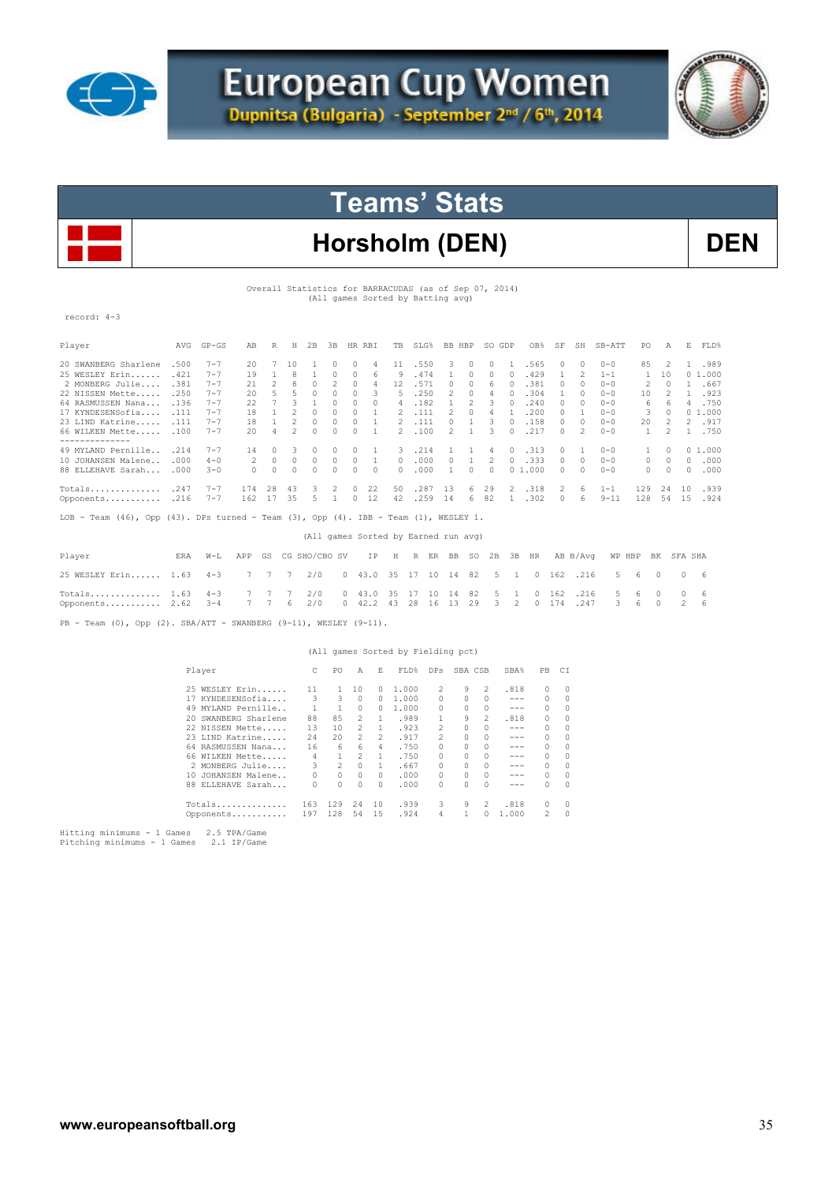# European Cup Women

Dupnitsa (Bulgaria) - September 2nd / 6th, 2014

## Teams' Stats

## Horsholm (DEN)

**DEN**

Overall Statistics for BARRACUDAS (as of Sep 07, 2014)
(All games Sorted by Batting avg)

record: 4-3

| Player | AVG | GP-GS | AB | R | H | 2B | 3B | HR | RBI | TB | SLG% | BB | HBP | SO | GDP | OB% | SF | SH | SB-ATT | PO | A | E | FLD% |
|---|---|---|---|---|---|---|---|---|---|---|---|---|---|---|---|---|---|---|---|---|---|---|---|
| 20 SWANBERG Sharlene | .500 | 7-7 | 20 | 7 | 10 | 1 | 0 | 0 | 4 | 11 | .550 | 3 | 0 | 0 | 1 | .565 | 0 | 0 | 0-0 | 85 | 2 | 1 | .989 |
| 25 WESLEY Erin...... | .421 | 7-7 | 19 | 1 | 8 | 1 | 0 | 0 | 6 | 9 | .474 | 1 | 0 | 0 | 0 | .429 | 1 | 2 | 1-1 | 1 | 10 | 0 | 1.000 |
| 2 MONBERG Julie..... | .381 | 7-7 | 21 | 2 | 8 | 0 | 2 | 0 | 4 | 12 | .571 | 0 | 0 | 6 | 0 | .381 | 0 | 0 | 0-0 | 2 | 0 | 1 | .667 |
| 22 NISSEN Mette..... | .250 | 7-7 | 20 | 5 | 5 | 0 | 0 | 0 | 3 | 5 | .250 | 2 | 0 | 4 | 0 | .304 | 1 | 0 | 0-0 | 10 | 2 | 1 | .923 |
| 64 RASMUSSEN Nana.... | .136 | 7-7 | 22 | 7 | 3 | 1 | 0 | 0 | 0 | 4 | .182 | 1 | 2 | 3 | 0 | .240 | 0 | 0 | 0-0 | 6 | 6 | 4 | .750 |
| 17 KYNDESENSofia.... | .111 | 7-7 | 18 | 1 | 2 | 0 | 0 | 0 | 1 | 2 | .111 | 2 | 0 | 4 | 1 | .200 | 0 | 1 | 0-0 | 3 | 0 | 0 | 1.000 |
| 23 LIND Katrine..... | .111 | 7-7 | 18 | 1 | 2 | 0 | 0 | 0 | 1 | 2 | .111 | 0 | 1 | 3 | 0 | .158 | 0 | 0 | 0-0 | 20 | 2 | 2 | .917 |
| 66 WILKEN Mette..... | .100 | 7-7 | 20 | 4 | 2 | 0 | 0 | 0 | 1 | 2 | .100 | 2 | 1 | 3 | 0 | .217 | 0 | 2 | 0-0 | 1 | 2 | 1 | .750 |
| 49 MYLAND Pernille.. | .214 | 7-7 | 14 | 0 | 3 | 0 | 0 | 0 | 1 | 3 | .214 | 1 | 1 | 4 | 0 | .313 | 0 | 1 | 0-0 | 1 | 0 | 0 | 1.000 |
| 10 JOHANSEN Malene.. | .000 | 4-0 | 2 | 0 | 0 | 0 | 0 | 0 | 1 | 0 | .000 | 0 | 1 | 2 | 0 | .333 | 0 | 0 | 0-0 | 0 | 0 | 0 | .000 |
| 88 ELLEHAVE Sarah... | .000 | 3-0 | 0 | 0 | 0 | 0 | 0 | 0 | 0 | 0 | .000 | 1 | 0 | 0 | 0 | 1.000 | 0 | 0 | 0-0 | 0 | 0 | 0 | .000 |
| Totals.............. | .247 | 7-7 | 174 | 28 | 43 | 3 | 2 | 0 | 22 | 50 | .287 | 13 | 6 | 29 | 2 | .318 | 2 | 6 | 1-1 | 129 | 24 | 10 | .939 |
| Opponents........... | .216 | 7-7 | 162 | 17 | 35 | 5 | 1 | 0 | 12 | 42 | .259 | 14 | 6 | 82 | 1 | .302 | 0 | 6 | 9-11 | 128 | 54 | 15 | .924 |

LOB - Team (46), Opp (43). DPs turned - Team (3), Opp (4). IBB - Team (1), WESLEY 1.

(All games Sorted by Earned run avg)

| Player | ERA | W-L | APP | GS | CG | SHO/CBO | SV | IP | H | R | ER | BB | SO | 2B | 3B | HR | AB | B/Avg | WP | HBP | BK | SFA | SHA |
|---|---|---|---|---|---|---|---|---|---|---|---|---|---|---|---|---|---|---|---|---|---|---|---|
| 25 WESLEY Erin...... | 1.63 | 4-3 | 7 | 7 | 7 | 2/0 | 0 | 43.0 | 35 | 17 | 10 | 14 | 82 | 5 | 1 | 0 | 162 | .216 | 5 | 6 | 0 | 0 | 6 |
| Totals.............. | 1.63 | 4-3 | 7 | 7 | 7 | 2/0 | 0 | 43.0 | 35 | 17 | 10 | 14 | 82 | 5 | 1 | 0 | 162 | .216 | 5 | 6 | 0 | 0 | 6 |
| Opponents........... | 2.62 | 3-4 | 7 | 7 | 6 | 2/0 | 0 | 42.2 | 43 | 28 | 16 | 13 | 29 | 3 | 2 | 0 | 174 | .247 | 3 | 6 | 0 | 2 | 6 |

PB - Team (0), Opp (2). SBA/ATT - SWANBERG (9-11), WESLEY (9-11).

(All games Sorted by Fielding pct)

| Player | C | PO | A | E | FLD% | DPs | SBA | CSB | SBA% | PB | CI |
|---|---|---|---|---|---|---|---|---|---|---|---|
| 25 WESLEY Erin...... | 11 | 1 | 10 | 0 | 1.000 | 2 | 9 | 2 | .818 | 0 | 0 |
| 17 KYNDESENSofia.... | 3 | 3 | 0 | 0 | 1.000 | 0 | 0 | 0 | --- | 0 | 0 |
| 49 MYLAND Pernille.. | 1 | 1 | 0 | 0 | 1.000 | 0 | 0 | 0 | --- | 0 | 0 |
| 20 SWANBERG Sharlene | 88 | 85 | 2 | 1 | .989 | 1 | 9 | 2 | .818 | 0 | 0 |
| 22 NISSEN Mette..... | 13 | 10 | 2 | 1 | .923 | 2 | 0 | 0 | --- | 0 | 0 |
| 23 LIND Katrine..... | 24 | 20 | 2 | 2 | .917 | 2 | 0 | 0 | --- | 0 | 0 |
| 64 RASMUSSEN Nana... | 16 | 6 | 6 | 4 | .750 | 0 | 0 | 0 | --- | 0 | 0 |
| 66 WILKEN Mette..... | 4 | 1 | 2 | 1 | .750 | 0 | 0 | 0 | --- | 0 | 0 |
| 2 MONBERG Julie.... | 3 | 2 | 0 | 1 | .667 | 0 | 0 | 0 | --- | 0 | 0 |
| 10 JOHANSEN Malene.. | 0 | 0 | 0 | 0 | .000 | 0 | 0 | 0 | --- | 0 | 0 |
| 88 ELLEHAVE Sarah... | 0 | 0 | 0 | 0 | .000 | 0 | 0 | 0 | --- | 0 | 0 |
| Totals.............. | 163 | 129 | 24 | 10 | .939 | 3 | 9 | 2 | .818 | 0 | 0 |
| Opponents........... | 197 | 128 | 54 | 15 | .924 | 4 | 1 | 0 | 1.000 | 2 | 0 |

Hitting minimums - 1 Games 2.5 TPA/Game
Pitching minimums - 1 Games 2.1 IP/Game

www.europeansoftball.org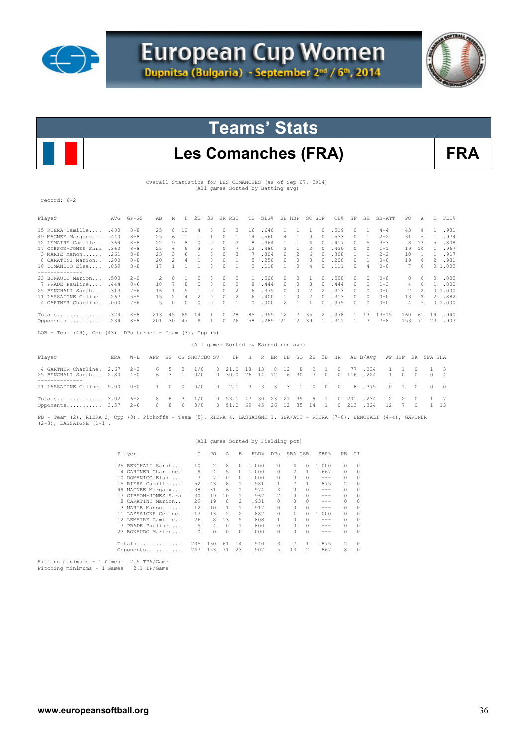# European Cup Women

Dupnitsa (Bulgaria) - September 2nd / 6th, 2014

## Teams' Stats

## Les Comanches (FRA)

**FRA**

Overall Statistics for LES COMANCHES (as of Sep 07, 2014)
(All games Sorted by Batting avg)

record: 6-2

| Player | AVG | GP-GS | AB | R | H | 2B | 3B | HR | RBI | TB | SLG% | BB | HBP | SO | GDP | OB% | SF | SH | SB-ATT | PO | A | E | FLD% |
|---|---|---|---|---|---|---|---|---|---|---|---|---|---|---|---|---|---|---|---|---|---|---|---|
| 15 RIERA Camille.... | .480 | 8-8 | 25 | 8 | 12 | 4 | 0 | 0 | 3 | 16 | .640 | 1 | 1 | 1 | 0 | .519 | 0 | 1 | 4-4 | 43 | 8 | 1 | .981 |
| 49 MAGNEE Margaux... | .440 | 8-8 | 25 | 6 | 11 | 1 | 1 | 0 | 1 | 14 | .560 | 4 | 1 | 0 | 0 | .533 | 0 | 1 | 2-2 | 31 | 6 | 1 | .974 |
| 12 LEMAIRE Camille.. | .364 | 8-8 | 22 | 9 | 8 | 0 | 0 | 0 | 3 | 8 | .364 | 1 | 1 | 4 | 0 | .417 | 0 | 5 | 3-3 | 8 | 13 | 5 | .808 |
| 17 GIBSON-JONES Sara | .360 | 8-8 | 25 | 6 | 9 | 3 | 0 | 0 | 7 | 12 | .480 | 2 | 1 | 3 | 0 | .429 | 0 | 0 | 1-1 | 19 | 10 | 1 | .967 |
| 3 MARIE Manon...... | .261 | 8-8 | 23 | 3 | 6 | 1 | 0 | 0 | 3 | 7 | .304 | 0 | 2 | 6 | 0 | .308 | 1 | 1 | 2-2 | 10 | 1 | 1 | .917 |
| 8 CARATINI Marion.. | .200 | 8-8 | 20 | 2 | 4 | 1 | 0 | 0 | 1 | 5 | .250 | 0 | 0 | 8 | 0 | .200 | 0 | 1 | 0-0 | 19 | 8 | 2 | .931 |
| 10 DOMANICO Elsa.... | .059 | 8-8 | 17 | 1 | 1 | 1 | 0 | 0 | 1 | 2 | .118 | 1 | 0 | 4 | 0 | .111 | 0 | 4 | 0-0 | 7 | 0 | 0 | 1.000 |
| -------------- | | | | | | | | | | | | | | | | | | | | | | | |
| 23 BONAUDO Marion... | .500 | 2-0 | 2 | 0 | 1 | 0 | 0 | 0 | 2 | 1 | .500 | 0 | 0 | 1 | 0 | .500 | 0 | 0 | 0-0 | 0 | 0 | 0 | .000 |
| 7 PRADE Pauline.... | .444 | 8-6 | 18 | 7 | 8 | 0 | 0 | 0 | 2 | 8 | .444 | 0 | 0 | 3 | 0 | .444 | 0 | 0 | 1-3 | 4 | 0 | 1 | .800 |
| 25 BENCHALI Sarah... | .313 | 7-6 | 16 | 1 | 5 | 1 | 0 | 0 | 2 | 6 | .375 | 0 | 0 | 2 | 2 | .313 | 0 | 0 | 0-0 | 2 | 8 | 0 | 1.000 |
| 11 LASSAIGNE Celine. | .267 | 5-5 | 15 | 2 | 4 | 2 | 0 | 0 | 2 | 6 | .400 | 1 | 0 | 2 | 0 | .313 | 0 | 0 | 0-0 | 13 | 2 | 2 | .882 |
| 4 GARTNER Charline. | .000 | 7-6 | 5 | 0 | 0 | 0 | 0 | 0 | 1 | 0 | .000 | 2 | 1 | 1 | 0 | .375 | 0 | 0 | 0-0 | 4 | 5 | 0 | 1.000 |
| Totals.............. | .324 | 8-8 | 213 | 45 | 69 | 14 | 1 | 0 | 28 | 85 | .399 | 12 | 7 | 35 | 2 | .378 | 1 | 13 | 13-15 | 160 | 61 | 14 | .940 |
| Opponents........... | .234 | 8-8 | 201 | 30 | 47 | 9 | 1 | 0 | 26 | 58 | .289 | 21 | 2 | 39 | 1 | .311 | 1 | 7 | 7-8 | 153 | 71 | 23 | .907 |

LOB - Team (49), Opp (43). DPs turned - Team (3), Opp (5).

(All games Sorted by Earned run avg)

| Player | ERA | W-L | APP | GS | CG | SHO/CBO | SV | IP | H | R | ER | BB | SO | 2B | 3B | HR | AB | B/Avg | WP | HBP | BK | SFA | SHA |
|---|---|---|---|---|---|---|---|---|---|---|---|---|---|---|---|---|---|---|---|---|---|---|---|
| 4 GARTNER Charline. | 2.67 | 2-2 | 6 | 5 | 2 | 1/0 | 0 | 21.0 | 18 | 13 | 8 | 12 | 8 | 2 | 1 | 0 | 77 | .234 | 1 | 1 | 0 | 1 | 3 |
| 25 BENCHALI Sarah... | 2.80 | 4-0 | 6 | 3 | 1 | 0/0 | 0 | 30.0 | 26 | 14 | 12 | 6 | 30 | 7 | 0 | 0 | 116 | .224 | 1 | 0 | 0 | 0 | 4 |
| -------------- | | | | | | | | | | | | | | | | | | | | | | | |
| 11 LASSAIGNE Celine. | 9.00 | 0-0 | 1 | 0 | 0 | 0/0 | 0 | 2.1 | 3 | 3 | 3 | 3 | 1 | 0 | 0 | 0 | 8 | .375 | 0 | 1 | 0 | 0 | 0 |
| Totals.............. | 3.02 | 6-2 | 8 | 8 | 3 | 1/0 | 0 | 53.1 | 47 | 30 | 23 | 21 | 39 | 9 | 1 | 0 | 201 | .234 | 2 | 2 | 0 | 1 | 7 |
| Opponents........... | 3.57 | 2-6 | 8 | 8 | 6 | 0/0 | 0 | 51.0 | 69 | 45 | 26 | 12 | 35 | 14 | 1 | 0 | 213 | .324 | 12 | 7 | 0 | 1 | 13 |

PB - Team (2), RIERA 2, Opp (8). Pickoffs - Team (5), RIERA 4, LASSAIGNE 1. SBA/ATT - RIERA (7-8), BENCHALI (4-4), GARTNER (2-3), LASSAIGNE (1-1).

(All games Sorted by Fielding pct)

| Player | C | PO | A | E | FLD% | DPs | SBA | CSB | SBA% | PB | CI |
|---|---|---|---|---|---|---|---|---|---|---|---|
| 25 BENCHALI Sarah... | 10 | 2 | 8 | 0 | 1.000 | 0 | 4 | 0 | 1.000 | 0 | 0 |
| 4 GARTNER Charline. | 9 | 4 | 5 | 0 | 1.000 | 0 | 2 | 1 | .667 | 0 | 0 |
| 10 DOMANICO Elsa.... | 7 | 7 | 0 | 0 | 1.000 | 0 | 0 | 0 | --- | 0 | 0 |
| 15 RIERA Camille.... | 52 | 43 | 8 | 1 | .981 | 1 | 7 | 1 | .875 | 2 | 0 |
| 49 MAGNEE Margaux... | 38 | 31 | 6 | 1 | .974 | 3 | 0 | 0 | --- | 0 | 0 |
| 17 GIBSON-JONES Sara | 30 | 19 | 10 | 1 | .967 | 2 | 0 | 0 | --- | 0 | 0 |
| 8 CARATINI Marion.. | 29 | 19 | 8 | 2 | .931 | 0 | 0 | 0 | --- | 0 | 0 |
| 3 MARIE Manon...... | 12 | 10 | 1 | 1 | .917 | 0 | 0 | 0 | --- | 0 | 0 |
| 11 LASSAIGNE Celine. | 17 | 13 | 2 | 2 | .882 | 0 | 1 | 0 | 1.000 | 0 | 0 |
| 12 LEMAIRE Camille.. | 26 | 8 | 13 | 5 | .808 | 1 | 0 | 0 | --- | 0 | 0 |
| 7 PRADE Pauline.... | 5 | 4 | 0 | 1 | .800 | 0 | 0 | 0 | --- | 0 | 0 |
| 23 BONAUDO Marion... | 0 | 0 | 0 | 0 | .000 | 0 | 0 | 0 | --- | 0 | 0 |
| Totals.............. | 235 | 160 | 61 | 14 | .940 | 3 | 7 | 1 | .875 | 2 | 0 |
| Opponents........... | 247 | 153 | 71 | 23 | .907 | 5 | 13 | 2 | .867 | 8 | 0 |

Hitting minimums - 1 Games 2.5 TPA/Game
Pitching minimums - 1 Games 2.1 IP/Game

www.europeansoftball.org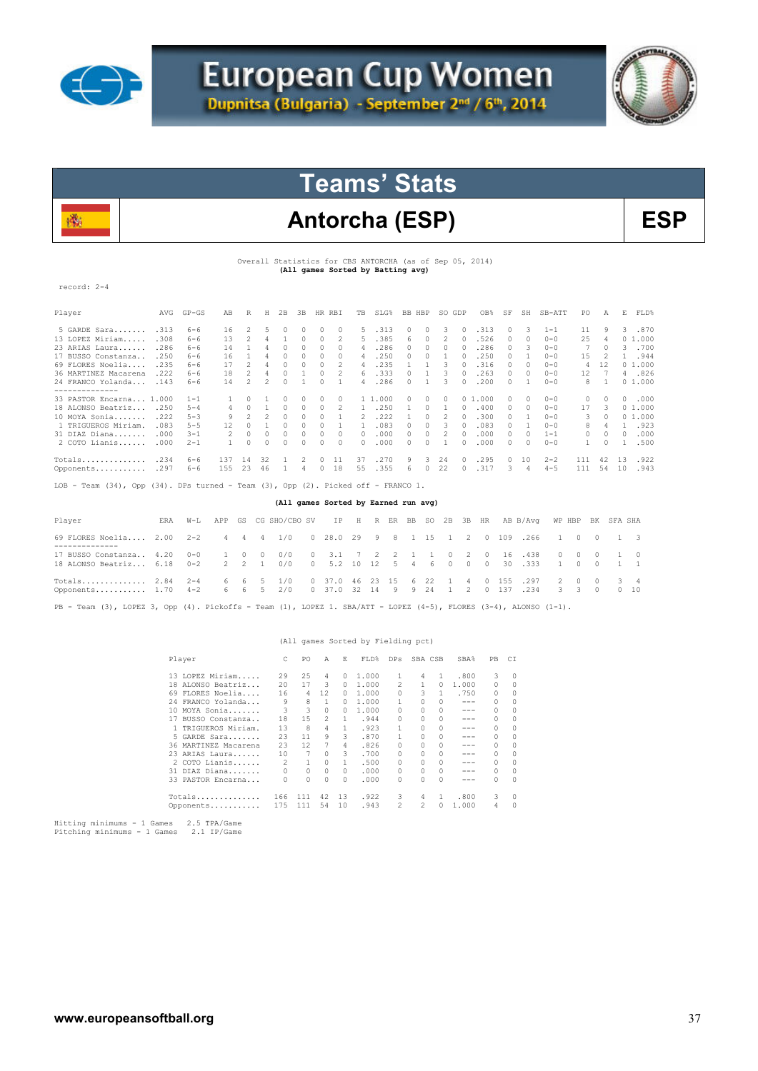# European Cup Women

Dupnitsa (Bulgaria) - September 2nd / 6th, 2014

## Teams' Stats

## Antorcha (ESP)

ESP

Overall Statistics for CBS ANTORCHA (as of Sep 05, 2014)
**(All games Sorted by Batting avg)**

record: 2-4

| Player | AVG | GP-GS | AB | R | H | 2B | 3B | HR | RBI | TB | SLG% | BB | HBP | SO | GDP | OB% | SF | SH | SB-ATT | PO | A | E | FLD% |
|---|---|---|---|---|---|---|---|---|---|---|---|---|---|---|---|---|---|---|---|---|---|---|---|
| 5 GARDE Sara....... | .313 | 6-6 | 16 | 2 | 5 | 0 | 0 | 0 | 0 | 5 | .313 | 0 | 0 | 3 | 0 | .313 | 0 | 3 | 1-1 | 11 | 9 | 3 | .870 |
| 13 LOPEZ Miriam..... | .308 | 6-6 | 13 | 2 | 4 | 1 | 0 | 0 | 2 | 5 | .385 | 6 | 0 | 2 | 0 | .526 | 0 | 0 | 0-0 | 25 | 4 | 0 | 1.000 |
| 23 ARIAS Laura...... | .286 | 6-6 | 14 | 1 | 4 | 0 | 0 | 0 | 0 | 4 | .286 | 0 | 0 | 0 | 0 | .286 | 0 | 3 | 0-0 | 7 | 0 | 3 | .700 |
| 17 BUSSO Constanza.. | .250 | 6-6 | 16 | 1 | 4 | 0 | 0 | 0 | 0 | 4 | .250 | 0 | 0 | 1 | 0 | .250 | 0 | 1 | 0-0 | 15 | 2 | 1 | .944 |
| 69 FLORES Noelia.... | .235 | 6-6 | 17 | 2 | 4 | 0 | 0 | 0 | 2 | 4 | .235 | 1 | 1 | 3 | 0 | .316 | 0 | 0 | 0-0 | 4 | 12 | 0 | 1.000 |
| 36 MARTINEZ Macarena | .222 | 6-6 | 18 | 2 | 4 | 0 | 1 | 0 | 2 | 6 | .333 | 0 | 1 | 3 | 0 | .263 | 0 | 0 | 0-0 | 12 | 7 | 4 | .826 |
| 24 FRANCO Yolanda... | .143 | 6-6 | 14 | 2 | 2 | 0 | 1 | 0 | 1 | 4 | .286 | 0 | 1 | 3 | 0 | .200 | 0 | 1 | 0-0 | 8 | 1 | 0 | 1.000 |
| -------------- | | | | | | | | | | | | | | | | | | | | | | | |
| 33 PASTOR Encarna... | 1.000 | 1-1 | 1 | 0 | 1 | 0 | 0 | 0 | 0 | 1 | 1.000 | 0 | 0 | 0 | 0 | 1.000 | 0 | 0 | 0-0 | 0 | 0 | 0 | .000 |
| 18 ALONSO Beatriz... | .250 | 5-4 | 4 | 0 | 1 | 0 | 0 | 0 | 2 | 1 | .250 | 1 | 0 | 1 | 0 | .400 | 0 | 0 | 0-0 | 17 | 3 | 0 | 1.000 |
| 10 MOYA Sonia....... | .222 | 5-3 | 9 | 2 | 2 | 0 | 0 | 0 | 1 | 2 | .222 | 1 | 0 | 2 | 0 | .300 | 0 | 1 | 0-0 | 3 | 0 | 0 | 1.000 |
| 1 TRIGUEROS Miriam. | .083 | 5-5 | 12 | 0 | 1 | 0 | 0 | 0 | 1 | 1 | .083 | 0 | 0 | 3 | 0 | .083 | 0 | 1 | 0-0 | 8 | 4 | 1 | .923 |
| 31 DIAZ Diana....... | .000 | 3-1 | 2 | 0 | 0 | 0 | 0 | 0 | 0 | 0 | .000 | 0 | 0 | 2 | 0 | .000 | 0 | 0 | 1-1 | 0 | 0 | 0 | .000 |
| 2 COTO Lianis...... | .000 | 2-1 | 1 | 0 | 0 | 0 | 0 | 0 | 0 | 0 | .000 | 0 | 0 | 1 | 0 | .000 | 0 | 0 | 0-0 | 1 | 0 | 1 | .500 |
| Totals............ | .234 | 6-6 | 137 | 14 | 32 | 1 | 2 | 0 | 11 | 37 | .270 | 9 | 3 | 24 | 0 | .295 | 0 | 10 | 2-2 | 111 | 42 | 13 | .922 |
| Opponents.......... | .297 | 6-6 | 155 | 23 | 46 | 1 | 4 | 0 | 18 | 55 | .355 | 6 | 0 | 22 | 0 | .317 | 3 | 4 | 4-5 | 111 | 54 | 10 | .943 |

LOB - Team (34), Opp (34). DPs turned - Team (3), Opp (2). Picked off - FRANCO 1.

**(All games Sorted by Earned run avg)**

| Player | ERA | W-L | APP | GS | CG | SHO/CBO | SV | IP | H | R | ER | BB | SO | 2B | 3B | HR | AB | B/Avg | WP | HBP | BK | SFA | SHA |
|---|---|---|---|---|---|---|---|---|---|---|---|---|---|---|---|---|---|---|---|---|---|---|---|
| 69 FLORES Noelia.... | 2.00 | 2-2 | 4 | 4 | 4 | 1/0 | 0 | 28.0 | 29 | 9 | 8 | 1 | 15 | 1 | 2 | 0 | 109 | .266 | 1 | 0 | 0 | 1 | 3 |
| -------------- | | | | | | | | | | | | | | | | | | | | | | | |
| 17 BUSSO Constanza.. | 4.20 | 0-0 | 1 | 0 | 0 | 0/0 | 0 | 3.1 | 7 | 2 | 2 | 1 | 1 | 0 | 2 | 0 | 16 | .438 | 0 | 0 | 0 | 1 | 0 |
| 18 ALONSO Beatriz... | 6.18 | 0-2 | 2 | 2 | 1 | 0/0 | 0 | 5.2 | 10 | 12 | 5 | 4 | 6 | 0 | 0 | 0 | 30 | .333 | 1 | 0 | 0 | 1 | 1 |
| Totals............ | 2.84 | 2-4 | 6 | 6 | 5 | 1/0 | 0 | 37.0 | 46 | 23 | 15 | 6 | 22 | 1 | 4 | 0 | 155 | .297 | 2 | 0 | 0 | 3 | 4 |
| Opponents.......... | 1.70 | 4-2 | 6 | 6 | 5 | 2/0 | 0 | 37.0 | 32 | 14 | 9 | 9 | 24 | 1 | 2 | 0 | 137 | .234 | 3 | 3 | 0 | 0 | 10 |

PB - Team (3), LOPEZ 3, Opp (4). Pickoffs - Team (1), LOPEZ 1. SBA/ATT - LOPEZ (4-5), FLORES (3-4), ALONSO (1-1).

(All games Sorted by Fielding pct)

| Player | C | PO | A | E | FLD% | DPs | SBA | CSB | SBA% | PB | CI |
|---|---|---|---|---|---|---|---|---|---|---|---|
| 13 LOPEZ Miriam..... | 29 | 25 | 4 | 0 | 1.000 | 1 | 4 | 1 | .800 | 3 | 0 |
| 18 ALONSO Beatriz... | 20 | 17 | 3 | 0 | 1.000 | 2 | 1 | 0 | 1.000 | 0 | 0 |
| 69 FLORES Noelia.... | 16 | 4 | 12 | 0 | 1.000 | 0 | 3 | 1 | .750 | 0 | 0 |
| 24 FRANCO Yolanda... | 9 | 8 | 1 | 0 | 1.000 | 1 | 0 | 0 | --- | 0 | 0 |
| 10 MOYA Sonia....... | 3 | 3 | 0 | 0 | 1.000 | 0 | 0 | 0 | --- | 0 | 0 |
| 17 BUSSO Constanza.. | 18 | 15 | 2 | 1 | .944 | 0 | 0 | 0 | --- | 0 | 0 |
| 1 TRIGUEROS Miriam. | 13 | 8 | 4 | 1 | .923 | 1 | 0 | 0 | --- | 0 | 0 |
| 5 GARDE Sara....... | 23 | 11 | 9 | 3 | .870 | 1 | 0 | 0 | --- | 0 | 0 |
| 36 MARTINEZ Macarena | 23 | 12 | 7 | 4 | .826 | 0 | 0 | 0 | --- | 0 | 0 |
| 23 ARIAS Laura...... | 10 | 7 | 0 | 3 | .700 | 0 | 0 | 0 | --- | 0 | 0 |
| 2 COTO Lianis...... | 2 | 1 | 0 | 1 | .500 | 0 | 0 | 0 | --- | 0 | 0 |
| 31 DIAZ Diana....... | 0 | 0 | 0 | 0 | .000 | 0 | 0 | 0 | --- | 0 | 0 |
| 33 PASTOR Encarna... | 0 | 0 | 0 | 0 | .000 | 0 | 0 | 0 | --- | 0 | 0 |
| Totals.............. | 166 | 111 | 42 | 13 | .922 | 3 | 4 | 1 | .800 | 3 | 0 |
| Opponents........... | 175 | 111 | 54 | 10 | .943 | 2 | 2 | 0 | 1.000 | 4 | 0 |

Hitting minimums - 1 Games  2.5 TPA/Game
Pitching minimums - 1 Games  2.1 IP/Game

www.europeansoftball.org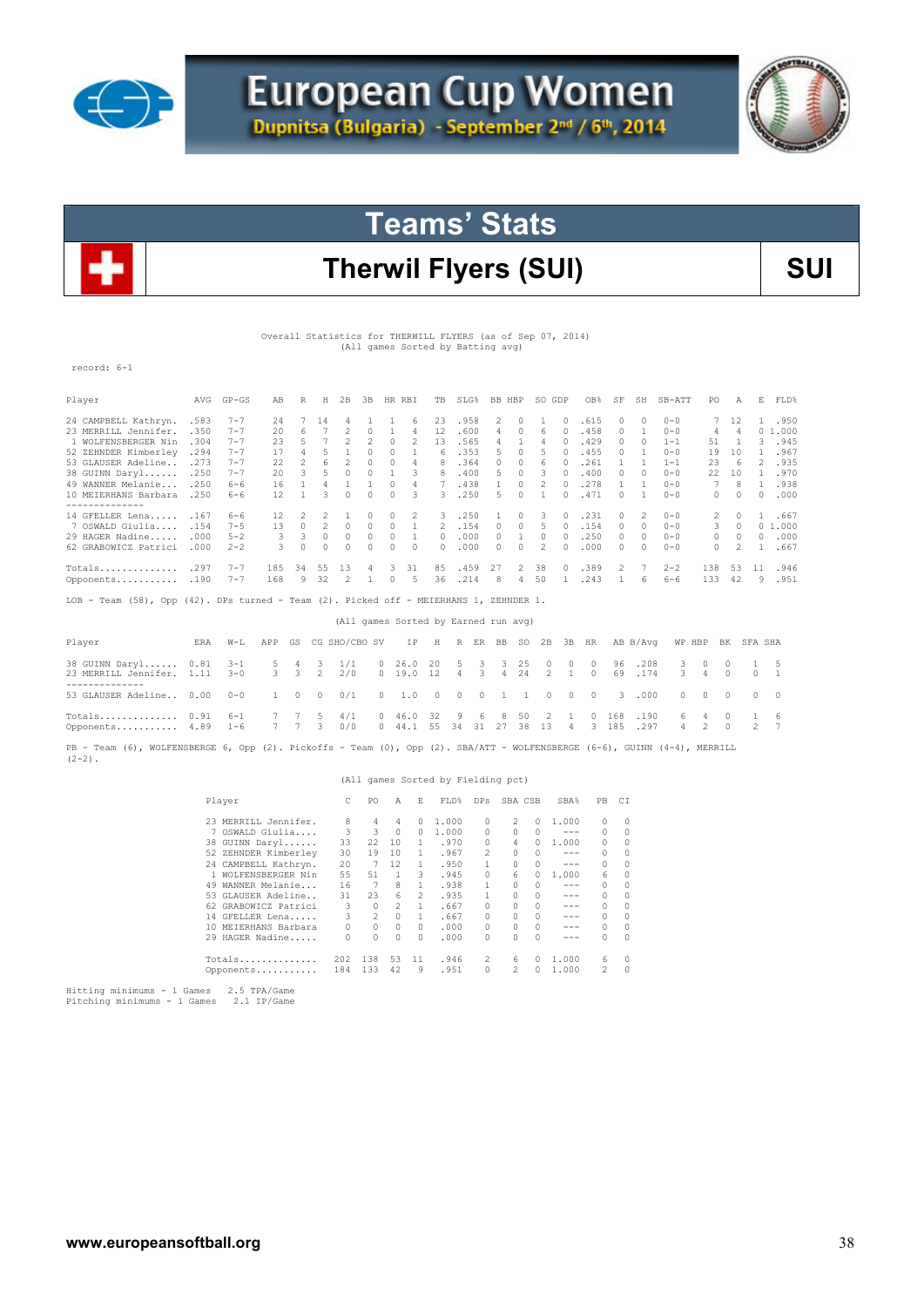# European Cup Women

**Dupnitsa (Bulgaria) - September 2nd / 6th, 2014**

## Teams' Stats

## Therwil Flyers (SUI)

**SUI**

Overall Statistics for THERWILL FLYERS (as of Sep 07, 2014)
(All games Sorted by Batting avg)

record: 6-1

| Player | AVG | GP-GS | AB | R | H | 2B | 3B | HR | RBI | TB | SLG% | BB | HBP | SO | GDP | OB% | SF | SH | SB-ATT | PO | A | E | FLD% |
|---|---|---|---|---|---|---|---|---|---|---|---|---|---|---|---|---|---|---|---|---|---|---|---|
| 24 CAMPBELL Kathryn. | .583 | 7-7 | 24 | 7 | 14 | 4 | 1 | 1 | 6 | 23 | .958 | 2 | 0 | 1 | 0 | .615 | 0 | 0 | 0-0 | 7 | 12 | 1 | .950 |
| 23 MERRILL Jennifer. | .350 | 7-7 | 20 | 6 | 7 | 2 | 0 | 1 | 4 | 12 | .600 | 4 | 0 | 6 | 0 | .458 | 0 | 1 | 0-0 | 4 | 4 | 0 | 1.000 |
| 1 WOLFENSBERGER Nin | .304 | 7-7 | 23 | 5 | 7 | 2 | 2 | 0 | 2 | 13 | .565 | 4 | 1 | 4 | 0 | .429 | 0 | 0 | 1-1 | 51 | 1 | 3 | .945 |
| 52 ZEHNDER Kimberley | .294 | 7-7 | 17 | 4 | 5 | 1 | 0 | 0 | 1 | 6 | .353 | 5 | 0 | 5 | 0 | .455 | 0 | 1 | 0-0 | 19 | 10 | 1 | .967 |
| 53 GLAUSER Adeline.. | .273 | 7-7 | 22 | 2 | 6 | 2 | 0 | 0 | 4 | 8 | .364 | 0 | 0 | 6 | 0 | .261 | 1 | 1 | 1-1 | 23 | 6 | 2 | .935 |
| 38 GUINN Daryl...... | .250 | 7-7 | 20 | 3 | 5 | 0 | 0 | 1 | 3 | 8 | .400 | 5 | 0 | 3 | 0 | .400 | 0 | 0 | 0-0 | 22 | 10 | 1 | .970 |
| 49 WANNER Melanie... | .250 | 6-6 | 16 | 1 | 4 | 1 | 1 | 0 | 4 | 7 | .438 | 1 | 0 | 2 | 0 | .278 | 1 | 1 | 0-0 | 7 | 8 | 1 | .938 |
| 10 MEIERHANS Barbara | .250 | 6-6 | 12 | 1 | 3 | 0 | 0 | 0 | 3 | 3 | .250 | 5 | 0 | 1 | 0 | .471 | 0 | 1 | 0-0 | 0 | 0 | 0 | .000 |
| -------------- | | | | | | | | | | | | | | | | | | | | | | | |
| 14 GFELLER Lena..... | .167 | 6-6 | 12 | 2 | 2 | 1 | 0 | 0 | 2 | 3 | .250 | 1 | 0 | 3 | 0 | .231 | 0 | 2 | 0-0 | 2 | 0 | 1 | .667 |
| 7 OSWALD Giulia.... | .154 | 7-5 | 13 | 0 | 2 | 0 | 0 | 0 | 1 | 2 | .154 | 0 | 0 | 5 | 0 | .154 | 0 | 0 | 0-0 | 3 | 0 | 0 | 1.000 |
| 29 HAGER Nadine..... | .000 | 5-2 | 3 | 3 | 0 | 0 | 0 | 0 | 1 | 0 | .000 | 0 | 1 | 0 | 0 | .250 | 0 | 0 | 0-0 | 0 | 0 | 0 | .000 |
| 62 GRABOWICZ Patrici | .000 | 2-2 | 3 | 0 | 0 | 0 | 0 | 0 | 0 | 0 | .000 | 0 | 0 | 2 | 0 | .000 | 0 | 0 | 0-0 | 0 | 2 | 1 | .667 |
| Totals.............. | .297 | 7-7 | 185 | 34 | 55 | 13 | 4 | 3 | 31 | 85 | .459 | 27 | 2 | 38 | 0 | .389 | 2 | 7 | 2-2 | 138 | 53 | 11 | .946 |
| Opponents........... | .190 | 7-7 | 168 | 9 | 32 | 2 | 1 | 0 | 5 | 36 | .214 | 8 | 4 | 50 | 1 | .243 | 1 | 6 | 6-6 | 133 | 42 | 9 | .951 |

LOB - Team (58), Opp (42). DPs turned - Team (2). Picked off - MEIERHANS 1, ZEHNDER 1.

(All games Sorted by Earned run avg)

| Player | ERA | W-L | APP | GS | CG | SHO/CBO | SV | IP | H | R | ER | BB | SO | 2B | 3B | HR | AB | B/Avg | WP | HBP | BK | SFA | SHA |
|---|---|---|---|---|---|---|---|---|---|---|---|---|---|---|---|---|---|---|---|---|---|---|---|
| 38 GUINN Daryl...... | 0.81 | 3-1 | 5 | 4 | 3 | 1/1 | 0 | 26.0 | 20 | 5 | 3 | 3 | 25 | 0 | 0 | 0 | 96 | .208 | 3 | 0 | 0 | 1 | 5 |
| 23 MERRILL Jennifer. | 1.11 | 3-0 | 3 | 3 | 2 | 2/0 | 0 | 19.0 | 12 | 4 | 3 | 4 | 24 | 2 | 1 | 0 | 69 | .174 | 3 | 4 | 0 | 0 | 1 |
| -------------- | | | | | | | | | | | | | | | | | | | | | | | |
| 53 GLAUSER Adeline.. | 0.00 | 0-0 | 1 | 0 | 0 | 0/1 | 0 | 1.0 | 0 | 0 | 0 | 1 | 1 | 0 | 0 | 0 | 3 | .000 | 0 | 0 | 0 | 0 | 0 |
| Totals.............. | 0.91 | 6-1 | 7 | 7 | 5 | 4/1 | 0 | 46.0 | 32 | 9 | 6 | 8 | 50 | 2 | 1 | 0 | 168 | .190 | 6 | 4 | 0 | 1 | 6 |
| Opponents........... | 4.89 | 1-6 | 7 | 7 | 3 | 0/0 | 0 | 44.1 | 55 | 34 | 31 | 27 | 38 | 13 | 4 | 3 | 185 | .297 | 4 | 2 | 0 | 2 | 7 |

PB - Team (6), WOLFENSBERGE 6, Opp (2). Pickoffs - Team (0), Opp (2). SBA/ATT - WOLFENSBERGE (6-6), GUINN (4-4), MERRILL (2-2).

(All games Sorted by Fielding pct)

| Player | C | PO | A | E | FLD% | DPs | SBA | CSB | SBA% | PB | CI |
|---|---|---|---|---|---|---|---|---|---|---|---|
| 23 MERRILL Jennifer. | 8 | 4 | 4 | 0 | 1.000 | 0 | 2 | 0 | 1.000 | 0 | 0 |
| 7 OSWALD Giulia.... | 3 | 3 | 0 | 0 | 1.000 | 0 | 0 | 0 | --- | 0 | 0 |
| 38 GUINN Daryl...... | 33 | 22 | 10 | 1 | .970 | 0 | 4 | 0 | 1.000 | 0 | 0 |
| 52 ZEHNDER Kimberley | 30 | 19 | 10 | 1 | .967 | 2 | 0 | 0 | --- | 0 | 0 |
| 24 CAMPBELL Kathryn. | 20 | 7 | 12 | 1 | .950 | 1 | 0 | 0 | --- | 0 | 0 |
| 1 WOLFENSBERGER Nin | 55 | 51 | 1 | 3 | .945 | 0 | 6 | 0 | 1.000 | 6 | 0 |
| 49 WANNER Melanie... | 16 | 7 | 8 | 1 | .938 | 1 | 0 | 0 | --- | 0 | 0 |
| 53 GLAUSER Adeline.. | 31 | 23 | 6 | 2 | .935 | 1 | 0 | 0 | --- | 0 | 0 |
| 62 GRABOWICZ Patrici | 3 | 0 | 2 | 1 | .667 | 0 | 0 | 0 | --- | 0 | 0 |
| 14 GFELLER Lena..... | 3 | 2 | 0 | 1 | .667 | 0 | 0 | 0 | --- | 0 | 0 |
| 10 MEIERHANS Barbara | 0 | 0 | 0 | 0 | .000 | 0 | 0 | 0 | --- | 0 | 0 |
| 29 HAGER Nadine..... | 0 | 0 | 0 | 0 | .000 | 0 | 0 | 0 | --- | 0 | 0 |
| Totals.............. | 202 | 138 | 53 | 11 | .946 | 2 | 6 | 0 | 1.000 | 6 | 0 |
| Opponents........... | 184 | 133 | 42 | 9 | .951 | 0 | 2 | 0 | 1.000 | 2 | 0 |

Hitting minimums - 1 Games 2.5 TPA/Game
Pitching minimums - 1 Games 2.1 IP/Game

www.europeansoftball.org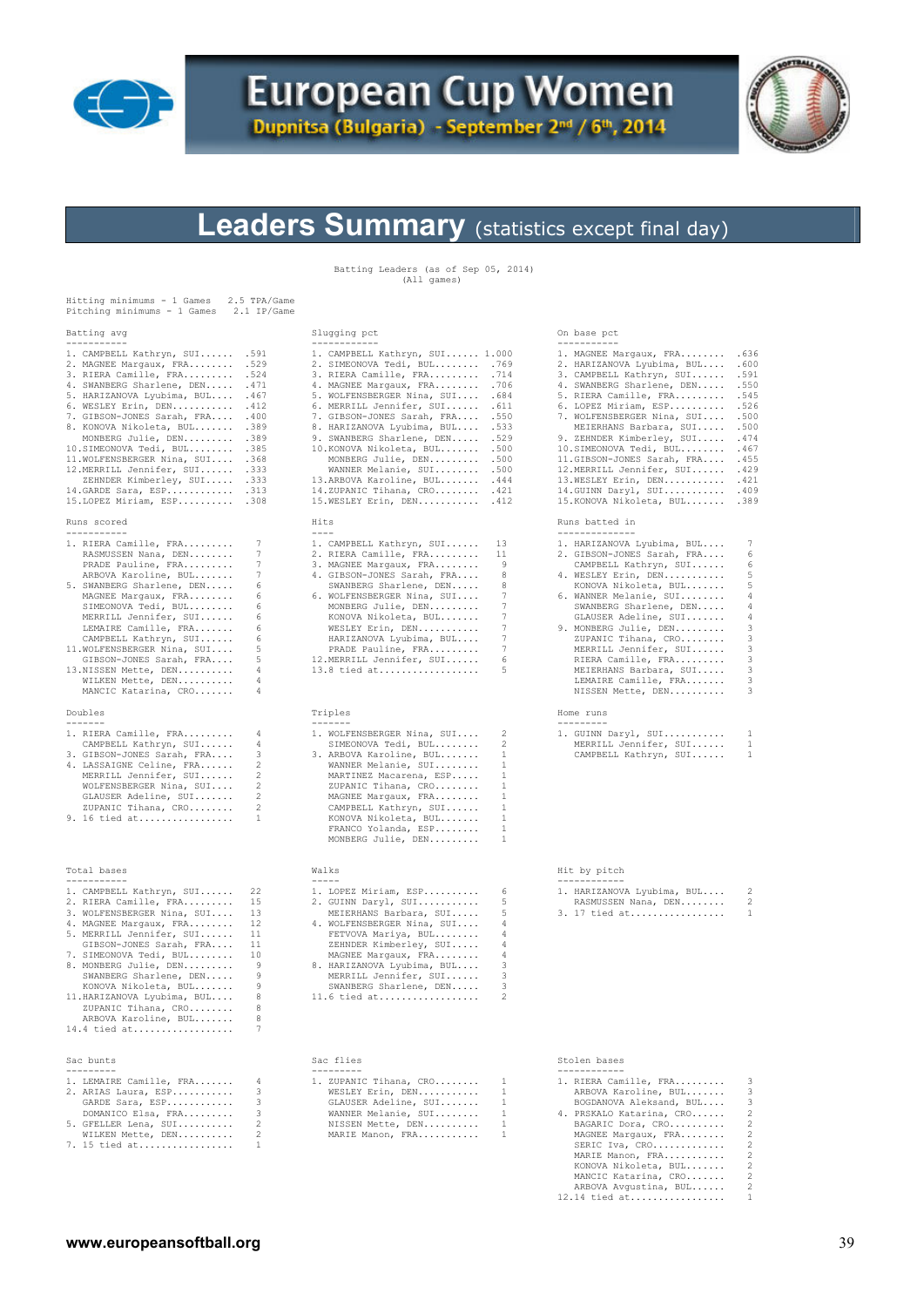# European Cup Women

Dupnitsa (Bulgaria) - September 2nd / 6th, 2014

## Leaders Summary (statistics except final day)

Batting Leaders (as of Sep 05, 2014)
(All games)

Hitting minimums - 1 Games  2.5 TPA/Game
Pitching minimums - 1 Games  2.1 IP/Game

### Batting avg

| Rank | Player | Value |
|---|---|---|
| 1. | CAMPBELL Kathryn, SUI | .591 |
| 2. | MAGNEE Margaux, FRA | .529 |
| 3. | RIERA Camille, FRA | .524 |
| 4. | SWANBERG Sharlene, DEN | .471 |
| 5. | HARIZANOVA Lyubima, BUL | .467 |
| 6. | WESLEY Erin, DEN | .412 |
| 7. | GIBSON-JONES Sarah, FRA | .400 |
| 8. | KONOVA Nikoleta, BUL | .389 |
| | MONBERG Julie, DEN | .389 |
| 10. | SIMEONOVA Tedi, BUL | .385 |
| 11. | WOLFENSBERGER Nina, SUI | .368 |
| 12. | MERRILL Jennifer, SUI | .333 |
| | ZEHNDER Kimberley, SUI | .333 |
| 14. | GARDE Sara, ESP | .313 |
| 15. | LOPEZ Miriam, ESP | .308 |

### Slugging pct

| Rank | Player | Value |
|---|---|---|
| 1. | CAMPBELL Kathryn, SUI | 1.000 |
| 2. | SIMEONOVA Tedi, BUL | .769 |
| 3. | RIERA Camille, FRA | .714 |
| 4. | MAGNEE Margaux, FRA | .706 |
| 5. | WOLFENSBERGER Nina, SUI | .684 |
| 6. | MERRILL Jennifer, SUI | .611 |
| 7. | GIBSON-JONES Sarah, FRA | .550 |
| 8. | HARIZANOVA Lyubima, BUL | .533 |
| 9. | SWANBERG Sharlene, DEN | .529 |
| 10. | KONOVA Nikoleta, BUL | .500 |
| | MONBERG Julie, DEN | .500 |
| | WANNER Melanie, SUI | .500 |
| 13. | ARBOVA Karoline, BUL | .444 |
| 14. | ZUPANIC Tihana, CRO | .421 |
| 15. | WESLEY Erin, DEN | .412 |

### On base pct

| Rank | Player | Value |
|---|---|---|
| 1. | MAGNEE Margaux, FRA | .636 |
| 2. | HARIZANOVA Lyubima, BUL | .600 |
| 3. | CAMPBELL Kathryn, SUI | .591 |
| 4. | SWANBERG Sharlene, DEN | .550 |
| 5. | RIERA Camille, FRA | .545 |
| 6. | LOPEZ Miriam, ESP | .526 |
| 7. | WOLFENSBERGER Nina, SUI | .500 |
| | MEIERHANS Barbara, SUI | .500 |
| 9. | ZEHNDER Kimberley, SUI | .474 |
| 10. | SIMEONOVA Tedi, BUL | .467 |
| 11. | GIBSON-JONES Sarah, FRA | .455 |
| 12. | MERRILL Jennifer, SUI | .429 |
| 13. | WESLEY Erin, DEN | .421 |
| 14. | GUINN Daryl, SUI | .409 |
| 15. | KONOVA Nikoleta, BUL | .389 |

### Runs scored

| Rank | Player | Value |
|---|---|---|
| 1. | RIERA Camille, FRA | 7 |
| | RASMUSSEN Nana, DEN | 7 |
| | PRADE Pauline, FRA | 7 |
| | ARBOVA Karoline, BUL | 7 |
| 5. | SWANBERG Sharlene, DEN | 6 |
| | MAGNEE Margaux, FRA | 6 |
| | SIMEONOVA Tedi, BUL | 6 |
| | MERRILL Jennifer, SUI | 6 |
| | LEMAIRE Camille, FRA | 6 |
| | CAMPBELL Kathryn, SUI | 6 |
| 11. | WOLFENSBERGER Nina, SUI | 5 |
| | GIBSON-JONES Sarah, FRA | 5 |
| 13. | NISSEN Mette, DEN | 4 |
| | WILKEN Mette, DEN | 4 |
| | MANCIC Katarina, CRO | 4 |

### Hits

| Rank | Player | Value |
|---|---|---|
| 1. | CAMPBELL Kathryn, SUI | 13 |
| 2. | RIERA Camille, FRA | 11 |
| 3. | MAGNEE Margaux, FRA | 9 |
| 4. | GIBSON-JONES Sarah, FRA | 8 |
| | SWANBERG Sharlene, DEN | 8 |
| 6. | WOLFENSBERGER Nina, SUI | 7 |
| | MONBERG Julie, DEN | 7 |
| | KONOVA Nikoleta, BUL | 7 |
| | WESLEY Erin, DEN | 7 |
| | HARIZANOVA Lyubima, BUL | 7 |
| | PRADE Pauline, FRA | 7 |
| 12. | MERRILL Jennifer, SUI | 6 |
| 13. | 8 tied at | 5 |

### Runs batted in

| Rank | Player | Value |
|---|---|---|
| 1. | HARIZANOVA Lyubima, BUL | 7 |
| 2. | GIBSON-JONES Sarah, FRA | 6 |
| | CAMPBELL Kathryn, SUI | 6 |
| 4. | WESLEY Erin, DEN | 5 |
| | KONOVA Nikoleta, BUL | 5 |
| 6. | WANNER Melanie, SUI | 4 |
| | SWANBERG Sharlene, DEN | 4 |
| | GLAUSER Adeline, SUI | 4 |
| 9. | MONBERG Julie, DEN | 3 |
| | ZUPANIC Tihana, CRO | 3 |
| | MERRILL Jennifer, SUI | 3 |
| | RIERA Camille, FRA | 3 |
| | MEIERHANS Barbara, SUI | 3 |
| | LEMAIRE Camille, FRA | 3 |
| | NISSEN Mette, DEN | 3 |

### Doubles

| Rank | Player | Value |
|---|---|---|
| 1. | RIERA Camille, FRA | 4 |
| | CAMPBELL Kathryn, SUI | 4 |
| 3. | GIBSON-JONES Sarah, FRA | 3 |
| 4. | LASSAIGNE Celine, FRA | 2 |
| | MERRILL Jennifer, SUI | 2 |
| | WOLFENSBERGER Nina, SUI | 2 |
| | GLAUSER Adeline, SUI | 2 |
| | ZUPANIC Tihana, CRO | 2 |
| 9. | 16 tied at | 1 |

### Triples

| Rank | Player | Value |
|---|---|---|
| 1. | WOLFENSBERGER Nina, SUI | 2 |
| | SIMEONOVA Tedi, BUL | 2 |
| 3. | ARBOVA Karoline, BUL | 1 |
| | WANNER Melanie, SUI | 1 |
| | MARTINEZ Macarena, ESP | 1 |
| | ZUPANIC Tihana, CRO | 1 |
| | MAGNEE Margaux, FRA | 1 |
| | CAMPBELL Kathryn, SUI | 1 |
| | KONOVA Nikoleta, BUL | 1 |
| | FRANCO Yolanda, ESP | 1 |
| | MONBERG Julie, DEN | 1 |

### Home runs

| Rank | Player | Value |
|---|---|---|
| 1. | GUINN Daryl, SUI | 1 |
| | MERRILL Jennifer, SUI | 1 |
| | CAMPBELL Kathryn, SUI | 1 |

### Total bases

| Rank | Player | Value |
|---|---|---|
| 1. | CAMPBELL Kathryn, SUI | 22 |
| 2. | RIERA Camille, FRA | 15 |
| 3. | WOLFENSBERGER Nina, SUI | 13 |
| 4. | MAGNEE Margaux, FRA | 12 |
| 5. | MERRILL Jennifer, SUI | 11 |
| | GIBSON-JONES Sarah, FRA | 11 |
| 7. | SIMEONOVA Tedi, BUL | 10 |
| 8. | MONBERG Julie, DEN | 9 |
| | SWANBERG Sharlene, DEN | 9 |
| | KONOVA Nikoleta, BUL | 9 |
| 11. | HARIZANOVA Lyubima, BUL | 8 |
| | ZUPANIC Tihana, CRO | 8 |
| | ARBOVA Karoline, BUL | 8 |
| 14. | 4 tied at | 7 |

### Walks

| Rank | Player | Value |
|---|---|---|
| 1. | LOPEZ Miriam, ESP | 6 |
| 2. | GUINN Daryl, SUI | 5 |
| | MEIERHANS Barbara, SUI | 5 |
| 4. | WOLFENSBERGER Nina, SUI | 4 |
| | FETVOVA Mariya, BUL | 4 |
| | ZEHNDER Kimberley, SUI | 4 |
| | MAGNEE Margaux, FRA | 4 |
| 8. | HARIZANOVA Lyubima, BUL | 3 |
| | MERRILL Jennifer, SUI | 3 |
| | SWANBERG Sharlene, DEN | 3 |
| 11. | 6 tied at | 2 |

### Hit by pitch

| Rank | Player | Value |
|---|---|---|
| 1. | HARIZANOVA Lyubima, BUL | 2 |
| | RASMUSSEN Nana, DEN | 2 |
| 3. | 17 tied at | 1 |

### Sac bunts

| Rank | Player | Value |
|---|---|---|
| 1. | LEMAIRE Camille, FRA | 4 |
| 2. | ARIAS Laura, ESP | 3 |
| | GARDE Sara, ESP | 3 |
| | DOMANICO Elsa, FRA | 3 |
| 5. | GFELLER Lena, SUI | 2 |
| | WILKEN Mette, DEN | 2 |
| 7. | 15 tied at | 1 |

### Sac flies

| Rank | Player | Value |
|---|---|---|
| 1. | ZUPANIC Tihana, CRO | 1 |
| | WESLEY Erin, DEN | 1 |
| | GLAUSER Adeline, SUI | 1 |
| | WANNER Melanie, SUI | 1 |
| | NISSEN Mette, DEN | 1 |
| | MARIE Manon, FRA | 1 |

### Stolen bases

| Rank | Player | Value |
|---|---|---|
| 1. | RIERA Camille, FRA | 3 |
| | ARBOVA Karoline, BUL | 3 |
| | BOGDANOVA Aleksand, BUL | 3 |
| 4. | PRSKALO Katarina, CRO | 2 |
| | BAGARIC Dora, CRO | 2 |
| | MAGNEE Margaux, FRA | 2 |
| | SERIC Iva, CRO | 2 |
| | MARIE Manon, FRA | 2 |
| | KONOVA Nikoleta, BUL | 2 |
| | MANCIC Katarina, CRO | 2 |
| | ARBOVA Avgustina, BUL | 2 |
| 12. | 14 tied at | 1 |

www.europeansoftball.org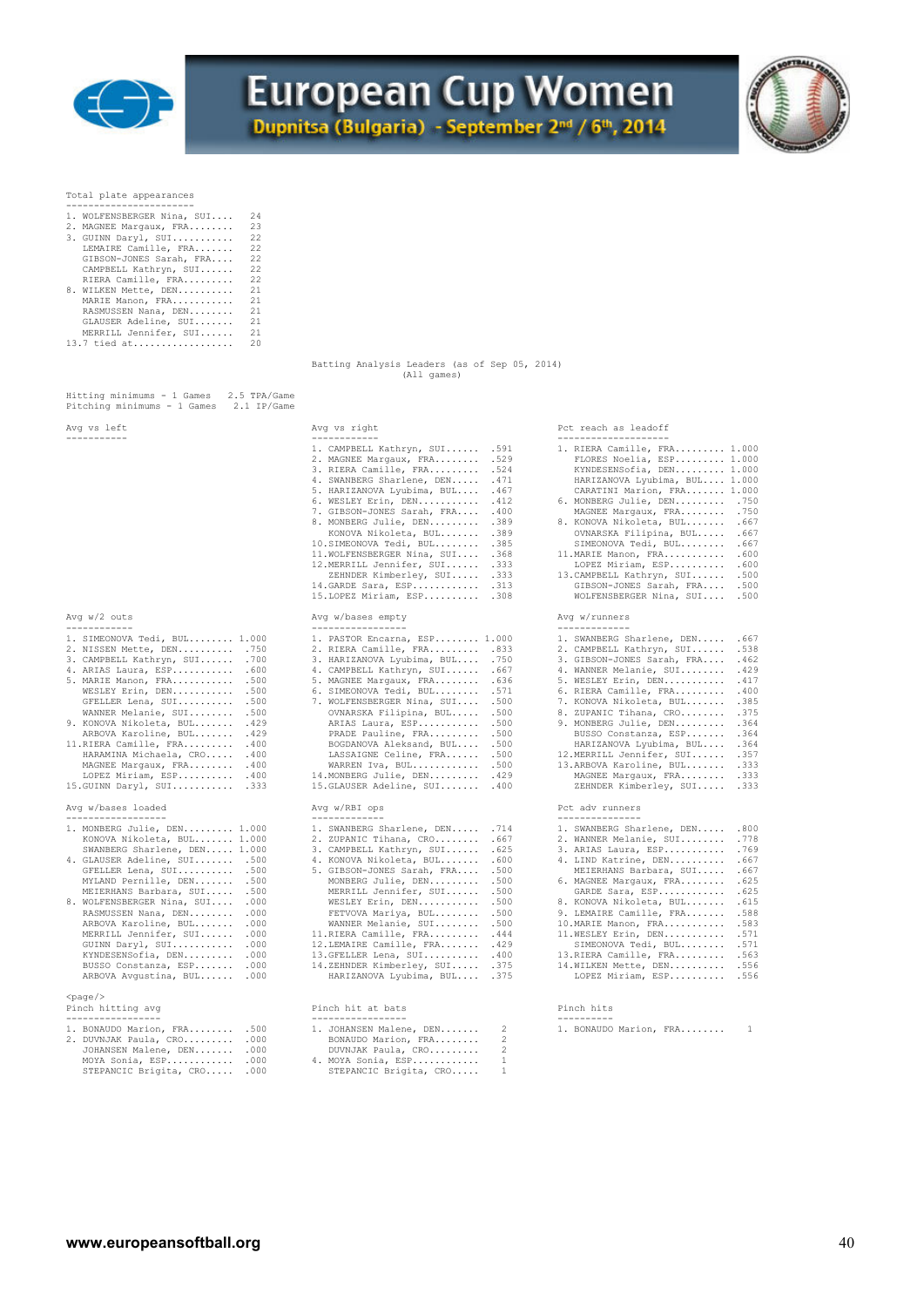# European Cup Women

## Dupnitsa (Bulgaria) - September 2nd / 6th, 2014

**Total plate appearances**

| Rank | Player | PA |
|---|---|---|
| 1. | WOLFENSBERGER Nina, SUI | 24 |
| 2. | MAGNEE Margaux, FRA | 23 |
| 3. | GUINN Daryl, SUI | 22 |
| | LEMAIRE Camille, FRA | 22 |
| | GIBSON-JONES Sarah, FRA | 22 |
| | CAMPBELL Kathryn, SUI | 22 |
| | RIERA Camille, FRA | 22 |
| 8. | WILKEN Mette, DEN | 21 |
| | MARIE Manon, FRA | 21 |
| | RASMUSSEN Nana, DEN | 21 |
| | GLAUSER Adeline, SUI | 21 |
| | MERRILL Jennifer, SUI | 21 |
| 13. | 7 tied at | 20 |

Batting Analysis Leaders (as of Sep 05, 2014)
(All games)

Hitting minimums - 1 Games 2.5 TPA/Game
Pitching minimums - 1 Games 2.1 IP/Game

**Avg vs left**

**Avg vs right**

| Rank | Player | Avg |
|---|---|---|
| 1. | CAMPBELL Kathryn, SUI | .591 |
| 2. | MAGNEE Margaux, FRA | .529 |
| 3. | RIERA Camille, FRA | .524 |
| 4. | SWANBERG Sharlene, DEN | .471 |
| 5. | HARIZANOVA Lyubima, BUL | .467 |
| 6. | WESLEY Erin, DEN | .412 |
| 7. | GIBSON-JONES Sarah, FRA | .400 |
| 8. | MONBERG Julie, DEN | .389 |
| | KONOVA Nikoleta, BUL | .389 |
| 10. | SIMEONOVA Tedi, BUL | .385 |
| 11. | WOLFENSBERGER Nina, SUI | .368 |
| 12. | MERRILL Jennifer, SUI | .333 |
| | ZEHNDER Kimberley, SUI | .333 |
| 14. | GARDE Sara, ESP | .313 |
| 15. | LOPEZ Miriam, ESP | .308 |

**Pct reach as leadoff**

| Rank | Player | Pct |
|---|---|---|
| 1. | RIERA Camille, FRA | 1.000 |
| | FLORES Noelia, ESP | 1.000 |
| | KYNDESENSofia, DEN | 1.000 |
| | HARIZANOVA Lyubima, BUL | 1.000 |
| | CARATINI Marion, FRA | 1.000 |
| 6. | MONBERG Julie, DEN | .750 |
| | MAGNEE Margaux, FRA | .750 |
| 8. | KONOVA Nikoleta, BUL | .667 |
| | OVNARSKA Filipina, BUL | .667 |
| | SIMEONOVA Tedi, BUL | .667 |
| 11. | MARIE Manon, FRA | .600 |
| | LOPEZ Miriam, ESP | .600 |
| 13. | CAMPBELL Kathryn, SUI | .500 |
| | GIBSON-JONES Sarah, FRA | .500 |
| | WOLFENSBERGER Nina, SUI | .500 |

**Avg w/2 outs**

| Rank | Player | Avg |
|---|---|---|
| 1. | SIMEONOVA Tedi, BUL | 1.000 |
| 2. | NISSEN Mette, DEN | .750 |
| 3. | CAMPBELL Kathryn, SUI | .700 |
| 4. | ARIAS Laura, ESP | .600 |
| 5. | MARIE Manon, FRA | .500 |
| | WESLEY Erin, DEN | .500 |
| | GFELLER Lena, SUI | .500 |
| | WANNER Melanie, SUI | .500 |
| 9. | KONOVA Nikoleta, BUL | .429 |
| | ARBOVA Karoline, BUL | .429 |
| 11. | RIERA Camille, FRA | .400 |
| | HARAMINA Michaela, CRO | .400 |
| | MAGNEE Margaux, FRA | .400 |
| | LOPEZ Miriam, ESP | .400 |
| 15. | GUINN Daryl, SUI | .333 |

**Avg w/bases empty**

| Rank | Player | Avg |
|---|---|---|
| 1. | PASTOR Encarna, ESP | 1.000 |
| 2. | RIERA Camille, FRA | .833 |
| 3. | HARIZANOVA Lyubima, BUL | .750 |
| 4. | CAMPBELL Kathryn, SUI | .667 |
| 5. | MAGNEE Margaux, FRA | .636 |
| 6. | SIMEONOVA Tedi, BUL | .571 |
| 7. | WOLFENSBERGER Nina, SUI | .500 |
| | OVNARSKA Filipina, BUL | .500 |
| | ARIAS Laura, ESP | .500 |
| | PRADE Pauline, FRA | .500 |
| | BOGDANOVA Aleksand, BUL | .500 |
| | LASSAIGNE Celine, FRA | .500 |
| | WARREN Iva, BUL | .500 |
| 14. | MONBERG Julie, DEN | .429 |
| 15. | GLAUSER Adeline, SUI | .400 |

**Avg w/runners**

| Rank | Player | Avg |
|---|---|---|
| 1. | SWANBERG Sharlene, DEN | .667 |
| 2. | CAMPBELL Kathryn, SUI | .538 |
| 3. | GIBSON-JONES Sarah, FRA | .462 |
| 4. | WANNER Melanie, SUI | .429 |
| 5. | WESLEY Erin, DEN | .417 |
| 6. | RIERA Camille, FRA | .400 |
| 7. | KONOVA Nikoleta, BUL | .385 |
| 8. | ZUPANIC Tihana, CRO | .375 |
| 9. | MONBERG Julie, DEN | .364 |
| | BUSSO Constanza, ESP | .364 |
| | HARIZANOVA Lyubima, BUL | .364 |
| 12. | MERRILL Jennifer, SUI | .357 |
| 13. | ARBOVA Karoline, BUL | .333 |
| | MAGNEE Margaux, FRA | .333 |
| | ZEHNDER Kimberley, SUI | .333 |

**Avg w/bases loaded**

| Rank | Player | Avg |
|---|---|---|
| 1. | MONBERG Julie, DEN | 1.000 |
| | KONOVA Nikoleta, BUL | 1.000 |
| | SWANBERG Sharlene, DEN | 1.000 |
| 4. | GLAUSER Adeline, SUI | .500 |
| | GFELLER Lena, SUI | .500 |
| | MYLAND Pernille, DEN | .500 |
| | MEIERHANS Barbara, SUI | .500 |
| 8. | WOLFENSBERGER Nina, SUI | .000 |
| | RASMUSSEN Nana, DEN | .000 |
| | ARBOVA Karoline, BUL | .000 |
| | MERRILL Jennifer, SUI | .000 |
| | GUINN Daryl, SUI | .000 |
| | KYNDESENSofia, DEN | .000 |
| | BUSSO Constanza, ESP | .000 |
| | ARBOVA Avgustina, BUL | .000 |

**Avg w/RBI ops**

| Rank | Player | Avg |
|---|---|---|
| 1. | SWANBERG Sharlene, DEN | .714 |
| 2. | ZUPANIC Tihana, CRO | .667 |
| 3. | CAMPBELL Kathryn, SUI | .625 |
| 4. | KONOVA Nikoleta, BUL | .600 |
| 5. | GIBSON-JONES Sarah, FRA | .500 |
| | MONBERG Julie, DEN | .500 |
| | MERRILL Jennifer, SUI | .500 |
| | WESLEY Erin, DEN | .500 |
| | FETVOVA Mariya, BUL | .500 |
| | WANNER Melanie, SUI | .500 |
| 11. | RIERA Camille, FRA | .444 |
| 12. | LEMAIRE Camille, FRA | .429 |
| 13. | GFELLER Lena, SUI | .400 |
| 14. | ZEHNDER Kimberley, SUI | .375 |
| | HARIZANOVA Lyubima, BUL | .375 |

**Pct adv runners**

| Rank | Player | Pct |
|---|---|---|
| 1. | SWANBERG Sharlene, DEN | .800 |
| 2. | WANNER Melanie, SUI | .778 |
| 3. | ARIAS Laura, ESP | .769 |
| 4. | LIND Katrine, DEN | .667 |
| | MEIERHANS Barbara, SUI | .667 |
| 6. | MAGNEE Margaux, FRA | .625 |
| | GARDE Sara, ESP | .625 |
| 8. | KONOVA Nikoleta, BUL | .615 |
| 9. | LEMAIRE Camille, FRA | .588 |
| 10. | MARIE Manon, FRA | .583 |
| 11. | WESLEY Erin, DEN | .571 |
| | SIMEONOVA Tedi, BUL | .571 |
| 13. | RIERA Camille, FRA | .563 |
| 14. | WILKEN Mette, DEN | .556 |
| | LOPEZ Miriam, ESP | .556 |

<page/>

**Pinch hitting avg**

| Rank | Player | Avg |
|---|---|---|
| 1. | BONAUDO Marion, FRA | .500 |
| 2. | DUVNJAK Paula, CRO | .000 |
| | JOHANSEN Malene, DEN | .000 |
| | MOYA Sonia, ESP | .000 |
| | STEPANCIC Brigita, CRO | .000 |

**Pinch hit at bats**

| Rank | Player | AB |
|---|---|---|
| 1. | JOHANSEN Malene, DEN | 2 |
| | BONAUDO Marion, FRA | 2 |
| | DUVNJAK Paula, CRO | 2 |
| 4. | MOYA Sonia, ESP | 1 |
| | STEPANCIC Brigita, CRO | 1 |

**Pinch hits**

| Rank | Player | H |
|---|---|---|
| 1. | BONAUDO Marion, FRA | 1 |

www.europeansoftball.org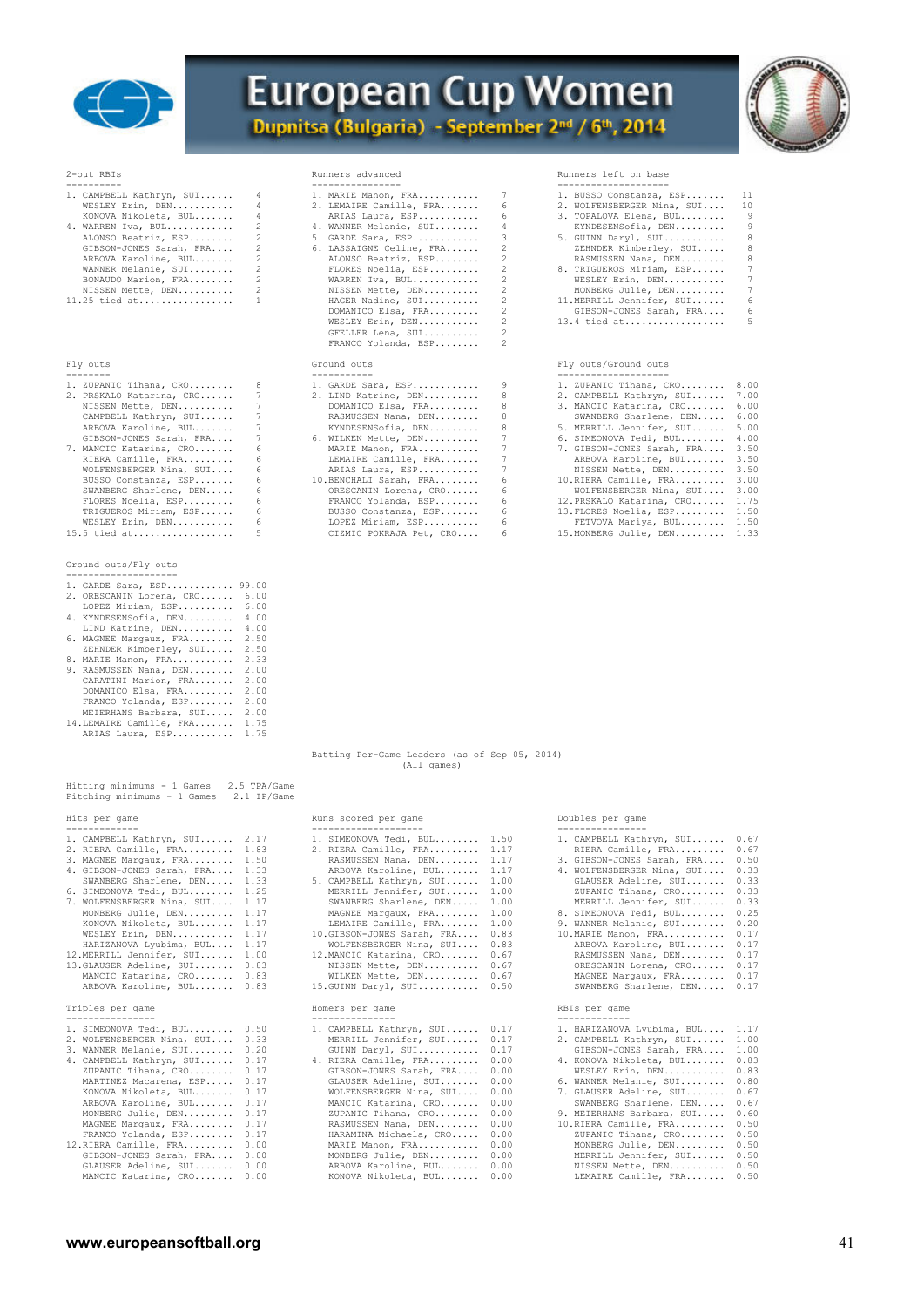# European Cup Women

Dupnitsa (Bulgaria) - September 2nd / 6th, 2014

## 2-out RBIs

| Rank | Player | RBIs |
|---|---|---|
| 1. | CAMPBELL Kathryn, SUI | 4 |
| | WESLEY Erin, DEN | 4 |
| | KONOVA Nikoleta, BUL | 4 |
| 4. | WARREN Iva, BUL | 2 |
| | ALONSO Beatriz, ESP | 2 |
| | GIBSON-JONES Sarah, FRA | 2 |
| | ARBOVA Karoline, BUL | 2 |
| | WANNER Melanie, SUI | 2 |
| | BONAUDO Marion, FRA | 2 |
| | NISSEN Mette, DEN | 2 |
| 11.25 | tied at | 1 |

## Runners advanced

| Rank | Player | Runners |
|---|---|---|
| 1. | MARIE Manon, FRA | 7 |
| 2. | LEMAIRE Camille, FRA | 6 |
| | ARIAS Laura, ESP | 6 |
| 4. | WANNER Melanie, SUI | 4 |
| 5. | GARDE Sara, ESP | 3 |
| 6. | LASSAIGNE Celine, FRA | 2 |
| | ALONSO Beatriz, ESP | 2 |
| | FLORES Noelia, ESP | 2 |
| | WARREN Iva, BUL | 2 |
| | NISSEN Mette, DEN | 2 |
| | HAGER Nadine, SUI | 2 |
| | DOMANICO Elsa, FRA | 2 |
| | WESLEY Erin, DEN | 2 |
| | GFELLER Lena, SUI | 2 |
| | FRANCO Yolanda, ESP | 2 |

## Runners left on base

| Rank | Player | LOB |
|---|---|---|
| 1. | BUSSO Constanza, ESP | 11 |
| 2. | WOLFENSBERGER Nina, SUI | 10 |
| 3. | TOPALOVA Elena, BUL | 9 |
| | KYNDESENSofia, DEN | 9 |
| 5. | GUINN Daryl, SUI | 8 |
| | ZEHNDER Kimberley, SUI | 8 |
| | RASMUSSEN Nana, DEN | 8 |
| 8. | TRIGUEROS Miriam, ESP | 7 |
| | WESLEY Erin, DEN | 7 |
| | MONBERG Julie, DEN | 7 |
| 11. | MERILL Jennifer, SUI | 6 |
| | GIBSON-JONES Sarah, FRA | 6 |
| 13.4 | tied at | 5 |

## Fly outs

| Rank | Player | Fly outs |
|---|---|---|
| 1. | ZUPANIC Tihana, CRO | 8 |
| 2. | PRSKALO Katarina, CRO | 7 |
| | NISSEN Mette, DEN | 7 |
| | CAMPBELL Kathryn, SUI | 7 |
| | ARBOVA Karoline, BUL | 7 |
| | GIBSON-JONES Sarah, FRA | 7 |
| 7. | MANCIC Katarina, CRO | 6 |
| | RIERA Camille, FRA | 6 |
| | WOLFENSBERGER Nina, SUI | 6 |
| | BUSSO Constanza, ESP | 6 |
| | SWANBERG Sharlene, DEN | 6 |
| | FLORES Noelia, ESP | 6 |
| | TRIGUEROS Miriam, ESP | 6 |
| | WESLEY Erin, DEN | 6 |
| 15.5 | tied at | 5 |

## Ground outs

| Rank | Player | Ground outs |
|---|---|---|
| 1. | GARDE Sara, ESP | 9 |
| 2. | LIND Katrine, DEN | 8 |
| | DOMANICO Elsa, FRA | 8 |
| | RASMUSSEN Nana, DEN | 8 |
| | KYNDESENSofia, DEN | 8 |
| 6. | WILKEN Mette, DEN | 7 |
| | MARIE Manon, FRA | 7 |
| | LEMAIRE Camille, FRA | 7 |
| | ARIAS Laura, ESP | 7 |
| 10. | BENCHALI Sarah, FRA | 6 |
| | ORESCANIN Lorena, CRO | 6 |
| | FRANCO Yolanda, ESP | 6 |
| | BUSSO Constanza, ESP | 6 |
| | LOPEZ Miriam, ESP | 6 |
| | CIZMIC POKRAJA Pet, CRO | 6 |

## Fly outs/Ground outs

| Rank | Player | FO/GO |
|---|---|---|
| 1. | ZUPANIC Tihana, CRO | 8.00 |
| 2. | CAMPBELL Kathryn, SUI | 7.00 |
| 3. | MANCIC Katarina, CRO | 6.00 |
| | SWANBERG Sharlene, DEN | 6.00 |
| 5. | MERRILL Jennifer, SUI | 5.00 |
| 6. | SIMEONOVA Tedi, BUL | 4.00 |
| 7. | GIBSON-JONES Sarah, FRA | 3.50 |
| | ARBOVA Karoline, BUL | 3.50 |
| | NISSEN Mette, DEN | 3.50 |
| 10. | RIERA Camille, FRA | 3.00 |
| | WOLFENSBERGER Nina, SUI | 3.00 |
| 12. | PRSKALO Katarina, CRO | 1.75 |
| 13. | FLORES Noelia, ESP | 1.50 |
| | FETVOVA Mariya, BUL | 1.50 |
| 15. | MONBERG Julie, DEN | 1.33 |

## Ground outs/Fly outs

| Rank | Player | GO/FO |
|---|---|---|
| 1. | GARDE Sara, ESP | 99.00 |
| 2. | ORESCANIN Lorena, CRO | 6.00 |
| | LOPEZ Miriam, ESP | 6.00 |
| 4. | KYNDESENSofia, DEN | 4.00 |
| | LIND Katrine, DEN | 4.00 |
| 6. | MAGNEE Margaux, FRA | 2.50 |
| | ZEHNDER Kimberley, SUI | 2.50 |
| 8. | MARIE Manon, FRA | 2.33 |
| 9. | RASMUSSEN Nana, DEN | 2.00 |
| | CARATINI Marion, FRA | 2.00 |
| | DOMANICO Elsa, FRA | 2.00 |
| | FRANCO Yolanda, ESP | 2.00 |
| | MEIERHANS Barbara, SUI | 2.00 |
| 14. | LEMAIRE Camille, FRA | 1.75 |
| | ARIAS Laura, ESP | 1.75 |

## Batting Per-Game Leaders (as of Sep 05, 2014)
(All games)

Hitting minimums - 1 Games 2.5 TPA/Game
Pitching minimums - 1 Games 2.1 IP/Game

## Hits per game

| Rank | Player | Hits/G |
|---|---|---|
| 1. | CAMPBELL Kathryn, SUI | 2.17 |
| 2. | RIERA Camille, FRA | 1.83 |
| 3. | MAGNEE Margaux, FRA | 1.50 |
| 4. | GIBSON-JONES Sarah, FRA | 1.33 |
| | SWANBERG Sharlene, DEN | 1.33 |
| 6. | SIMEONOVA Tedi, BUL | 1.25 |
| 7. | WOLFENSBERGER Nina, SUI | 1.17 |
| | MONBERG Julie, DEN | 1.17 |
| | KONOVA Nikoleta, BUL | 1.17 |
| | WESLEY Erin, DEN | 1.17 |
| | HARIZANOVA Lyubima, BUL | 1.17 |
| 12. | MERRILL Jennifer, SUI | 1.00 |
| 13. | GLAUSER Adeline, SUI | 0.83 |
| | MANCIC Katarina, CRO | 0.83 |
| | ARBOVA Karoline, BUL | 0.83 |

## Runs scored per game

| Rank | Player | Runs/G |
|---|---|---|
| 1. | SIMEONOVA Tedi, BUL | 1.50 |
| 2. | RIERA Camille, FRA | 1.17 |
| | RASMUSSEN Nana, DEN | 1.17 |
| | ARBOVA Karoline, BUL | 1.17 |
| 5. | CAMPBELL Kathryn, SUI | 1.00 |
| | MERRILL Jennifer, SUI | 1.00 |
| | SWANBERG Sharlene, DEN | 1.00 |
| | MAGNEE Margaux, FRA | 1.00 |
| | LEMAIRE Camille, FRA | 1.00 |
| 10. | GIBSON-JONES Sarah, FRA | 0.83 |
| | WOLFENSBERGER Nina, SUI | 0.83 |
| 12. | MANCIC Katarina, CRO | 0.67 |
| | NISSEN Mette, DEN | 0.67 |
| | WILKEN Mette, DEN | 0.67 |
| 15. | GUINN Daryl, SUI | 0.50 |

## Doubles per game

| Rank | Player | 2B/G |
|---|---|---|
| 1. | CAMPBELL Kathryn, SUI | 0.67 |
| | RIERA Camille, FRA | 0.67 |
| 3. | GIBSON-JONES Sarah, FRA | 0.50 |
| 4. | WOLFENSBERGER Nina, SUI | 0.33 |
| | GLAUSER Adeline, SUI | 0.33 |
| | ZUPANIC Tihana, CRO | 0.33 |
| | MERRILL Jennifer, SUI | 0.33 |
| 8. | SIMEONOVA Tedi, BUL | 0.25 |
| 9. | WANNER Melanie, SUI | 0.20 |
| 10. | MARIE Manon, FRA | 0.17 |
| | ARBOVA Karoline, BUL | 0.17 |
| | RASMUSSEN Nana, DEN | 0.17 |
| | ORESCANIN Lorena, CRO | 0.17 |
| | MAGNEE Margaux, FRA | 0.17 |
| | SWANBERG Sharlene, DEN | 0.17 |

## Triples per game

| Rank | Player | 3B/G |
|---|---|---|
| 1. | SIMEONOVA Tedi, BUL | 0.50 |
| 2. | WOLFENSBERGER Nina, SUI | 0.33 |
| 3. | WANNER Melanie, SUI | 0.20 |
| 4. | CAMPBELL Kathryn, SUI | 0.17 |
| | ZUPANIC Tihana, CRO | 0.17 |
| | MARTINEZ Macarena, ESP | 0.17 |
| | KONOVA Nikoleta, BUL | 0.17 |
| | ARBOVA Karoline, BUL | 0.17 |
| | MONBERG Julie, DEN | 0.17 |
| | MAGNEE Margaux, FRA | 0.17 |
| | FRANCO Yolanda, ESP | 0.17 |
| 12. | RIERA Camille, FRA | 0.00 |
| | GIBSON-JONES Sarah, FRA | 0.00 |
| | GLAUSER Adeline, SUI | 0.00 |
| | MANCIC Katarina, CRO | 0.00 |

## Homers per game

| Rank | Player | HR/G |
|---|---|---|
| 1. | CAMPBELL Kathryn, SUI | 0.17 |
| | MERRILL Jennifer, SUI | 0.17 |
| | GUINN Daryl, SUI | 0.17 |
| 4. | RIERA Camille, FRA | 0.00 |
| | GIBSON-JONES Sarah, FRA | 0.00 |
| | GLAUSER Adeline, SUI | 0.00 |
| | WOLFENSBERGER Nina, SUI | 0.00 |
| | MANCIC Katarina, CRO | 0.00 |
| | ZUPANIC Tihana, CRO | 0.00 |
| | RASMUSSEN Nana, DEN | 0.00 |
| | HARAMINA Michaela, CRO | 0.00 |
| | MARIE Manon, FRA | 0.00 |
| | MONBERG Julie, DEN | 0.00 |
| | ARBOVA Karoline, BUL | 0.00 |
| | KONOVA Nikoleta, BUL | 0.00 |

## RBIs per game

| Rank | Player | RBI/G |
|---|---|---|
| 1. | HARIZANOVA Lyubima, BUL | 1.17 |
| 2. | CAMPBELL Kathryn, SUI | 1.00 |
| | GIBSON-JONES Sarah, FRA | 1.00 |
| 4. | KONOVA Nikoleta, BUL | 0.83 |
| | WESLEY Erin, DEN | 0.83 |
| 6. | WANNER Melanie, SUI | 0.80 |
| 7. | GLAUSER Adeline, SUI | 0.67 |
| | SWANBERG Sharlene, DEN | 0.67 |
| 9. | MEIERHANS Barbara, SUI | 0.60 |
| 10. | RIERA Camille, FRA | 0.50 |
| | ZUPANIC Tihana, CRO | 0.50 |
| | MONBERG Julie, DEN | 0.50 |
| | MERRILL Jennifer, SUI | 0.50 |
| | NISSEN Mette, DEN | 0.50 |
| | LEMAIRE Camille, FRA | 0.50 |

www.europeansoftball.org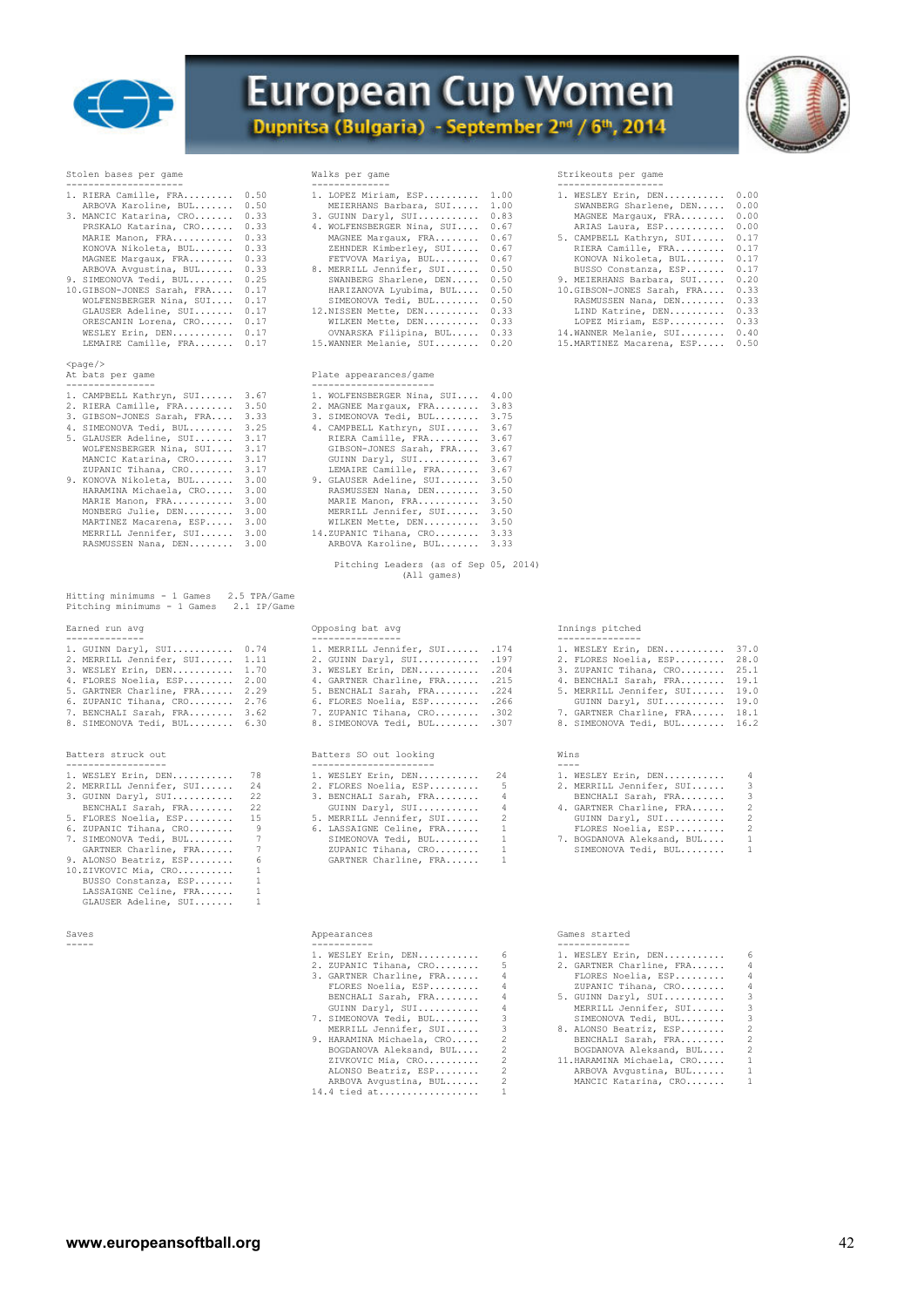# European Cup Women

## Dupnitsa (Bulgaria) - September 2nd / 6th, 2014

### Stolen bases per game

| Rank | Player | Value |
|---|---|---|
| 1. | RIERA Camille, FRA | 0.50 |
| | ARBOVA Karoline, BUL | 0.50 |
| 3. | MANCIC Katarina, CRO | 0.33 |
| | PRSKALO Katarina, CRO | 0.33 |
| | MARIE Manon, FRA | 0.33 |
| | KONOVA Nikoleta, BUL | 0.33 |
| | MAGNEE Margaux, FRA | 0.33 |
| | ARBOVA Avgustina, BUL | 0.33 |
| 9. | SIMEONOVA Tedi, BUL | 0.25 |
| 10. | GIBSON-JONES Sarah, FRA | 0.17 |
| | WOLFENSBERGER Nina, SUI | 0.17 |
| | GLAUSER Adeline, SUI | 0.17 |
| | ORESCANIN Lorena, CRO | 0.17 |
| | WESLEY Erin, DEN | 0.17 |
| | LEMAIRE Camille, FRA | 0.17 |

### Walks per game

| Rank | Player | Value |
|---|---|---|
| 1. | LOPEZ Miriam, ESP | 1.00 |
| | MEIERHANS Barbara, SUI | 1.00 |
| 3. | GUINN Daryl, SUI | 0.83 |
| 4. | WOLFENSBERGER Nina, SUI | 0.67 |
| | MAGNEE Margaux, FRA | 0.67 |
| | ZEHNDER Kimberley, SUI | 0.67 |
| | FETVOVA Mariya, BUL | 0.67 |
| 8. | MERRILL Jennifer, SUI | 0.50 |
| | SWANBERG Sharlene, DEN | 0.50 |
| | HARIZANOVA Lyubima, BUL | 0.50 |
| | SIMEONOVA Tedi, BUL | 0.50 |
| 12. | NISSEN Mette, DEN | 0.33 |
| | WILKEN Mette, DEN | 0.33 |
| | OVNARSKA Filipina, BUL | 0.33 |
| 15. | WANNER Melanie, SUI | 0.20 |

### Strikeouts per game

| Rank | Player | Value |
|---|---|---|
| 1. | WESLEY Erin, DEN | 0.00 |
| | SWANBERG Sharlene, DEN | 0.00 |
| | MAGNEE Margaux, FRA | 0.00 |
| | ARIAS Laura, ESP | 0.00 |
| 5. | CAMPBELL Kathryn, SUI | 0.17 |
| | RIERA Camille, FRA | 0.17 |
| | KONOVA Nikoleta, BUL | 0.17 |
| | BUSSO Constanza, ESP | 0.17 |
| 9. | MEIERHANS Barbara, SUI | 0.20 |
| 10. | GIBSON-JONES Sarah, FRA | 0.33 |
| | RASMUSSEN Nana, DEN | 0.33 |
| | LIND Katrine, DEN | 0.33 |
| | LOPEZ Miriam, ESP | 0.33 |
| 14. | WANNER Melanie, SUI | 0.40 |
| 15. | MARTINEZ Macarena, ESP | 0.50 |

### At bats per game

| Rank | Player | Value |
|---|---|---|
| 1. | CAMPBELL Kathryn, SUI | 3.67 |
| 2. | RIERA Camille, FRA | 3.50 |
| 3. | GIBSON-JONES Sarah, FRA | 3.33 |
| 4. | SIMEONOVA Tedi, BUL | 3.25 |
| 5. | GLAUSER Adeline, SUI | 3.17 |
| | WOLFENSBERGER Nina, SUI | 3.17 |
| | MANCIC Katarina, CRO | 3.17 |
| | ZUPANIC Tihana, CRO | 3.17 |
| 9. | KONOVA Nikoleta, BUL | 3.00 |
| | HARAMINA Michaela, CRO | 3.00 |
| | MARIE Manon, FRA | 3.00 |
| | MONBERG Julie, DEN | 3.00 |
| | MARTINEZ Macarena, ESP | 3.00 |
| | MERRILL Jennifer, SUI | 3.00 |
| | RASMUSSEN Nana, DEN | 3.00 |

### Plate appearances/game

| Rank | Player | Value |
|---|---|---|
| 1. | WOLFENSBERGER Nina, SUI | 4.00 |
| 2. | MAGNEE Margaux, FRA | 3.83 |
| 3. | SIMEONOVA Tedi, BUL | 3.75 |
| 4. | CAMPBELL Kathryn, SUI | 3.67 |
| | RIERA Camille, FRA | 3.67 |
| | GIBSON-JONES Sarah, FRA | 3.67 |
| | GUINN Daryl, SUI | 3.67 |
| | LEMAIRE Camille, FRA | 3.67 |
| 9. | GLAUSER Adeline, SUI | 3.50 |
| | RASMUSSEN Nana, DEN | 3.50 |
| | MARIE Manon, FRA | 3.50 |
| | MERRILL Jennifer, SUI | 3.50 |
| | WILKEN Mette, DEN | 3.50 |
| 14. | ZUPANIC Tihana, CRO | 3.33 |
| | ARBOVA Karoline, BUL | 3.33 |

## Pitching Leaders (as of Sep 05, 2014)
(All games)

Hitting minimums - 1 Games 2.5 TPA/Game
Pitching minimums - 1 Games 2.1 IP/Game

### Earned run avg

| Rank | Player | Value |
|---|---|---|
| 1. | GUINN Daryl, SUI | 0.74 |
| 2. | MERRILL Jennifer, SUI | 1.11 |
| 3. | WESLEY Erin, DEN | 1.70 |
| 4. | FLORES Noelia, ESP | 2.00 |
| 5. | GARTNER Charline, FRA | 2.29 |
| 6. | ZUPANIC Tihana, CRO | 2.76 |
| 7. | BENCHALI Sarah, FRA | 3.62 |
| 8. | SIMEONOVA Tedi, BUL | 6.30 |

### Opposing bat avg

| Rank | Player | Value |
|---|---|---|
| 1. | MERRILL Jennifer, SUI | .174 |
| 2. | GUINN Daryl, SUI | .197 |
| 3. | WESLEY Erin, DEN | .204 |
| 4. | GARTNER Charline, FRA | .215 |
| 5. | BENCHALI Sarah, FRA | .224 |
| 6. | FLORES Noelia, ESP | .266 |
| 7. | ZUPANIC Tihana, CRO | .302 |
| 8. | SIMEONOVA Tedi, BUL | .307 |

### Innings pitched

| Rank | Player | Value |
|---|---|---|
| 1. | WESLEY Erin, DEN | 37.0 |
| 2. | FLORES Noelia, ESP | 28.0 |
| 3. | ZUPANIC Tihana, CRO | 25.1 |
| 4. | BENCHALI Sarah, FRA | 19.1 |
| 5. | MERRILL Jennifer, SUI | 19.0 |
| | GUINN Daryl, SUI | 19.0 |
| 7. | GARTNER Charline, FRA | 18.1 |
| 8. | SIMEONOVA Tedi, BUL | 16.2 |

### Batters struck out

| Rank | Player | Value |
|---|---|---|
| 1. | WESLEY Erin, DEN | 78 |
| 2. | MERRILL Jennifer, SUI | 24 |
| 3. | GUINN Daryl, SUI | 22 |
| | BENCHALI Sarah, FRA | 22 |
| 5. | FLORES Noelia, ESP | 15 |
| 6. | ZUPANIC Tihana, CRO | 9 |
| 7. | SIMEONOVA Tedi, BUL | 7 |
| | GARTNER Charline, FRA | 7 |
| 9. | ALONSO Beatriz, ESP | 6 |
| 10. | ZIVKOVIC Mia, CRO | 1 |
| | BUSSO Constanza, ESP | 1 |
| | LASSAIGNE Celine, FRA | 1 |
| | GLAUSER Adeline, SUI | 1 |

### Batters SO out looking

| Rank | Player | Value |
|---|---|---|
| 1. | WESLEY Erin, DEN | 24 |
| 2. | FLORES Noelia, ESP | 5 |
| 3. | BENCHALI Sarah, FRA | 4 |
| | GUINN Daryl, SUI | 4 |
| 5. | MERRILL Jennifer, SUI | 2 |
| 6. | LASSAIGNE Celine, FRA | 1 |
| | SIMEONOVA Tedi, BUL | 1 |
| | ZUPANIC Tihana, CRO | 1 |
| | GARTNER Charline, FRA | 1 |

### Wins

| Rank | Player | Value |
|---|---|---|
| 1. | WESLEY Erin, DEN | 4 |
| 2. | MERRILL Jennifer, SUI | 3 |
| | BENCHALI Sarah, FRA | 3 |
| 4. | GARTNER Charline, FRA | 2 |
| | GUINN Daryl, SUI | 2 |
| | FLORES Noelia, ESP | 2 |
| 7. | BOGDANOVA Aleksand, BUL | 1 |
| | SIMEONOVA Tedi, BUL | 1 |

### Saves

-----

### Appearances

| Rank | Player | Value |
|---|---|---|
| 1. | WESLEY Erin, DEN | 6 |
| 2. | ZUPANIC Tihana, CRO | 5 |
| 3. | GARTNER Charline, FRA | 4 |
| | FLORES Noelia, ESP | 4 |
| | BENCHALI Sarah, FRA | 4 |
| | GUINN Daryl, SUI | 4 |
| 7. | SIMEONOVA Tedi, BUL | 3 |
| | MERRILL Jennifer, SUI | 3 |
| 9. | HARAMINA Michaela, CRO | 2 |
| | BOGDANOVA Aleksand, BUL | 2 |
| | ZIVKOVIC Mia, CRO | 2 |
| | ALONSO Beatriz, ESP | 2 |
| | ARBOVA Avgustina, BUL | 2 |
| 14. | 4 tied at | 1 |

### Games started

| Rank | Player | Value |
|---|---|---|
| 1. | WESLEY Erin, DEN | 6 |
| 2. | GARTNER Charline, FRA | 4 |
| | FLORES Noelia, ESP | 4 |
| | ZUPANIC Tihana, CRO | 4 |
| 5. | GUINN Daryl, SUI | 3 |
| | MERRILL Jennifer, SUI | 3 |
| | SIMEONOVA Tedi, BUL | 3 |
| 8. | ALONSO Beatriz, ESP | 2 |
| | BENCHALI Sarah, FRA | 2 |
| | BOGDANOVA Aleksand, BUL | 2 |
| 11. | HARAMINA Michaela, CRO | 1 |
| | ARBOVA Avgustina, BUL | 1 |
| | MANCIC Katarina, CRO | 1 |

www.europeansoftball.org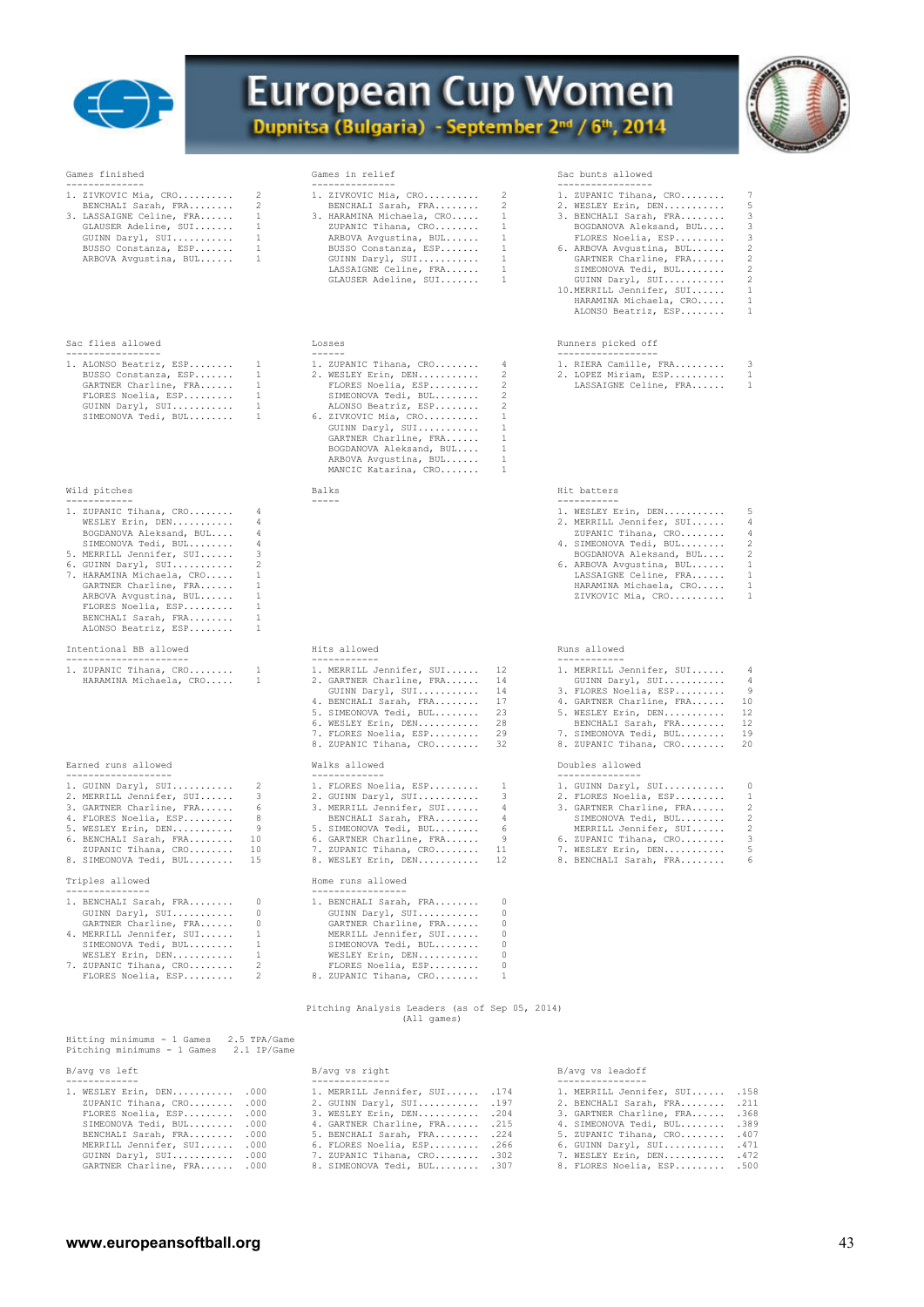# European Cup Women

**Dupnitsa (Bulgaria) - September 2nd / 6th, 2014**

### Games finished

| Rank | Player | Value |
|---|---|---|
| 1. | ZIVKOVIC Mia, CRO | 2 |
| | BENCHALI Sarah, FRA | 2 |
| 3. | LASSAIGNE Celine, FRA | 1 |
| | GLAUSER Adeline, SUI | 1 |
| | GUINN Daryl, SUI | 1 |
| | BUSSO Constanza, ESP | 1 |
| | ARBOVA Avgustina, BUL | 1 |

### Games in relief

| Rank | Player | Value |
|---|---|---|
| 1. | ZIVKOVIC Mia, CRO | 2 |
| | BENCHALI Sarah, FRA | 2 |
| 3. | HARAMINA Michaela, CRO | 1 |
| | ZUPANIC Tihana, CRO | 1 |
| | ARBOVA Avgustina, BUL | 1 |
| | BUSSO Constanza, ESP | 1 |
| | GUINN Daryl, SUI | 1 |
| | LASSAIGNE Celine, FRA | 1 |
| | GLAUSER Adeline, SUI | 1 |

### Sac bunts allowed

| Rank | Player | Value |
|---|---|---|
| 1. | ZUPANIC Tihana, CRO | 7 |
| 2. | WESLEY Erin, DEN | 5 |
| 3. | BENCHALI Sarah, FRA | 3 |
| | BOGDANOVA Aleksand, BUL | 3 |
| | FLORES Noelia, ESP | 3 |
| 6. | ARBOVA Avgustina, BUL | 2 |
| | GARTNER Charline, FRA | 2 |
| | SIMEONOVA Tedi, BUL | 2 |
| | GUINN Daryl, SUI | 2 |
| 10. | MERRILL Jennifer, SUI | 1 |
| | HARAMINA Michaela, CRO | 1 |
| | ALONSO Beatriz, ESP | 1 |

### Sac flies allowed

| Rank | Player | Value |
|---|---|---|
| 1. | ALONSO Beatriz, ESP | 1 |
| | BUSSO Constanza, ESP | 1 |
| | GARTNER Charline, FRA | 1 |
| | FLORES Noelia, ESP | 1 |
| | GUINN Daryl, SUI | 1 |
| | SIMEONOVA Tedi, BUL | 1 |

### Losses

| Rank | Player | Value |
|---|---|---|
| 1. | ZUPANIC Tihana, CRO | 4 |
| 2. | WESLEY Erin, DEN | 2 |
| | FLORES Noelia, ESP | 2 |
| | SIMEONOVA Tedi, BUL | 2 |
| | ALONSO Beatriz, ESP | 2 |
| 6. | ZIVKOVIC Mia, CRO | 1 |
| | GUINN Daryl, SUI | 1 |
| | GARTNER Charline, FRA | 1 |
| | BOGDANOVA Aleksand, BUL | 1 |
| | ARBOVA Avgustina, BUL | 1 |
| | MANCIC Katarina, CRO | 1 |

### Runners picked off

| Rank | Player | Value |
|---|---|---|
| 1. | RIERA Camille, FRA | 3 |
| 2. | LOPEZ Miriam, ESP | 1 |
| | LASSAIGNE Celine, FRA | 1 |

### Wild pitches

| Rank | Player | Value |
|---|---|---|
| 1. | ZUPANIC Tihana, CRO | 4 |
| | WESLEY Erin, DEN | 4 |
| | BOGDANOVA Aleksand, BUL | 4 |
| | SIMEONOVA Tedi, BUL | 4 |
| 5. | MERRILL Jennifer, SUI | 3 |
| 6. | GUINN Daryl, SUI | 2 |
| 7. | HARAMINA Michaela, CRO | 1 |
| | GARTNER Charline, FRA | 1 |
| | ARBOVA Avgustina, BUL | 1 |
| | FLORES Noelia, ESP | 1 |
| | BENCHALI Sarah, FRA | 1 |
| | ALONSO Beatriz, ESP | 1 |

### Balks

### Hit batters

| Rank | Player | Value |
|---|---|---|
| 1. | WESLEY Erin, DEN | 5 |
| 2. | MERRILL Jennifer, SUI | 4 |
| | ZUPANIC Tihana, CRO | 4 |
| 4. | SIMEONOVA Tedi, BUL | 2 |
| | BOGDANOVA Aleksand, BUL | 2 |
| 6. | ARBOVA Avgustina, BUL | 1 |
| | LASSAIGNE Celine, FRA | 1 |
| | HARAMINA Michaela, CRO | 1 |
| | ZIVKOVIC Mia, CRO | 1 |

### Intentional BB allowed

| Rank | Player | Value |
|---|---|---|
| 1. | ZUPANIC Tihana, CRO | 1 |
| | HARAMINA Michaela, CRO | 1 |

### Hits allowed

| Rank | Player | Value |
|---|---|---|
| 1. | MERRILL Jennifer, SUI | 12 |
| 2. | GARTNER Charline, FRA | 14 |
| | GUINN Daryl, SUI | 14 |
| 4. | BENCHALI Sarah, FRA | 17 |
| 5. | SIMEONOVA Tedi, BUL | 23 |
| 6. | WESLEY Erin, DEN | 28 |
| 7. | FLORES Noelia, ESP | 29 |
| 8. | ZUPANIC Tihana, CRO | 32 |

### Runs allowed

| Rank | Player | Value |
|---|---|---|
| 1. | MERRILL Jennifer, SUI | 4 |
| | GUINN Daryl, SUI | 4 |
| 3. | FLORES Noelia, ESP | 9 |
| 4. | GARTNER Charline, FRA | 10 |
| 5. | WESLEY Erin, DEN | 12 |
| | BENCHALI Sarah, FRA | 12 |
| 7. | SIMEONOVA Tedi, BUL | 19 |
| 8. | ZUPANIC Tihana, CRO | 20 |

### Earned runs allowed

| Rank | Player | Value |
|---|---|---|
| 1. | GUINN Daryl, SUI | 2 |
| 2. | MERRILL Jennifer, SUI | 3 |
| 3. | GARTNER Charline, FRA | 6 |
| 4. | FLORES Noelia, ESP | 8 |
| 5. | WESLEY Erin, DEN | 9 |
| 6. | BENCHALI Sarah, FRA | 10 |
| | ZUPANIC Tihana, CRO | 10 |
| 8. | SIMEONOVA Tedi, BUL | 15 |

### Walks allowed

| Rank | Player | Value |
|---|---|---|
| 1. | FLORES Noelia, ESP | 1 |
| 2. | GUINN Daryl, SUI | 3 |
| 3. | MERRILL Jennifer, SUI | 4 |
| | BENCHALI Sarah, FRA | 4 |
| 5. | SIMEONOVA Tedi, BUL | 6 |
| 6. | GARTNER Charline, FRA | 9 |
| 7. | ZUPANIC Tihana, CRO | 11 |
| 8. | WESLEY Erin, DEN | 12 |

### Doubles allowed

| Rank | Player | Value |
|---|---|---|
| 1. | GUINN Daryl, SUI | 0 |
| 2. | FLORES Noelia, ESP | 1 |
| 3. | GARTNER Charline, FRA | 2 |
| | SIMEONOVA Tedi, BUL | 2 |
| | MERRILL Jennifer, SUI | 2 |
| 6. | ZUPANIC Tihana, CRO | 3 |
| 7. | WESLEY Erin, DEN | 5 |
| 8. | BENCHALI Sarah, FRA | 6 |

### Triples allowed

| Rank | Player | Value |
|---|---|---|
| 1. | BENCHALI Sarah, FRA | 0 |
| | GUINN Daryl, SUI | 0 |
| | GARTNER Charline, FRA | 0 |
| 4. | MERRILL Jennifer, SUI | 1 |
| | SIMEONOVA Tedi, BUL | 1 |
| | WESLEY Erin, DEN | 1 |
| 7. | ZUPANIC Tihana, CRO | 2 |
| | FLORES Noelia, ESP | 2 |

### Home runs allowed

| Rank | Player | Value |
|---|---|---|
| 1. | BENCHALI Sarah, FRA | 0 |
| | GUINN Daryl, SUI | 0 |
| | GARTNER Charline, FRA | 0 |
| | MERRILL Jennifer, SUI | 0 |
| | SIMEONOVA Tedi, BUL | 0 |
| | WESLEY Erin, DEN | 0 |
| | FLORES Noelia, ESP | 0 |
| 8. | ZUPANIC Tihana, CRO | 1 |

## Pitching Analysis Leaders (as of Sep 05, 2014)
(All games)

Hitting minimums - 1 Games 2.5 TPA/Game
Pitching minimums - 1 Games 2.1 IP/Game

### B/avg vs left

| Rank | Player | Value |
|---|---|---|
| 1. | WESLEY Erin, DEN | .000 |
| | ZUPANIC Tihana, CRO | .000 |
| | FLORES Noelia, ESP | .000 |
| | SIMEONOVA Tedi, BUL | .000 |
| | BENCHALI Sarah, FRA | .000 |
| | MERRILL Jennifer, SUI | .000 |
| | GUINN Daryl, SUI | .000 |
| | GARTNER Charline, FRA | .000 |

### B/avg vs right

| Rank | Player | Value |
|---|---|---|
| 1. | MERRILL Jennifer, SUI | .174 |
| 2. | GUINN Daryl, SUI | .197 |
| 3. | WESLEY Erin, DEN | .204 |
| 4. | GARTNER Charline, FRA | .215 |
| 5. | BENCHALI Sarah, FRA | .224 |
| 6. | FLORES Noelia, ESP | .266 |
| 7. | ZUPANIC Tihana, CRO | .302 |
| 8. | SIMEONOVA Tedi, BUL | .307 |

### B/avg vs leadoff

| Rank | Player | Value |
|---|---|---|
| 1. | MERRILL Jennifer, SUI | .158 |
| 2. | BENCHALI Sarah, FRA | .211 |
| 3. | GARTNER Charline, FRA | .368 |
| 4. | SIMEONOVA Tedi, BUL | .389 |
| 5. | ZUPANIC Tihana, CRO | .407 |
| 6. | GUINN Daryl, SUI | .471 |
| 7. | WESLEY Erin, DEN | .472 |
| 8. | FLORES Noelia, ESP | .500 |

**www.europeansoftball.org**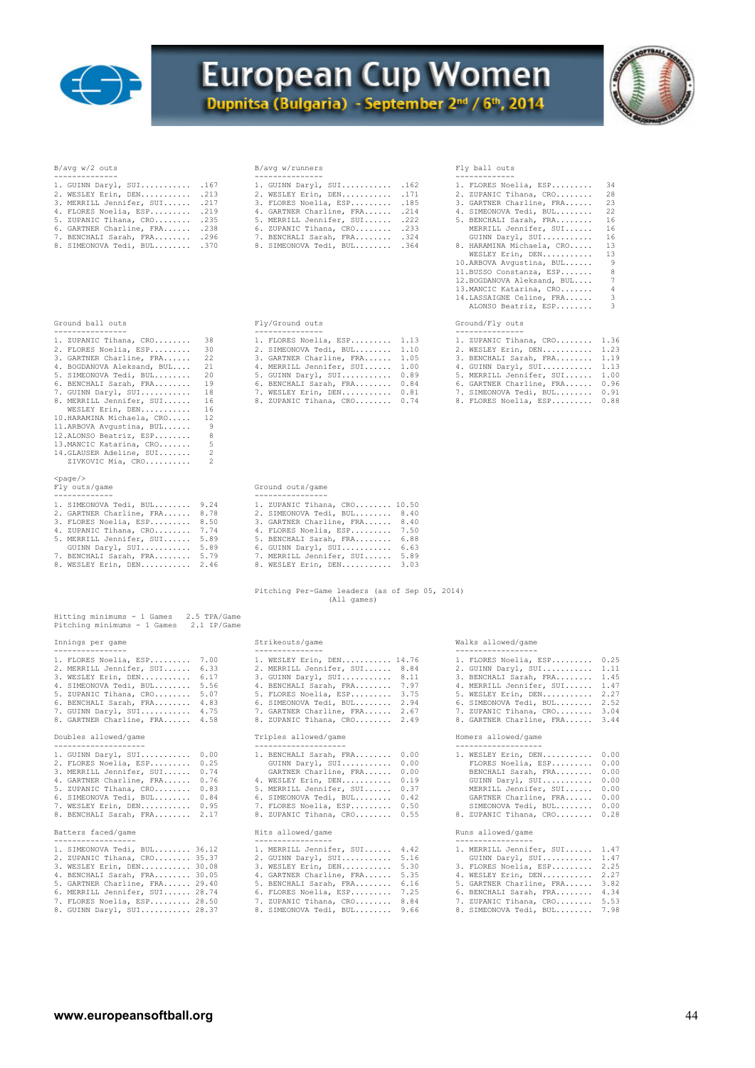# European Cup Women

**Dupnitsa (Bulgaria) - September 2nd / 6th, 2014**

### B/avg w/2 outs

| Rank | Player | Value |
|---|---|---|
| 1. | GUINN Daryl, SUI | .167 |
| 2. | WESLEY Erin, DEN | .213 |
| 3. | MERRILL Jennifer, SUI | .217 |
| 4. | FLORES Noelia, ESP | .219 |
| 5. | ZUPANIC Tihana, CRO | .235 |
| 6. | GARTNER Charline, FRA | .238 |
| 7. | BENCHALI Sarah, FRA | .296 |
| 8. | SIMEONOVA Tedi, BUL | .370 |

### B/avg w/runners

| Rank | Player | Value |
|---|---|---|
| 1. | GUINN Daryl, SUI | .162 |
| 2. | WESLEY Erin, DEN | .171 |
| 3. | FLORES Noelia, ESP | .185 |
| 4. | GARTNER Charline, FRA | .214 |
| 5. | MERRILL Jennifer, SUI | .222 |
| 6. | ZUPANIC Tihana, CRO | .233 |
| 7. | BENCHALI Sarah, FRA | .324 |
| 8. | SIMEONOVA Tedi, BUL | .364 |

### Fly ball outs

| Rank | Player | Value |
|---|---|---|
| 1. | FLORES Noelia, ESP | 34 |
| 2. | ZUPANIC Tihana, CRO | 28 |
| 3. | GARTNER Charline, FRA | 23 |
| 4. | SIMEONOVA Tedi, BUL | 22 |
| 5. | BENCHALI Sarah, FRA | 16 |
| | MERRILL Jennifer, SUI | 16 |
| | GUINN Daryl, SUI | 16 |
| 8. | HARAMINA Michaela, CRO | 13 |
| | WESLEY Erin, DEN | 13 |
| 10. | ARBOVA Avgustina, BUL | 9 |
| 11. | BUSSO Constanza, ESP | 8 |
| 12. | BOGDANOVA Aleksand, BUL | 7 |
| 13. | MANCIC Katarina, CRO | 4 |
| 14. | LASSAIGNE Celine, FRA | 3 |
| | ALONSO Beatriz, ESP | 3 |

### Ground ball outs

| Rank | Player | Value |
|---|---|---|
| 1. | ZUPANIC Tihana, CRO | 38 |
| 2. | FLORES Noelia, ESP | 30 |
| 3. | GARTNER Charline, FRA | 22 |
| 4. | BOGDANOVA Aleksand, BUL | 21 |
| 5. | SIMEONOVA Tedi, BUL | 20 |
| 6. | BENCHALI Sarah, FRA | 19 |
| 7. | GUINN Daryl, SUI | 18 |
| 8. | MERRILL Jennifer, SUI | 16 |
| | WESLEY Erin, DEN | 16 |
| 10. | HARAMINA Michaela, CRO | 12 |
| 11. | ARBOVA Avgustina, BUL | 9 |
| 12. | ALONSO Beatriz, ESP | 8 |
| 13. | MANCIC Katarina, CRO | 5 |
| 14. | GLAUSER Adeline, SUI | 2 |
| | ZIVKOVIC Mia, CRO | 2 |

### Fly/Ground outs

| Rank | Player | Value |
|---|---|---|
| 1. | FLORES Noelia, ESP | 1.13 |
| 2. | SIMEONOVA Tedi, BUL | 1.10 |
| 3. | GARTNER Charline, FRA | 1.05 |
| 4. | MERRILL Jennifer, SUI | 1.00 |
| 5. | GUINN Daryl, SUI | 0.89 |
| 6. | BENCHALI Sarah, FRA | 0.84 |
| 7. | WESLEY Erin, DEN | 0.81 |
| 8. | ZUPANIC Tihana, CRO | 0.74 |

### Ground/Fly outs

| Rank | Player | Value |
|---|---|---|
| 1. | ZUPANIC Tihana, CRO | 1.36 |
| 2. | WESLEY Erin, DEN | 1.23 |
| 3. | BENCHALI Sarah, FRA | 1.19 |
| 4. | GUINN Daryl, SUI | 1.13 |
| 5. | MERRILL Jennifer, SUI | 1.00 |
| 6. | GARTNER Charline, FRA | 0.96 |
| 7. | SIMEONOVA Tedi, BUL | 0.91 |
| 8. | FLORES Noelia, ESP | 0.88 |

<page/>

### Fly outs/game

| Rank | Player | Value |
|---|---|---|
| 1. | SIMEONOVA Tedi, BUL | 9.24 |
| 2. | GARTNER Charline, FRA | 8.78 |
| 3. | FLORES Noelia, ESP | 8.50 |
| 4. | ZUPANIC Tihana, CRO | 7.74 |
| 5. | MERRILL Jennifer, SUI | 5.89 |
| | GUINN Daryl, SUI | 5.89 |
| 7. | BENCHALI Sarah, FRA | 5.79 |
| 8. | WESLEY Erin, DEN | 2.46 |

### Ground outs/game

| Rank | Player | Value |
|---|---|---|
| 1. | ZUPANIC Tihana, CRO | 10.50 |
| 2. | SIMEONOVA Tedi, BUL | 8.40 |
| 3. | GARTNER Charline, FRA | 8.40 |
| 4. | FLORES Noelia, ESP | 7.50 |
| 5. | BENCHALI Sarah, FRA | 6.88 |
| 6. | GUINN Daryl, SUI | 6.63 |
| 7. | MERRILL Jennifer, SUI | 5.89 |
| 8. | WESLEY Erin, DEN | 3.03 |

## Pitching Per-Game leaders (as of Sep 05, 2014)
(All games)

Hitting minimums - 1 Games 2.5 TPA/Game
Pitching minimums - 1 Games 2.1 IP/Game

### Innings per game

| Rank | Player | Value |
|---|---|---|
| 1. | FLORES Noelia, ESP | 7.00 |
| 2. | MERRILL Jennifer, SUI | 6.33 |
| 3. | WESLEY Erin, DEN | 6.17 |
| 4. | SIMEONOVA Tedi, BUL | 5.56 |
| 5. | ZUPANIC Tihana, CRO | 5.07 |
| 6. | BENCHALI Sarah, FRA | 4.83 |
| 7. | GUINN Daryl, SUI | 4.75 |
| 8. | GARTNER Charline, FRA | 4.58 |

### Strikeouts/game

| Rank | Player | Value |
|---|---|---|
| 1. | WESLEY Erin, DEN | 14.76 |
| 2. | MERRILL Jennifer, SUI | 8.84 |
| 3. | GUINN Daryl, SUI | 8.11 |
| 4. | BENCHALI Sarah, FRA | 7.97 |
| 5. | FLORES Noelia, ESP | 3.75 |
| 6. | SIMEONOVA Tedi, BUL | 2.94 |
| 7. | GARTNER Charline, FRA | 2.67 |
| 8. | ZUPANIC Tihana, CRO | 2.49 |

### Walks allowed/game

| Rank | Player | Value |
|---|---|---|
| 1. | FLORES Noelia, ESP | 0.25 |
| 2. | GUINN Daryl, SUI | 1.11 |
| 3. | BENCHALI Sarah, FRA | 1.45 |
| 4. | MERRILL Jennifer, SUI | 1.47 |
| 5. | WESLEY Erin, DEN | 2.27 |
| 6. | SIMEONOVA Tedi, BUL | 2.52 |
| 7. | ZUPANIC Tihana, CRO | 3.04 |
| 8. | GARTNER Charline, FRA | 3.44 |

### Doubles allowed/game

| Rank | Player | Value |
|---|---|---|
| 1. | GUINN Daryl, SUI | 0.00 |
| 2. | FLORES Noelia, ESP | 0.25 |
| 3. | MERRILL Jennifer, SUI | 0.74 |
| 4. | GARTNER Charline, FRA | 0.76 |
| 5. | ZUPANIC Tihana, CRO | 0.83 |
| 6. | SIMEONOVA Tedi, BUL | 0.84 |
| 7. | WESLEY Erin, DEN | 0.95 |
| 8. | BENCHALI Sarah, FRA | 2.17 |

### Triples allowed/game

| Rank | Player | Value |
|---|---|---|
| 1. | BENCHALI Sarah, FRA | 0.00 |
| | GUINN Daryl, SUI | 0.00 |
| | GARTNER Charline, FRA | 0.00 |
| 4. | WESLEY Erin, DEN | 0.19 |
| 5. | MERRILL Jennifer, SUI | 0.37 |
| 6. | SIMEONOVA Tedi, BUL | 0.42 |
| 7. | FLORES Noelia, ESP | 0.50 |
| 8. | ZUPANIC Tihana, CRO | 0.55 |

### Homers allowed/game

| Rank | Player | Value |
|---|---|---|
| 1. | WESLEY Erin, DEN | 0.00 |
| | FLORES Noelia, ESP | 0.00 |
| | BENCHALI Sarah, FRA | 0.00 |
| | GUINN Daryl, SUI | 0.00 |
| | MERRILL Jennifer, SUI | 0.00 |
| | GARTNER Charline, FRA | 0.00 |
| | SIMEONOVA Tedi, BUL | 0.00 |
| 8. | ZUPANIC Tihana, CRO | 0.28 |

### Batters faced/game

| Rank | Player | Value |
|---|---|---|
| 1. | SIMEONOVA Tedi, BUL | 36.12 |
| 2. | ZUPANIC Tihana, CRO | 35.37 |
| 3. | WESLEY Erin, DEN | 30.08 |
| 4. | BENCHALI Sarah, FRA | 30.05 |
| 5. | GARTNER Charline, FRA | 29.40 |
| 6. | MERRILL Jennifer, SUI | 28.74 |
| 7. | FLORES Noelia, ESP | 28.50 |
| 8. | GUINN Daryl, SUI | 28.37 |

### Hits allowed/game

| Rank | Player | Value |
|---|---|---|
| 1. | MERRILL Jennifer, SUI | 4.42 |
| 2. | GUINN Daryl, SUI | 5.16 |
| 3. | WESLEY Erin, DEN | 5.30 |
| 4. | GARTNER Charline, FRA | 5.35 |
| 5. | BENCHALI Sarah, FRA | 6.16 |
| 6. | FLORES Noelia, ESP | 7.25 |
| 7. | ZUPANIC Tihana, CRO | 8.84 |
| 8. | SIMEONOVA Tedi, BUL | 9.66 |

### Runs allowed/game

| Rank | Player | Value |
|---|---|---|
| 1. | MERRILL Jennifer, SUI | 1.47 |
| | GUINN Daryl, SUI | 1.47 |
| 3. | FLORES Noelia, ESP | 2.25 |
| 4. | WESLEY Erin, DEN | 2.27 |
| 5. | GARTNER Charline, FRA | 3.82 |
| 6. | BENCHALI Sarah, FRA | 4.34 |
| 7. | ZUPANIC Tihana, CRO | 5.53 |
| 8. | SIMEONOVA Tedi, BUL | 7.98 |

**www.europeansoftball.org**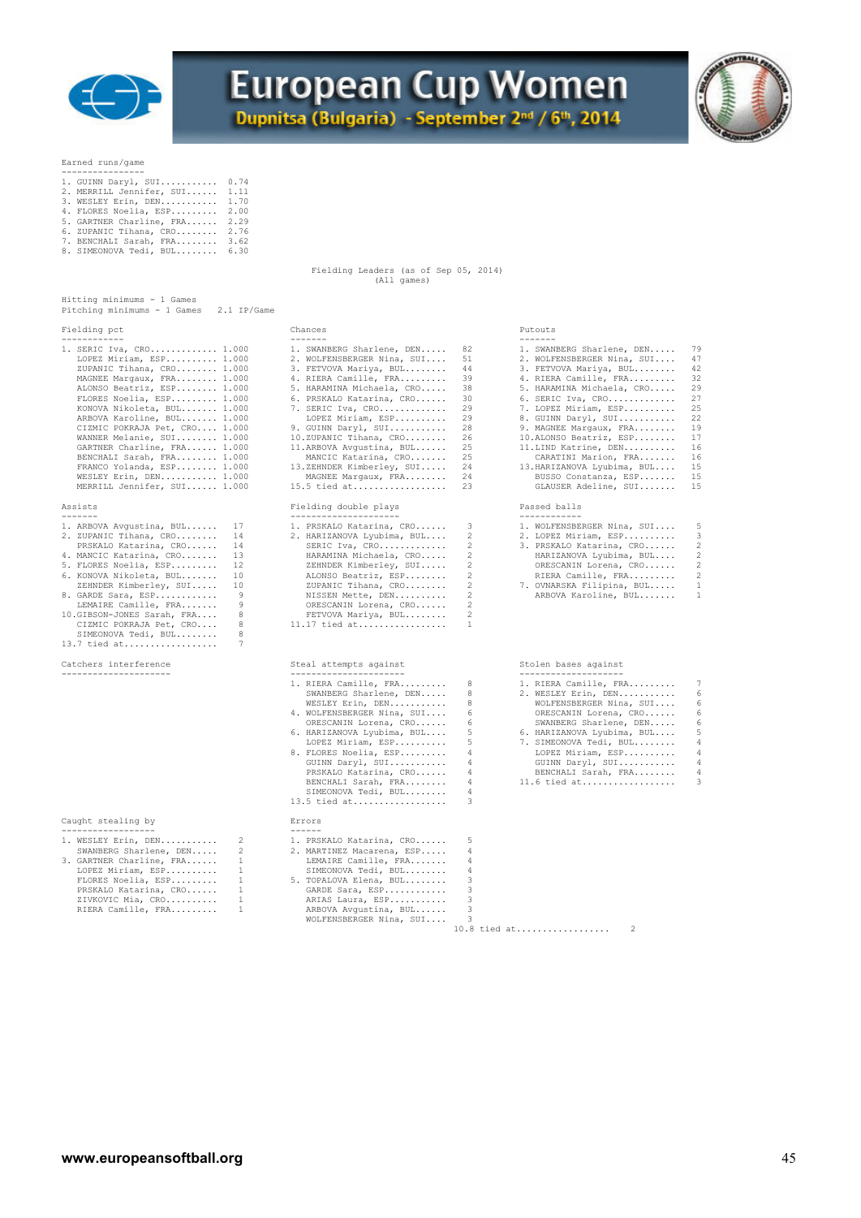# European Cup Women

Dupnitsa (Bulgaria) - September 2nd / 6th, 2014

Earned runs/game

```
1. GUINN Daryl, SUI........... 0.74
2. MERRILL Jennifer, SUI...... 1.11
3. WESLEY Erin, DEN........... 1.70
4. FLORES Noelia, ESP......... 2.00
5. GARTNER Charline, FRA...... 2.29
6. ZUPANIC Tihana, CRO........ 2.76
7. BENCHALI Sarah, FRA........ 3.62
8. SIMEONOVA Tedi, BUL........ 6.30
```

Fielding Leaders (as of Sep 05, 2014)
(All games)

Hitting minimums - 1 Games
Pitching minimums - 1 Games   2.1 IP/Game

Fielding pct

```
1. SERIC Iva, CRO............. 1.000
   LOPEZ Miriam, ESP.......... 1.000
   ZUPANIC Tihana, CRO........ 1.000
   MAGNEE Margaux, FRA........ 1.000
   ALONSO Beatriz, ESP........ 1.000
   FLORES Noelia, ESP......... 1.000
   KONOVA Nikoleta, BUL....... 1.000
   ARBOVA Karoline, BUL....... 1.000
   CIZMIC POKRAJA Pet, CRO.... 1.000
   WANNER Melanie, SUI........ 1.000
   GARTNER Charline, FRA...... 1.000
   BENCHALI Sarah, FRA........ 1.000
   FRANCO Yolanda, ESP........ 1.000
   WESLEY Erin, DEN........... 1.000
   MERRILL Jennifer, SUI...... 1.000
```

Chances

```
1. SWANBERG Sharlene, DEN..... 82
2. WOLFENSBERGER Nina, SUI.... 51
3. FETVOVA Mariya, BUL........ 44
4. RIERA Camille, FRA......... 39
5. HARAMINA Michaela, CRO..... 38
6. PRSKALO Katarina, CRO...... 30
7. SERIC Iva, CRO............. 29
   LOPEZ Miriam, ESP.......... 29
9. GUINN Daryl, SUI........... 28
10.ZUPANIC Tihana, CRO........ 26
11.ARBOVA Avgustina, BUL...... 25
   MANCIC Katarina, CRO....... 25
13.ZEHNDER Kimberley, SUI..... 24
   MAGNEE Margaux, FRA........ 24
15.5 tied at................. 23
```

Putouts

```
1. SWANBERG Sharlene, DEN..... 79
2. WOLFENSBERGER Nina, SUI.... 47
3. FETVOVA Mariya, BUL........ 42
4. RIERA Camille, FRA......... 32
5. HARAMINA Michaela, CRO..... 29
6. SERIC Iva, CRO............. 27
7. LOPEZ Miriam, ESP.......... 25
8. GUINN Daryl, SUI........... 22
9. MAGNEE Margaux, FRA........ 19
10.ALONSO Beatriz, ESP........ 17
11.LIND Katrine, DEN.......... 16
   CARATINI Marion, FRA....... 16
13.HARIZANOVA Lyubima, BUL.... 15
   BUSSO Constanza, ESP....... 15
   GLAUSER Adeline, SUI....... 15
```

Assists

```
1. ARBOVA Avgustina, BUL...... 17
2. ZUPANIC Tihana, CRO........ 14
   PRSKALO Katarina, CRO...... 14
4. MANCIC Katarina, CRO....... 13
5. FLORES Noelia, ESP......... 12
6. KONOVA Nikoleta, BUL....... 10
   ZEHNDER Kimberley, SUI..... 10
8. GARDE Sara, ESP............ 9
   LEMAIRE Camille, FRA....... 9
10.GIBSON-JONES Sarah, FRA.... 8
   CIZMIC POKRAJA Pet, CRO.... 8
   SIMEONOVA Tedi, BUL........ 8
13.7 tied at.................. 7
```

Fielding double plays

```
1. PRSKALO Katarina, CRO...... 3
2. HARIZANOVA Lyubima, BUL.... 2
   SERIC Iva, CRO............. 2
   HARAMINA Michaela, CRO..... 2
   ZEHNDER Kimberley, SUI..... 2
   ALONSO Beatriz, ESP........ 2
   ZUPANIC Tihana, CRO........ 2
   NISSEN Mette, DEN.......... 2
   ORESCANIN Lorena, CRO...... 2
   FETVOVA Mariya, BUL........ 2
11.17 tied at................. 1
```

Passed balls

```
1. WOLFENSBERGER Nina, SUI.... 5
2. LOPEZ Miriam, ESP.......... 3
3. PRSKALO Katarina, CRO...... 2
   HARIZANOVA Lyubima, BUL.... 2
   ORESCANIN Lorena, CRO...... 2
   RIERA Camille, FRA......... 2
7. OVNARSKA Filipina, BUL..... 1
   ARBOVA Karoline, BUL....... 1
```

Catchers interference

Steal attempts against

```
1. RIERA Camille, FRA......... 8
   SWANBERG Sharlene, DEN..... 8
   WESLEY Erin, DEN........... 8
4. WOLFENSBERGER Nina, SUI.... 6
   ORESCANIN Lorena, CRO...... 6
6. HARIZANOVA Lyubima, BUL.... 5
   LOPEZ Miriam, ESP.......... 5
8. FLORES Noelia, ESP......... 4
   GUINN Daryl, SUI........... 4
   PRSKALO Katarina, CRO...... 4
   BENCHALI Sarah, FRA........ 4
   SIMEONOVA Tedi, BUL........ 4
13.5 tied at.................. 3
```

Stolen bases against

```
1. RIERA Camille, FRA......... 7
2. WESLEY Erin, DEN........... 6
   WOLFENSBERGER Nina, SUI.... 6
   ORESCANIN Lorena, CRO...... 6
   SWANBERG Sharlene, DEN..... 6
6. HARIZANOVA Lyubima, BUL.... 5
7. SIMEONOVA Tedi, BUL........ 4
   LOPEZ Miriam, ESP.......... 4
   GUINN Daryl, SUI........... 4
   BENCHALI Sarah, FRA........ 4
11.6 tied at.................. 3
```

Caught stealing by

```
1. WESLEY Erin, DEN........... 2
   SWANBERG Sharlene, DEN..... 2
3. GARTNER Charline, FRA...... 1
   LOPEZ Miriam, ESP.......... 1
   FLORES Noelia, ESP......... 1
   PRSKALO Katarina, CRO...... 1
   ZIVKOVIC Mia, CRO.......... 1
   RIERA Camille, FRA......... 1
```

Errors

```
1. PRSKALO Katarina, CRO...... 5
2. MARTINEZ Macarena, ESP..... 4
   LEMAIRE Camille, FRA....... 4
   SIMEONOVA Tedi, BUL........ 4
5. TOPALOVA Elena, BUL........ 3
   GARDE Sara, ESP............ 3
   ARIAS Laura, ESP........... 3
   ARBOVA Avgustina, BUL...... 3
   WOLFENSBERGER Nina, SUI.... 3
10.8 tied at.................. 2
```

www.europeansoftball.org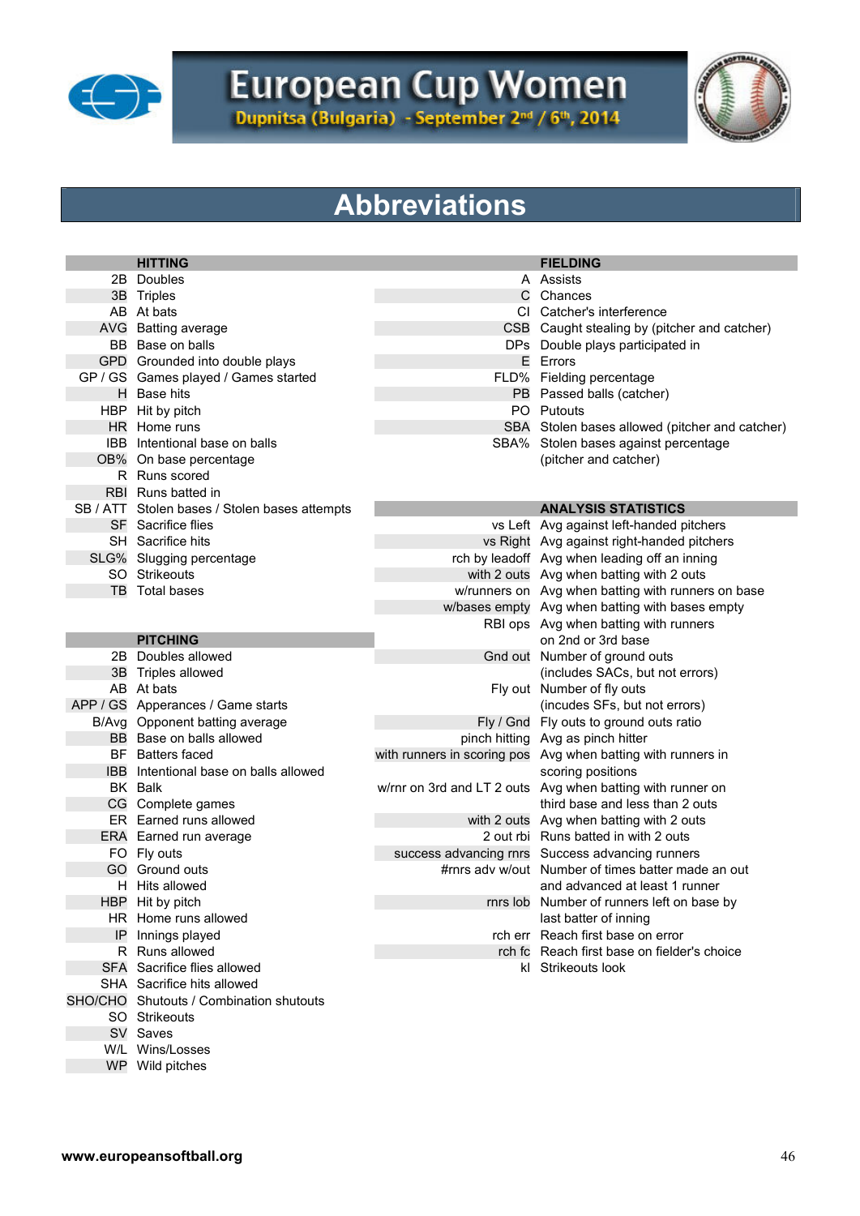# European Cup Women

**Dupnitsa (Bulgaria) - September 2nd / 6th, 2014**

## Abbreviations

### HITTING

| | |
|---|---|
| 2B | Doubles |
| 3B | Triples |
| AB | At bats |
| AVG | Batting average |
| BB | Base on balls |
| GPD | Grounded into double plays |
| GP / GS | Games played / Games started |
| H | Base hits |
| HBP | Hit by pitch |
| HR | Home runs |
| IBB | Intentional base on balls |
| OB% | On base percentage |
| R | Runs scored |
| RBI | Runs batted in |
| SB / ATT | Stolen bases / Stolen bases attempts |
| SF | Sacrifice flies |
| SH | Sacrifice hits |
| SLG% | Slugging percentage |
| SO | Strikeouts |
| TB | Total bases |

### PITCHING

| | |
|---|---|
| 2B | Doubles allowed |
| 3B | Triples allowed |
| AB | At bats |
| APP / GS | Apperances / Game starts |
| B/Avg | Opponent batting average |
| BB | Base on balls allowed |
| BF | Batters faced |
| IBB | Intentional base on balls allowed |
| BK | Balk |
| CG | Complete games |
| ER | Earned runs allowed |
| ERA | Earned run average |
| FO | Fly outs |
| GO | Ground outs |
| H | Hits allowed |
| HBP | Hit by pitch |
| HR | Home runs allowed |
| IP | Innings played |
| R | Runs allowed |
| SFA | Sacrifice flies allowed |
| SHA | Sacrifice hits allowed |
| SHO/CHO | Shutouts / Combination shutouts |
| SO | Strikeouts |
| SV | Saves |
| W/L | Wins/Losses |
| WP | Wild pitches |

### FIELDING

| | |
|---|---|
| A | Assists |
| C | Chances |
| CI | Catcher's interference |
| CSB | Caught stealing by (pitcher and catcher) |
| DPs | Double plays participated in |
| E | Errors |
| FLD% | Fielding percentage |
| PB | Passed balls (catcher) |
| PO | Putouts |
| SBA | Stolen bases allowed (pitcher and catcher) |
| SBA% | Stolen bases against percentage (pitcher and catcher) |

### ANALYSIS STATISTICS

| | |
|---|---|
| vs Left | Avg against left-handed pitchers |
| vs Right | Avg against right-handed pitchers |
| rch by leadoff | Avg when leading off an inning |
| with 2 outs | Avg when batting with 2 outs |
| w/runners on | Avg when batting with runners on base |
| w/bases empty | Avg when batting with bases empty |
| RBI ops | Avg when batting with runners on 2nd or 3rd base |
| Gnd out | Number of ground outs (includes SACs, but not errors) |
| Fly out | Number of fly outs (incudes SFs, but not errors) |
| Fly / Gnd | Fly outs to ground outs ratio |
| pinch hitting | Avg as pinch hitter |
| with runners in scoring pos | Avg when batting with runners in scoring positions |
| w/rnr on 3rd and LT 2 outs | Avg when batting with runner on third base and less than 2 outs |
| with 2 outs | Avg when batting with 2 outs |
| 2 out rbi | Runs batted in with 2 outs |
| success advancing rnrs | Success advancing runners |
| #rnrs adv w/out | Number of times batter made an out and advanced at least 1 runner |
| rnrs lob | Number of runners left on base by last batter of inning |
| rch err | Reach first base on error |
| rch fc | Reach first base on fielder's choice |
| kl | Strikeouts look |

www.europeansoftball.org